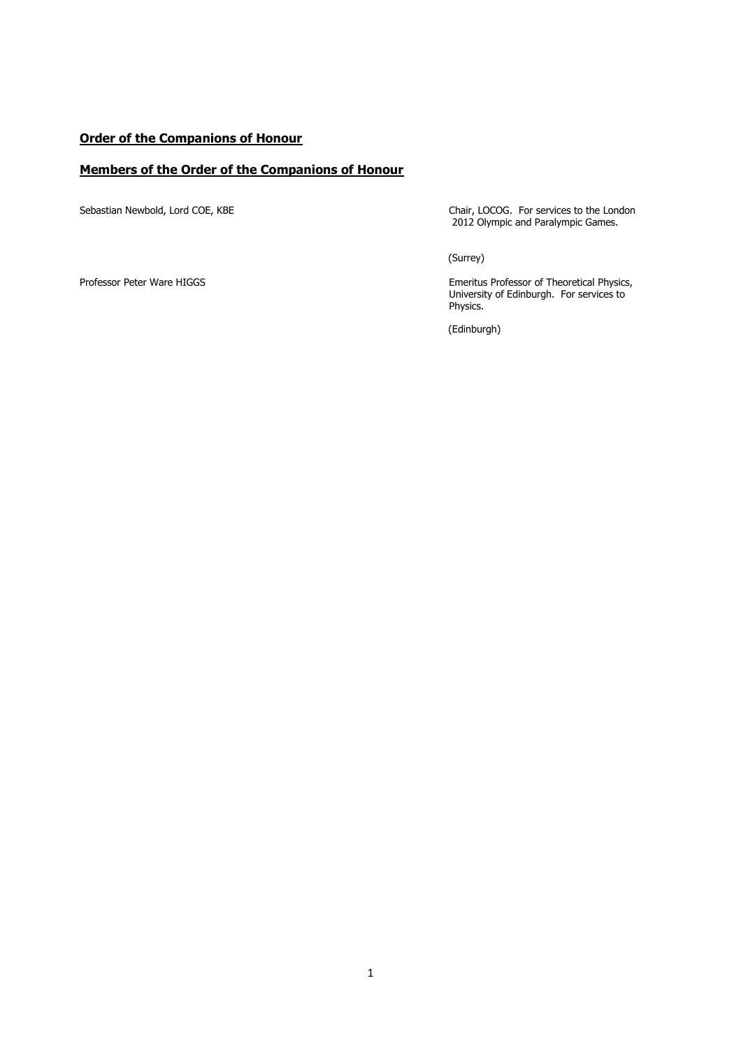**Order of the Companions of Honour**

**Members of the Order of the Companions of Honour**

Sebastian Newbold, Lord COE, KBE

Chair, LOCOG. For services to the London 2012 Olympic and Paralympic Games.

(Surrey)

Professor Peter Ware HIGGS

Emeritus Professor of Theoretical Physics, University of Edinburgh. For services to Physics.

(Edinburgh)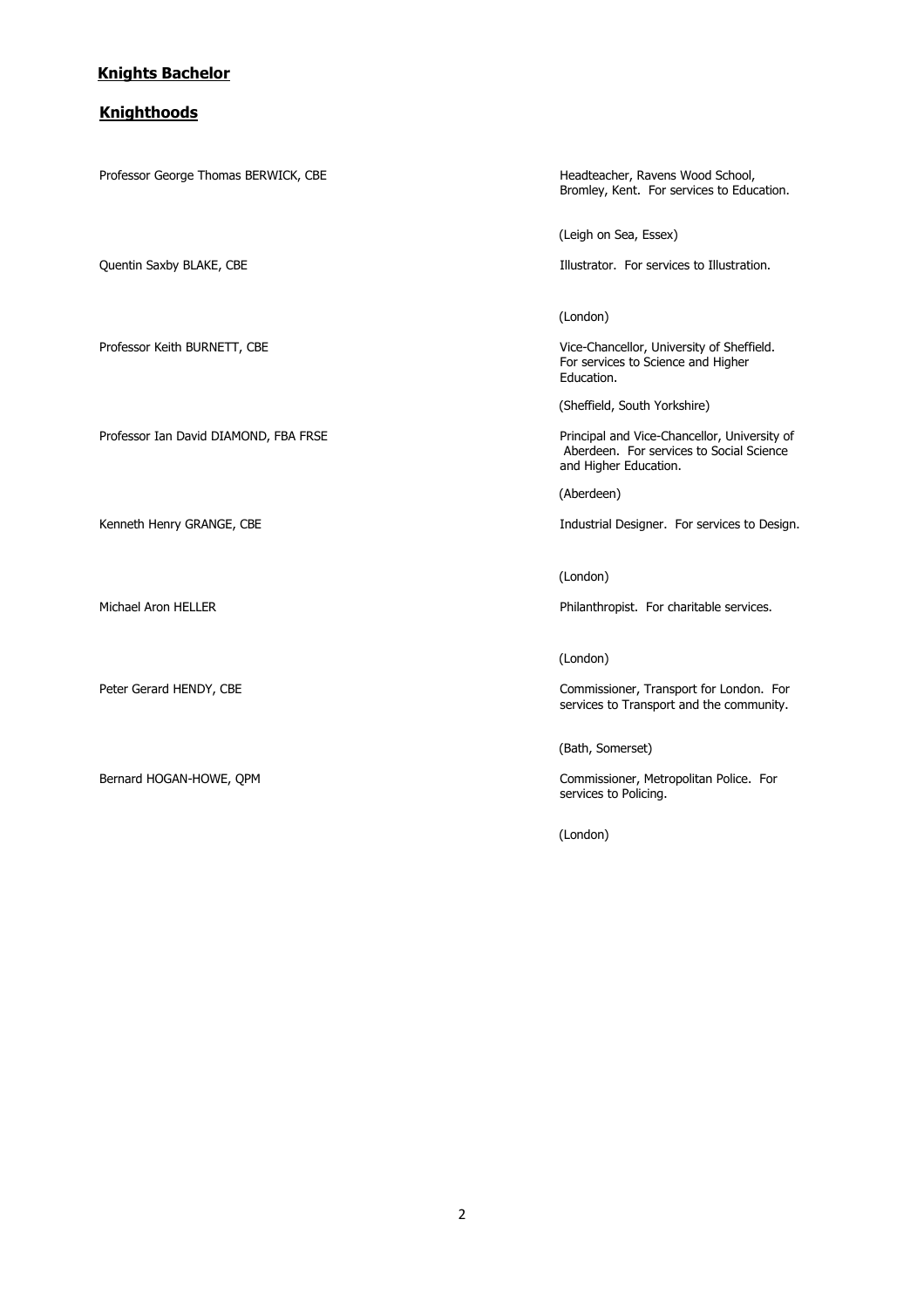## Knights Bachelor

## Knighthoods

| Name | Details |
| --- | --- |
| Professor George Thomas BERWICK, CBE | Headteacher, Ravens Wood School, Bromley, Kent. For services to Education. (Leigh on Sea, Essex) |
| Quentin Saxby BLAKE, CBE | Illustrator. For services to Illustration. (London) |
| Professor Keith BURNETT, CBE | Vice-Chancellor, University of Sheffield. For services to Science and Higher Education. (Sheffield, South Yorkshire) |
| Professor Ian David DIAMOND, FBA FRSE | Principal and Vice-Chancellor, University of Aberdeen. For services to Social Science and Higher Education. (Aberdeen) |
| Kenneth Henry GRANGE, CBE | Industrial Designer. For services to Design. (London) |
| Michael Aron HELLER | Philanthropist. For charitable services. (London) |
| Peter Gerard HENDY, CBE | Commissioner, Transport for London. For services to Transport and the community. (Bath, Somerset) |
| Bernard HOGAN-HOWE, QPM | Commissioner, Metropolitan Police. For services to Policing. (London) |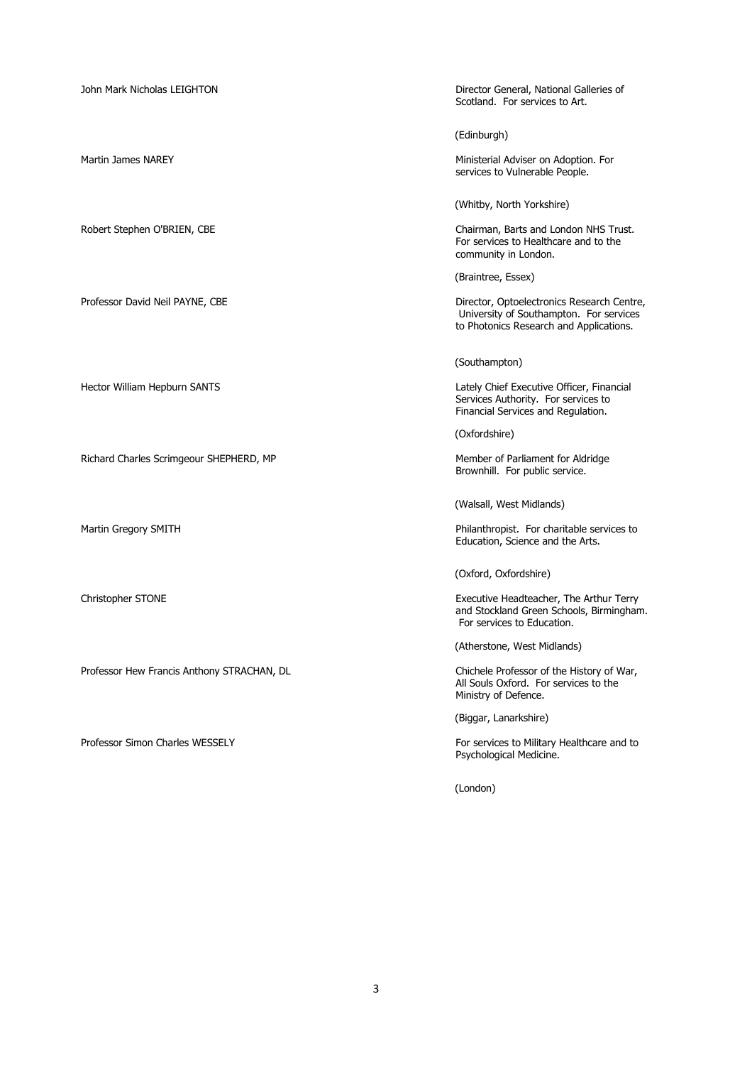John Mark Nicholas LEIGHTON

Director General, National Galleries of Scotland. For services to Art.

(Edinburgh)

Martin James NAREY

Ministerial Adviser on Adoption. For services to Vulnerable People.

(Whitby, North Yorkshire)

Robert Stephen O'BRIEN, CBE

Chairman, Barts and London NHS Trust. For services to Healthcare and to the community in London.

(Braintree, Essex)

Professor David Neil PAYNE, CBE

Director, Optoelectronics Research Centre, University of Southampton. For services to Photonics Research and Applications.

(Southampton)

Hector William Hepburn SANTS

Lately Chief Executive Officer, Financial Services Authority. For services to Financial Services and Regulation.

(Oxfordshire)

Richard Charles Scrimgeour SHEPHERD, MP

Member of Parliament for Aldridge Brownhill. For public service.

(Walsall, West Midlands)

Martin Gregory SMITH

Philanthropist. For charitable services to Education, Science and the Arts.

(Oxford, Oxfordshire)

Christopher STONE

Executive Headteacher, The Arthur Terry and Stockland Green Schools, Birmingham. For services to Education.

(Atherstone, West Midlands)

Professor Hew Francis Anthony STRACHAN, DL

Chichele Professor of the History of War, All Souls Oxford. For services to the Ministry of Defence.

(Biggar, Lanarkshire)

Professor Simon Charles WESSELY

For services to Military Healthcare and to Psychological Medicine.

(London)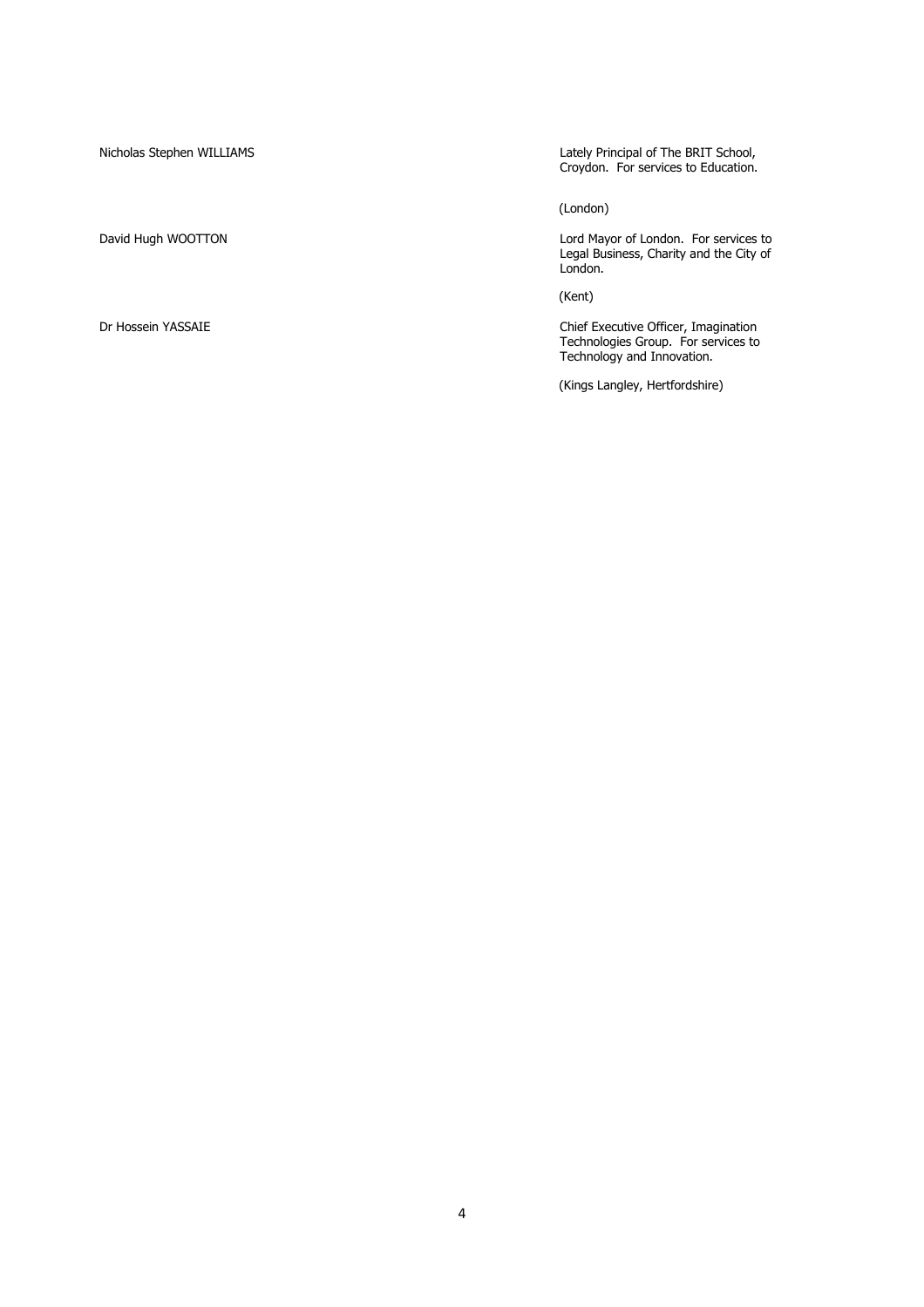Nicholas Stephen WILLIAMS

Lately Principal of The BRIT School, Croydon. For services to Education.

(London)

David Hugh WOOTTON

Lord Mayor of London. For services to Legal Business, Charity and the City of London.

(Kent)

Dr Hossein YASSAIE

Chief Executive Officer, Imagination Technologies Group. For services to Technology and Innovation.

(Kings Langley, Hertfordshire)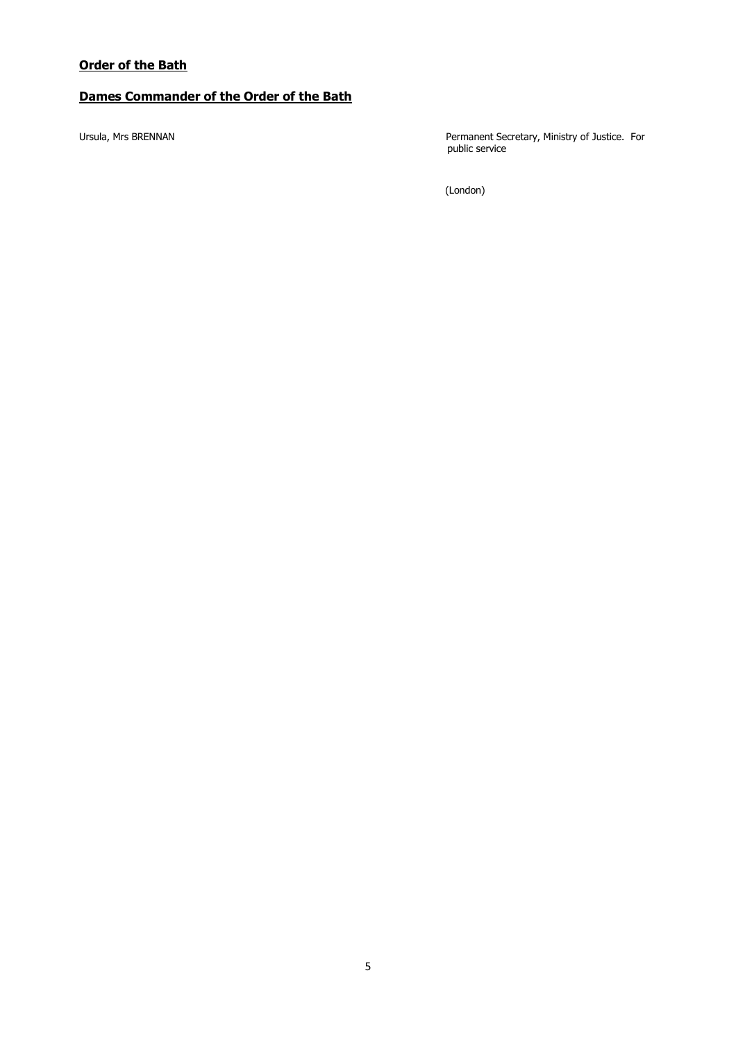## Order of the Bath

### Dames Commander of the Order of the Bath

| | |
|---|---|
| Ursula, Mrs BRENNAN | Permanent Secretary, Ministry of Justice. For public service<br><br>(London) |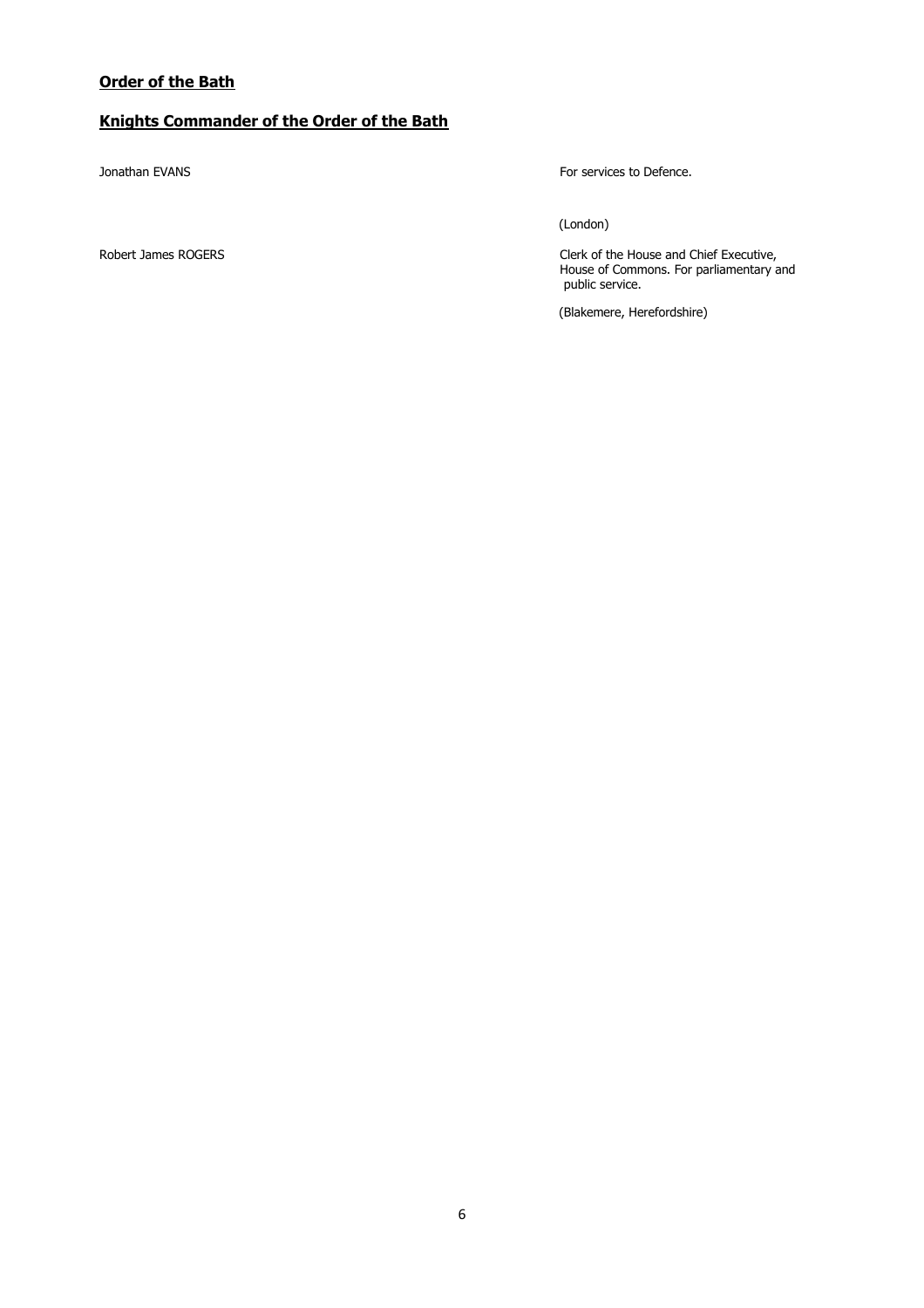**Order of the Bath**

**Knights Commander of the Order of the Bath**

Jonathan EVANS

For services to Defence.

(London)

Robert James ROGERS

Clerk of the House and Chief Executive, House of Commons. For parliamentary and public service.

(Blakemere, Herefordshire)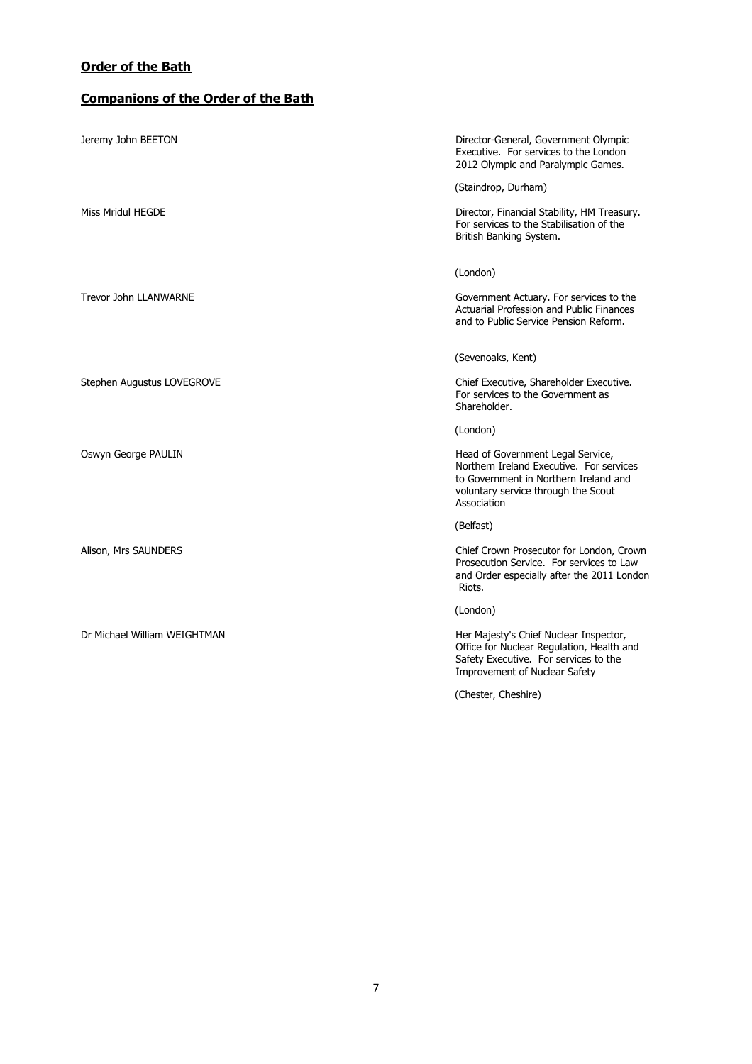## **Order of the Bath**

### **Companions of the Order of the Bath**

Jeremy John BEETON

Director-General, Government Olympic Executive. For services to the London 2012 Olympic and Paralympic Games.

(Staindrop, Durham)

Miss Mridul HEGDE

Director, Financial Stability, HM Treasury. For services to the Stabilisation of the British Banking System.

(London)

Trevor John LLANWARNE

Government Actuary. For services to the Actuarial Profession and Public Finances and to Public Service Pension Reform.

(Sevenoaks, Kent)

Stephen Augustus LOVEGROVE

Chief Executive, Shareholder Executive. For services to the Government as Shareholder.

(London)

Oswyn George PAULIN

Head of Government Legal Service, Northern Ireland Executive. For services to Government in Northern Ireland and voluntary service through the Scout Association

(Belfast)

Alison, Mrs SAUNDERS

Chief Crown Prosecutor for London, Crown Prosecution Service. For services to Law and Order especially after the 2011 London Riots.

(London)

Dr Michael William WEIGHTMAN

Her Majesty's Chief Nuclear Inspector, Office for Nuclear Regulation, Health and Safety Executive. For services to the Improvement of Nuclear Safety

(Chester, Cheshire)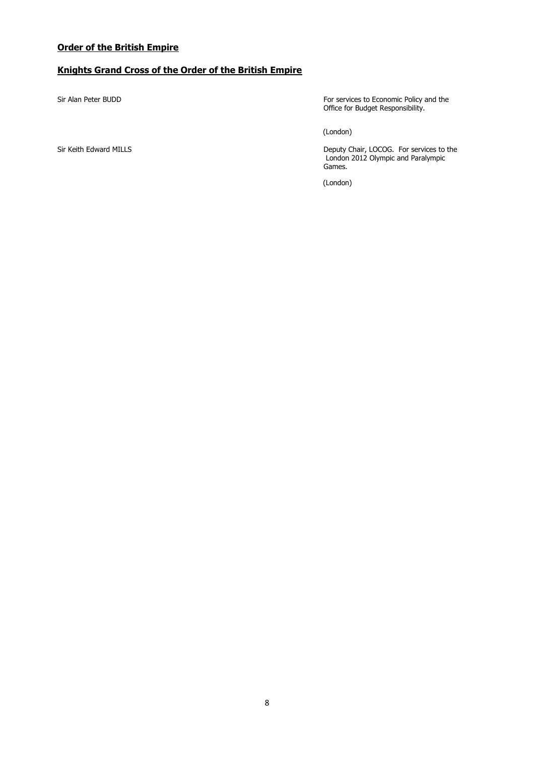## Order of the British Empire

### Knights Grand Cross of the Order of the British Empire

| | |
|---|---|
| Sir Alan Peter BUDD | For services to Economic Policy and the Office for Budget Responsibility. (London) |
| Sir Keith Edward MILLS | Deputy Chair, LOCOG. For services to the London 2012 Olympic and Paralympic Games. (London) |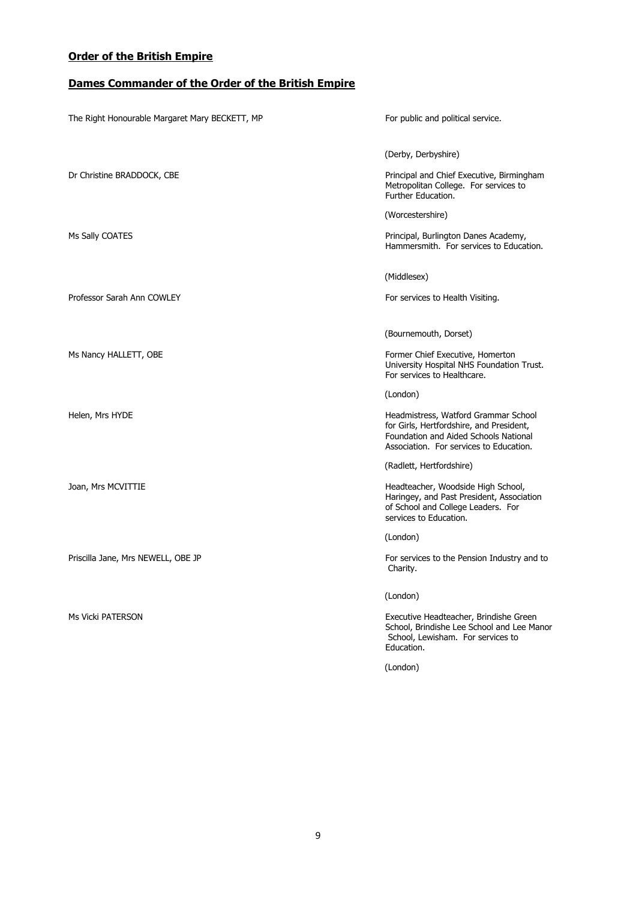## **Order of the British Empire**

## **Dames Commander of the Order of the British Empire**

| Name | Citation |
| --- | --- |
| The Right Honourable Margaret Mary BECKETT, MP | For public and political service. (Derby, Derbyshire) |
| Dr Christine BRADDOCK, CBE | Principal and Chief Executive, Birmingham Metropolitan College. For services to Further Education. (Worcestershire) |
| Ms Sally COATES | Principal, Burlington Danes Academy, Hammersmith. For services to Education. (Middlesex) |
| Professor Sarah Ann COWLEY | For services to Health Visiting. (Bournemouth, Dorset) |
| Ms Nancy HALLETT, OBE | Former Chief Executive, Homerton University Hospital NHS Foundation Trust. For services to Healthcare. (London) |
| Helen, Mrs HYDE | Headmistress, Watford Grammar School for Girls, Hertfordshire, and President, Foundation and Aided Schools National Association. For services to Education. (Radlett, Hertfordshire) |
| Joan, Mrs MCVITTIE | Headteacher, Woodside High School, Haringey, and Past President, Association of School and College Leaders. For services to Education. (London) |
| Priscilla Jane, Mrs NEWELL, OBE JP | For services to the Pension Industry and to Charity. (London) |
| Ms Vicki PATERSON | Executive Headteacher, Brindishe Green School, Brindishe Lee School and Lee Manor School, Lewisham. For services to Education. (London) |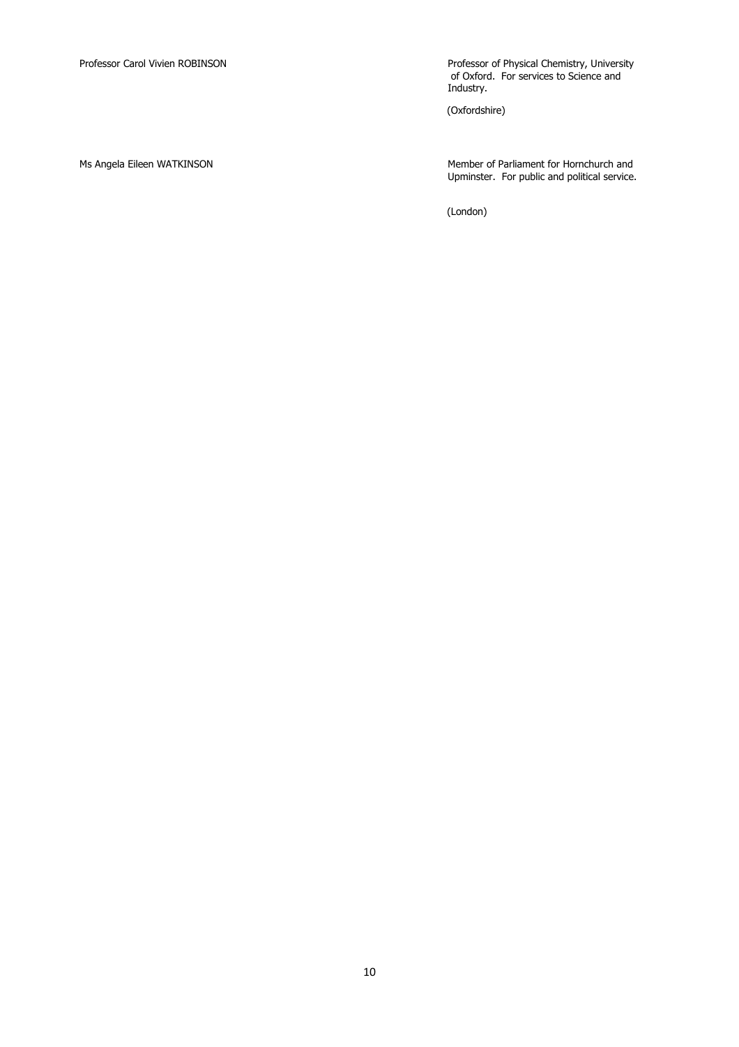| | |
|---|---|
| Professor Carol Vivien ROBINSON | Professor of Physical Chemistry, University of Oxford. For services to Science and Industry.<br><br>(Oxfordshire) |
| Ms Angela Eileen WATKINSON | Member of Parliament for Hornchurch and Upminster. For public and political service.<br><br>(London) |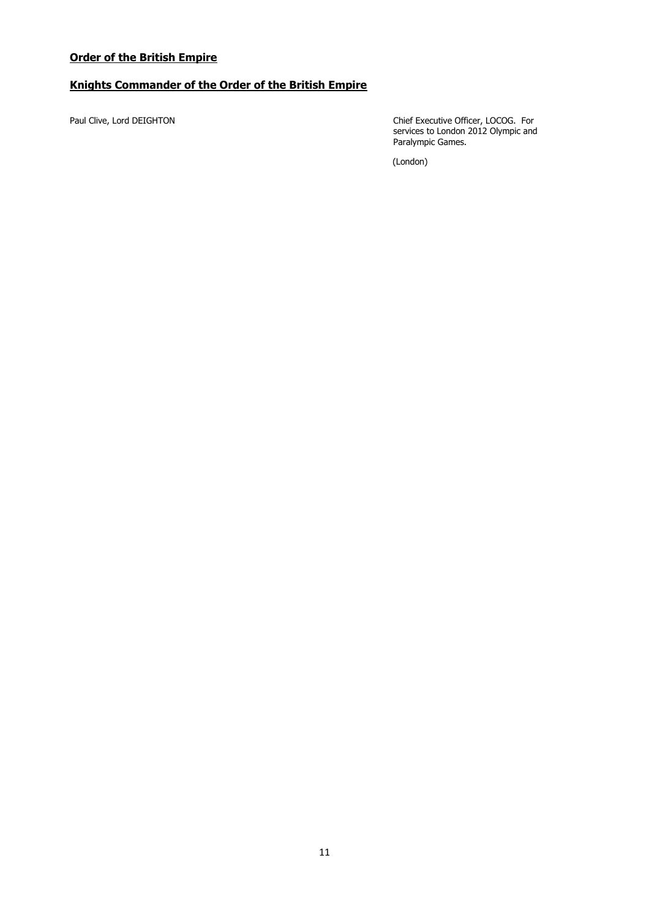## **Order of the British Empire**

## **Knights Commander of the Order of the British Empire**

| | |
|---|---|
| Paul Clive, Lord DEIGHTON | Chief Executive Officer, LOCOG. For services to London 2012 Olympic and Paralympic Games.<br><br>(London) |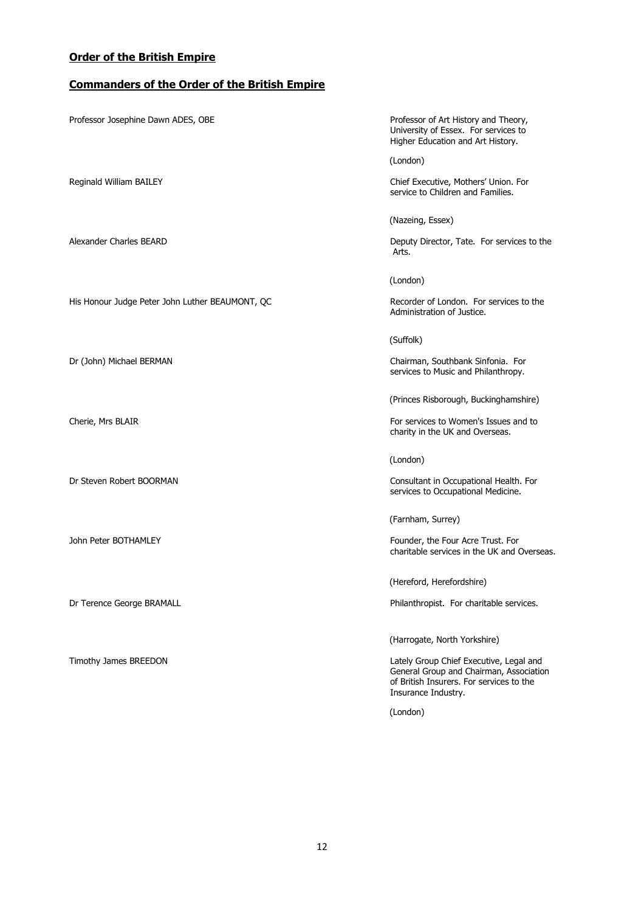**Order of the British Empire**

**Commanders of the Order of the British Empire**

| | |
|---|---|
| Professor Josephine Dawn ADES, OBE | Professor of Art History and Theory, University of Essex. For services to Higher Education and Art History.<br><br>(London) |
| Reginald William BAILEY | Chief Executive, Mothers' Union. For service to Children and Families.<br><br>(Nazeing, Essex) |
| Alexander Charles BEARD | Deputy Director, Tate. For services to the Arts.<br><br>(London) |
| His Honour Judge Peter John Luther BEAUMONT, QC | Recorder of London. For services to the Administration of Justice.<br><br>(Suffolk) |
| Dr (John) Michael BERMAN | Chairman, Southbank Sinfonia. For services to Music and Philanthropy.<br><br>(Princes Risborough, Buckinghamshire) |
| Cherie, Mrs BLAIR | For services to Women's Issues and to charity in the UK and Overseas.<br><br>(London) |
| Dr Steven Robert BOORMAN | Consultant in Occupational Health. For services to Occupational Medicine.<br><br>(Farnham, Surrey) |
| John Peter BOTHAMLEY | Founder, the Four Acre Trust. For charitable services in the UK and Overseas.<br><br>(Hereford, Herefordshire) |
| Dr Terence George BRAMALL | Philanthropist. For charitable services.<br><br>(Harrogate, North Yorkshire) |
| Timothy James BREEDON | Lately Group Chief Executive, Legal and General Group and Chairman, Association of British Insurers. For services to the Insurance Industry.<br><br>(London) |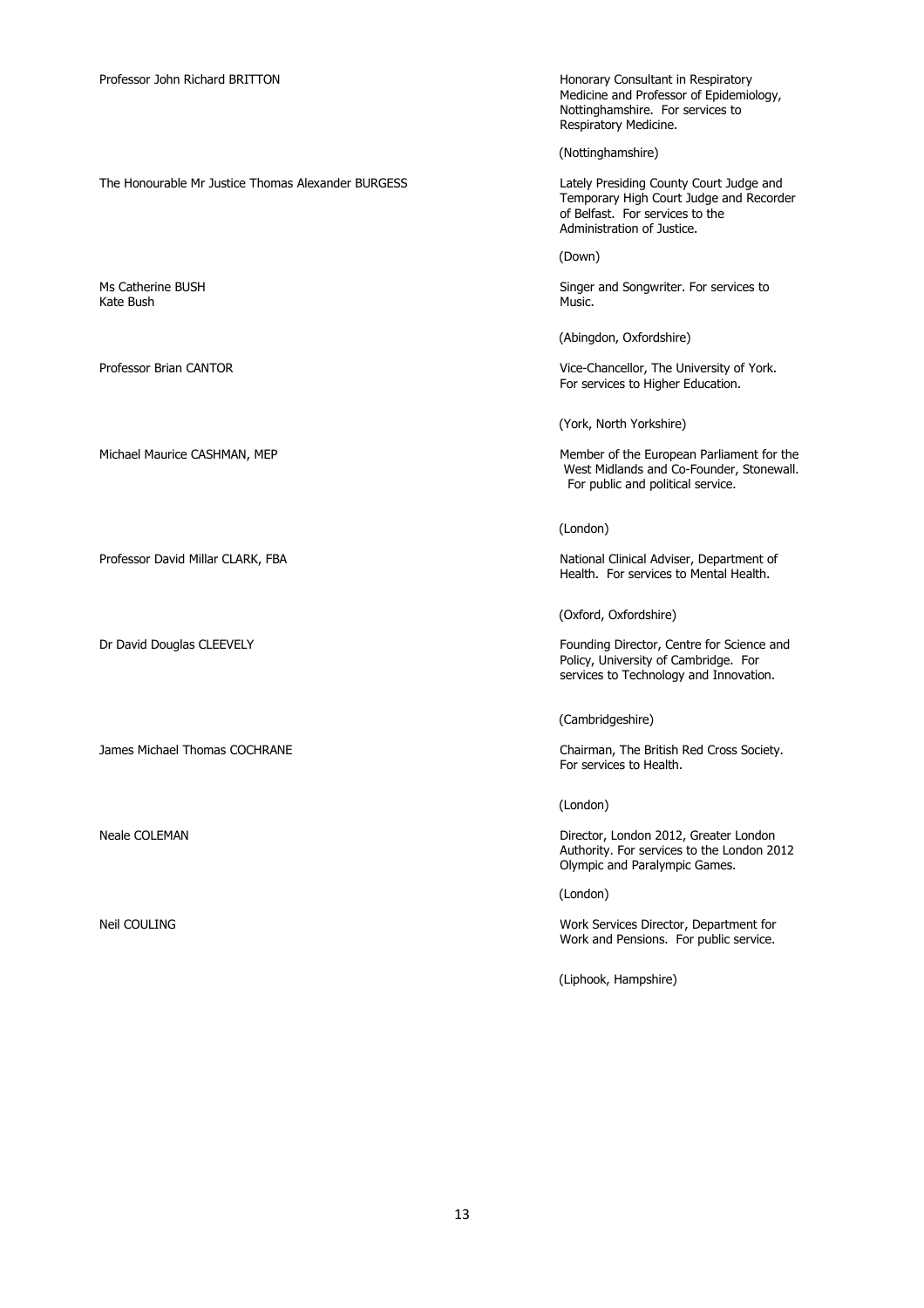Professor John Richard BRITTON

Honorary Consultant in Respiratory Medicine and Professor of Epidemiology, Nottinghamshire. For services to Respiratory Medicine.

(Nottinghamshire)

The Honourable Mr Justice Thomas Alexander BURGESS

Lately Presiding County Court Judge and Temporary High Court Judge and Recorder of Belfast. For services to the Administration of Justice.

(Down)

Ms Catherine BUSH
Kate Bush

Singer and Songwriter. For services to Music.

(Abingdon, Oxfordshire)

Professor Brian CANTOR

Vice-Chancellor, The University of York. For services to Higher Education.

(York, North Yorkshire)

Michael Maurice CASHMAN, MEP

Member of the European Parliament for the West Midlands and Co-Founder, Stonewall. For public and political service.

(London)

Professor David Millar CLARK, FBA

National Clinical Adviser, Department of Health. For services to Mental Health.

(Oxford, Oxfordshire)

Dr David Douglas CLEEVELY

Founding Director, Centre for Science and Policy, University of Cambridge. For services to Technology and Innovation.

(Cambridgeshire)

James Michael Thomas COCHRANE

Chairman, The British Red Cross Society. For services to Health.

(London)

Neale COLEMAN

Director, London 2012, Greater London Authority. For services to the London 2012 Olympic and Paralympic Games.

(London)

Neil COULING

Work Services Director, Department for Work and Pensions. For public service.

(Liphook, Hampshire)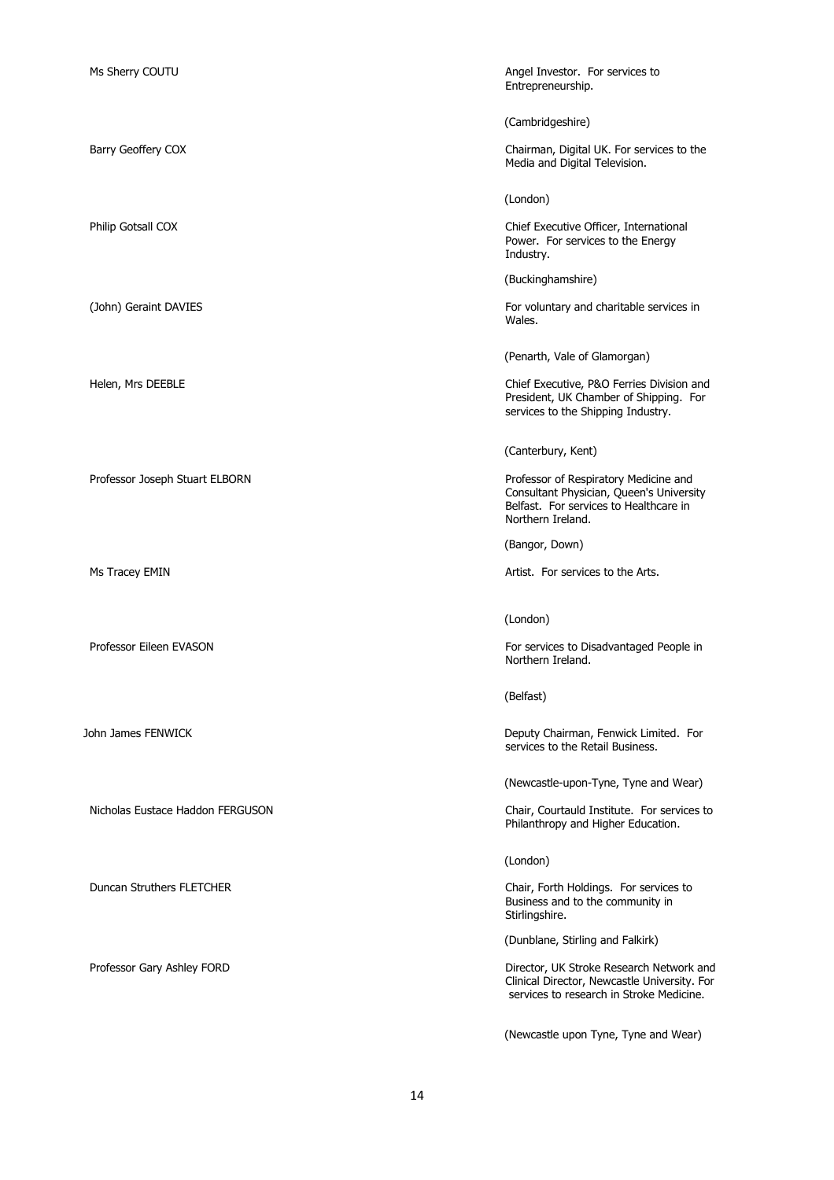Ms Sherry COUTU — Angel Investor. For services to Entrepreneurship.

(Cambridgeshire)

Barry Geoffery COX — Chairman, Digital UK. For services to the Media and Digital Television.

(London)

Philip Gotsall COX — Chief Executive Officer, International Power. For services to the Energy Industry.

(Buckinghamshire)

(John) Geraint DAVIES — For voluntary and charitable services in Wales.

(Penarth, Vale of Glamorgan)

Helen, Mrs DEEBLE — Chief Executive, P&O Ferries Division and President, UK Chamber of Shipping. For services to the Shipping Industry.

(Canterbury, Kent)

Professor Joseph Stuart ELBORN — Professor of Respiratory Medicine and Consultant Physician, Queen's University Belfast. For services to Healthcare in Northern Ireland.

(Bangor, Down)

Ms Tracey EMIN — Artist. For services to the Arts.

(London)

Professor Eileen EVASON — For services to Disadvantaged People in Northern Ireland.

(Belfast)

John James FENWICK — Deputy Chairman, Fenwick Limited. For services to the Retail Business.

(Newcastle-upon-Tyne, Tyne and Wear)

Nicholas Eustace Haddon FERGUSON — Chair, Courtauld Institute. For services to Philanthropy and Higher Education.

(London)

Duncan Struthers FLETCHER — Chair, Forth Holdings. For services to Business and to the community in Stirlingshire.

(Dunblane, Stirling and Falkirk)

Professor Gary Ashley FORD — Director, UK Stroke Research Network and Clinical Director, Newcastle University. For services to research in Stroke Medicine.

(Newcastle upon Tyne, Tyne and Wear)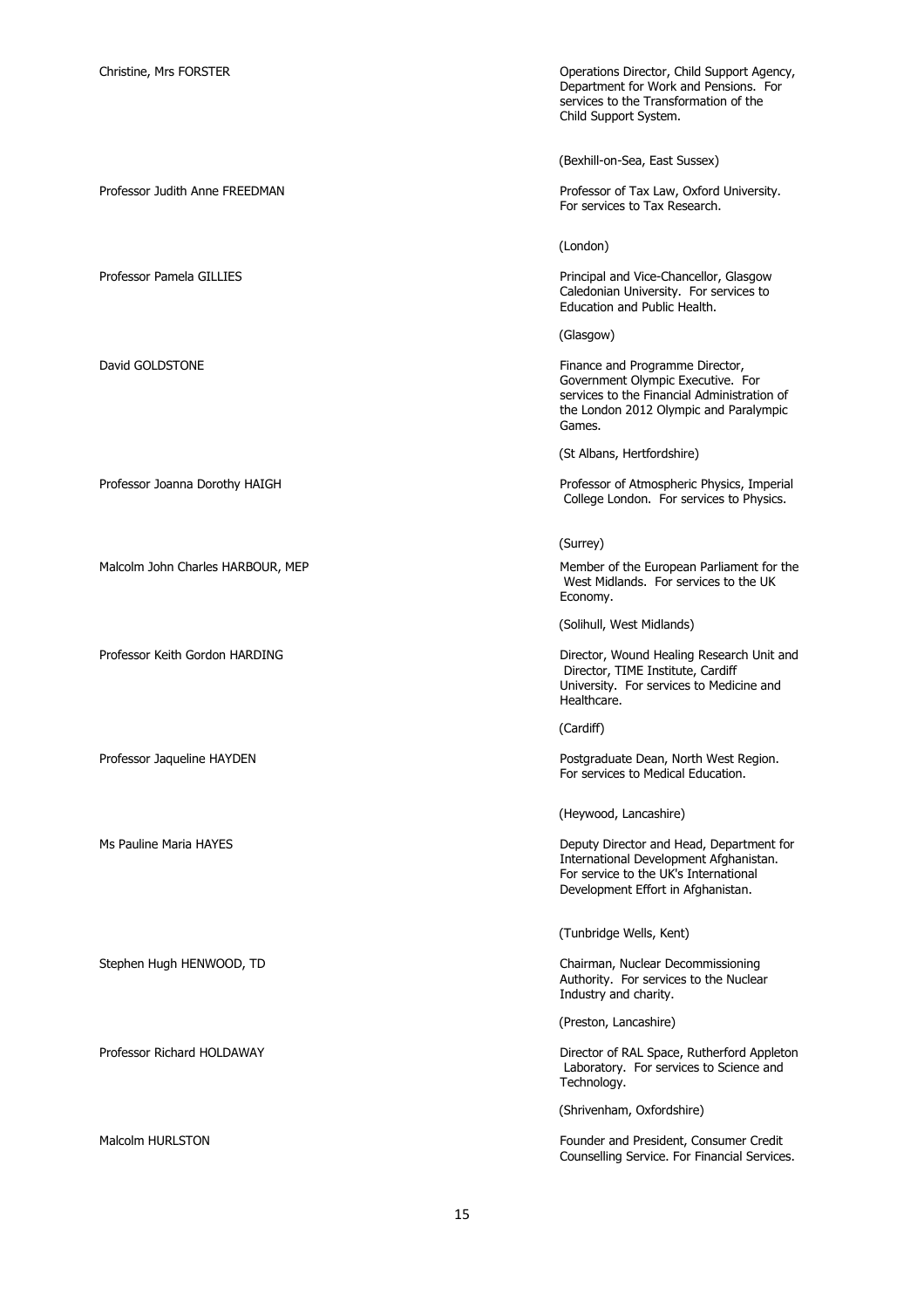Christine, Mrs FORSTER

Operations Director, Child Support Agency, Department for Work and Pensions. For services to the Transformation of the Child Support System.

(Bexhill-on-Sea, East Sussex)

Professor Judith Anne FREEDMAN

Professor of Tax Law, Oxford University. For services to Tax Research.

(London)

Professor Pamela GILLIES

Principal and Vice-Chancellor, Glasgow Caledonian University. For services to Education and Public Health.

(Glasgow)

David GOLDSTONE

Finance and Programme Director, Government Olympic Executive. For services to the Financial Administration of the London 2012 Olympic and Paralympic Games.

(St Albans, Hertfordshire)

Professor Joanna Dorothy HAIGH

Professor of Atmospheric Physics, Imperial College London. For services to Physics.

(Surrey)

Malcolm John Charles HARBOUR, MEP

Member of the European Parliament for the West Midlands. For services to the UK Economy.

(Solihull, West Midlands)

Professor Keith Gordon HARDING

Director, Wound Healing Research Unit and Director, TIME Institute, Cardiff University. For services to Medicine and Healthcare.

(Cardiff)

Professor Jaqueline HAYDEN

Postgraduate Dean, North West Region. For services to Medical Education.

(Heywood, Lancashire)

Ms Pauline Maria HAYES

Deputy Director and Head, Department for International Development Afghanistan. For service to the UK's International Development Effort in Afghanistan.

(Tunbridge Wells, Kent)

Stephen Hugh HENWOOD, TD

Chairman, Nuclear Decommissioning Authority. For services to the Nuclear Industry and charity.

(Preston, Lancashire)

Professor Richard HOLDAWAY

Director of RAL Space, Rutherford Appleton Laboratory. For services to Science and Technology.

(Shrivenham, Oxfordshire)

Malcolm HURLSTON

Founder and President, Consumer Credit Counselling Service. For Financial Services.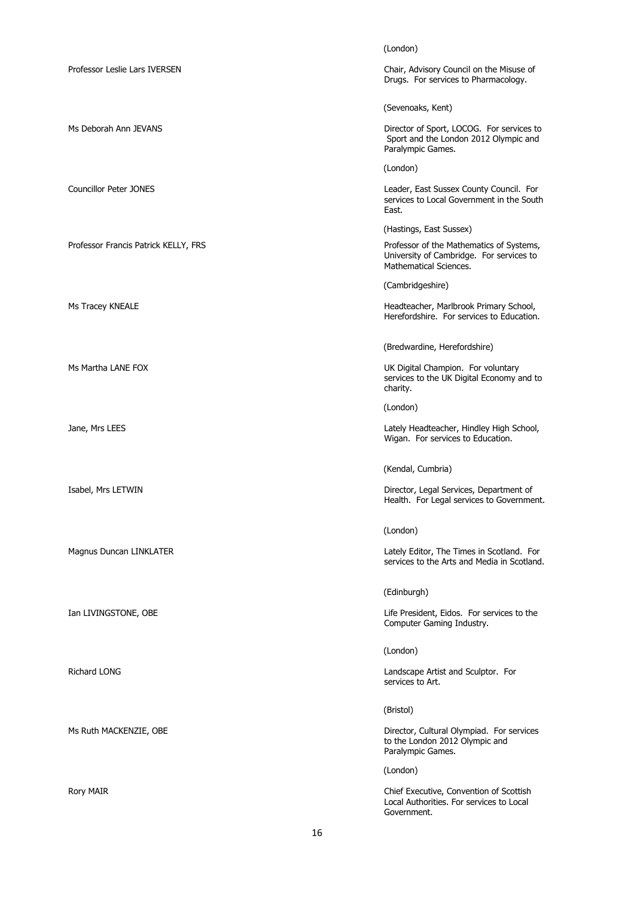(London)

Professor Leslie Lars IVERSEN — Chair, Advisory Council on the Misuse of Drugs. For services to Pharmacology.

(Sevenoaks, Kent)

Ms Deborah Ann JEVANS — Director of Sport, LOCOG. For services to Sport and the London 2012 Olympic and Paralympic Games.

(London)

Councillor Peter JONES — Leader, East Sussex County Council. For services to Local Government in the South East.

(Hastings, East Sussex)

Professor Francis Patrick KELLY, FRS — Professor of the Mathematics of Systems, University of Cambridge. For services to Mathematical Sciences.

(Cambridgeshire)

Ms Tracey KNEALE — Headteacher, Marlbrook Primary School, Herefordshire. For services to Education.

(Bredwardine, Herefordshire)

Ms Martha LANE FOX — UK Digital Champion. For voluntary services to the UK Digital Economy and to charity.

(London)

Jane, Mrs LEES — Lately Headteacher, Hindley High School, Wigan. For services to Education.

(Kendal, Cumbria)

Isabel, Mrs LETWIN — Director, Legal Services, Department of Health. For Legal services to Government.

(London)

Magnus Duncan LINKLATER — Lately Editor, The Times in Scotland. For services to the Arts and Media in Scotland.

(Edinburgh)

Ian LIVINGSTONE, OBE — Life President, Eidos. For services to the Computer Gaming Industry.

(London)

Richard LONG — Landscape Artist and Sculptor. For services to Art.

(Bristol)

Ms Ruth MACKENZIE, OBE — Director, Cultural Olympiad. For services to the London 2012 Olympic and Paralympic Games.

(London)

Rory MAIR — Chief Executive, Convention of Scottish Local Authorities. For services to Local Government.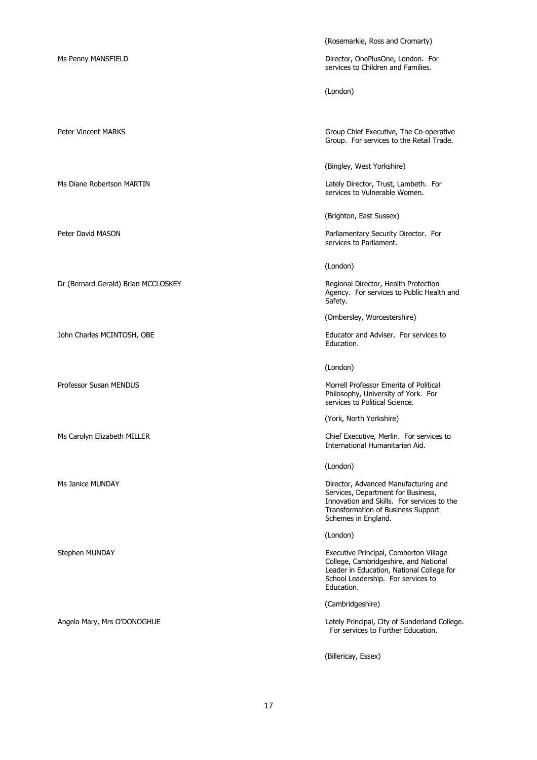(Rosemarkie, Ross and Cromarty)

| | |
|---|---|
| Ms Penny MANSFIELD | Director, OnePlusOne, London. For services to Children and Families. |
| | (London) |
| Peter Vincent MARKS | Group Chief Executive, The Co-operative Group. For services to the Retail Trade. |
| | (Bingley, West Yorkshire) |
| Ms Diane Robertson MARTIN | Lately Director, Trust, Lambeth. For services to Vulnerable Women. |
| | (Brighton, East Sussex) |
| Peter David MASON | Parliamentary Security Director. For services to Parliament. |
| | (London) |
| Dr (Bernard Gerald) Brian MCCLOSKEY | Regional Director, Health Protection Agency. For services to Public Health and Safety. |
| | (Ombersley, Worcestershire) |
| John Charles MCINTOSH, OBE | Educator and Adviser. For services to Education. |
| | (London) |
| Professor Susan MENDUS | Morrell Professor Emerita of Political Philosophy, University of York. For services to Political Science. |
| | (York, North Yorkshire) |
| Ms Carolyn Elizabeth MILLER | Chief Executive, Merlin. For services to International Humanitarian Aid. |
| | (London) |
| Ms Janice MUNDAY | Director, Advanced Manufacturing and Services, Department for Business, Innovation and Skills. For services to the Transformation of Business Support Schemes in England. |
| | (London) |
| Stephen MUNDAY | Executive Principal, Comberton Village College, Cambridgeshire, and National Leader in Education, National College for School Leadership. For services to Education. |
| | (Cambridgeshire) |
| Angela Mary, Mrs O'DONOGHUE | Lately Principal, City of Sunderland College. For services to Further Education. |
| | (Billericay, Essex) |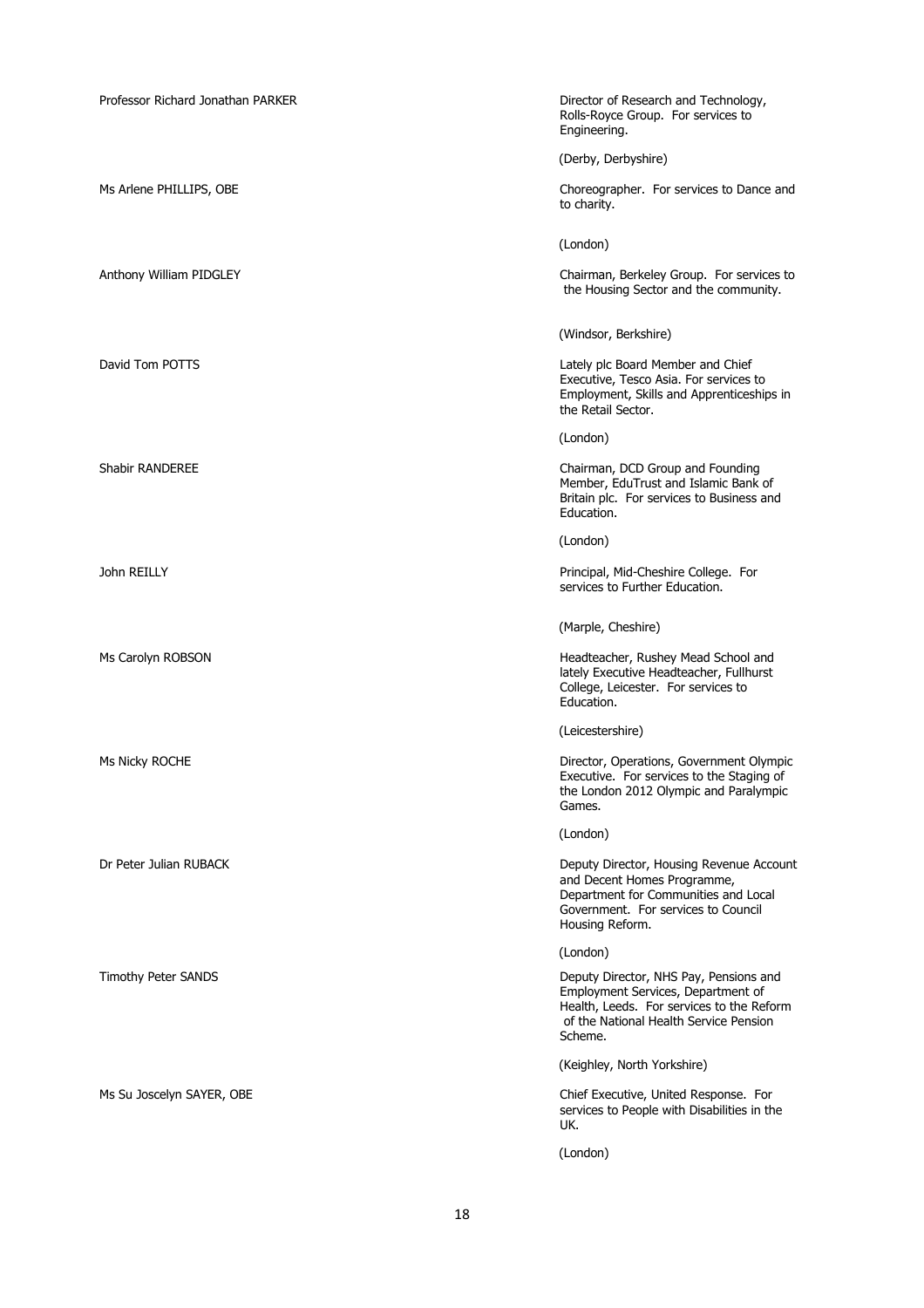| | |
|---|---|
| Professor Richard Jonathan PARKER | Director of Research and Technology, Rolls-Royce Group. For services to Engineering.<br><br>(Derby, Derbyshire) |
| Ms Arlene PHILLIPS, OBE | Choreographer. For services to Dance and to charity.<br><br>(London) |
| Anthony William PIDGLEY | Chairman, Berkeley Group. For services to the Housing Sector and the community.<br><br>(Windsor, Berkshire) |
| David Tom POTTS | Lately plc Board Member and Chief Executive, Tesco Asia. For services to Employment, Skills and Apprenticeships in the Retail Sector.<br><br>(London) |
| Shabir RANDEREE | Chairman, DCD Group and Founding Member, EduTrust and Islamic Bank of Britain plc. For services to Business and Education.<br><br>(London) |
| John REILLY | Principal, Mid-Cheshire College. For services to Further Education.<br><br>(Marple, Cheshire) |
| Ms Carolyn ROBSON | Headteacher, Rushey Mead School and lately Executive Headteacher, Fullhurst College, Leicester. For services to Education.<br><br>(Leicestershire) |
| Ms Nicky ROCHE | Director, Operations, Government Olympic Executive. For services to the Staging of the London 2012 Olympic and Paralympic Games.<br><br>(London) |
| Dr Peter Julian RUBACK | Deputy Director, Housing Revenue Account and Decent Homes Programme, Department for Communities and Local Government. For services to Council Housing Reform.<br><br>(London) |
| Timothy Peter SANDS | Deputy Director, NHS Pay, Pensions and Employment Services, Department of Health, Leeds. For services to the Reform of the National Health Service Pension Scheme.<br><br>(Keighley, North Yorkshire) |
| Ms Su Joscelyn SAYER, OBE | Chief Executive, United Response. For services to People with Disabilities in the UK.<br><br>(London) |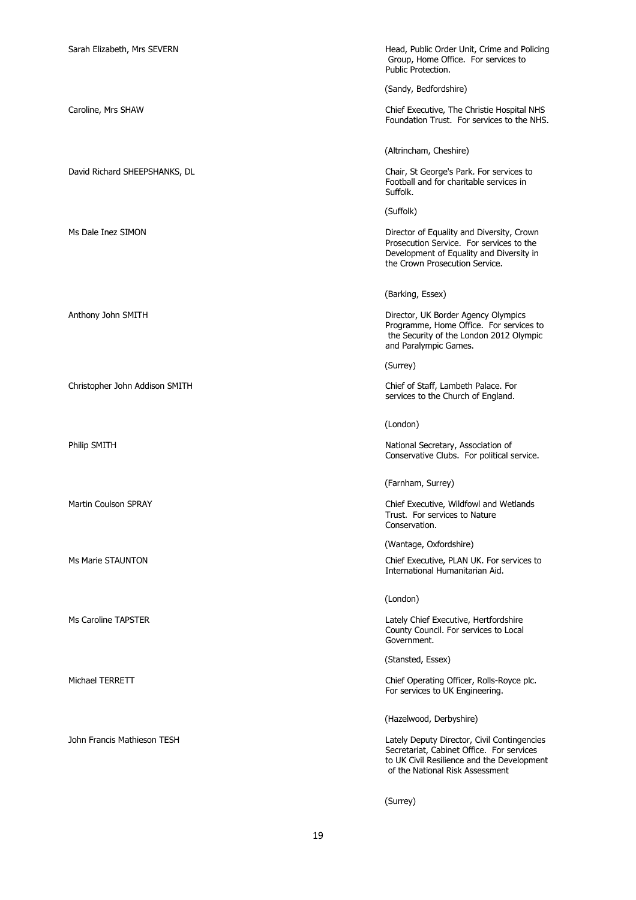Sarah Elizabeth, Mrs SEVERN

Head, Public Order Unit, Crime and Policing Group, Home Office. For services to Public Protection.

(Sandy, Bedfordshire)

Caroline, Mrs SHAW

Chief Executive, The Christie Hospital NHS Foundation Trust. For services to the NHS.

(Altrincham, Cheshire)

David Richard SHEEPSHANKS, DL

Chair, St George's Park. For services to Football and for charitable services in Suffolk.

(Suffolk)

Ms Dale Inez SIMON

Director of Equality and Diversity, Crown Prosecution Service. For services to the Development of Equality and Diversity in the Crown Prosecution Service.

(Barking, Essex)

Anthony John SMITH

Director, UK Border Agency Olympics Programme, Home Office. For services to the Security of the London 2012 Olympic and Paralympic Games.

(Surrey)

Christopher John Addison SMITH

Chief of Staff, Lambeth Palace. For services to the Church of England.

(London)

Philip SMITH

National Secretary, Association of Conservative Clubs. For political service.

(Farnham, Surrey)

Martin Coulson SPRAY

Chief Executive, Wildfowl and Wetlands Trust. For services to Nature Conservation.

(Wantage, Oxfordshire)

Ms Marie STAUNTON

Chief Executive, PLAN UK. For services to International Humanitarian Aid.

(London)

Ms Caroline TAPSTER

Lately Chief Executive, Hertfordshire County Council. For services to Local Government.

(Stansted, Essex)

Michael TERRETT

Chief Operating Officer, Rolls-Royce plc. For services to UK Engineering.

(Hazelwood, Derbyshire)

John Francis Mathieson TESH

Lately Deputy Director, Civil Contingencies Secretariat, Cabinet Office. For services to UK Civil Resilience and the Development of the National Risk Assessment

(Surrey)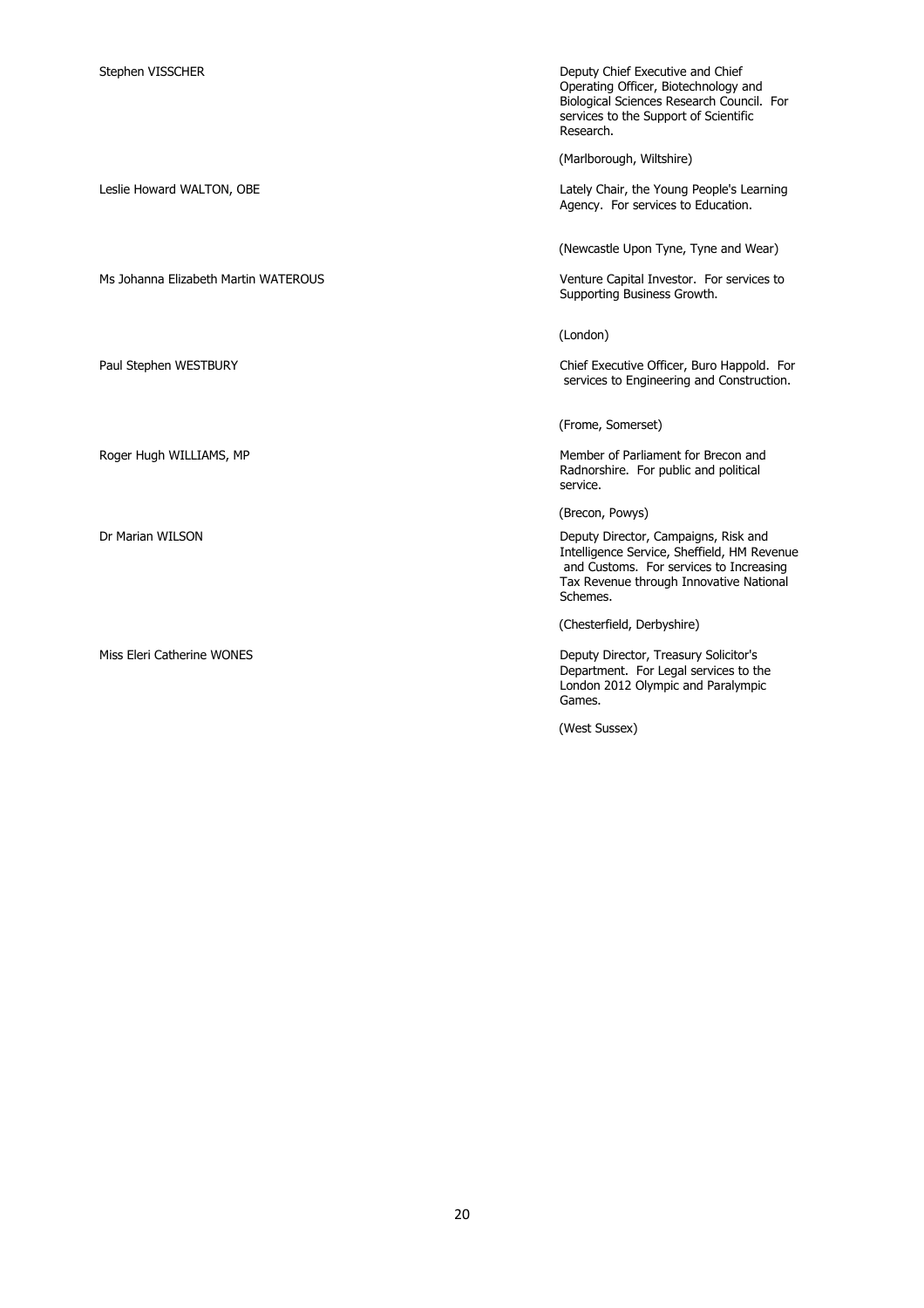| | |
|---|---|
| Stephen VISSCHER | Deputy Chief Executive and Chief Operating Officer, Biotechnology and Biological Sciences Research Council. For services to the Support of Scientific Research.<br><br>(Marlborough, Wiltshire) |
| Leslie Howard WALTON, OBE | Lately Chair, the Young People's Learning Agency. For services to Education.<br><br>(Newcastle Upon Tyne, Tyne and Wear) |
| Ms Johanna Elizabeth Martin WATEROUS | Venture Capital Investor. For services to Supporting Business Growth.<br><br>(London) |
| Paul Stephen WESTBURY | Chief Executive Officer, Buro Happold. For services to Engineering and Construction.<br><br>(Frome, Somerset) |
| Roger Hugh WILLIAMS, MP | Member of Parliament for Brecon and Radnorshire. For public and political service.<br><br>(Brecon, Powys) |
| Dr Marian WILSON | Deputy Director, Campaigns, Risk and Intelligence Service, Sheffield, HM Revenue and Customs. For services to Increasing Tax Revenue through Innovative National Schemes.<br><br>(Chesterfield, Derbyshire) |
| Miss Eleri Catherine WONES | Deputy Director, Treasury Solicitor's Department. For Legal services to the London 2012 Olympic and Paralympic Games.<br><br>(West Sussex) |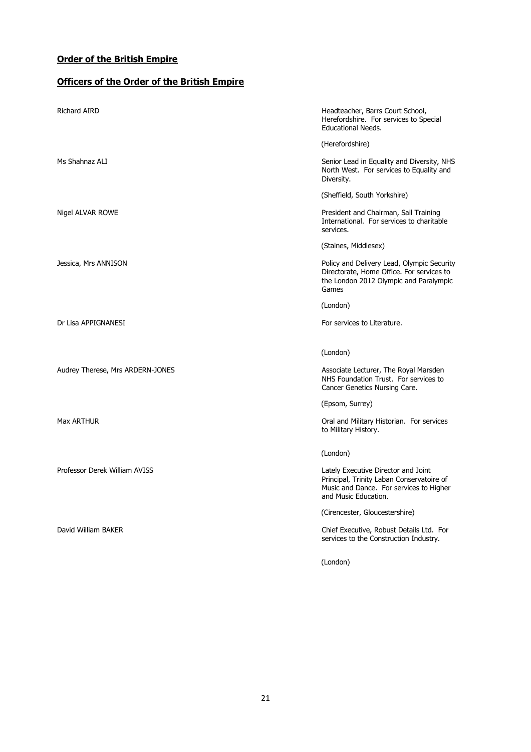## **Order of the British Empire**

## **Officers of the Order of the British Empire**

| | |
|---|---|
| Richard AIRD | Headteacher, Barrs Court School, Herefordshire. For services to Special Educational Needs.<br><br>(Herefordshire) |
| Ms Shahnaz ALI | Senior Lead in Equality and Diversity, NHS North West. For services to Equality and Diversity.<br><br>(Sheffield, South Yorkshire) |
| Nigel ALVAR ROWE | President and Chairman, Sail Training International. For services to charitable services.<br><br>(Staines, Middlesex) |
| Jessica, Mrs ANNISON | Policy and Delivery Lead, Olympic Security Directorate, Home Office. For services to the London 2012 Olympic and Paralympic Games<br><br>(London) |
| Dr Lisa APPIGNANESI | For services to Literature.<br><br>(London) |
| Audrey Therese, Mrs ARDERN-JONES | Associate Lecturer, The Royal Marsden NHS Foundation Trust. For services to Cancer Genetics Nursing Care.<br><br>(Epsom, Surrey) |
| Max ARTHUR | Oral and Military Historian. For services to Military History.<br><br>(London) |
| Professor Derek William AVISS | Lately Executive Director and Joint Principal, Trinity Laban Conservatoire of Music and Dance. For services to Higher and Music Education.<br><br>(Cirencester, Gloucestershire) |
| David William BAKER | Chief Executive, Robust Details Ltd. For services to the Construction Industry.<br><br>(London) |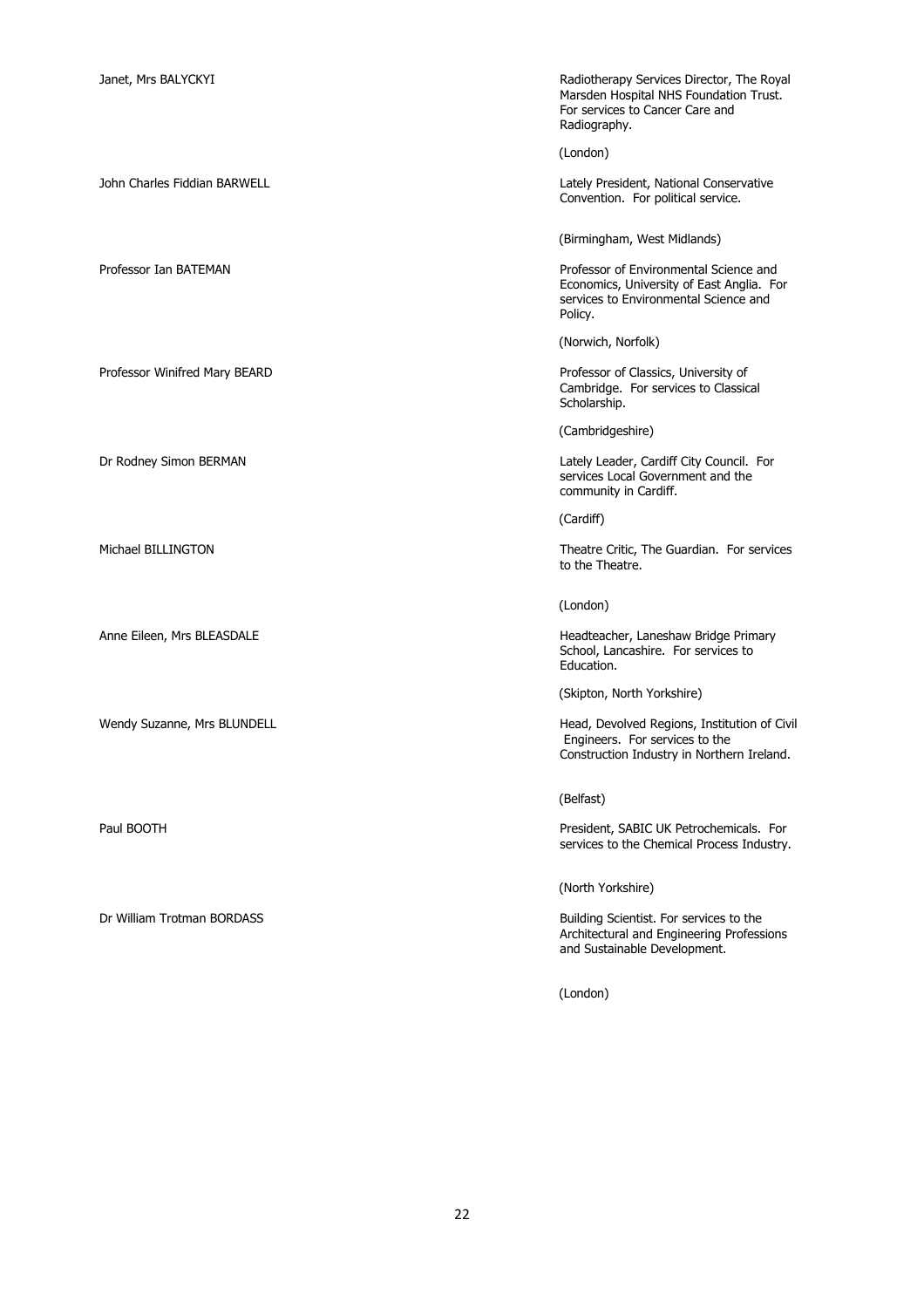| | |
|---|---|
| Janet, Mrs BALYCKYI | Radiotherapy Services Director, The Royal Marsden Hospital NHS Foundation Trust. For services to Cancer Care and Radiography.<br><br>(London) |
| John Charles Fiddian BARWELL | Lately President, National Conservative Convention. For political service.<br><br>(Birmingham, West Midlands) |
| Professor Ian BATEMAN | Professor of Environmental Science and Economics, University of East Anglia. For services to Environmental Science and Policy.<br><br>(Norwich, Norfolk) |
| Professor Winifred Mary BEARD | Professor of Classics, University of Cambridge. For services to Classical Scholarship.<br><br>(Cambridgeshire) |
| Dr Rodney Simon BERMAN | Lately Leader, Cardiff City Council. For services Local Government and the community in Cardiff.<br><br>(Cardiff) |
| Michael BILLINGTON | Theatre Critic, The Guardian. For services to the Theatre.<br><br>(London) |
| Anne Eileen, Mrs BLEASDALE | Headteacher, Laneshaw Bridge Primary School, Lancashire. For services to Education.<br><br>(Skipton, North Yorkshire) |
| Wendy Suzanne, Mrs BLUNDELL | Head, Devolved Regions, Institution of Civil Engineers. For services to the Construction Industry in Northern Ireland.<br><br>(Belfast) |
| Paul BOOTH | President, SABIC UK Petrochemicals. For services to the Chemical Process Industry.<br><br>(North Yorkshire) |
| Dr William Trotman BORDASS | Building Scientist. For services to the Architectural and Engineering Professions and Sustainable Development.<br><br>(London) |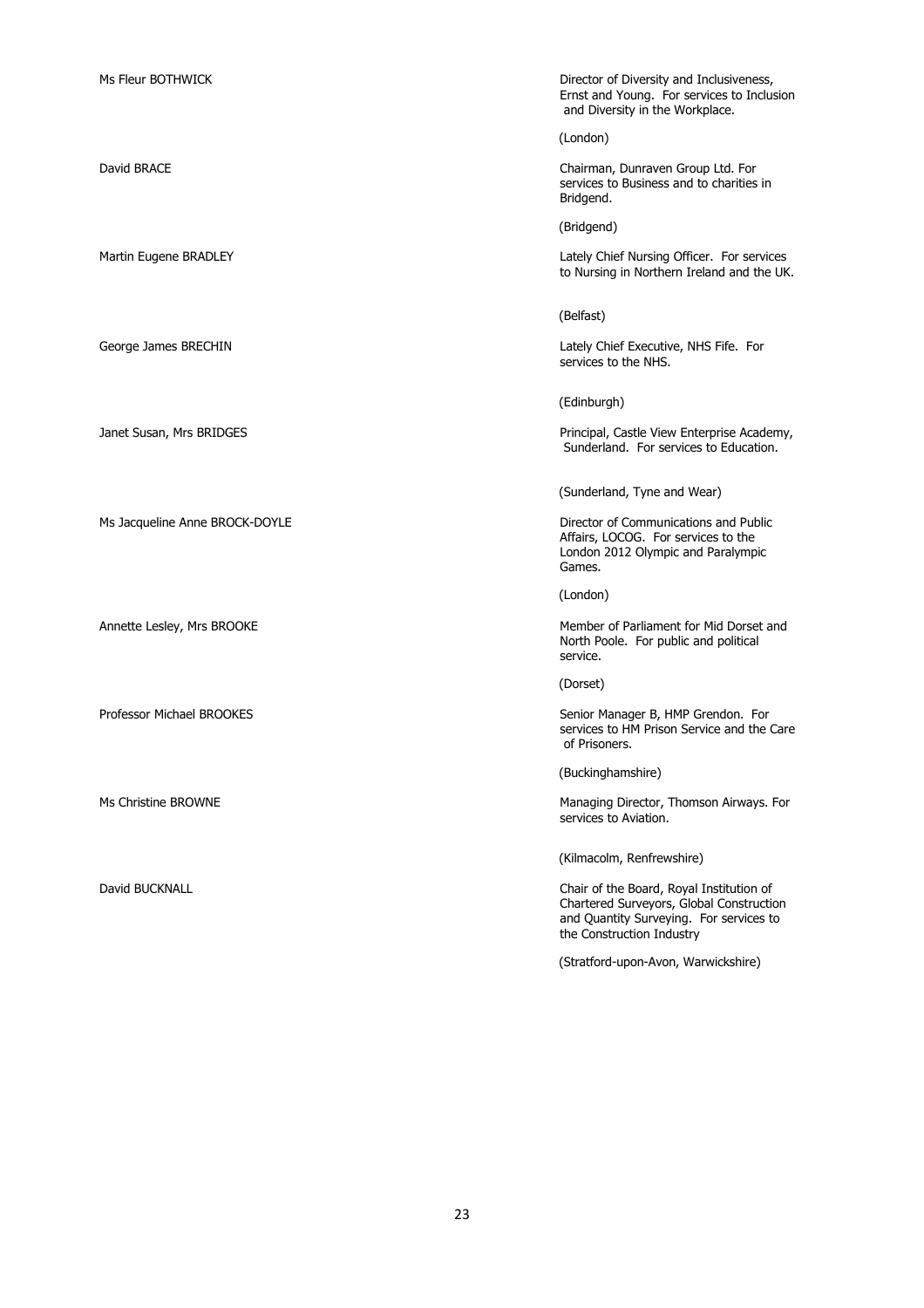| | |
|---|---|
| Ms Fleur BOTHWICK | Director of Diversity and Inclusiveness, Ernst and Young. For services to Inclusion and Diversity in the Workplace.<br><br>(London) |
| David BRACE | Chairman, Dunraven Group Ltd. For services to Business and to charities in Bridgend.<br><br>(Bridgend) |
| Martin Eugene BRADLEY | Lately Chief Nursing Officer. For services to Nursing in Northern Ireland and the UK.<br><br>(Belfast) |
| George James BRECHIN | Lately Chief Executive, NHS Fife. For services to the NHS.<br><br>(Edinburgh) |
| Janet Susan, Mrs BRIDGES | Principal, Castle View Enterprise Academy, Sunderland. For services to Education.<br><br>(Sunderland, Tyne and Wear) |
| Ms Jacqueline Anne BROCK-DOYLE | Director of Communications and Public Affairs, LOCOG. For services to the London 2012 Olympic and Paralympic Games.<br><br>(London) |
| Annette Lesley, Mrs BROOKE | Member of Parliament for Mid Dorset and North Poole. For public and political service.<br><br>(Dorset) |
| Professor Michael BROOKES | Senior Manager B, HMP Grendon. For services to HM Prison Service and the Care of Prisoners.<br><br>(Buckinghamshire) |
| Ms Christine BROWNE | Managing Director, Thomson Airways. For services to Aviation.<br><br>(Kilmacolm, Renfrewshire) |
| David BUCKNALL | Chair of the Board, Royal Institution of Chartered Surveyors, Global Construction and Quantity Surveying. For services to the Construction Industry<br><br>(Stratford-upon-Avon, Warwickshire) |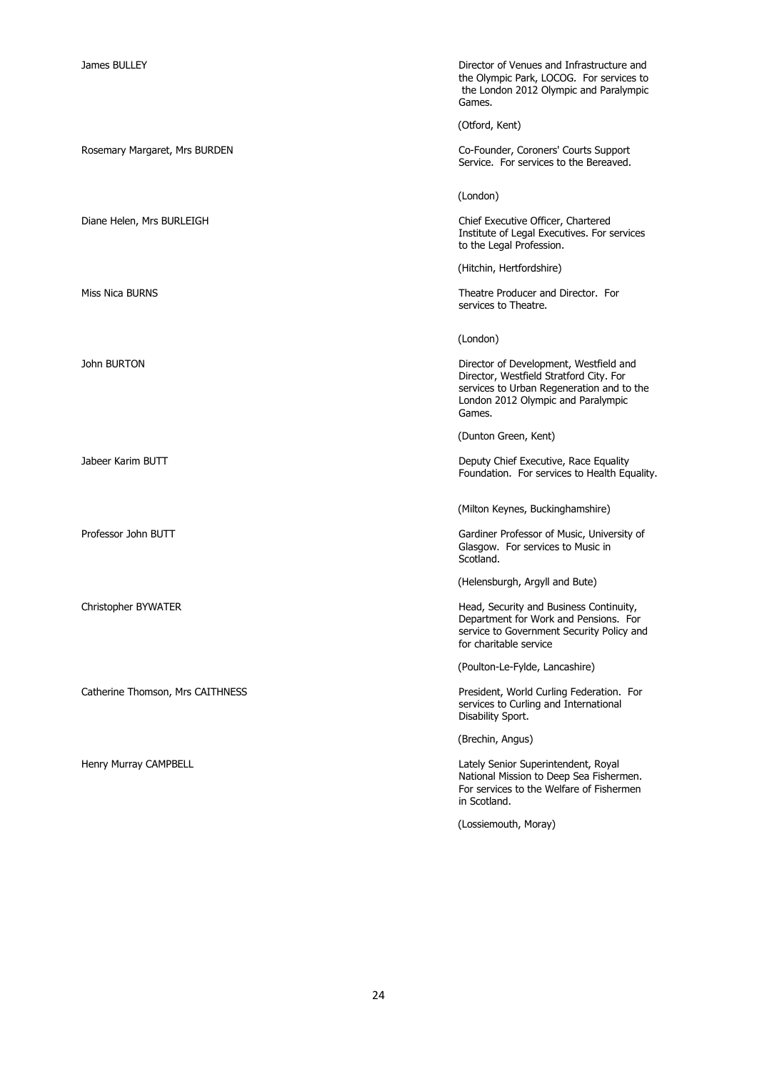James BULLEY

Director of Venues and Infrastructure and the Olympic Park, LOCOG. For services to the London 2012 Olympic and Paralympic Games.

(Otford, Kent)

Rosemary Margaret, Mrs BURDEN

Co-Founder, Coroners' Courts Support Service. For services to the Bereaved.

(London)

Diane Helen, Mrs BURLEIGH

Chief Executive Officer, Chartered Institute of Legal Executives. For services to the Legal Profession.

(Hitchin, Hertfordshire)

Miss Nica BURNS

Theatre Producer and Director. For services to Theatre.

(London)

John BURTON

Director of Development, Westfield and Director, Westfield Stratford City. For services to Urban Regeneration and to the London 2012 Olympic and Paralympic Games.

(Dunton Green, Kent)

Jabeer Karim BUTT

Deputy Chief Executive, Race Equality Foundation. For services to Health Equality.

(Milton Keynes, Buckinghamshire)

Professor John BUTT

Gardiner Professor of Music, University of Glasgow. For services to Music in Scotland.

(Helensburgh, Argyll and Bute)

Christopher BYWATER

Head, Security and Business Continuity, Department for Work and Pensions. For service to Government Security Policy and for charitable service

(Poulton-Le-Fylde, Lancashire)

Catherine Thomson, Mrs CAITHNESS

President, World Curling Federation. For services to Curling and International Disability Sport.

(Brechin, Angus)

Henry Murray CAMPBELL

Lately Senior Superintendent, Royal National Mission to Deep Sea Fishermen. For services to the Welfare of Fishermen in Scotland.

(Lossiemouth, Moray)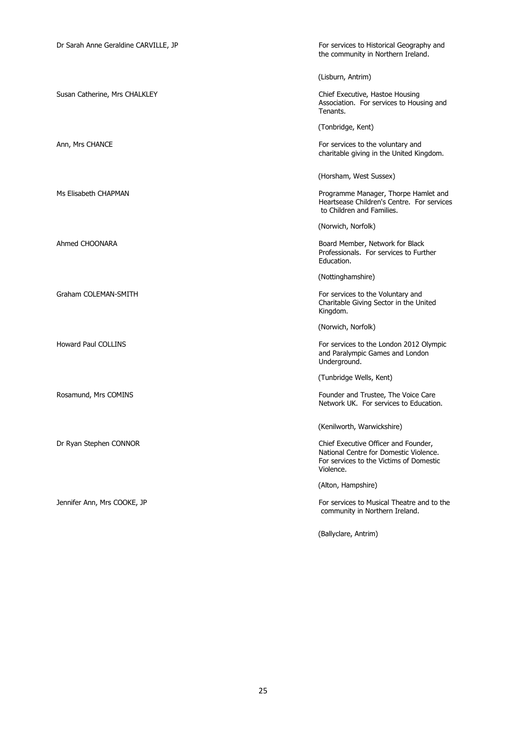Dr Sarah Anne Geraldine CARVILLE, JP

For services to Historical Geography and the community in Northern Ireland.

(Lisburn, Antrim)

Susan Catherine, Mrs CHALKLEY

Chief Executive, Hastoe Housing Association. For services to Housing and Tenants.

(Tonbridge, Kent)

Ann, Mrs CHANCE

For services to the voluntary and charitable giving in the United Kingdom.

(Horsham, West Sussex)

Ms Elisabeth CHAPMAN

Programme Manager, Thorpe Hamlet and Heartsease Children's Centre. For services to Children and Families.

(Norwich, Norfolk)

Ahmed CHOONARA

Board Member, Network for Black Professionals. For services to Further Education.

(Nottinghamshire)

Graham COLEMAN-SMITH

For services to the Voluntary and Charitable Giving Sector in the United Kingdom.

(Norwich, Norfolk)

Howard Paul COLLINS

For services to the London 2012 Olympic and Paralympic Games and London Underground.

(Tunbridge Wells, Kent)

Rosamund, Mrs COMINS

Founder and Trustee, The Voice Care Network UK. For services to Education.

(Kenilworth, Warwickshire)

Dr Ryan Stephen CONNOR

Chief Executive Officer and Founder, National Centre for Domestic Violence. For services to the Victims of Domestic Violence.

(Alton, Hampshire)

Jennifer Ann, Mrs COOKE, JP

For services to Musical Theatre and to the community in Northern Ireland.

(Ballyclare, Antrim)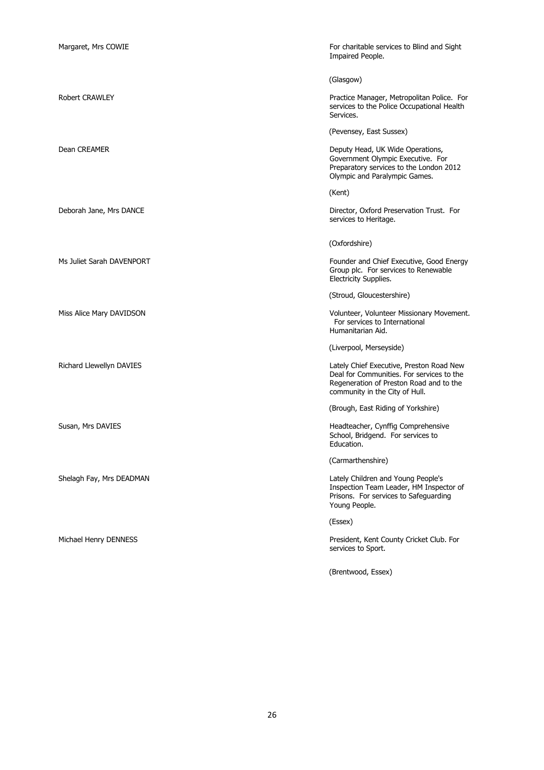| | |
|---|---|
| Margaret, Mrs COWIE | For charitable services to Blind and Sight Impaired People.<br><br>(Glasgow) |
| Robert CRAWLEY | Practice Manager, Metropolitan Police. For services to the Police Occupational Health Services.<br><br>(Pevensey, East Sussex) |
| Dean CREAMER | Deputy Head, UK Wide Operations, Government Olympic Executive. For Preparatory services to the London 2012 Olympic and Paralympic Games.<br><br>(Kent) |
| Deborah Jane, Mrs DANCE | Director, Oxford Preservation Trust. For services to Heritage.<br><br>(Oxfordshire) |
| Ms Juliet Sarah DAVENPORT | Founder and Chief Executive, Good Energy Group plc. For services to Renewable Electricity Supplies.<br><br>(Stroud, Gloucestershire) |
| Miss Alice Mary DAVIDSON | Volunteer, Volunteer Missionary Movement. For services to International Humanitarian Aid.<br><br>(Liverpool, Merseyside) |
| Richard Llewellyn DAVIES | Lately Chief Executive, Preston Road New Deal for Communities. For services to the Regeneration of Preston Road and to the community in the City of Hull.<br><br>(Brough, East Riding of Yorkshire) |
| Susan, Mrs DAVIES | Headteacher, Cynffig Comprehensive School, Bridgend. For services to Education.<br><br>(Carmarthenshire) |
| Shelagh Fay, Mrs DEADMAN | Lately Children and Young People's Inspection Team Leader, HM Inspector of Prisons. For services to Safeguarding Young People.<br><br>(Essex) |
| Michael Henry DENNESS | President, Kent County Cricket Club. For services to Sport.<br><br>(Brentwood, Essex) |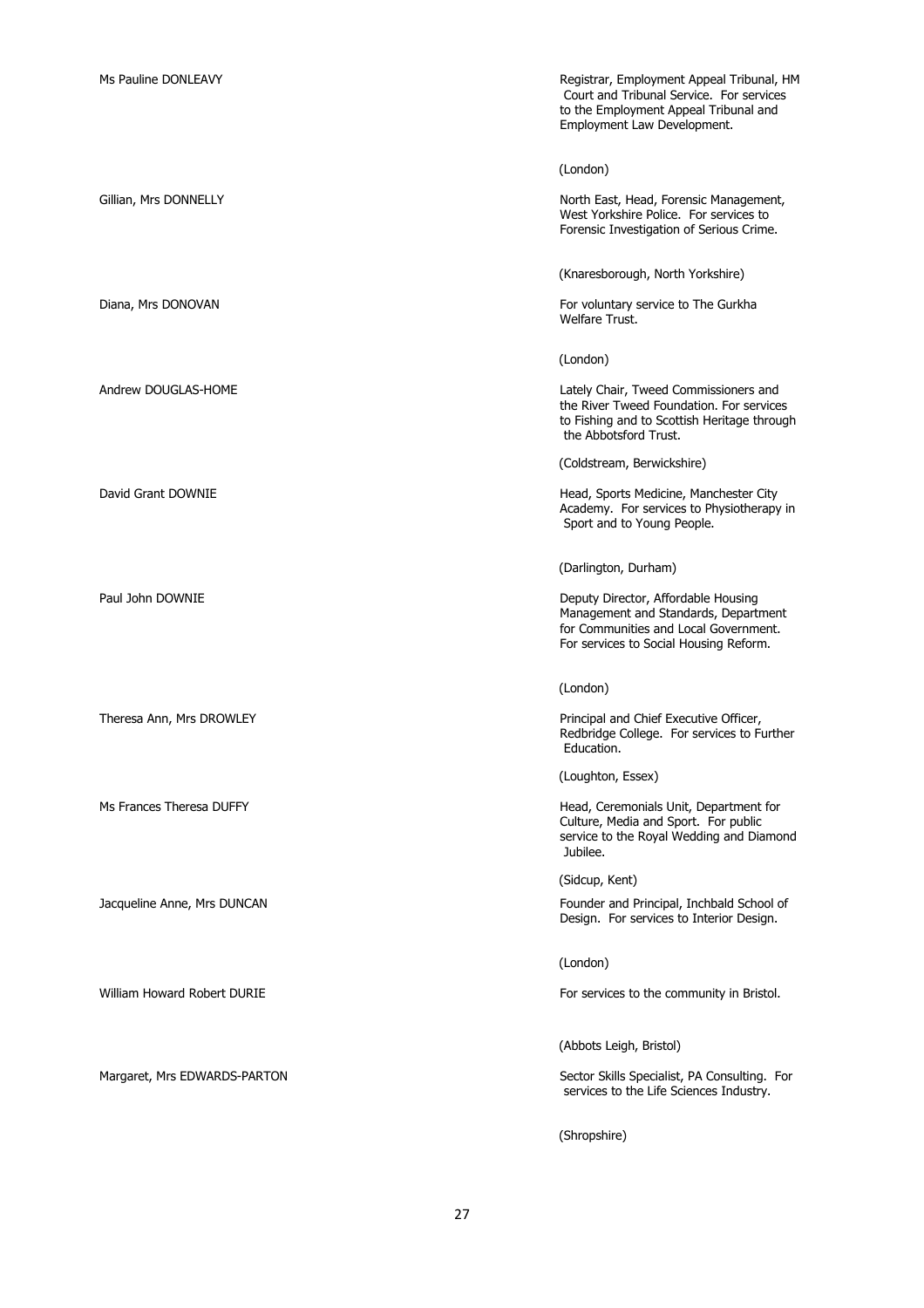Ms Pauline DONLEAVY

Registrar, Employment Appeal Tribunal, HM Court and Tribunal Service. For services to the Employment Appeal Tribunal and Employment Law Development.

(London)

Gillian, Mrs DONNELLY

North East, Head, Forensic Management, West Yorkshire Police. For services to Forensic Investigation of Serious Crime.

(Knaresborough, North Yorkshire)

Diana, Mrs DONOVAN

For voluntary service to The Gurkha Welfare Trust.

(London)

Andrew DOUGLAS-HOME

Lately Chair, Tweed Commissioners and the River Tweed Foundation. For services to Fishing and to Scottish Heritage through the Abbotsford Trust.

(Coldstream, Berwickshire)

David Grant DOWNIE

Head, Sports Medicine, Manchester City Academy. For services to Physiotherapy in Sport and to Young People.

(Darlington, Durham)

Paul John DOWNIE

Deputy Director, Affordable Housing Management and Standards, Department for Communities and Local Government. For services to Social Housing Reform.

(London)

Theresa Ann, Mrs DROWLEY

Principal and Chief Executive Officer, Redbridge College. For services to Further Education.

(Loughton, Essex)

Ms Frances Theresa DUFFY

Head, Ceremonials Unit, Department for Culture, Media and Sport. For public service to the Royal Wedding and Diamond Jubilee.

(Sidcup, Kent)

Jacqueline Anne, Mrs DUNCAN

Founder and Principal, Inchbald School of Design. For services to Interior Design.

(London)

William Howard Robert DURIE

For services to the community in Bristol.

(Abbots Leigh, Bristol)

Margaret, Mrs EDWARDS-PARTON

Sector Skills Specialist, PA Consulting. For services to the Life Sciences Industry.

(Shropshire)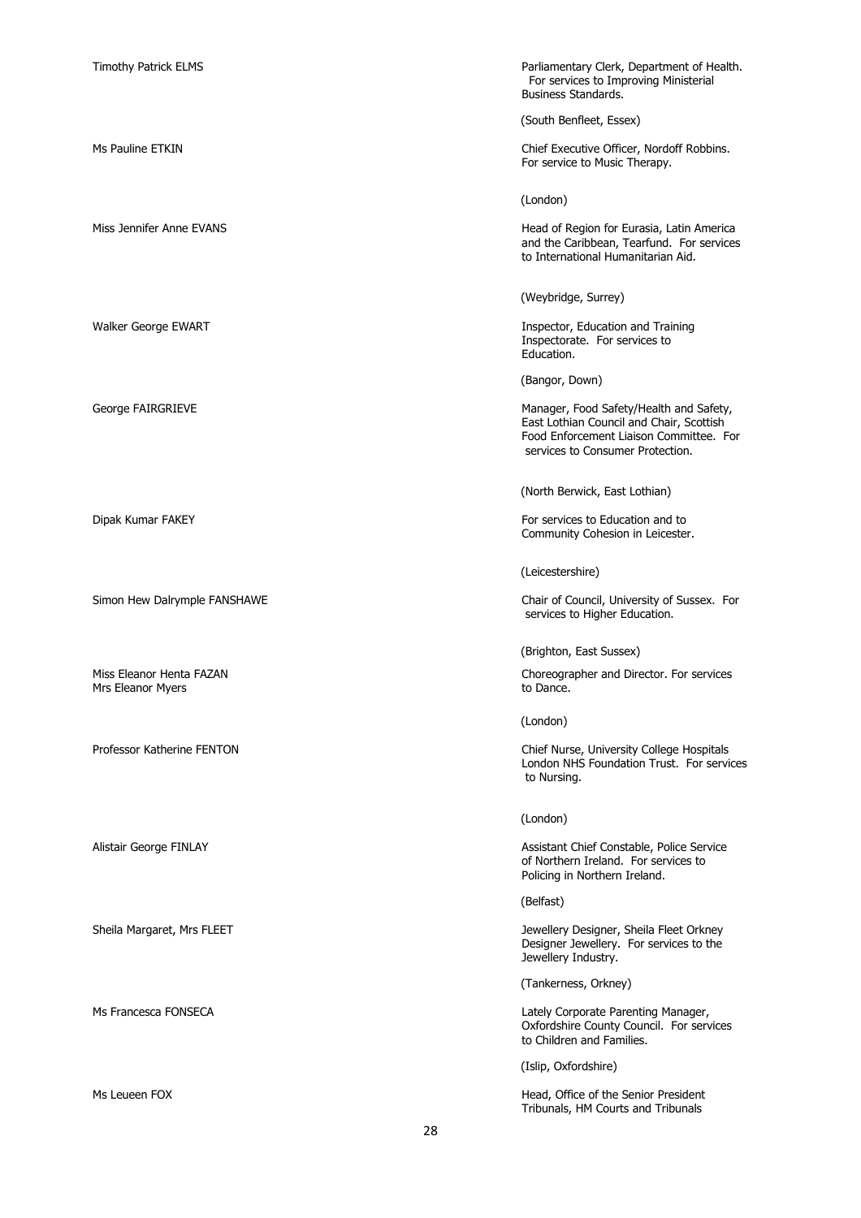Timothy Patrick ELMS

Parliamentary Clerk, Department of Health. For services to Improving Ministerial Business Standards.

(South Benfleet, Essex)

Ms Pauline ETKIN

Chief Executive Officer, Nordoff Robbins. For service to Music Therapy.

(London)

Miss Jennifer Anne EVANS

Head of Region for Eurasia, Latin America and the Caribbean, Tearfund. For services to International Humanitarian Aid.

(Weybridge, Surrey)

Walker George EWART

Inspector, Education and Training Inspectorate. For services to Education.

(Bangor, Down)

George FAIRGRIEVE

Manager, Food Safety/Health and Safety, East Lothian Council and Chair, Scottish Food Enforcement Liaison Committee. For services to Consumer Protection.

(North Berwick, East Lothian)

Dipak Kumar FAKEY

For services to Education and to Community Cohesion in Leicester.

(Leicestershire)

Simon Hew Dalrymple FANSHAWE

Chair of Council, University of Sussex. For services to Higher Education.

(Brighton, East Sussex)

Miss Eleanor Henta FAZAN
Mrs Eleanor Myers

Choreographer and Director. For services to Dance.

(London)

Professor Katherine FENTON

Chief Nurse, University College Hospitals London NHS Foundation Trust. For services to Nursing.

(London)

Alistair George FINLAY

Assistant Chief Constable, Police Service of Northern Ireland. For services to Policing in Northern Ireland.

(Belfast)

Sheila Margaret, Mrs FLEET

Jewellery Designer, Sheila Fleet Orkney Designer Jewellery. For services to the Jewellery Industry.

(Tankerness, Orkney)

Ms Francesca FONSECA

Lately Corporate Parenting Manager, Oxfordshire County Council. For services to Children and Families.

(Islip, Oxfordshire)

Ms Leueen FOX

Head, Office of the Senior President Tribunals, HM Courts and Tribunals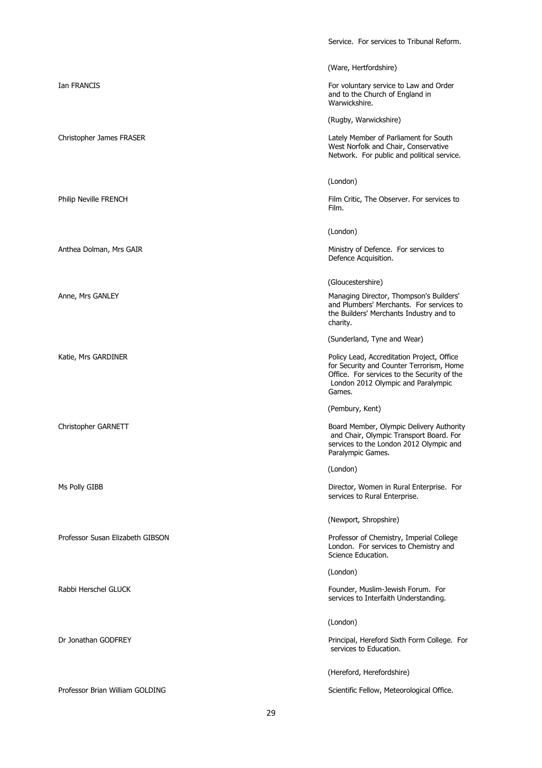Service. For services to Tribunal Reform.

(Ware, Hertfordshire)

Ian FRANCIS

For voluntary service to Law and Order and to the Church of England in Warwickshire.

(Rugby, Warwickshire)

Christopher James FRASER

Lately Member of Parliament for South West Norfolk and Chair, Conservative Network. For public and political service.

(London)

Philip Neville FRENCH

Film Critic, The Observer. For services to Film.

(London)

Anthea Dolman, Mrs GAIR

Ministry of Defence. For services to Defence Acquisition.

(Gloucestershire)

Anne, Mrs GANLEY

Managing Director, Thompson's Builders' and Plumbers' Merchants. For services to the Builders' Merchants Industry and to charity.

(Sunderland, Tyne and Wear)

Katie, Mrs GARDINER

Policy Lead, Accreditation Project, Office for Security and Counter Terrorism, Home Office. For services to the Security of the London 2012 Olympic and Paralympic Games.

(Pembury, Kent)

Christopher GARNETT

Board Member, Olympic Delivery Authority and Chair, Olympic Transport Board. For services to the London 2012 Olympic and Paralympic Games.

(London)

Ms Polly GIBB

Director, Women in Rural Enterprise. For services to Rural Enterprise.

(Newport, Shropshire)

Professor Susan Elizabeth GIBSON

Professor of Chemistry, Imperial College London. For services to Chemistry and Science Education.

(London)

Rabbi Herschel GLUCK

Founder, Muslim-Jewish Forum. For services to Interfaith Understanding.

(London)

Dr Jonathan GODFREY

Principal, Hereford Sixth Form College. For services to Education.

(Hereford, Herefordshire)

Professor Brian William GOLDING

Scientific Fellow, Meteorological Office.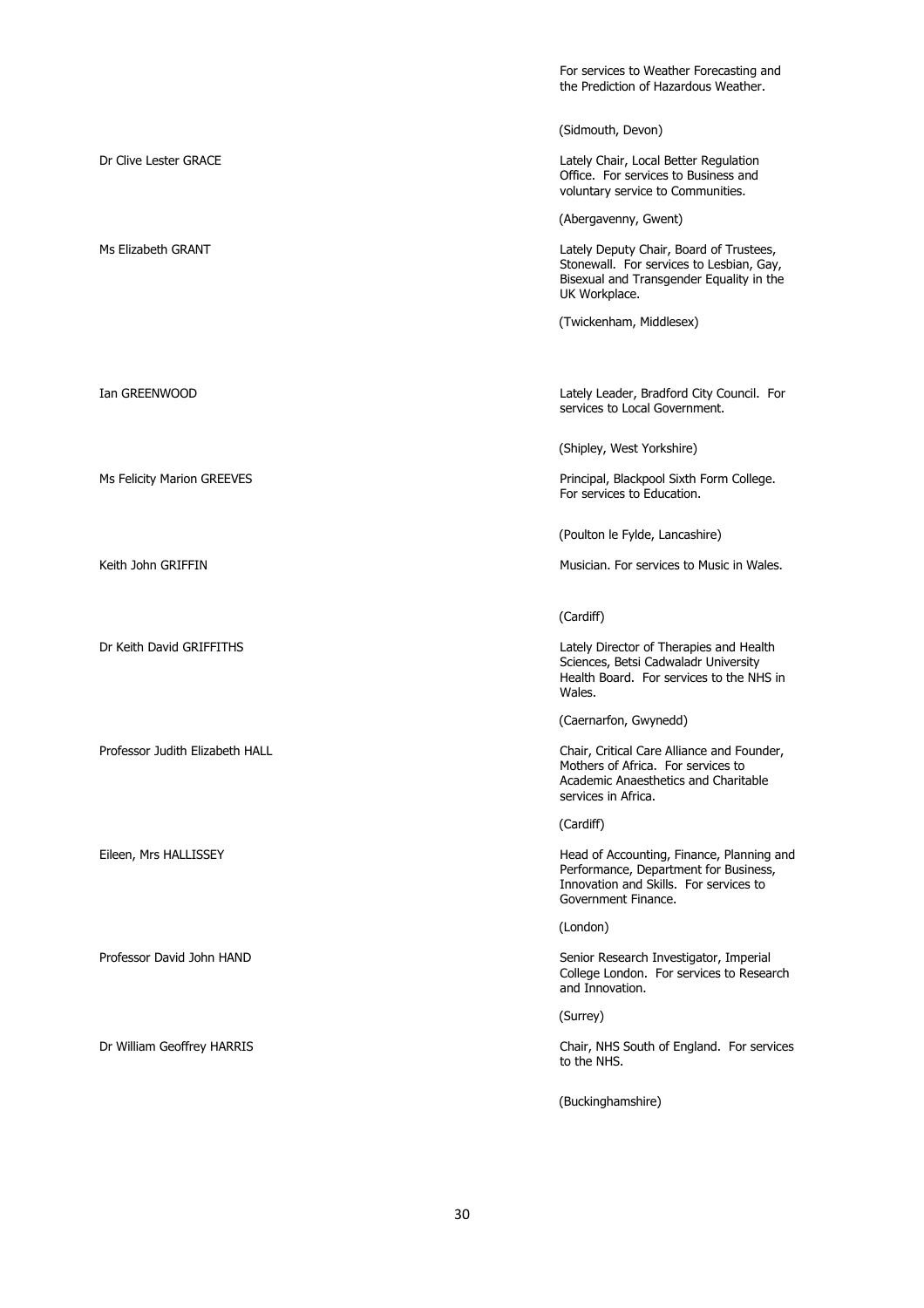For services to Weather Forecasting and the Prediction of Hazardous Weather.

(Sidmouth, Devon)

Dr Clive Lester GRACE

Lately Chair, Local Better Regulation Office. For services to Business and voluntary service to Communities.

(Abergavenny, Gwent)

Ms Elizabeth GRANT

Lately Deputy Chair, Board of Trustees, Stonewall. For services to Lesbian, Gay, Bisexual and Transgender Equality in the UK Workplace.

(Twickenham, Middlesex)

Ian GREENWOOD

Lately Leader, Bradford City Council. For services to Local Government.

(Shipley, West Yorkshire)

Ms Felicity Marion GREEVES

Principal, Blackpool Sixth Form College. For services to Education.

(Poulton le Fylde, Lancashire)

Keith John GRIFFIN

Musician. For services to Music in Wales.

(Cardiff)

Dr Keith David GRIFFITHS

Lately Director of Therapies and Health Sciences, Betsi Cadwaladr University Health Board. For services to the NHS in Wales.

(Caernarfon, Gwynedd)

Professor Judith Elizabeth HALL

Chair, Critical Care Alliance and Founder, Mothers of Africa. For services to Academic Anaesthetics and Charitable services in Africa.

(Cardiff)

Eileen, Mrs HALLISSEY

Head of Accounting, Finance, Planning and Performance, Department for Business, Innovation and Skills. For services to Government Finance.

(London)

Professor David John HAND

Senior Research Investigator, Imperial College London. For services to Research and Innovation.

(Surrey)

Dr William Geoffrey HARRIS

Chair, NHS South of England. For services to the NHS.

(Buckinghamshire)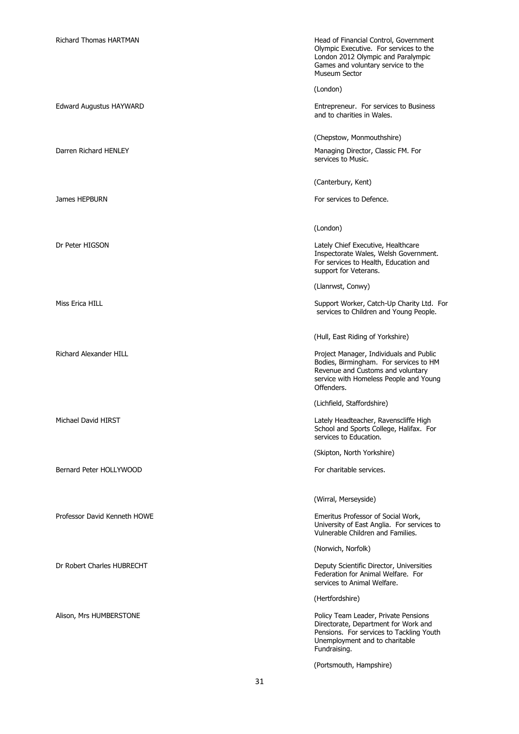| | |
|---|---|
| Richard Thomas HARTMAN | Head of Financial Control, Government Olympic Executive. For services to the London 2012 Olympic and Paralympic Games and voluntary service to the Museum Sector<br><br>(London) |
| Edward Augustus HAYWARD | Entrepreneur. For services to Business and to charities in Wales.<br><br>(Chepstow, Monmouthshire) |
| Darren Richard HENLEY | Managing Director, Classic FM. For services to Music.<br><br>(Canterbury, Kent) |
| James HEPBURN | For services to Defence.<br><br>(London) |
| Dr Peter HIGSON | Lately Chief Executive, Healthcare Inspectorate Wales, Welsh Government. For services to Health, Education and support for Veterans.<br><br>(Llanrwst, Conwy) |
| Miss Erica HILL | Support Worker, Catch-Up Charity Ltd. For services to Children and Young People.<br><br>(Hull, East Riding of Yorkshire) |
| Richard Alexander HILL | Project Manager, Individuals and Public Bodies, Birmingham. For services to HM Revenue and Customs and voluntary service with Homeless People and Young Offenders.<br><br>(Lichfield, Staffordshire) |
| Michael David HIRST | Lately Headteacher, Ravenscliffe High School and Sports College, Halifax. For services to Education.<br><br>(Skipton, North Yorkshire) |
| Bernard Peter HOLLYWOOD | For charitable services.<br><br>(Wirral, Merseyside) |
| Professor David Kenneth HOWE | Emeritus Professor of Social Work, University of East Anglia. For services to Vulnerable Children and Families.<br><br>(Norwich, Norfolk) |
| Dr Robert Charles HUBRECHT | Deputy Scientific Director, Universities Federation for Animal Welfare. For services to Animal Welfare.<br><br>(Hertfordshire) |
| Alison, Mrs HUMBERSTONE | Policy Team Leader, Private Pensions Directorate, Department for Work and Pensions. For services to Tackling Youth Unemployment and to charitable Fundraising.<br><br>(Portsmouth, Hampshire) |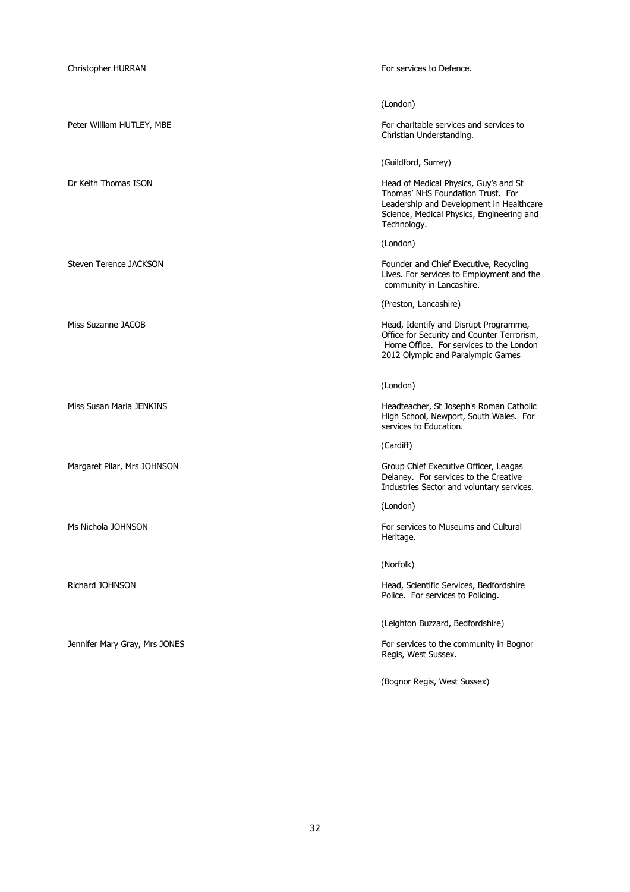| | |
|---|---|
| Christopher HURRAN | For services to Defence.<br><br>(London) |
| Peter William HUTLEY, MBE | For charitable services and services to Christian Understanding.<br><br>(Guildford, Surrey) |
| Dr Keith Thomas ISON | Head of Medical Physics, Guy's and St Thomas' NHS Foundation Trust. For Leadership and Development in Healthcare Science, Medical Physics, Engineering and Technology.<br><br>(London) |
| Steven Terence JACKSON | Founder and Chief Executive, Recycling Lives. For services to Employment and the community in Lancashire.<br><br>(Preston, Lancashire) |
| Miss Suzanne JACOB | Head, Identify and Disrupt Programme, Office for Security and Counter Terrorism, Home Office. For services to the London 2012 Olympic and Paralympic Games<br><br>(London) |
| Miss Susan Maria JENKINS | Headteacher, St Joseph's Roman Catholic High School, Newport, South Wales. For services to Education.<br><br>(Cardiff) |
| Margaret Pilar, Mrs JOHNSON | Group Chief Executive Officer, Leagas Delaney. For services to the Creative Industries Sector and voluntary services.<br><br>(London) |
| Ms Nichola JOHNSON | For services to Museums and Cultural Heritage.<br><br>(Norfolk) |
| Richard JOHNSON | Head, Scientific Services, Bedfordshire Police. For services to Policing.<br><br>(Leighton Buzzard, Bedfordshire) |
| Jennifer Mary Gray, Mrs JONES | For services to the community in Bognor Regis, West Sussex.<br><br>(Bognor Regis, West Sussex) |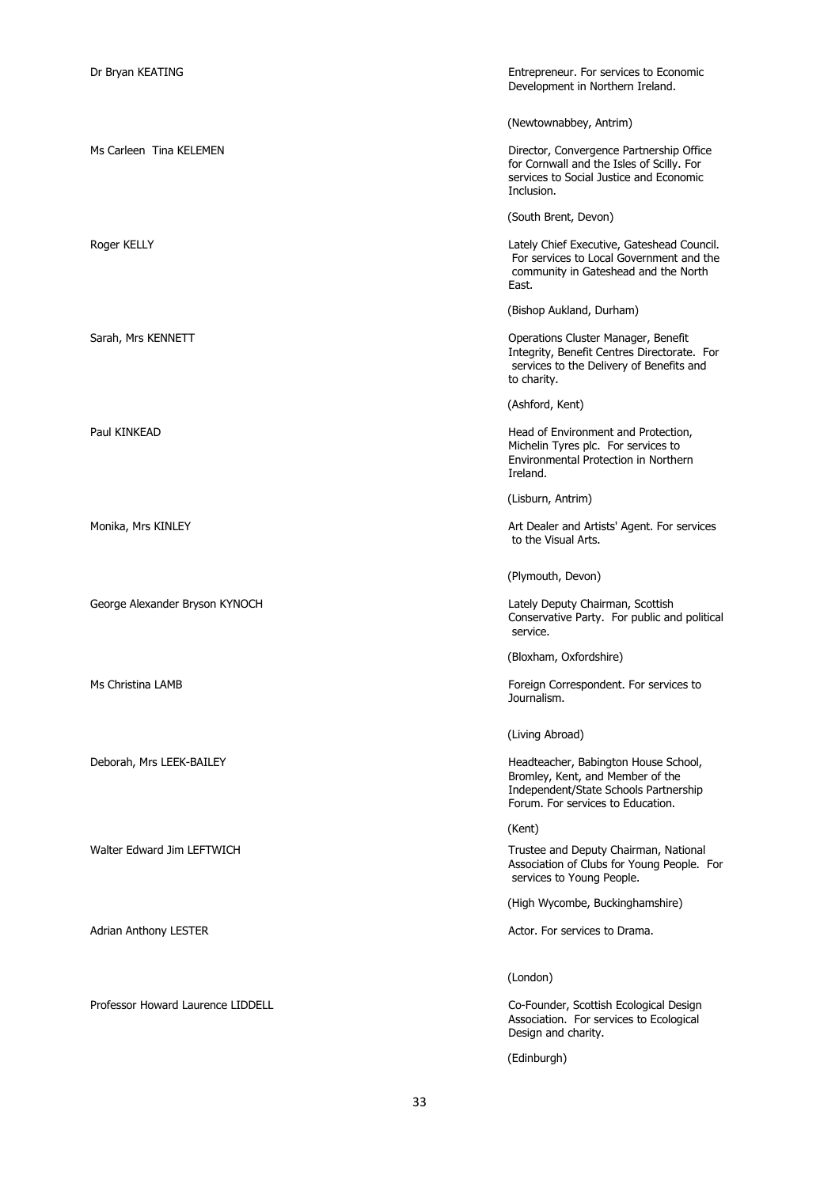Dr Bryan KEATING

Entrepreneur. For services to Economic Development in Northern Ireland.

(Newtownabbey, Antrim)

Ms Carleen Tina KELEMEN

Director, Convergence Partnership Office for Cornwall and the Isles of Scilly. For services to Social Justice and Economic Inclusion.

(South Brent, Devon)

Roger KELLY

Lately Chief Executive, Gateshead Council. For services to Local Government and the community in Gateshead and the North East.

(Bishop Aukland, Durham)

Sarah, Mrs KENNETT

Operations Cluster Manager, Benefit Integrity, Benefit Centres Directorate. For services to the Delivery of Benefits and to charity.

(Ashford, Kent)

Paul KINKEAD

Head of Environment and Protection, Michelin Tyres plc. For services to Environmental Protection in Northern Ireland.

(Lisburn, Antrim)

Monika, Mrs KINLEY

Art Dealer and Artists' Agent. For services to the Visual Arts.

(Plymouth, Devon)

George Alexander Bryson KYNOCH

Lately Deputy Chairman, Scottish Conservative Party. For public and political service.

(Bloxham, Oxfordshire)

Ms Christina LAMB

Foreign Correspondent. For services to Journalism.

(Living Abroad)

Deborah, Mrs LEEK-BAILEY

Headteacher, Babington House School, Bromley, Kent, and Member of the Independent/State Schools Partnership Forum. For services to Education.

(Kent)

Walter Edward Jim LEFTWICH

Trustee and Deputy Chairman, National Association of Clubs for Young People. For services to Young People.

(High Wycombe, Buckinghamshire)

Adrian Anthony LESTER

Actor. For services to Drama.

(London)

Professor Howard Laurence LIDDELL

Co-Founder, Scottish Ecological Design Association. For services to Ecological Design and charity.

(Edinburgh)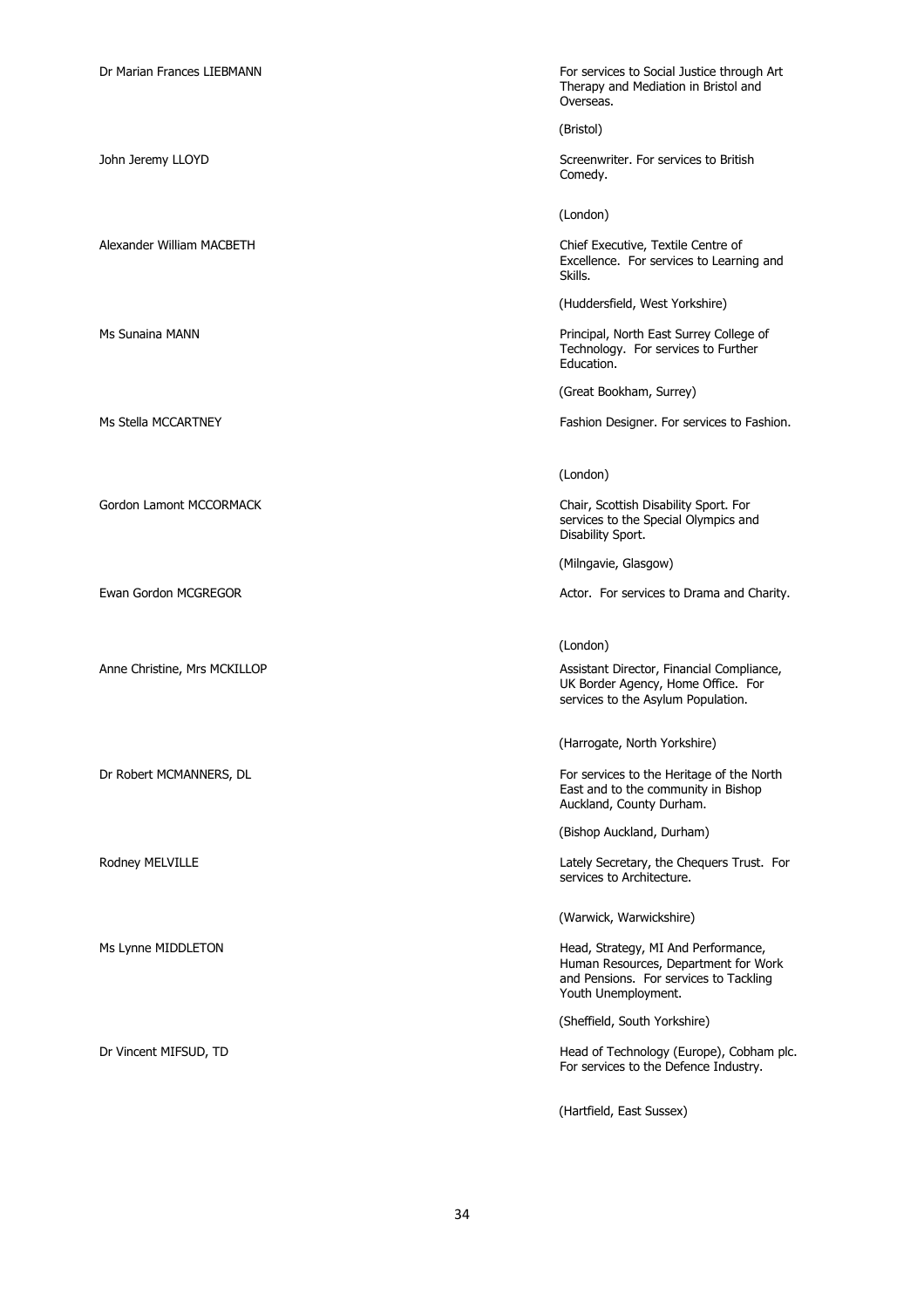| | |
|---|---|
| Dr Marian Frances LIEBMANN | For services to Social Justice through Art Therapy and Mediation in Bristol and Overseas.<br><br>(Bristol) |
| John Jeremy LLOYD | Screenwriter. For services to British Comedy.<br><br>(London) |
| Alexander William MACBETH | Chief Executive, Textile Centre of Excellence. For services to Learning and Skills.<br><br>(Huddersfield, West Yorkshire) |
| Ms Sunaina MANN | Principal, North East Surrey College of Technology. For services to Further Education.<br><br>(Great Bookham, Surrey) |
| Ms Stella MCCARTNEY | Fashion Designer. For services to Fashion.<br><br>(London) |
| Gordon Lamont MCCORMACK | Chair, Scottish Disability Sport. For services to the Special Olympics and Disability Sport.<br><br>(Milngavie, Glasgow) |
| Ewan Gordon MCGREGOR | Actor. For services to Drama and Charity.<br><br>(London) |
| Anne Christine, Mrs MCKILLOP | Assistant Director, Financial Compliance, UK Border Agency, Home Office. For services to the Asylum Population.<br><br>(Harrogate, North Yorkshire) |
| Dr Robert MCMANNERS, DL | For services to the Heritage of the North East and to the community in Bishop Auckland, County Durham.<br><br>(Bishop Auckland, Durham) |
| Rodney MELVILLE | Lately Secretary, the Chequers Trust. For services to Architecture.<br><br>(Warwick, Warwickshire) |
| Ms Lynne MIDDLETON | Head, Strategy, MI And Performance, Human Resources, Department for Work and Pensions. For services to Tackling Youth Unemployment.<br><br>(Sheffield, South Yorkshire) |
| Dr Vincent MIFSUD, TD | Head of Technology (Europe), Cobham plc. For services to the Defence Industry.<br><br>(Hartfield, East Sussex) |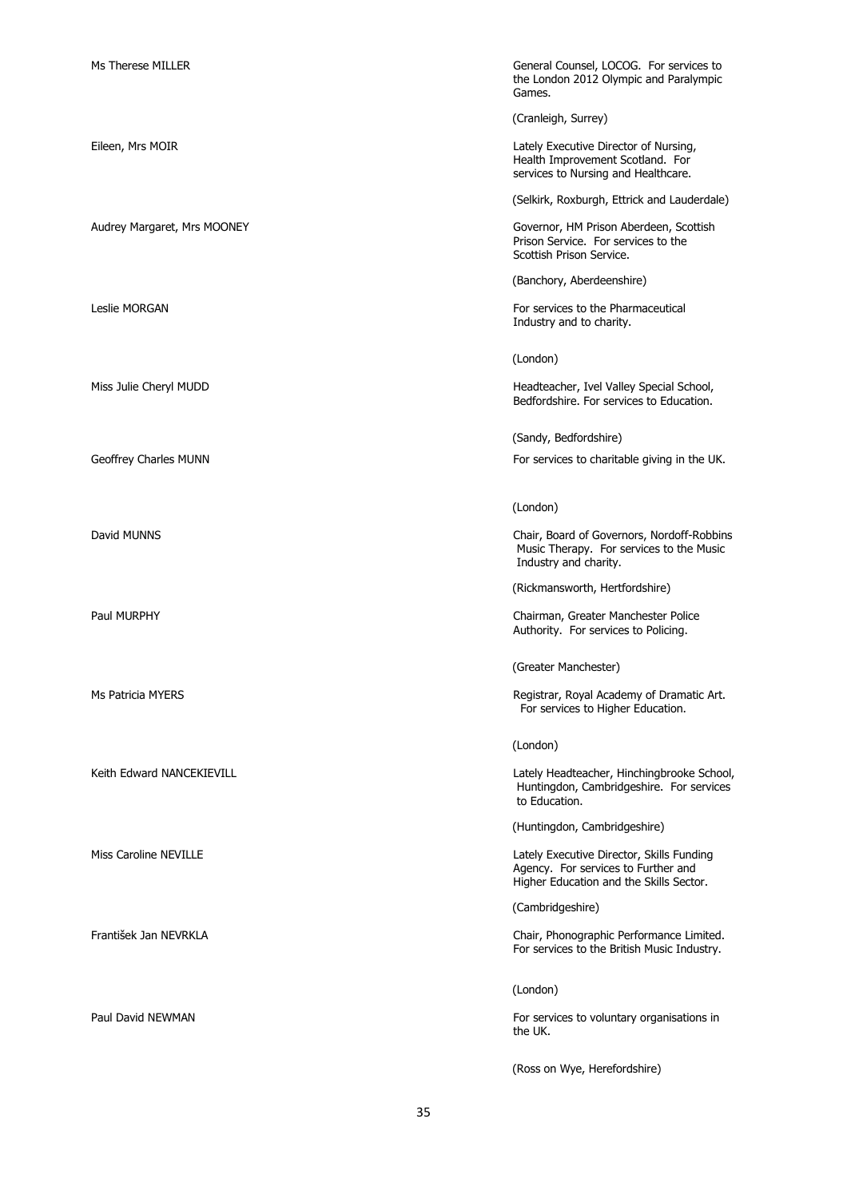| | |
|---|---|
| Ms Therese MILLER | General Counsel, LOCOG. For services to the London 2012 Olympic and Paralympic Games. |
| | (Cranleigh, Surrey) |
| Eileen, Mrs MOIR | Lately Executive Director of Nursing, Health Improvement Scotland. For services to Nursing and Healthcare. |
| | (Selkirk, Roxburgh, Ettrick and Lauderdale) |
| Audrey Margaret, Mrs MOONEY | Governor, HM Prison Aberdeen, Scottish Prison Service. For services to the Scottish Prison Service. |
| | (Banchory, Aberdeenshire) |
| Leslie MORGAN | For services to the Pharmaceutical Industry and to charity. |
| | (London) |
| Miss Julie Cheryl MUDD | Headteacher, Ivel Valley Special School, Bedfordshire. For services to Education. |
| | (Sandy, Bedfordshire) |
| Geoffrey Charles MUNN | For services to charitable giving in the UK. |
| | (London) |
| David MUNNS | Chair, Board of Governors, Nordoff-Robbins Music Therapy. For services to the Music Industry and charity. |
| | (Rickmansworth, Hertfordshire) |
| Paul MURPHY | Chairman, Greater Manchester Police Authority. For services to Policing. |
| | (Greater Manchester) |
| Ms Patricia MYERS | Registrar, Royal Academy of Dramatic Art. For services to Higher Education. |
| | (London) |
| Keith Edward NANCEKIEVILL | Lately Headteacher, Hinchingbrooke School, Huntingdon, Cambridgeshire. For services to Education. |
| | (Huntingdon, Cambridgeshire) |
| Miss Caroline NEVILLE | Lately Executive Director, Skills Funding Agency. For services to Further and Higher Education and the Skills Sector. |
| | (Cambridgeshire) |
| František Jan NEVRKLA | Chair, Phonographic Performance Limited. For services to the British Music Industry. |
| | (London) |
| Paul David NEWMAN | For services to voluntary organisations in the UK. |
| | (Ross on Wye, Herefordshire) |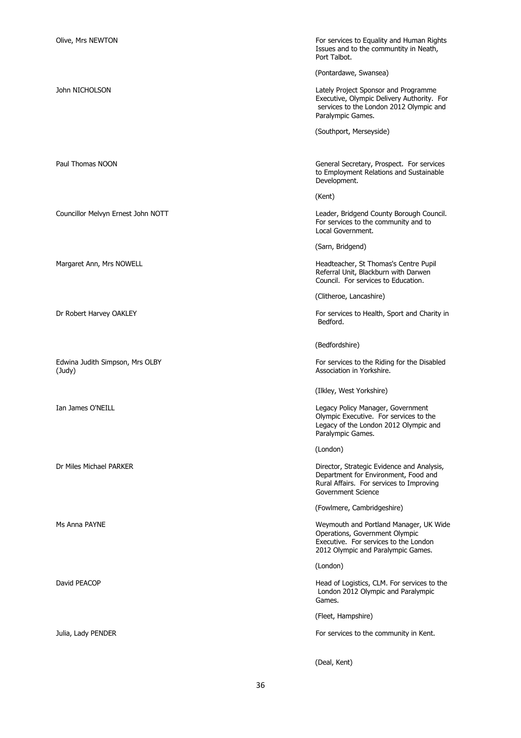| Name | Citation |
| --- | --- |
| Olive, Mrs NEWTON | For services to Equality and Human Rights Issues and to the communtity in Neath, Port Talbot.<br><br>(Pontardawe, Swansea) |
| John NICHOLSON | Lately Project Sponsor and Programme Executive, Olympic Delivery Authority. For services to the London 2012 Olympic and Paralympic Games.<br><br>(Southport, Merseyside) |
| Paul Thomas NOON | General Secretary, Prospect. For services to Employment Relations and Sustainable Development.<br><br>(Kent) |
| Councillor Melvyn Ernest John NOTT | Leader, Bridgend County Borough Council. For services to the community and to Local Government.<br><br>(Sarn, Bridgend) |
| Margaret Ann, Mrs NOWELL | Headteacher, St Thomas's Centre Pupil Referral Unit, Blackburn with Darwen Council. For services to Education.<br><br>(Clitheroe, Lancashire) |
| Dr Robert Harvey OAKLEY | For services to Health, Sport and Charity in Bedford.<br><br>(Bedfordshire) |
| Edwina Judith Simpson, Mrs OLBY (Judy) | For services to the Riding for the Disabled Association in Yorkshire.<br><br>(Ilkley, West Yorkshire) |
| Ian James O'NEILL | Legacy Policy Manager, Government Olympic Executive. For services to the Legacy of the London 2012 Olympic and Paralympic Games.<br><br>(London) |
| Dr Miles Michael PARKER | Director, Strategic Evidence and Analysis, Department for Environment, Food and Rural Affairs. For services to Improving Government Science<br><br>(Fowlmere, Cambridgeshire) |
| Ms Anna PAYNE | Weymouth and Portland Manager, UK Wide Operations, Government Olympic Executive. For services to the London 2012 Olympic and Paralympic Games.<br><br>(London) |
| David PEACOP | Head of Logistics, CLM. For services to the London 2012 Olympic and Paralympic Games.<br><br>(Fleet, Hampshire) |
| Julia, Lady PENDER | For services to the community in Kent.<br><br>(Deal, Kent) |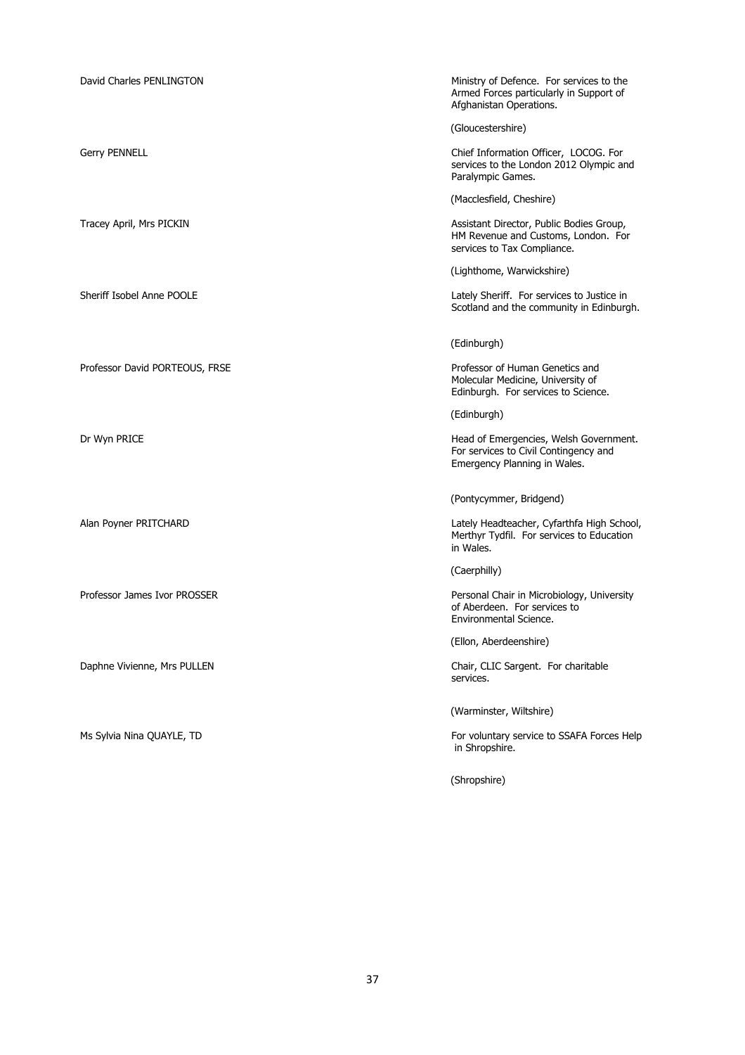| | |
|---|---|
| David Charles PENLINGTON | Ministry of Defence. For services to the Armed Forces particularly in Support of Afghanistan Operations.<br><br>(Gloucestershire) |
| Gerry PENNELL | Chief Information Officer, LOCOG. For services to the London 2012 Olympic and Paralympic Games.<br><br>(Macclesfield, Cheshire) |
| Tracey April, Mrs PICKIN | Assistant Director, Public Bodies Group, HM Revenue and Customs, London. For services to Tax Compliance.<br><br>(Lighthome, Warwickshire) |
| Sheriff Isobel Anne POOLE | Lately Sheriff. For services to Justice in Scotland and the community in Edinburgh.<br><br>(Edinburgh) |
| Professor David PORTEOUS, FRSE | Professor of Human Genetics and Molecular Medicine, University of Edinburgh. For services to Science.<br><br>(Edinburgh) |
| Dr Wyn PRICE | Head of Emergencies, Welsh Government. For services to Civil Contingency and Emergency Planning in Wales.<br><br>(Pontycymmer, Bridgend) |
| Alan Poyner PRITCHARD | Lately Headteacher, Cyfarthfa High School, Merthyr Tydfil. For services to Education in Wales.<br><br>(Caerphilly) |
| Professor James Ivor PROSSER | Personal Chair in Microbiology, University of Aberdeen. For services to Environmental Science.<br><br>(Ellon, Aberdeenshire) |
| Daphne Vivienne, Mrs PULLEN | Chair, CLIC Sargent. For charitable services.<br><br>(Warminster, Wiltshire) |
| Ms Sylvia Nina QUAYLE, TD | For voluntary service to SSAFA Forces Help in Shropshire.<br><br>(Shropshire) |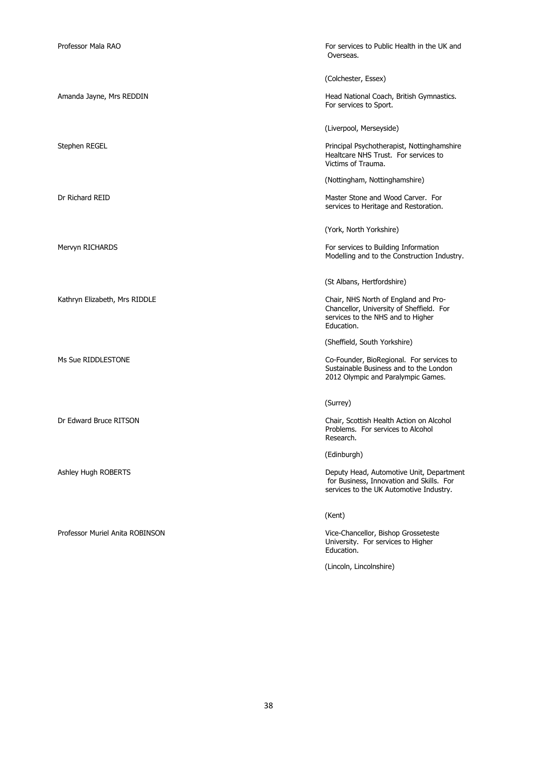| | |
|---|---|
| Professor Mala RAO | For services to Public Health in the UK and Overseas.<br><br>(Colchester, Essex) |
| Amanda Jayne, Mrs REDDIN | Head National Coach, British Gymnastics. For services to Sport.<br><br>(Liverpool, Merseyside) |
| Stephen REGEL | Principal Psychotherapist, Nottinghamshire Healtcare NHS Trust. For services to Victims of Trauma.<br><br>(Nottingham, Nottinghamshire) |
| Dr Richard REID | Master Stone and Wood Carver. For services to Heritage and Restoration.<br><br>(York, North Yorkshire) |
| Mervyn RICHARDS | For services to Building Information Modelling and to the Construction Industry.<br><br>(St Albans, Hertfordshire) |
| Kathryn Elizabeth, Mrs RIDDLE | Chair, NHS North of England and Pro-Chancellor, University of Sheffield. For services to the NHS and to Higher Education.<br><br>(Sheffield, South Yorkshire) |
| Ms Sue RIDDLESTONE | Co-Founder, BioRegional. For services to Sustainable Business and to the London 2012 Olympic and Paralympic Games.<br><br>(Surrey) |
| Dr Edward Bruce RITSON | Chair, Scottish Health Action on Alcohol Problems. For services to Alcohol Research.<br><br>(Edinburgh) |
| Ashley Hugh ROBERTS | Deputy Head, Automotive Unit, Department for Business, Innovation and Skills. For services to the UK Automotive Industry.<br><br>(Kent) |
| Professor Muriel Anita ROBINSON | Vice-Chancellor, Bishop Grosseteste University. For services to Higher Education.<br><br>(Lincoln, Lincolnshire) |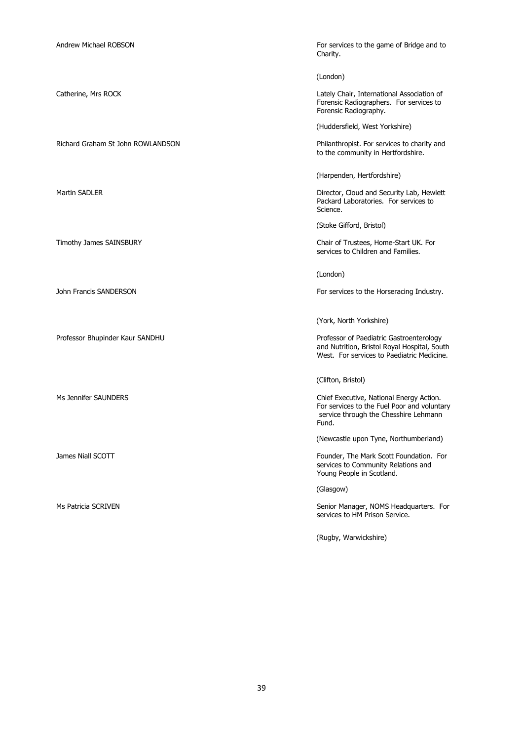| Name | Citation |
| --- | --- |
| Andrew Michael ROBSON | For services to the game of Bridge and to Charity.<br><br>(London) |
| Catherine, Mrs ROCK | Lately Chair, International Association of Forensic Radiographers. For services to Forensic Radiography.<br><br>(Huddersfield, West Yorkshire) |
| Richard Graham St John ROWLANDSON | Philanthropist. For services to charity and to the community in Hertfordshire.<br><br>(Harpenden, Hertfordshire) |
| Martin SADLER | Director, Cloud and Security Lab, Hewlett Packard Laboratories. For services to Science.<br><br>(Stoke Gifford, Bristol) |
| Timothy James SAINSBURY | Chair of Trustees, Home-Start UK. For services to Children and Families.<br><br>(London) |
| John Francis SANDERSON | For services to the Horseracing Industry.<br><br>(York, North Yorkshire) |
| Professor Bhupinder Kaur SANDHU | Professor of Paediatric Gastroenterology and Nutrition, Bristol Royal Hospital, South West. For services to Paediatric Medicine.<br><br>(Clifton, Bristol) |
| Ms Jennifer SAUNDERS | Chief Executive, National Energy Action. For services to the Fuel Poor and voluntary service through the Chesshire Lehmann Fund.<br><br>(Newcastle upon Tyne, Northumberland) |
| James Niall SCOTT | Founder, The Mark Scott Foundation. For services to Community Relations and Young People in Scotland.<br><br>(Glasgow) |
| Ms Patricia SCRIVEN | Senior Manager, NOMS Headquarters. For services to HM Prison Service.<br><br>(Rugby, Warwickshire) |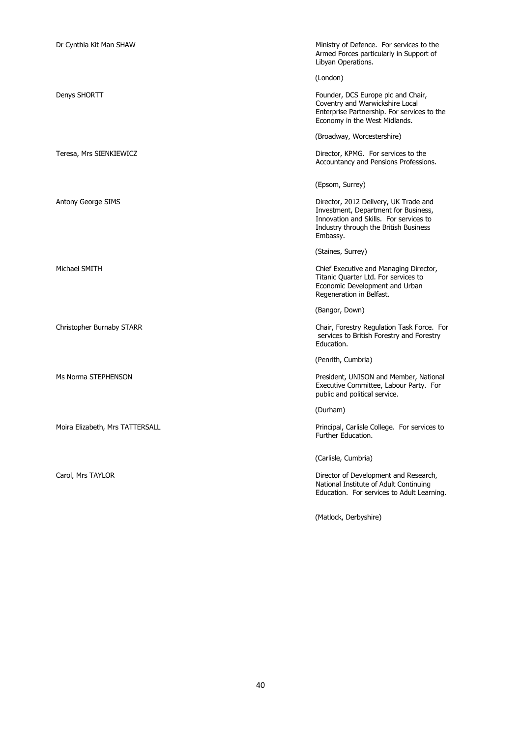| | |
|---|---|
| Dr Cynthia Kit Man SHAW | Ministry of Defence. For services to the Armed Forces particularly in Support of Libyan Operations.<br><br>(London) |
| Denys SHORTT | Founder, DCS Europe plc and Chair, Coventry and Warwickshire Local Enterprise Partnership. For services to the Economy in the West Midlands.<br><br>(Broadway, Worcestershire) |
| Teresa, Mrs SIENKIEWICZ | Director, KPMG. For services to the Accountancy and Pensions Professions.<br><br>(Epsom, Surrey) |
| Antony George SIMS | Director, 2012 Delivery, UK Trade and Investment, Department for Business, Innovation and Skills. For services to Industry through the British Business Embassy.<br><br>(Staines, Surrey) |
| Michael SMITH | Chief Executive and Managing Director, Titanic Quarter Ltd. For services to Economic Development and Urban Regeneration in Belfast.<br><br>(Bangor, Down) |
| Christopher Burnaby STARR | Chair, Forestry Regulation Task Force. For services to British Forestry and Forestry Education.<br><br>(Penrith, Cumbria) |
| Ms Norma STEPHENSON | President, UNISON and Member, National Executive Committee, Labour Party. For public and political service.<br><br>(Durham) |
| Moira Elizabeth, Mrs TATTERSALL | Principal, Carlisle College. For services to Further Education.<br><br>(Carlisle, Cumbria) |
| Carol, Mrs TAYLOR | Director of Development and Research, National Institute of Adult Continuing Education. For services to Adult Learning.<br><br>(Matlock, Derbyshire) |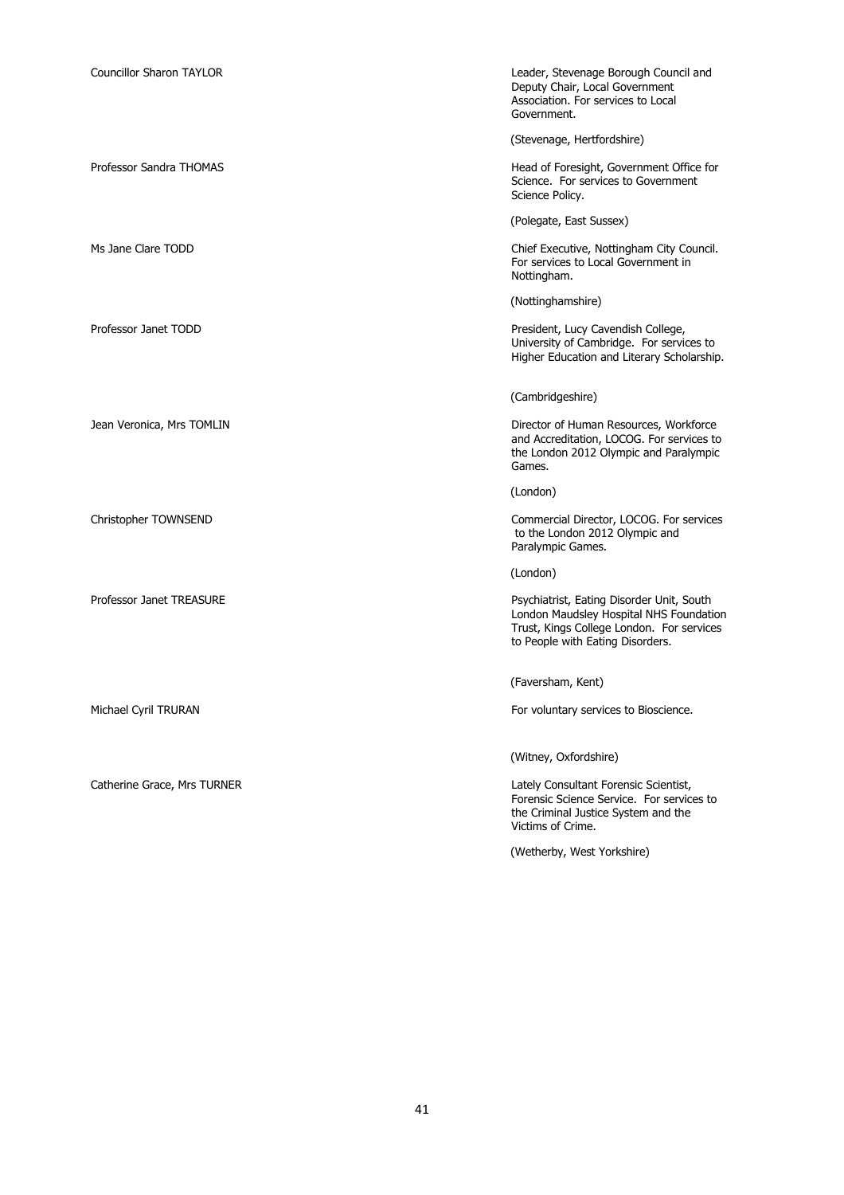Councillor Sharon TAYLOR

Leader, Stevenage Borough Council and Deputy Chair, Local Government Association. For services to Local Government.

(Stevenage, Hertfordshire)

Professor Sandra THOMAS

Head of Foresight, Government Office for Science. For services to Government Science Policy.

(Polegate, East Sussex)

Ms Jane Clare TODD

Chief Executive, Nottingham City Council. For services to Local Government in Nottingham.

(Nottinghamshire)

Professor Janet TODD

President, Lucy Cavendish College, University of Cambridge. For services to Higher Education and Literary Scholarship.

(Cambridgeshire)

Jean Veronica, Mrs TOMLIN

Director of Human Resources, Workforce and Accreditation, LOCOG. For services to the London 2012 Olympic and Paralympic Games.

(London)

Christopher TOWNSEND

Commercial Director, LOCOG. For services to the London 2012 Olympic and Paralympic Games.

(London)

Professor Janet TREASURE

Psychiatrist, Eating Disorder Unit, South London Maudsley Hospital NHS Foundation Trust, Kings College London. For services to People with Eating Disorders.

(Faversham, Kent)

Michael Cyril TRURAN

For voluntary services to Bioscience.

(Witney, Oxfordshire)

Catherine Grace, Mrs TURNER

Lately Consultant Forensic Scientist, Forensic Science Service. For services to the Criminal Justice System and the Victims of Crime.

(Wetherby, West Yorkshire)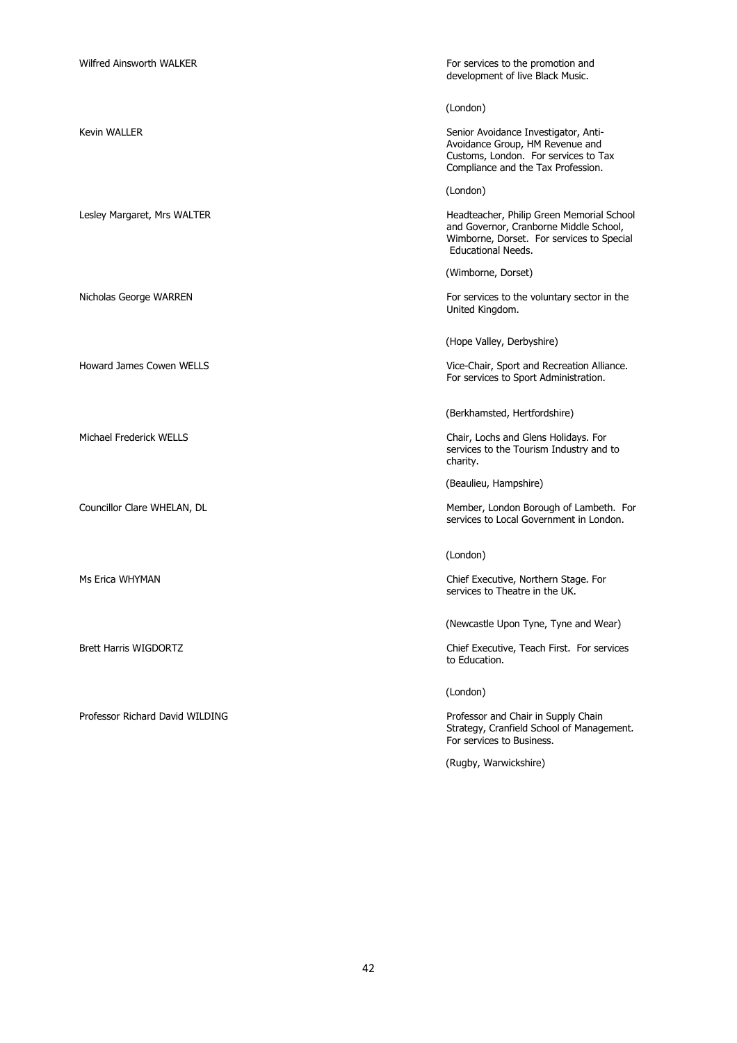Wilfred Ainsworth WALKER

For services to the promotion and development of live Black Music.

(London)

Kevin WALLER

Senior Avoidance Investigator, Anti-Avoidance Group, HM Revenue and Customs, London. For services to Tax Compliance and the Tax Profession.

(London)

Lesley Margaret, Mrs WALTER

Headteacher, Philip Green Memorial School and Governor, Cranborne Middle School, Wimborne, Dorset. For services to Special Educational Needs.

(Wimborne, Dorset)

Nicholas George WARREN

For services to the voluntary sector in the United Kingdom.

(Hope Valley, Derbyshire)

Howard James Cowen WELLS

Vice-Chair, Sport and Recreation Alliance. For services to Sport Administration.

(Berkhamsted, Hertfordshire)

Michael Frederick WELLS

Chair, Lochs and Glens Holidays. For services to the Tourism Industry and to charity.

(Beaulieu, Hampshire)

Councillor Clare WHELAN, DL

Member, London Borough of Lambeth. For services to Local Government in London.

(London)

Ms Erica WHYMAN

Chief Executive, Northern Stage. For services to Theatre in the UK.

(Newcastle Upon Tyne, Tyne and Wear)

Brett Harris WIGDORTZ

Chief Executive, Teach First. For services to Education.

(London)

Professor Richard David WILDING

Professor and Chair in Supply Chain Strategy, Cranfield School of Management. For services to Business.

(Rugby, Warwickshire)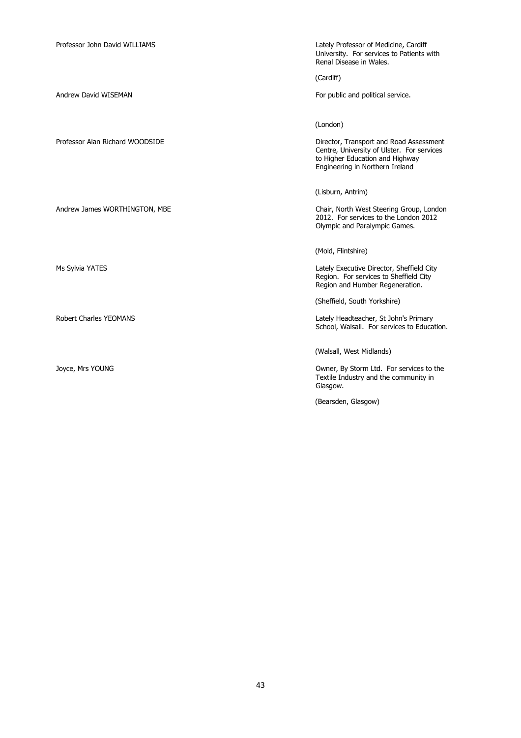Professor John David WILLIAMS

Lately Professor of Medicine, Cardiff University. For services to Patients with Renal Disease in Wales.

(Cardiff)

Andrew David WISEMAN

For public and political service.

(London)

Professor Alan Richard WOODSIDE

Director, Transport and Road Assessment Centre, University of Ulster. For services to Higher Education and Highway Engineering in Northern Ireland

(Lisburn, Antrim)

Andrew James WORTHINGTON, MBE

Chair, North West Steering Group, London 2012. For services to the London 2012 Olympic and Paralympic Games.

(Mold, Flintshire)

Ms Sylvia YATES

Lately Executive Director, Sheffield City Region. For services to Sheffield City Region and Humber Regeneration.

(Sheffield, South Yorkshire)

Robert Charles YEOMANS

Lately Headteacher, St John's Primary School, Walsall. For services to Education.

(Walsall, West Midlands)

Joyce, Mrs YOUNG

Owner, By Storm Ltd. For services to the Textile Industry and the community in Glasgow.

(Bearsden, Glasgow)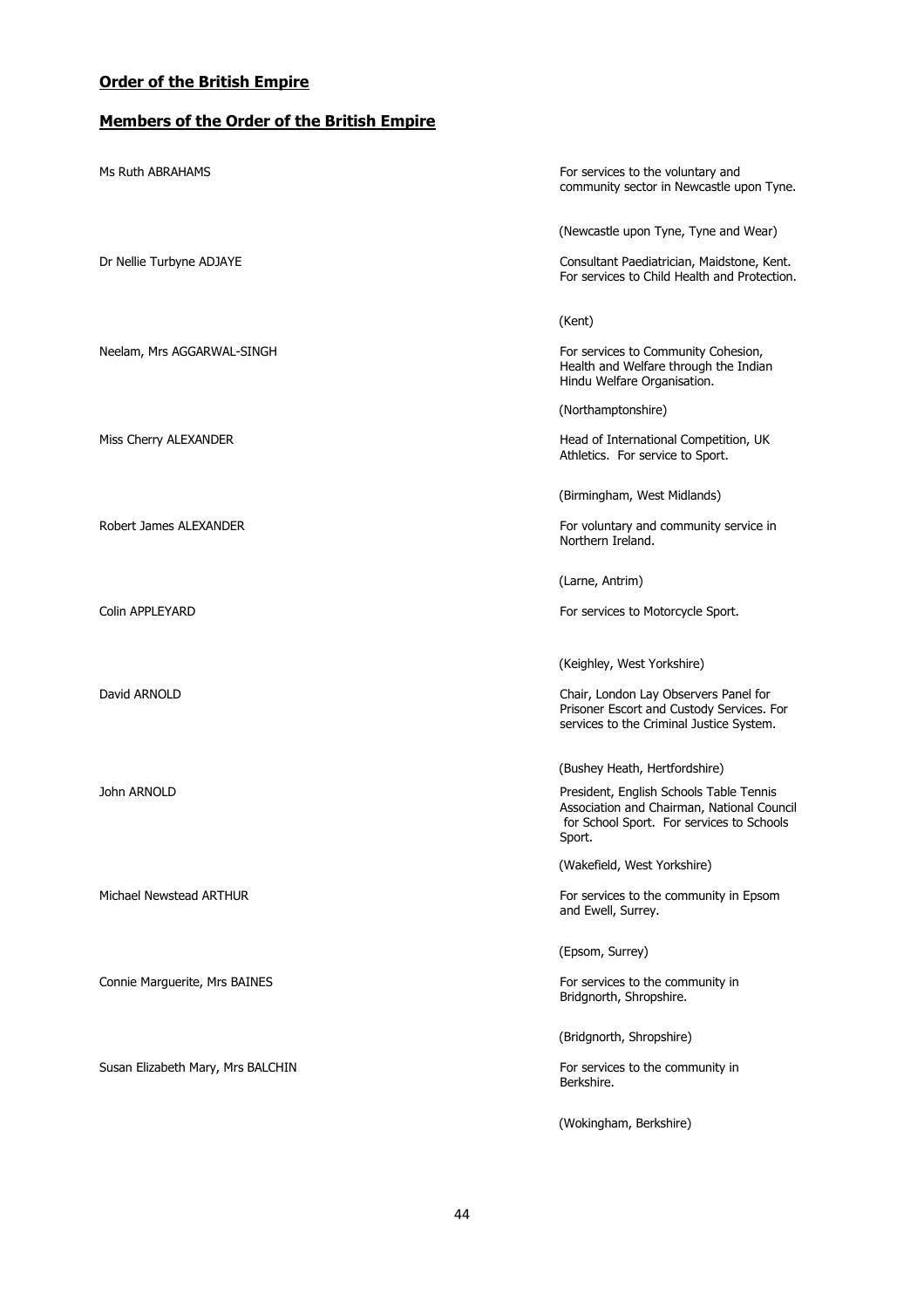## Order of the British Empire

## Members of the Order of the British Empire

| Name | Citation |
|---|---|
| Ms Ruth ABRAHAMS | For services to the voluntary and community sector in Newcastle upon Tyne.<br><br>(Newcastle upon Tyne, Tyne and Wear) |
| Dr Nellie Turbyne ADJAYE | Consultant Paediatrician, Maidstone, Kent. For services to Child Health and Protection.<br><br>(Kent) |
| Neelam, Mrs AGGARWAL-SINGH | For services to Community Cohesion, Health and Welfare through the Indian Hindu Welfare Organisation.<br><br>(Northamptonshire) |
| Miss Cherry ALEXANDER | Head of International Competition, UK Athletics. For service to Sport.<br><br>(Birmingham, West Midlands) |
| Robert James ALEXANDER | For voluntary and community service in Northern Ireland.<br><br>(Larne, Antrim) |
| Colin APPLEYARD | For services to Motorcycle Sport.<br><br>(Keighley, West Yorkshire) |
| David ARNOLD | Chair, London Lay Observers Panel for Prisoner Escort and Custody Services. For services to the Criminal Justice System.<br><br>(Bushey Heath, Hertfordshire) |
| John ARNOLD | President, English Schools Table Tennis Association and Chairman, National Council for School Sport. For services to Schools Sport.<br><br>(Wakefield, West Yorkshire) |
| Michael Newstead ARTHUR | For services to the community in Epsom and Ewell, Surrey.<br><br>(Epsom, Surrey) |
| Connie Marguerite, Mrs BAINES | For services to the community in Bridgnorth, Shropshire.<br><br>(Bridgnorth, Shropshire) |
| Susan Elizabeth Mary, Mrs BALCHIN | For services to the community in Berkshire.<br><br>(Wokingham, Berkshire) |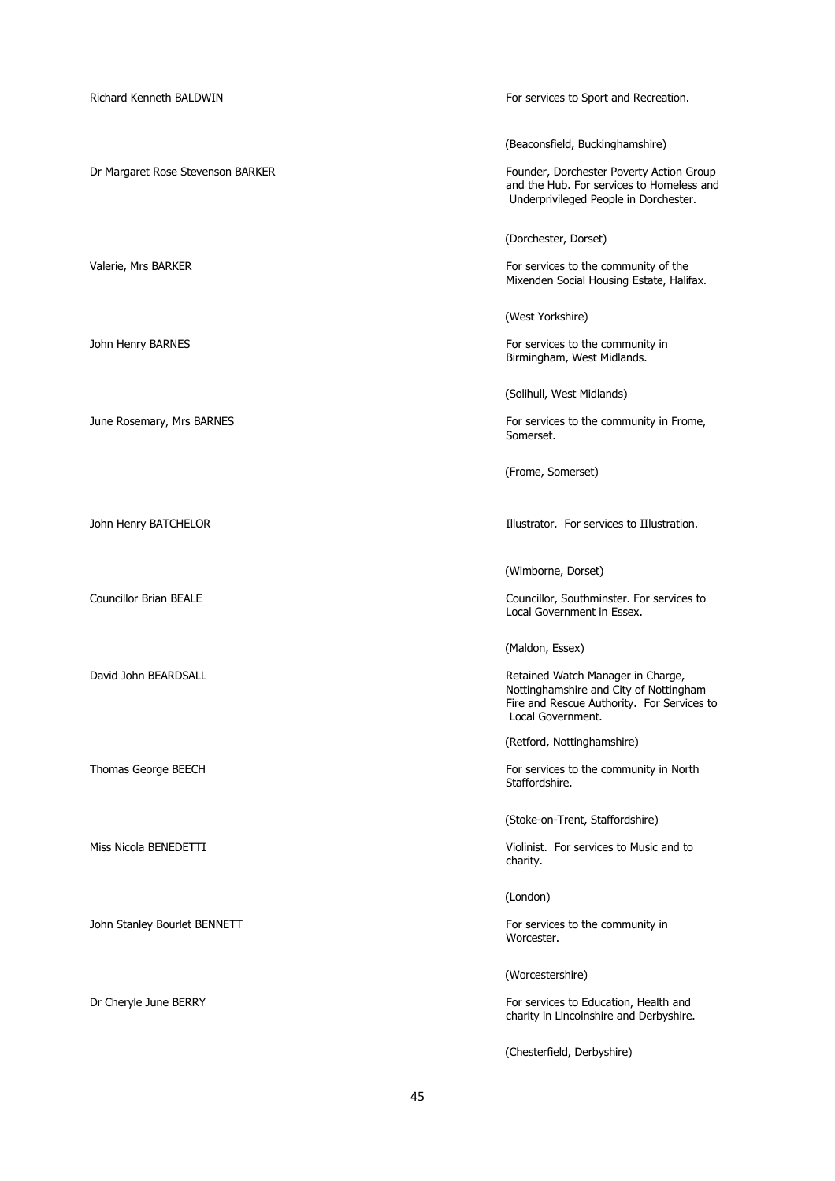| | |
|---|---|
| Richard Kenneth BALDWIN | For services to Sport and Recreation. |
| | (Beaconsfield, Buckinghamshire) |
| Dr Margaret Rose Stevenson BARKER | Founder, Dorchester Poverty Action Group and the Hub. For services to Homeless and Underprivileged People in Dorchester. |
| | (Dorchester, Dorset) |
| Valerie, Mrs BARKER | For services to the community of the Mixenden Social Housing Estate, Halifax. |
| | (West Yorkshire) |
| John Henry BARNES | For services to the community in Birmingham, West Midlands. |
| | (Solihull, West Midlands) |
| June Rosemary, Mrs BARNES | For services to the community in Frome, Somerset. |
| | (Frome, Somerset) |
| John Henry BATCHELOR | Illustrator. For services to IIlustration. |
| | (Wimborne, Dorset) |
| Councillor Brian BEALE | Councillor, Southminster. For services to Local Government in Essex. |
| | (Maldon, Essex) |
| David John BEARDSALL | Retained Watch Manager in Charge, Nottinghamshire and City of Nottingham Fire and Rescue Authority. For Services to Local Government. |
| | (Retford, Nottinghamshire) |
| Thomas George BEECH | For services to the community in North Staffordshire. |
| | (Stoke-on-Trent, Staffordshire) |
| Miss Nicola BENEDETTI | Violinist. For services to Music and to charity. |
| | (London) |
| John Stanley Bourlet BENNETT | For services to the community in Worcester. |
| | (Worcestershire) |
| Dr Cheryle June BERRY | For services to Education, Health and charity in Lincolnshire and Derbyshire. |
| | (Chesterfield, Derbyshire) |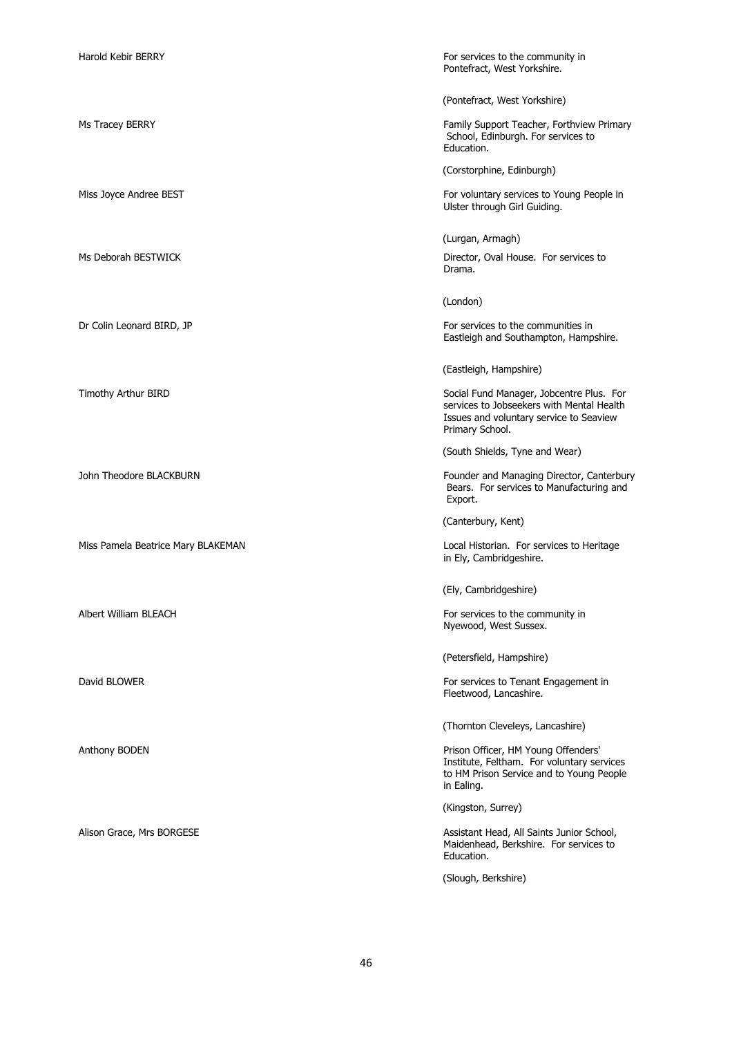Harold Kebir BERRY

For services to the community in Pontefract, West Yorkshire.

(Pontefract, West Yorkshire)

Ms Tracey BERRY

Family Support Teacher, Forthview Primary School, Edinburgh. For services to Education.

(Corstorphine, Edinburgh)

Miss Joyce Andree BEST

For voluntary services to Young People in Ulster through Girl Guiding.

(Lurgan, Armagh)

Ms Deborah BESTWICK

Director, Oval House. For services to Drama.

(London)

Dr Colin Leonard BIRD, JP

For services to the communities in Eastleigh and Southampton, Hampshire.

(Eastleigh, Hampshire)

Timothy Arthur BIRD

Social Fund Manager, Jobcentre Plus. For services to Jobseekers with Mental Health Issues and voluntary service to Seaview Primary School.

(South Shields, Tyne and Wear)

John Theodore BLACKBURN

Founder and Managing Director, Canterbury Bears. For services to Manufacturing and Export.

(Canterbury, Kent)

Miss Pamela Beatrice Mary BLAKEMAN

Local Historian. For services to Heritage in Ely, Cambridgeshire.

(Ely, Cambridgeshire)

Albert William BLEACH

For services to the community in Nyewood, West Sussex.

(Petersfield, Hampshire)

David BLOWER

For services to Tenant Engagement in Fleetwood, Lancashire.

(Thornton Cleveleys, Lancashire)

Anthony BODEN

Prison Officer, HM Young Offenders' Institute, Feltham. For voluntary services to HM Prison Service and to Young People in Ealing.

(Kingston, Surrey)

Alison Grace, Mrs BORGESE

Assistant Head, All Saints Junior School, Maidenhead, Berkshire. For services to Education.

(Slough, Berkshire)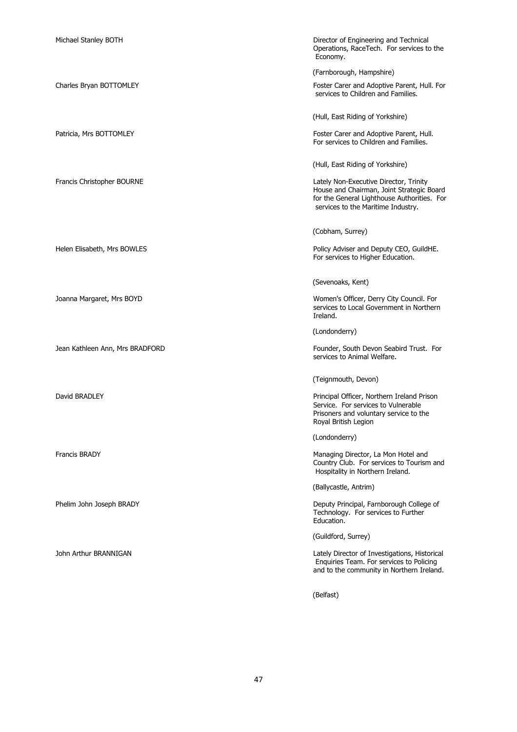| Name | Citation |
|---|---|
| Michael Stanley BOTH | Director of Engineering and Technical Operations, RaceTech. For services to the Economy. (Farnborough, Hampshire) |
| Charles Bryan BOTTOMLEY | Foster Carer and Adoptive Parent, Hull. For services to Children and Families. (Hull, East Riding of Yorkshire) |
| Patricia, Mrs BOTTOMLEY | Foster Carer and Adoptive Parent, Hull. For services to Children and Families. (Hull, East Riding of Yorkshire) |
| Francis Christopher BOURNE | Lately Non-Executive Director, Trinity House and Chairman, Joint Strategic Board for the General Lighthouse Authorities. For services to the Maritime Industry. (Cobham, Surrey) |
| Helen Elisabeth, Mrs BOWLES | Policy Adviser and Deputy CEO, GuildHE. For services to Higher Education. (Sevenoaks, Kent) |
| Joanna Margaret, Mrs BOYD | Women's Officer, Derry City Council. For services to Local Government in Northern Ireland. (Londonderry) |
| Jean Kathleen Ann, Mrs BRADFORD | Founder, South Devon Seabird Trust. For services to Animal Welfare. (Teignmouth, Devon) |
| David BRADLEY | Principal Officer, Northern Ireland Prison Service. For services to Vulnerable Prisoners and voluntary service to the Royal British Legion (Londonderry) |
| Francis BRADY | Managing Director, La Mon Hotel and Country Club. For services to Tourism and Hospitality in Northern Ireland. (Ballycastle, Antrim) |
| Phelim John Joseph BRADY | Deputy Principal, Farnborough College of Technology. For services to Further Education. (Guildford, Surrey) |
| John Arthur BRANNIGAN | Lately Director of Investigations, Historical Enquiries Team. For services to Policing and to the community in Northern Ireland. (Belfast) |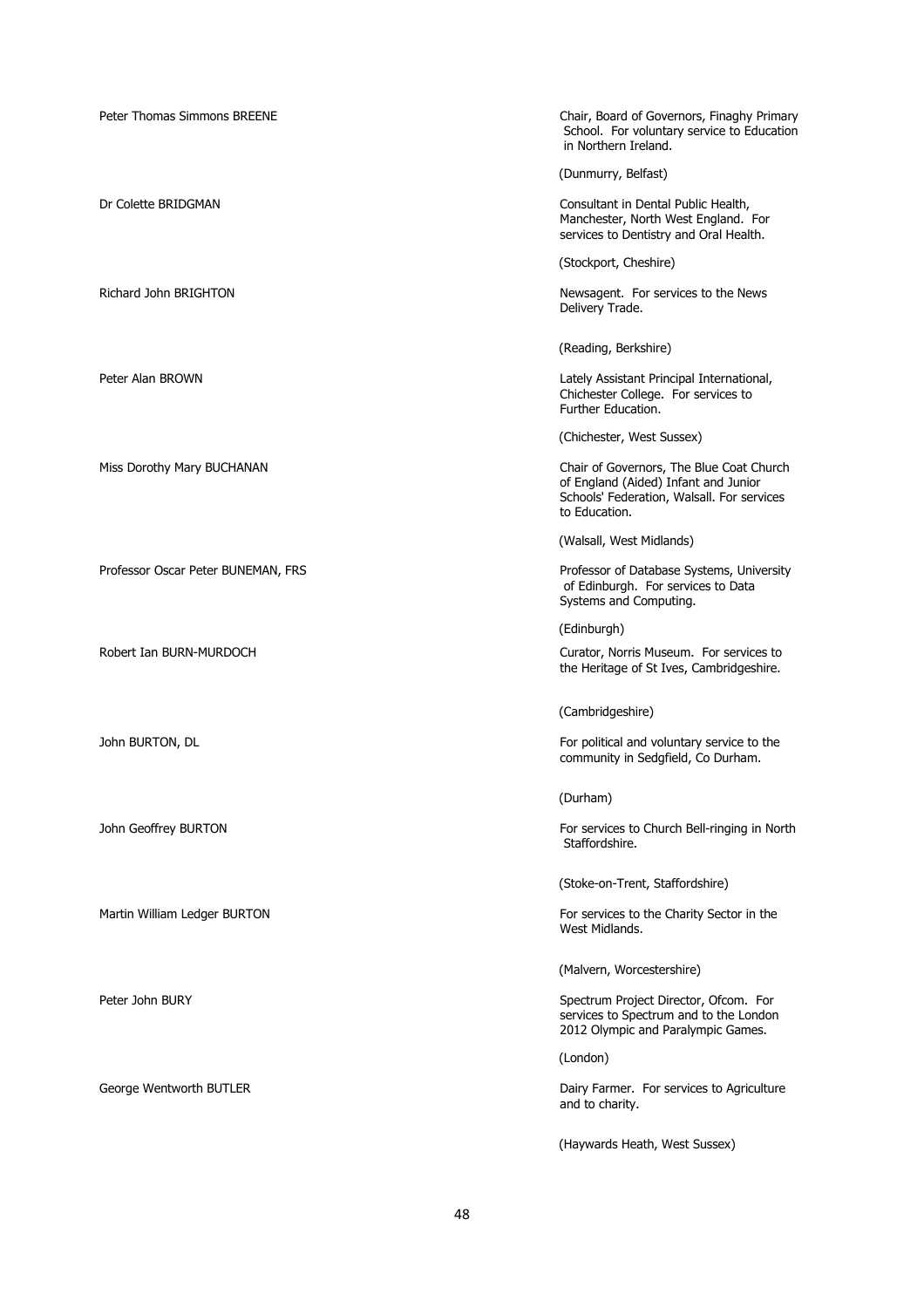| | |
|---|---|
| Peter Thomas Simmons BREENE | Chair, Board of Governors, Finaghy Primary School. For voluntary service to Education in Northern Ireland. (Dunmurry, Belfast) |
| Dr Colette BRIDGMAN | Consultant in Dental Public Health, Manchester, North West England. For services to Dentistry and Oral Health. (Stockport, Cheshire) |
| Richard John BRIGHTON | Newsagent. For services to the News Delivery Trade. (Reading, Berkshire) |
| Peter Alan BROWN | Lately Assistant Principal International, Chichester College. For services to Further Education. (Chichester, West Sussex) |
| Miss Dorothy Mary BUCHANAN | Chair of Governors, The Blue Coat Church of England (Aided) Infant and Junior Schools' Federation, Walsall. For services to Education. (Walsall, West Midlands) |
| Professor Oscar Peter BUNEMAN, FRS | Professor of Database Systems, University of Edinburgh. For services to Data Systems and Computing. (Edinburgh) |
| Robert Ian BURN-MURDOCH | Curator, Norris Museum. For services to the Heritage of St Ives, Cambridgeshire. (Cambridgeshire) |
| John BURTON, DL | For political and voluntary service to the community in Sedgfield, Co Durham. (Durham) |
| John Geoffrey BURTON | For services to Church Bell-ringing in North Staffordshire. (Stoke-on-Trent, Staffordshire) |
| Martin William Ledger BURTON | For services to the Charity Sector in the West Midlands. (Malvern, Worcestershire) |
| Peter John BURY | Spectrum Project Director, Ofcom. For services to Spectrum and to the London 2012 Olympic and Paralympic Games. (London) |
| George Wentworth BUTLER | Dairy Farmer. For services to Agriculture and to charity. (Haywards Heath, West Sussex) |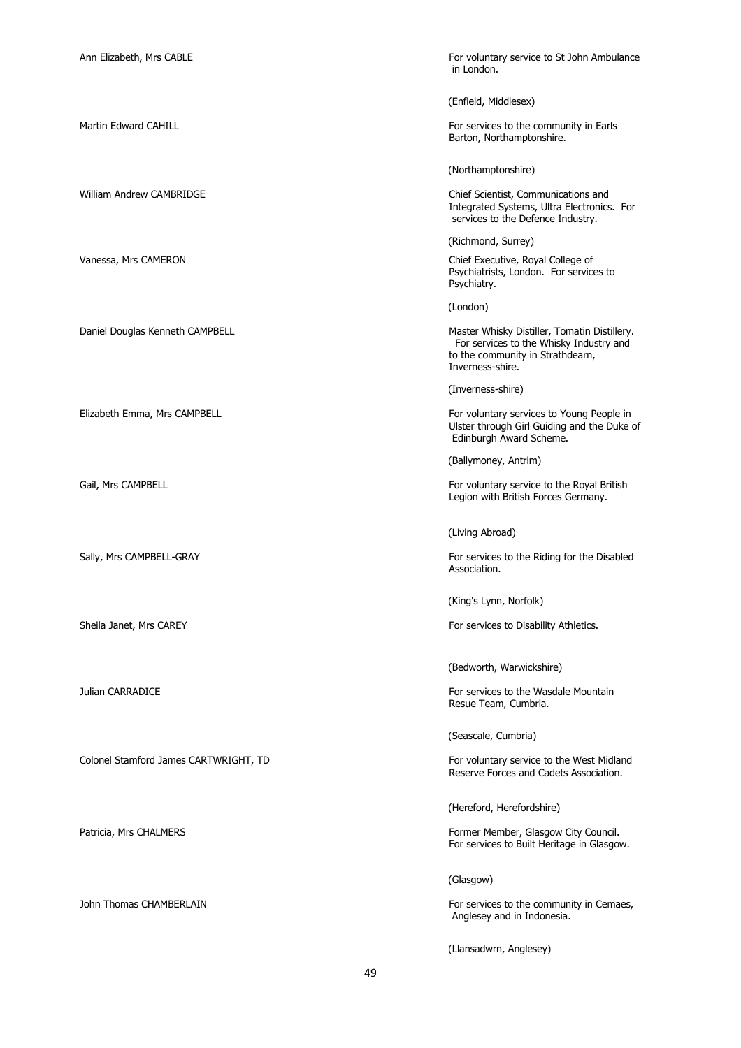Ann Elizabeth, Mrs CABLE

For voluntary service to St John Ambulance in London.

(Enfield, Middlesex)

Martin Edward CAHILL

For services to the community in Earls Barton, Northamptonshire.

(Northamptonshire)

William Andrew CAMBRIDGE

Chief Scientist, Communications and Integrated Systems, Ultra Electronics. For services to the Defence Industry.

(Richmond, Surrey)

Vanessa, Mrs CAMERON

Chief Executive, Royal College of Psychiatrists, London. For services to Psychiatry.

(London)

Daniel Douglas Kenneth CAMPBELL

Master Whisky Distiller, Tomatin Distillery. For services to the Whisky Industry and to the community in Strathdearn, Inverness-shire.

(Inverness-shire)

Elizabeth Emma, Mrs CAMPBELL

For voluntary services to Young People in Ulster through Girl Guiding and the Duke of Edinburgh Award Scheme.

(Ballymoney, Antrim)

Gail, Mrs CAMPBELL

For voluntary service to the Royal British Legion with British Forces Germany.

(Living Abroad)

Sally, Mrs CAMPBELL-GRAY

For services to the Riding for the Disabled Association.

(King's Lynn, Norfolk)

Sheila Janet, Mrs CAREY

For services to Disability Athletics.

(Bedworth, Warwickshire)

Julian CARRADICE

For services to the Wasdale Mountain Resue Team, Cumbria.

(Seascale, Cumbria)

Colonel Stamford James CARTWRIGHT, TD

For voluntary service to the West Midland Reserve Forces and Cadets Association.

(Hereford, Herefordshire)

Patricia, Mrs CHALMERS

Former Member, Glasgow City Council. For services to Built Heritage in Glasgow.

(Glasgow)

John Thomas CHAMBERLAIN

For services to the community in Cemaes, Anglesey and in Indonesia.

(Llansadwrn, Anglesey)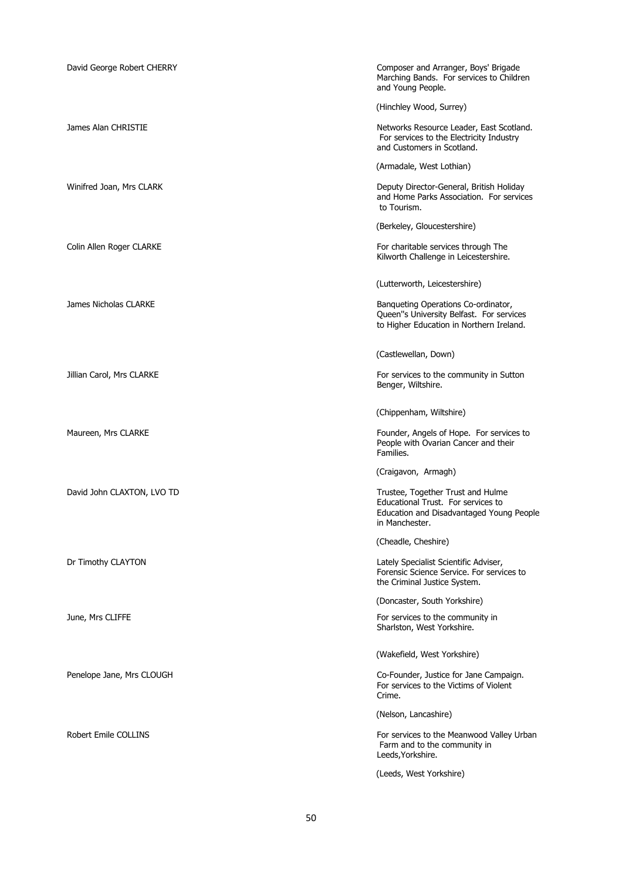David George Robert CHERRY

Composer and Arranger, Boys' Brigade Marching Bands. For services to Children and Young People.

(Hinchley Wood, Surrey)

James Alan CHRISTIE

Networks Resource Leader, East Scotland. For services to the Electricity Industry and Customers in Scotland.

(Armadale, West Lothian)

Winifred Joan, Mrs CLARK

Deputy Director-General, British Holiday and Home Parks Association. For services to Tourism.

(Berkeley, Gloucestershire)

Colin Allen Roger CLARKE

For charitable services through The Kilworth Challenge in Leicestershire.

(Lutterworth, Leicestershire)

James Nicholas CLARKE

Banqueting Operations Co-ordinator, Queen''s University Belfast. For services to Higher Education in Northern Ireland.

(Castlewellan, Down)

Jillian Carol, Mrs CLARKE

For services to the community in Sutton Benger, Wiltshire.

(Chippenham, Wiltshire)

Maureen, Mrs CLARKE

Founder, Angels of Hope. For services to People with Ovarian Cancer and their Families.

(Craigavon, Armagh)

David John CLAXTON, LVO TD

Trustee, Together Trust and Hulme Educational Trust. For services to Education and Disadvantaged Young People in Manchester.

(Cheadle, Cheshire)

Dr Timothy CLAYTON

Lately Specialist Scientific Adviser, Forensic Science Service. For services to the Criminal Justice System.

(Doncaster, South Yorkshire)

June, Mrs CLIFFE

For services to the community in Sharlston, West Yorkshire.

(Wakefield, West Yorkshire)

Penelope Jane, Mrs CLOUGH

Co-Founder, Justice for Jane Campaign. For services to the Victims of Violent Crime.

(Nelson, Lancashire)

Robert Emile COLLINS

For services to the Meanwood Valley Urban Farm and to the community in Leeds,Yorkshire.

(Leeds, West Yorkshire)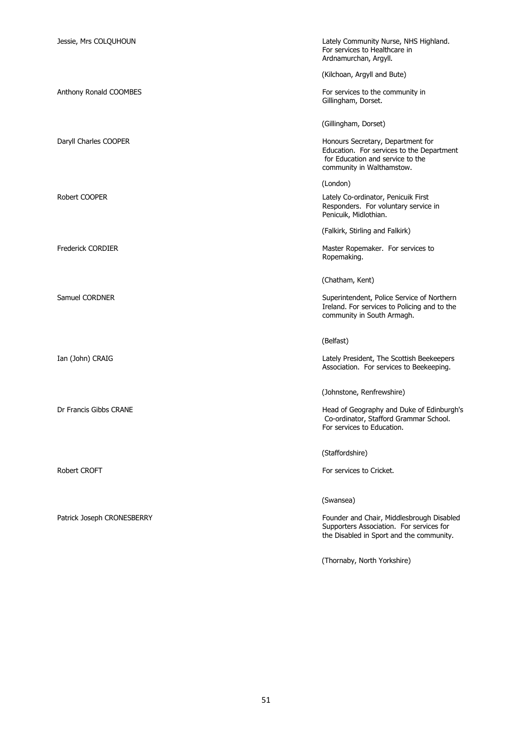| | |
|---|---|
| Jessie, Mrs COLQUHOUN | Lately Community Nurse, NHS Highland. For services to Healthcare in Ardnamurchan, Argyll.<br><br>(Kilchoan, Argyll and Bute) |
| Anthony Ronald COOMBES | For services to the community in Gillingham, Dorset.<br><br>(Gillingham, Dorset) |
| Daryll Charles COOPER | Honours Secretary, Department for Education. For services to the Department for Education and service to the community in Walthamstow.<br><br>(London) |
| Robert COOPER | Lately Co-ordinator, Penicuik First Responders. For voluntary service in Penicuik, Midlothian.<br><br>(Falkirk, Stirling and Falkirk) |
| Frederick CORDIER | Master Ropemaker. For services to Ropemaking.<br><br>(Chatham, Kent) |
| Samuel CORDNER | Superintendent, Police Service of Northern Ireland. For services to Policing and to the community in South Armagh.<br><br>(Belfast) |
| Ian (John) CRAIG | Lately President, The Scottish Beekeepers Association. For services to Beekeeping.<br><br>(Johnstone, Renfrewshire) |
| Dr Francis Gibbs CRANE | Head of Geography and Duke of Edinburgh's Co-ordinator, Stafford Grammar School. For services to Education.<br><br>(Staffordshire) |
| Robert CROFT | For services to Cricket.<br><br>(Swansea) |
| Patrick Joseph CRONESBERRY | Founder and Chair, Middlesbrough Disabled Supporters Association. For services for the Disabled in Sport and the community.<br><br>(Thornaby, North Yorkshire) |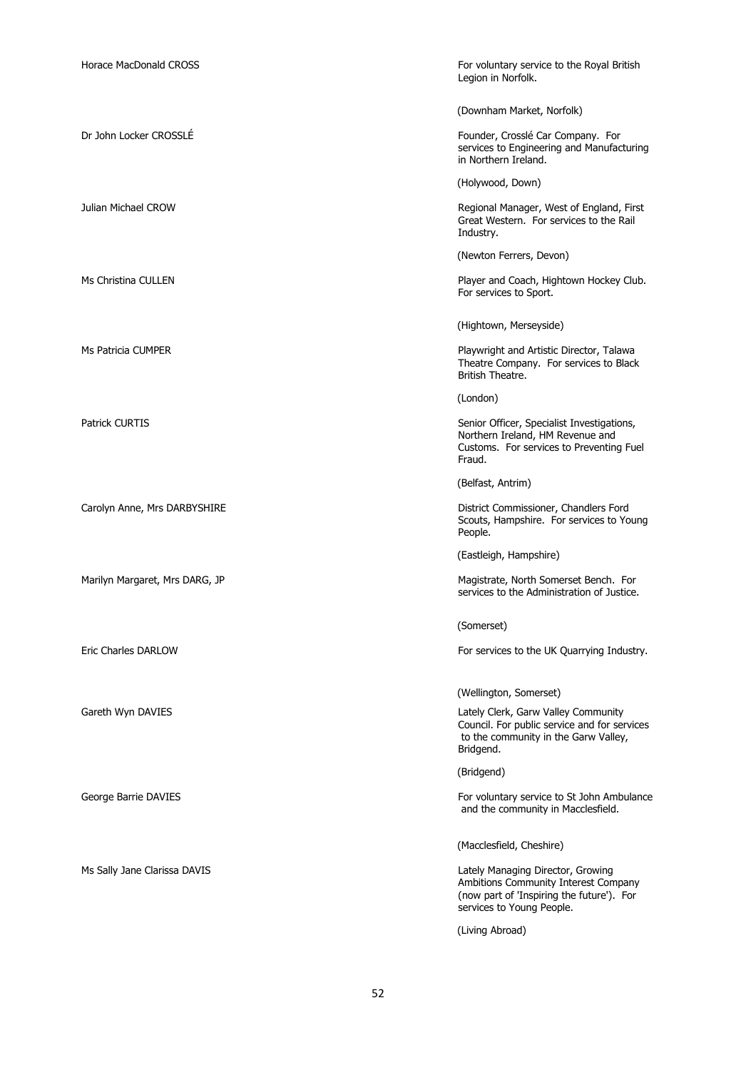Horace MacDonald CROSS

For voluntary service to the Royal British Legion in Norfolk.

(Downham Market, Norfolk)

Dr John Locker CROSSLÉ

Founder, Crosslé Car Company. For services to Engineering and Manufacturing in Northern Ireland.

(Holywood, Down)

Julian Michael CROW

Regional Manager, West of England, First Great Western. For services to the Rail Industry.

(Newton Ferrers, Devon)

Ms Christina CULLEN

Player and Coach, Hightown Hockey Club. For services to Sport.

(Hightown, Merseyside)

Ms Patricia CUMPER

Playwright and Artistic Director, Talawa Theatre Company. For services to Black British Theatre.

(London)

Patrick CURTIS

Senior Officer, Specialist Investigations, Northern Ireland, HM Revenue and Customs. For services to Preventing Fuel Fraud.

(Belfast, Antrim)

Carolyn Anne, Mrs DARBYSHIRE

District Commissioner, Chandlers Ford Scouts, Hampshire. For services to Young People.

(Eastleigh, Hampshire)

Marilyn Margaret, Mrs DARG, JP

Magistrate, North Somerset Bench. For services to the Administration of Justice.

(Somerset)

Eric Charles DARLOW

For services to the UK Quarrying Industry.

(Wellington, Somerset)

Gareth Wyn DAVIES

Lately Clerk, Garw Valley Community Council. For public service and for services to the community in the Garw Valley, Bridgend.

(Bridgend)

George Barrie DAVIES

For voluntary service to St John Ambulance and the community in Macclesfield.

(Macclesfield, Cheshire)

Ms Sally Jane Clarissa DAVIS

Lately Managing Director, Growing Ambitions Community Interest Company (now part of 'Inspiring the future'). For services to Young People.

(Living Abroad)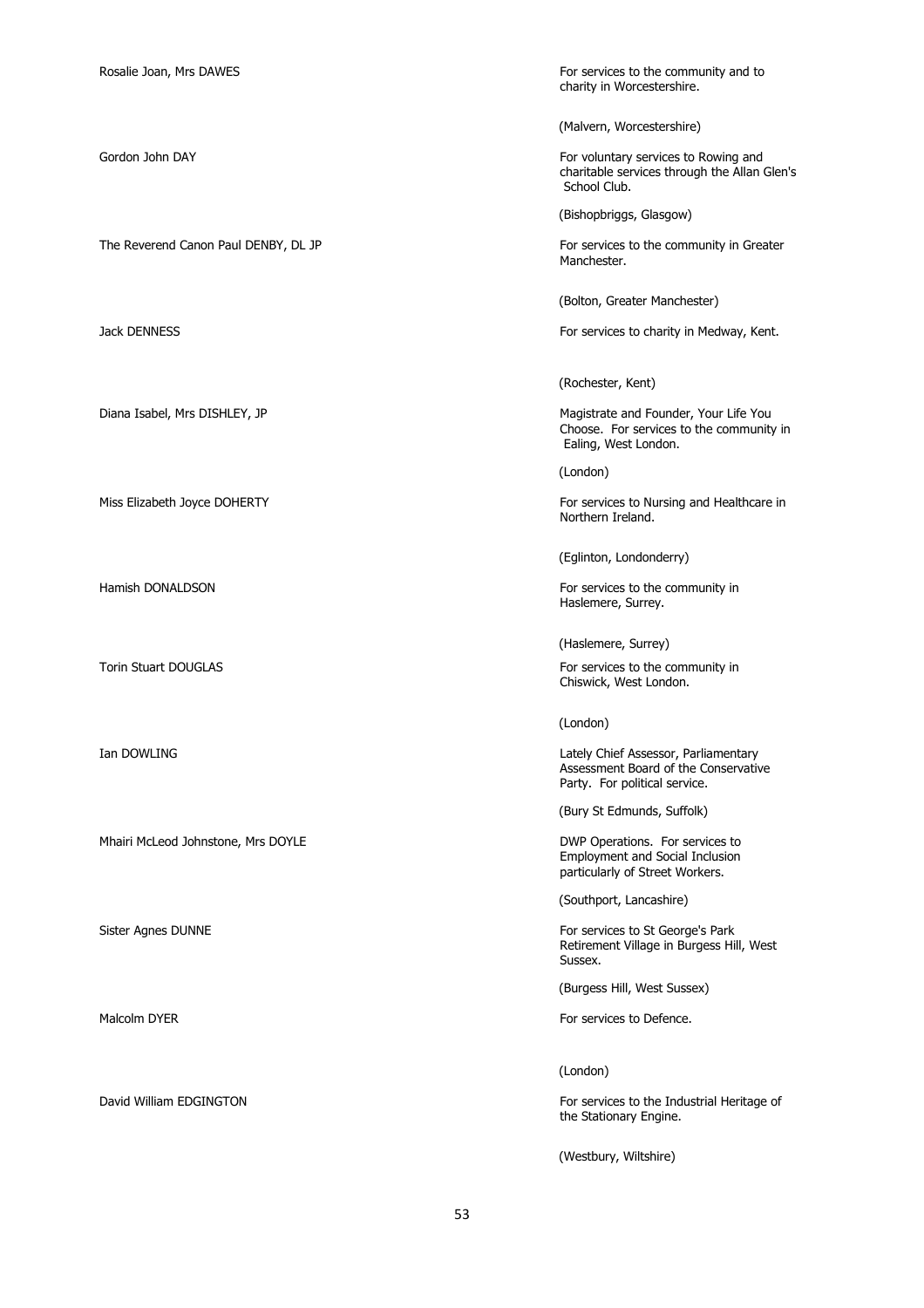| | |
|---|---|
| Rosalie Joan, Mrs DAWES | For services to the community and to charity in Worcestershire.<br><br>(Malvern, Worcestershire) |
| Gordon John DAY | For voluntary services to Rowing and charitable services through the Allan Glen's School Club.<br><br>(Bishopbriggs, Glasgow) |
| The Reverend Canon Paul DENBY, DL JP | For services to the community in Greater Manchester.<br><br>(Bolton, Greater Manchester) |
| Jack DENNESS | For services to charity in Medway, Kent.<br><br>(Rochester, Kent) |
| Diana Isabel, Mrs DISHLEY, JP | Magistrate and Founder, Your Life You Choose. For services to the community in Ealing, West London.<br><br>(London) |
| Miss Elizabeth Joyce DOHERTY | For services to Nursing and Healthcare in Northern Ireland.<br><br>(Eglinton, Londonderry) |
| Hamish DONALDSON | For services to the community in Haslemere, Surrey.<br><br>(Haslemere, Surrey) |
| Torin Stuart DOUGLAS | For services to the community in Chiswick, West London.<br><br>(London) |
| Ian DOWLING | Lately Chief Assessor, Parliamentary Assessment Board of the Conservative Party. For political service.<br><br>(Bury St Edmunds, Suffolk) |
| Mhairi McLeod Johnstone, Mrs DOYLE | DWP Operations. For services to Employment and Social Inclusion particularly of Street Workers.<br><br>(Southport, Lancashire) |
| Sister Agnes DUNNE | For services to St George's Park Retirement Village in Burgess Hill, West Sussex.<br><br>(Burgess Hill, West Sussex) |
| Malcolm DYER | For services to Defence.<br><br>(London) |
| David William EDGINGTON | For services to the Industrial Heritage of the Stationary Engine.<br><br>(Westbury, Wiltshire) |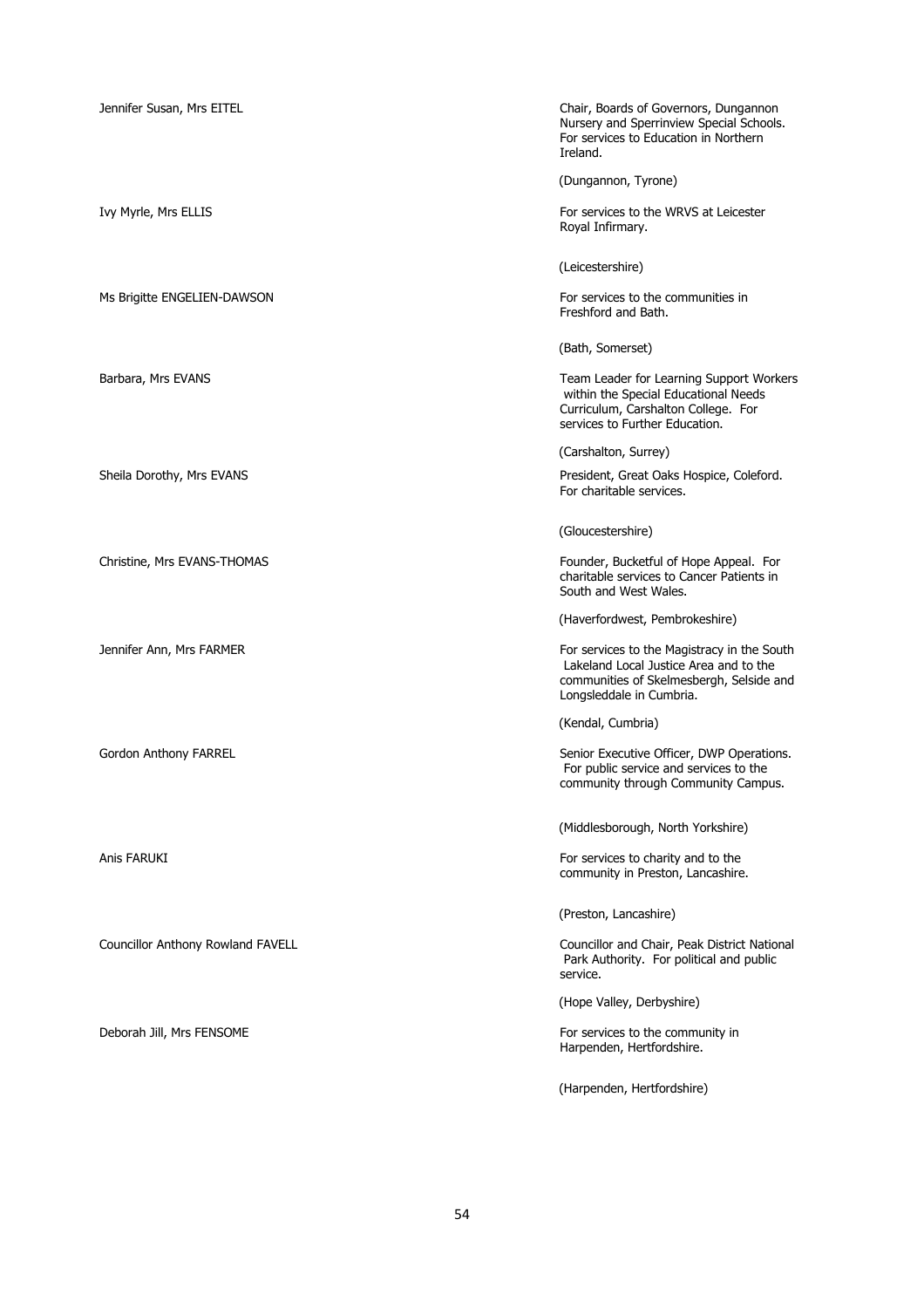| | |
|---|---|
| Jennifer Susan, Mrs EITEL | Chair, Boards of Governors, Dungannon Nursery and Sperrinview Special Schools. For services to Education in Northern Ireland.<br><br>(Dungannon, Tyrone) |
| Ivy Myrle, Mrs ELLIS | For services to the WRVS at Leicester Royal Infirmary.<br><br>(Leicestershire) |
| Ms Brigitte ENGELIEN-DAWSON | For services to the communities in Freshford and Bath.<br><br>(Bath, Somerset) |
| Barbara, Mrs EVANS | Team Leader for Learning Support Workers within the Special Educational Needs Curriculum, Carshalton College. For services to Further Education.<br><br>(Carshalton, Surrey) |
| Sheila Dorothy, Mrs EVANS | President, Great Oaks Hospice, Coleford. For charitable services.<br><br>(Gloucestershire) |
| Christine, Mrs EVANS-THOMAS | Founder, Bucketful of Hope Appeal. For charitable services to Cancer Patients in South and West Wales.<br><br>(Haverfordwest, Pembrokeshire) |
| Jennifer Ann, Mrs FARMER | For services to the Magistracy in the South Lakeland Local Justice Area and to the communities of Skelmesbergh, Selside and Longsleddale in Cumbria.<br><br>(Kendal, Cumbria) |
| Gordon Anthony FARREL | Senior Executive Officer, DWP Operations. For public service and services to the community through Community Campus.<br><br>(Middlesborough, North Yorkshire) |
| Anis FARUKI | For services to charity and to the community in Preston, Lancashire.<br><br>(Preston, Lancashire) |
| Councillor Anthony Rowland FAVELL | Councillor and Chair, Peak District National Park Authority. For political and public service.<br><br>(Hope Valley, Derbyshire) |
| Deborah Jill, Mrs FENSOME | For services to the community in Harpenden, Hertfordshire.<br><br>(Harpenden, Hertfordshire) |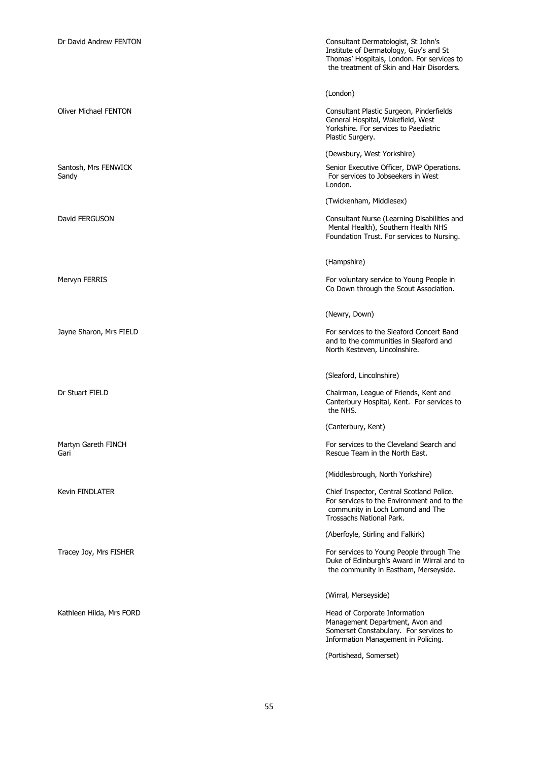| | |
|---|---|
| Dr David Andrew FENTON | Consultant Dermatologist, St John's Institute of Dermatology, Guy's and St Thomas' Hospitals, London. For services to the treatment of Skin and Hair Disorders.<br><br>(London) |
| Oliver Michael FENTON | Consultant Plastic Surgeon, Pinderfields General Hospital, Wakefield, West Yorkshire. For services to Paediatric Plastic Surgery.<br><br>(Dewsbury, West Yorkshire) |
| Santosh, Mrs FENWICK<br>Sandy | Senior Executive Officer, DWP Operations. For services to Jobseekers in West London.<br><br>(Twickenham, Middlesex) |
| David FERGUSON | Consultant Nurse (Learning Disabilities and Mental Health), Southern Health NHS Foundation Trust. For services to Nursing.<br><br>(Hampshire) |
| Mervyn FERRIS | For voluntary service to Young People in Co Down through the Scout Association.<br><br>(Newry, Down) |
| Jayne Sharon, Mrs FIELD | For services to the Sleaford Concert Band and to the communities in Sleaford and North Kesteven, Lincolnshire.<br><br>(Sleaford, Lincolnshire) |
| Dr Stuart FIELD | Chairman, League of Friends, Kent and Canterbury Hospital, Kent. For services to the NHS.<br><br>(Canterbury, Kent) |
| Martyn Gareth FINCH<br>Gari | For services to the Cleveland Search and Rescue Team in the North East.<br><br>(Middlesbrough, North Yorkshire) |
| Kevin FINDLATER | Chief Inspector, Central Scotland Police. For services to the Environment and to the community in Loch Lomond and The Trossachs National Park.<br><br>(Aberfoyle, Stirling and Falkirk) |
| Tracey Joy, Mrs FISHER | For services to Young People through The Duke of Edinburgh's Award in Wirral and to the community in Eastham, Merseyside.<br><br>(Wirral, Merseyside) |
| Kathleen Hilda, Mrs FORD | Head of Corporate Information Management Department, Avon and Somerset Constabulary. For services to Information Management in Policing.<br><br>(Portishead, Somerset) |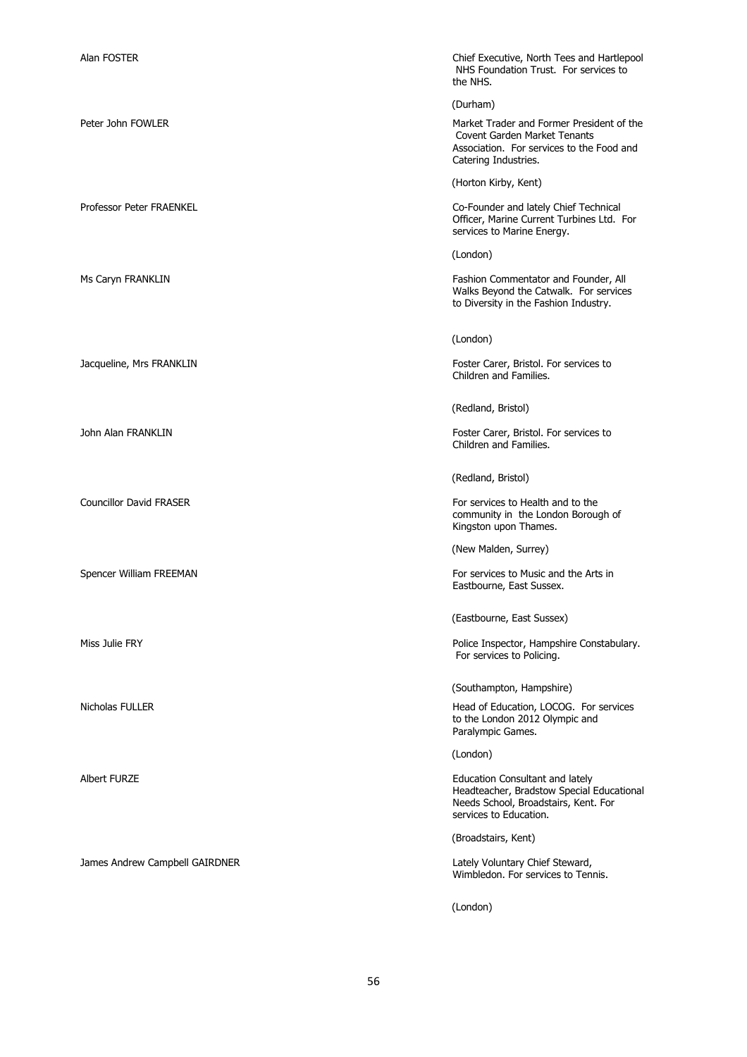| | |
|---|---|
| Alan FOSTER | Chief Executive, North Tees and Hartlepool NHS Foundation Trust. For services to the NHS.<br><br>(Durham) |
| Peter John FOWLER | Market Trader and Former President of the Covent Garden Market Tenants Association. For services to the Food and Catering Industries.<br><br>(Horton Kirby, Kent) |
| Professor Peter FRAENKEL | Co-Founder and lately Chief Technical Officer, Marine Current Turbines Ltd. For services to Marine Energy.<br><br>(London) |
| Ms Caryn FRANKLIN | Fashion Commentator and Founder, All Walks Beyond the Catwalk. For services to Diversity in the Fashion Industry.<br><br>(London) |
| Jacqueline, Mrs FRANKLIN | Foster Carer, Bristol. For services to Children and Families.<br><br>(Redland, Bristol) |
| John Alan FRANKLIN | Foster Carer, Bristol. For services to Children and Families.<br><br>(Redland, Bristol) |
| Councillor David FRASER | For services to Health and to the community in the London Borough of Kingston upon Thames.<br><br>(New Malden, Surrey) |
| Spencer William FREEMAN | For services to Music and the Arts in Eastbourne, East Sussex.<br><br>(Eastbourne, East Sussex) |
| Miss Julie FRY | Police Inspector, Hampshire Constabulary. For services to Policing.<br><br>(Southampton, Hampshire) |
| Nicholas FULLER | Head of Education, LOCOG. For services to the London 2012 Olympic and Paralympic Games.<br><br>(London) |
| Albert FURZE | Education Consultant and lately Headteacher, Bradstow Special Educational Needs School, Broadstairs, Kent. For services to Education.<br><br>(Broadstairs, Kent) |
| James Andrew Campbell GAIRDNER | Lately Voluntary Chief Steward, Wimbledon. For services to Tennis.<br><br>(London) |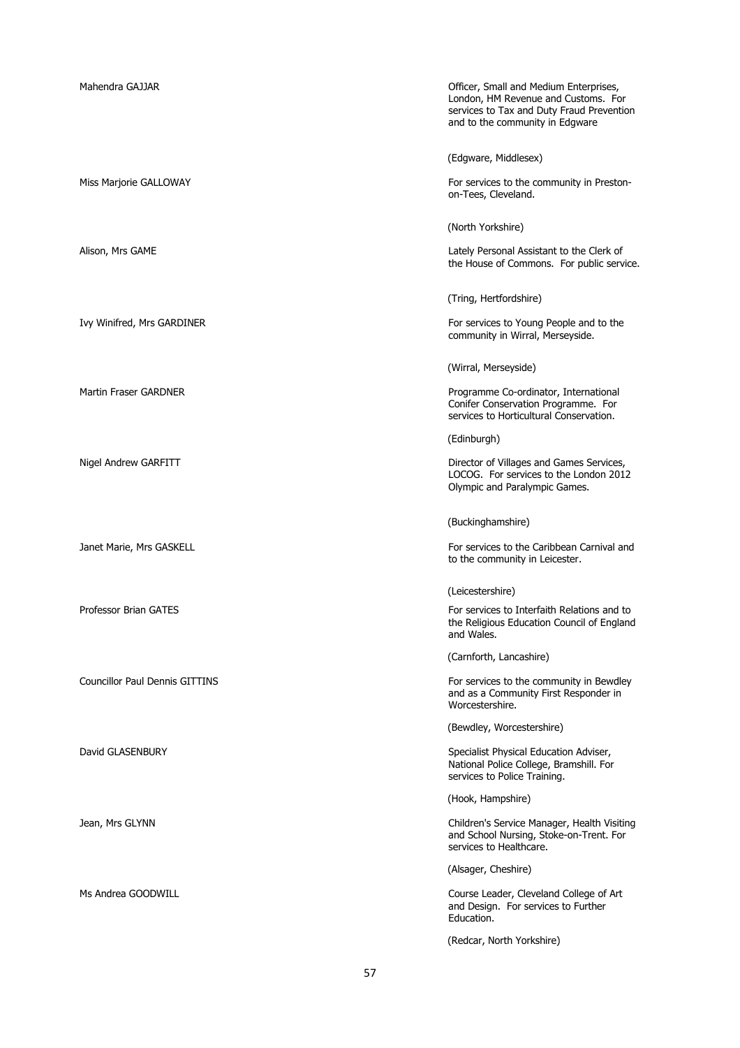Mahendra GAJJAR

Officer, Small and Medium Enterprises, London, HM Revenue and Customs. For services to Tax and Duty Fraud Prevention and to the community in Edgware

(Edgware, Middlesex)

Miss Marjorie GALLOWAY

For services to the community in Preston-on-Tees, Cleveland.

(North Yorkshire)

Alison, Mrs GAME

Lately Personal Assistant to the Clerk of the House of Commons. For public service.

(Tring, Hertfordshire)

Ivy Winifred, Mrs GARDINER

For services to Young People and to the community in Wirral, Merseyside.

(Wirral, Merseyside)

Martin Fraser GARDNER

Programme Co-ordinator, International Conifer Conservation Programme. For services to Horticultural Conservation.

(Edinburgh)

Nigel Andrew GARFITT

Director of Villages and Games Services, LOCOG. For services to the London 2012 Olympic and Paralympic Games.

(Buckinghamshire)

Janet Marie, Mrs GASKELL

For services to the Caribbean Carnival and to the community in Leicester.

(Leicestershire)

Professor Brian GATES

For services to Interfaith Relations and to the Religious Education Council of England and Wales.

(Carnforth, Lancashire)

Councillor Paul Dennis GITTINS

For services to the community in Bewdley and as a Community First Responder in Worcestershire.

(Bewdley, Worcestershire)

David GLASENBURY

Specialist Physical Education Adviser, National Police College, Bramshill. For services to Police Training.

(Hook, Hampshire)

Jean, Mrs GLYNN

Children's Service Manager, Health Visiting and School Nursing, Stoke-on-Trent. For services to Healthcare.

(Alsager, Cheshire)

Ms Andrea GOODWILL

Course Leader, Cleveland College of Art and Design. For services to Further Education.

(Redcar, North Yorkshire)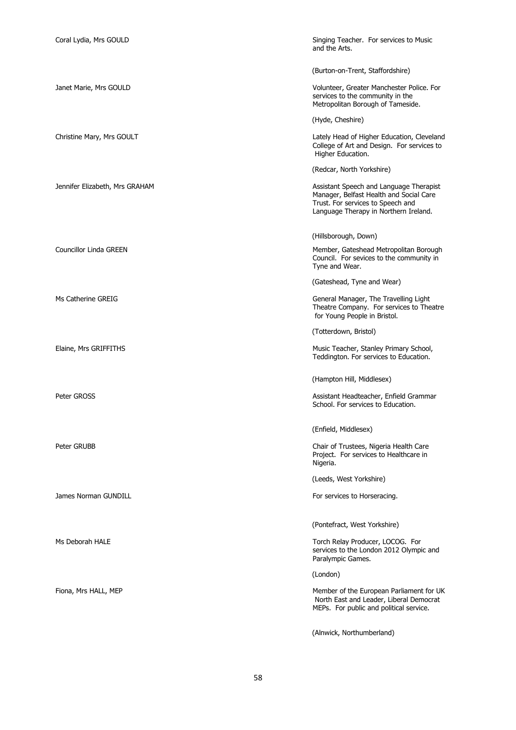| | |
|---|---|
| Coral Lydia, Mrs GOULD | Singing Teacher. For services to Music and the Arts.<br><br>(Burton-on-Trent, Staffordshire) |
| Janet Marie, Mrs GOULD | Volunteer, Greater Manchester Police. For services to the community in the Metropolitan Borough of Tameside.<br><br>(Hyde, Cheshire) |
| Christine Mary, Mrs GOULT | Lately Head of Higher Education, Cleveland College of Art and Design. For services to Higher Education.<br><br>(Redcar, North Yorkshire) |
| Jennifer Elizabeth, Mrs GRAHAM | Assistant Speech and Language Therapist Manager, Belfast Health and Social Care Trust. For services to Speech and Language Therapy in Northern Ireland.<br><br>(Hillsborough, Down) |
| Councillor Linda GREEN | Member, Gateshead Metropolitan Borough Council. For sevices to the community in Tyne and Wear.<br><br>(Gateshead, Tyne and Wear) |
| Ms Catherine GREIG | General Manager, The Travelling Light Theatre Company. For services to Theatre for Young People in Bristol.<br><br>(Totterdown, Bristol) |
| Elaine, Mrs GRIFFITHS | Music Teacher, Stanley Primary School, Teddington. For services to Education.<br><br>(Hampton Hill, Middlesex) |
| Peter GROSS | Assistant Headteacher, Enfield Grammar School. For services to Education.<br><br>(Enfield, Middlesex) |
| Peter GRUBB | Chair of Trustees, Nigeria Health Care Project. For services to Healthcare in Nigeria.<br><br>(Leeds, West Yorkshire) |
| James Norman GUNDILL | For services to Horseracing.<br><br>(Pontefract, West Yorkshire) |
| Ms Deborah HALE | Torch Relay Producer, LOCOG. For services to the London 2012 Olympic and Paralympic Games.<br><br>(London) |
| Fiona, Mrs HALL, MEP | Member of the European Parliament for UK North East and Leader, Liberal Democrat MEPs. For public and political service.<br><br>(Alnwick, Northumberland) |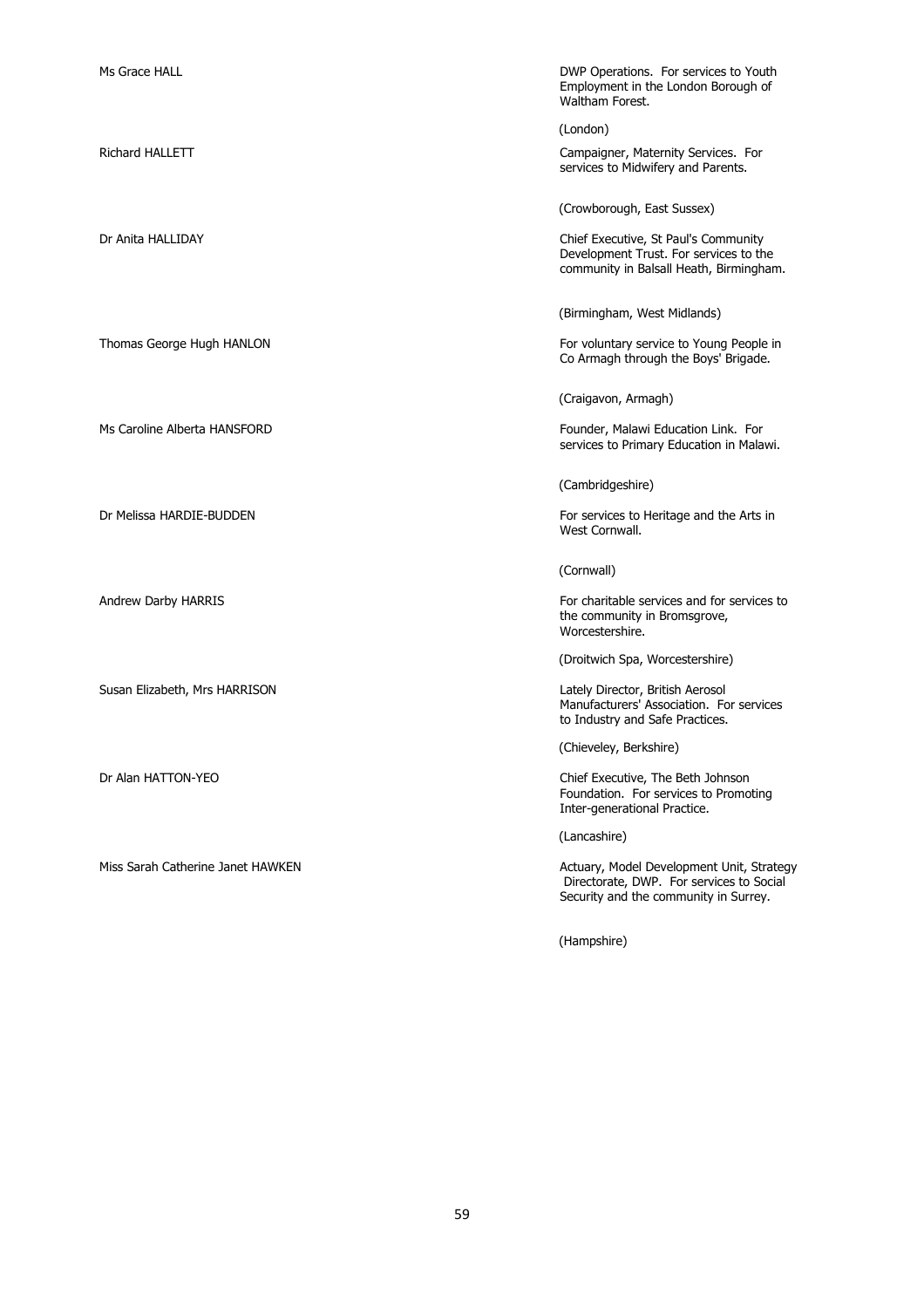| | |
|---|---|
| Ms Grace HALL | DWP Operations. For services to Youth Employment in the London Borough of Waltham Forest. |
| | (London) |
| Richard HALLETT | Campaigner, Maternity Services. For services to Midwifery and Parents. |
| | (Crowborough, East Sussex) |
| Dr Anita HALLIDAY | Chief Executive, St Paul's Community Development Trust. For services to the community in Balsall Heath, Birmingham. |
| | (Birmingham, West Midlands) |
| Thomas George Hugh HANLON | For voluntary service to Young People in Co Armagh through the Boys' Brigade. |
| | (Craigavon, Armagh) |
| Ms Caroline Alberta HANSFORD | Founder, Malawi Education Link. For services to Primary Education in Malawi. |
| | (Cambridgeshire) |
| Dr Melissa HARDIE-BUDDEN | For services to Heritage and the Arts in West Cornwall. |
| | (Cornwall) |
| Andrew Darby HARRIS | For charitable services and for services to the community in Bromsgrove, Worcestershire. |
| | (Droitwich Spa, Worcestershire) |
| Susan Elizabeth, Mrs HARRISON | Lately Director, British Aerosol Manufacturers' Association. For services to Industry and Safe Practices. |
| | (Chieveley, Berkshire) |
| Dr Alan HATTON-YEO | Chief Executive, The Beth Johnson Foundation. For services to Promoting Inter-generational Practice. |
| | (Lancashire) |
| Miss Sarah Catherine Janet HAWKEN | Actuary, Model Development Unit, Strategy Directorate, DWP. For services to Social Security and the community in Surrey. |
| | (Hampshire) |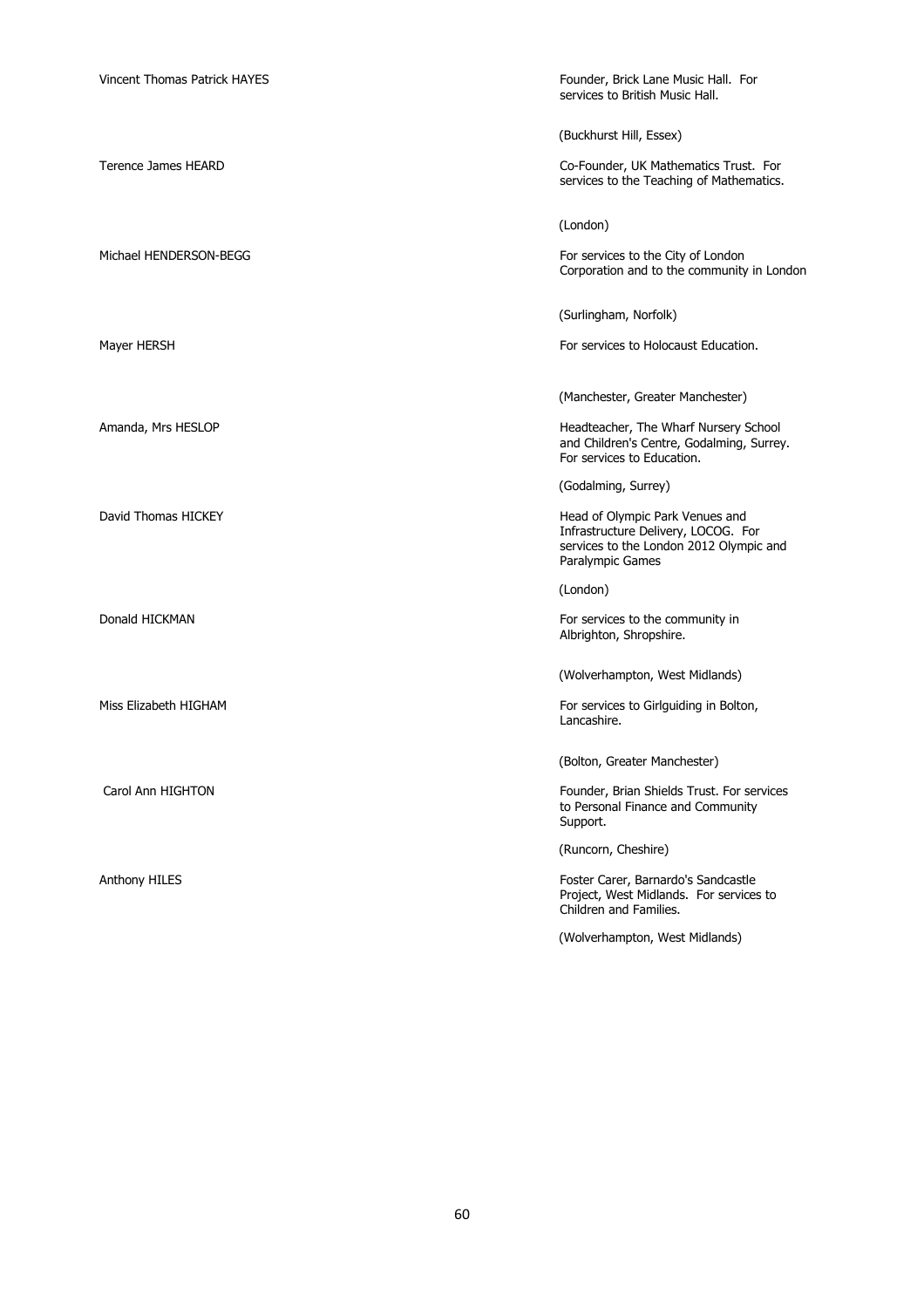Vincent Thomas Patrick HAYES

Founder, Brick Lane Music Hall. For services to British Music Hall.

(Buckhurst Hill, Essex)

Terence James HEARD

Co-Founder, UK Mathematics Trust. For services to the Teaching of Mathematics.

(London)

Michael HENDERSON-BEGG

For services to the City of London Corporation and to the community in London

(Surlingham, Norfolk)

Mayer HERSH

For services to Holocaust Education.

(Manchester, Greater Manchester)

Amanda, Mrs HESLOP

Headteacher, The Wharf Nursery School and Children's Centre, Godalming, Surrey. For services to Education.

(Godalming, Surrey)

David Thomas HICKEY

Head of Olympic Park Venues and Infrastructure Delivery, LOCOG. For services to the London 2012 Olympic and Paralympic Games

(London)

Donald HICKMAN

For services to the community in Albrighton, Shropshire.

(Wolverhampton, West Midlands)

Miss Elizabeth HIGHAM

For services to Girlguiding in Bolton, Lancashire.

(Bolton, Greater Manchester)

Carol Ann HIGHTON

Founder, Brian Shields Trust. For services to Personal Finance and Community Support.

(Runcorn, Cheshire)

Anthony HILES

Foster Carer, Barnardo's Sandcastle Project, West Midlands. For services to Children and Families.

(Wolverhampton, West Midlands)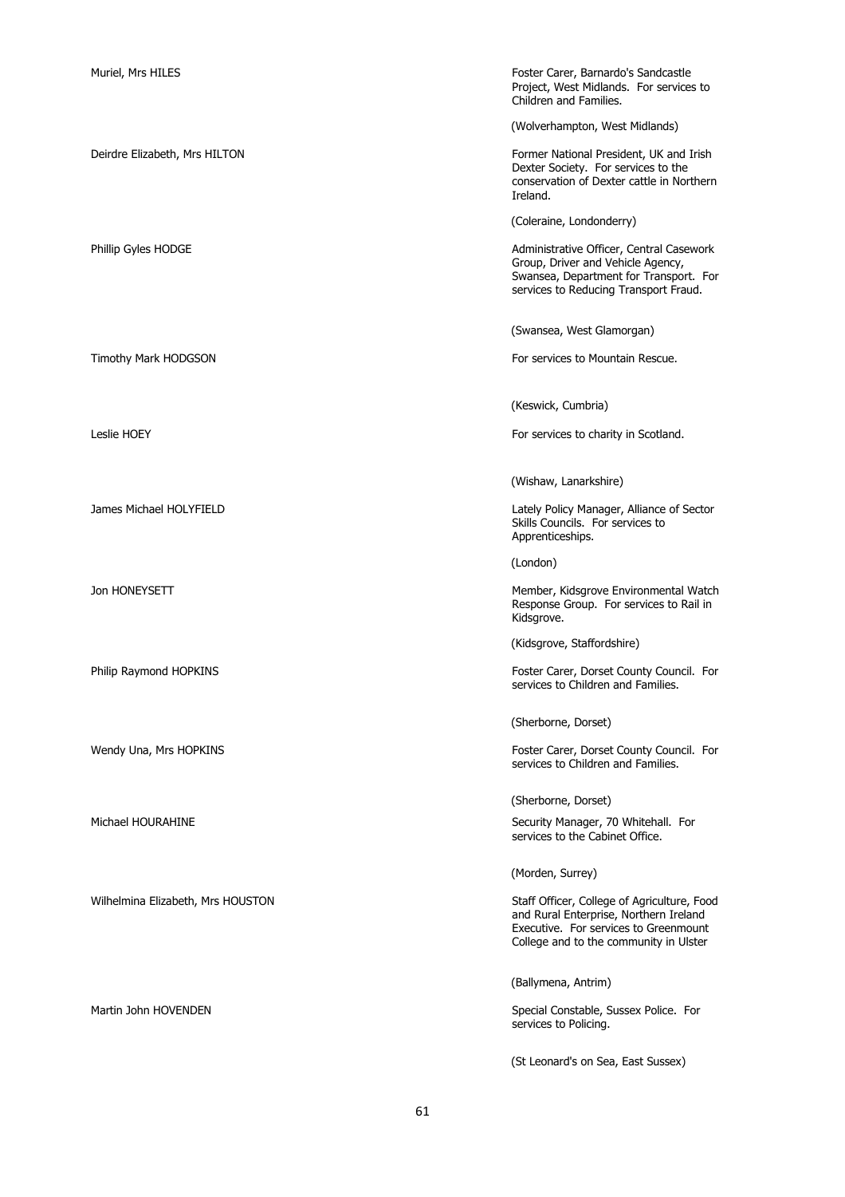Muriel, Mrs HILES

Foster Carer, Barnardo's Sandcastle Project, West Midlands. For services to Children and Families.

(Wolverhampton, West Midlands)

Deirdre Elizabeth, Mrs HILTON

Former National President, UK and Irish Dexter Society. For services to the conservation of Dexter cattle in Northern Ireland.

(Coleraine, Londonderry)

Phillip Gyles HODGE

Administrative Officer, Central Casework Group, Driver and Vehicle Agency, Swansea, Department for Transport. For services to Reducing Transport Fraud.

(Swansea, West Glamorgan)

Timothy Mark HODGSON

For services to Mountain Rescue.

(Keswick, Cumbria)

Leslie HOEY

For services to charity in Scotland.

(Wishaw, Lanarkshire)

James Michael HOLYFIELD

Lately Policy Manager, Alliance of Sector Skills Councils. For services to Apprenticeships.

(London)

Jon HONEYSETT

Member, Kidsgrove Environmental Watch Response Group. For services to Rail in Kidsgrove.

(Kidsgrove, Staffordshire)

Philip Raymond HOPKINS

Foster Carer, Dorset County Council. For services to Children and Families.

(Sherborne, Dorset)

Wendy Una, Mrs HOPKINS

Foster Carer, Dorset County Council. For services to Children and Families.

(Sherborne, Dorset)

Michael HOURAHINE

Security Manager, 70 Whitehall. For services to the Cabinet Office.

(Morden, Surrey)

Wilhelmina Elizabeth, Mrs HOUSTON

Staff Officer, College of Agriculture, Food and Rural Enterprise, Northern Ireland Executive. For services to Greenmount College and to the community in Ulster

(Ballymena, Antrim)

Martin John HOVENDEN

Special Constable, Sussex Police. For services to Policing.

(St Leonard's on Sea, East Sussex)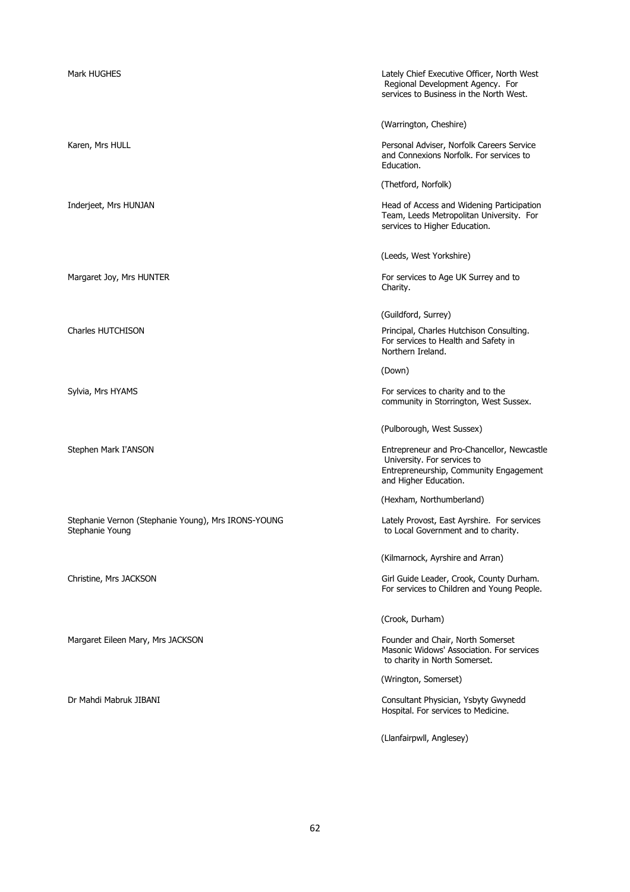| | |
|---|---|
| Mark HUGHES | Lately Chief Executive Officer, North West Regional Development Agency. For services to Business in the North West. |
| | (Warrington, Cheshire) |
| Karen, Mrs HULL | Personal Adviser, Norfolk Careers Service and Connexions Norfolk. For services to Education. |
| | (Thetford, Norfolk) |
| Inderjeet, Mrs HUNJAN | Head of Access and Widening Participation Team, Leeds Metropolitan University. For services to Higher Education. |
| | (Leeds, West Yorkshire) |
| Margaret Joy, Mrs HUNTER | For services to Age UK Surrey and to Charity. |
| | (Guildford, Surrey) |
| Charles HUTCHISON | Principal, Charles Hutchison Consulting. For services to Health and Safety in Northern Ireland. |
| | (Down) |
| Sylvia, Mrs HYAMS | For services to charity and to the community in Storrington, West Sussex. |
| | (Pulborough, West Sussex) |
| Stephen Mark I'ANSON | Entrepreneur and Pro-Chancellor, Newcastle University. For services to Entrepreneurship, Community Engagement and Higher Education. |
| | (Hexham, Northumberland) |
| Stephanie Vernon (Stephanie Young), Mrs IRONS-YOUNG Stephanie Young | Lately Provost, East Ayrshire. For services to Local Government and to charity. |
| | (Kilmarnock, Ayrshire and Arran) |
| Christine, Mrs JACKSON | Girl Guide Leader, Crook, County Durham. For services to Children and Young People. |
| | (Crook, Durham) |
| Margaret Eileen Mary, Mrs JACKSON | Founder and Chair, North Somerset Masonic Widows' Association. For services to charity in North Somerset. |
| | (Wrington, Somerset) |
| Dr Mahdi Mabruk JIBANI | Consultant Physician, Ysbyty Gwynedd Hospital. For services to Medicine. |
| | (Llanfairpwll, Anglesey) |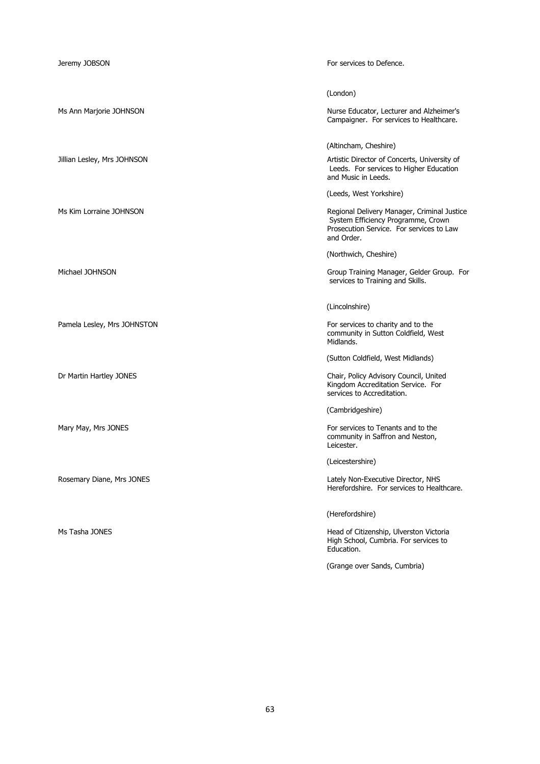| | |
|---|---|
| Jeremy JOBSON | For services to Defence.<br><br>(London) |
| Ms Ann Marjorie JOHNSON | Nurse Educator, Lecturer and Alzheimer's Campaigner. For services to Healthcare.<br><br>(Altincham, Cheshire) |
| Jillian Lesley, Mrs JOHNSON | Artistic Director of Concerts, University of Leeds. For services to Higher Education and Music in Leeds.<br><br>(Leeds, West Yorkshire) |
| Ms Kim Lorraine JOHNSON | Regional Delivery Manager, Criminal Justice System Efficiency Programme, Crown Prosecution Service. For services to Law and Order.<br><br>(Northwich, Cheshire) |
| Michael JOHNSON | Group Training Manager, Gelder Group. For services to Training and Skills.<br><br>(Lincolnshire) |
| Pamela Lesley, Mrs JOHNSTON | For services to charity and to the community in Sutton Coldfield, West Midlands.<br><br>(Sutton Coldfield, West Midlands) |
| Dr Martin Hartley JONES | Chair, Policy Advisory Council, United Kingdom Accreditation Service. For services to Accreditation.<br><br>(Cambridgeshire) |
| Mary May, Mrs JONES | For services to Tenants and to the community in Saffron and Neston, Leicester.<br><br>(Leicestershire) |
| Rosemary Diane, Mrs JONES | Lately Non-Executive Director, NHS Herefordshire. For services to Healthcare.<br><br>(Herefordshire) |
| Ms Tasha JONES | Head of Citizenship, Ulverston Victoria High School, Cumbria. For services to Education.<br><br>(Grange over Sands, Cumbria) |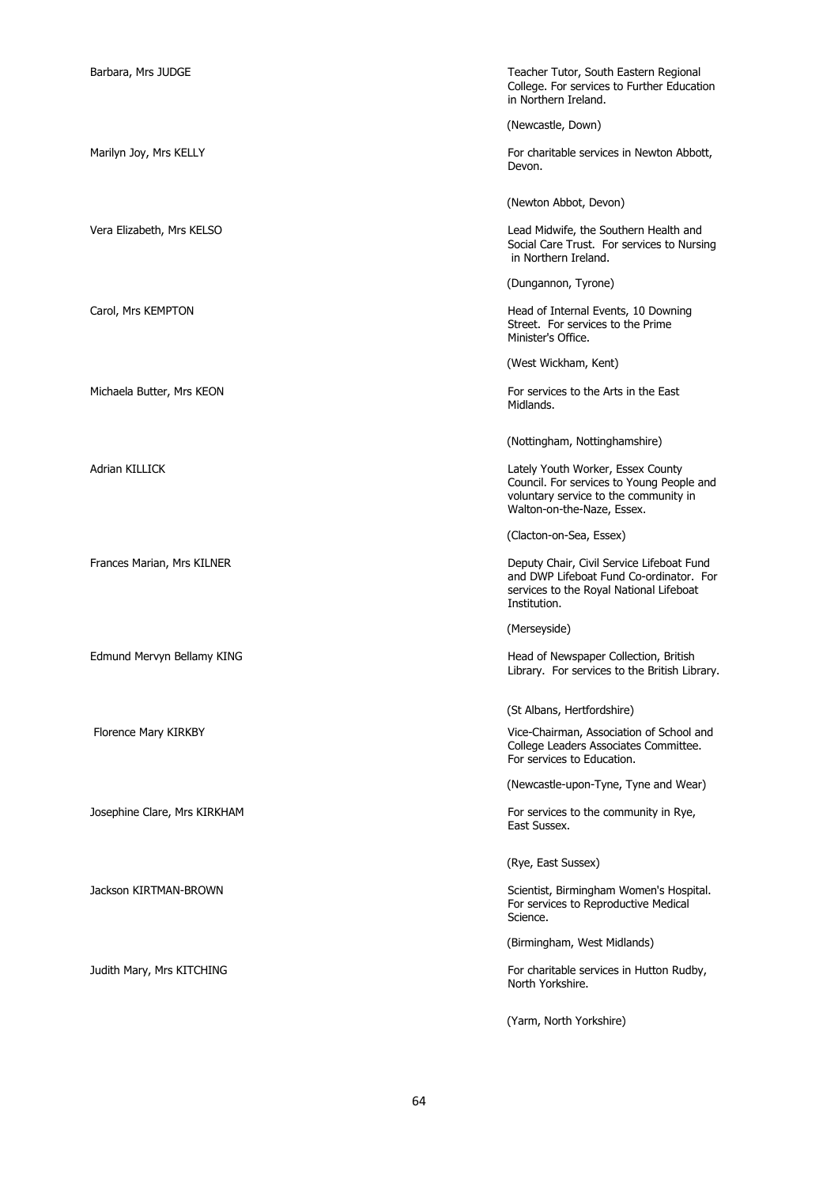Barbara, Mrs JUDGE

Teacher Tutor, South Eastern Regional College. For services to Further Education in Northern Ireland.

(Newcastle, Down)

Marilyn Joy, Mrs KELLY

For charitable services in Newton Abbott, Devon.

(Newton Abbot, Devon)

Vera Elizabeth, Mrs KELSO

Lead Midwife, the Southern Health and Social Care Trust. For services to Nursing in Northern Ireland.

(Dungannon, Tyrone)

Carol, Mrs KEMPTON

Head of Internal Events, 10 Downing Street. For services to the Prime Minister's Office.

(West Wickham, Kent)

Michaela Butter, Mrs KEON

For services to the Arts in the East Midlands.

(Nottingham, Nottinghamshire)

Adrian KILLICK

Lately Youth Worker, Essex County Council. For services to Young People and voluntary service to the community in Walton-on-the-Naze, Essex.

(Clacton-on-Sea, Essex)

Frances Marian, Mrs KILNER

Deputy Chair, Civil Service Lifeboat Fund and DWP Lifeboat Fund Co-ordinator. For services to the Royal National Lifeboat Institution.

(Merseyside)

Edmund Mervyn Bellamy KING

Head of Newspaper Collection, British Library. For services to the British Library.

(St Albans, Hertfordshire)

Florence Mary KIRKBY

Vice-Chairman, Association of School and College Leaders Associates Committee. For services to Education.

(Newcastle-upon-Tyne, Tyne and Wear)

Josephine Clare, Mrs KIRKHAM

For services to the community in Rye, East Sussex.

(Rye, East Sussex)

Jackson KIRTMAN-BROWN

Scientist, Birmingham Women's Hospital. For services to Reproductive Medical Science.

(Birmingham, West Midlands)

Judith Mary, Mrs KITCHING

For charitable services in Hutton Rudby, North Yorkshire.

(Yarm, North Yorkshire)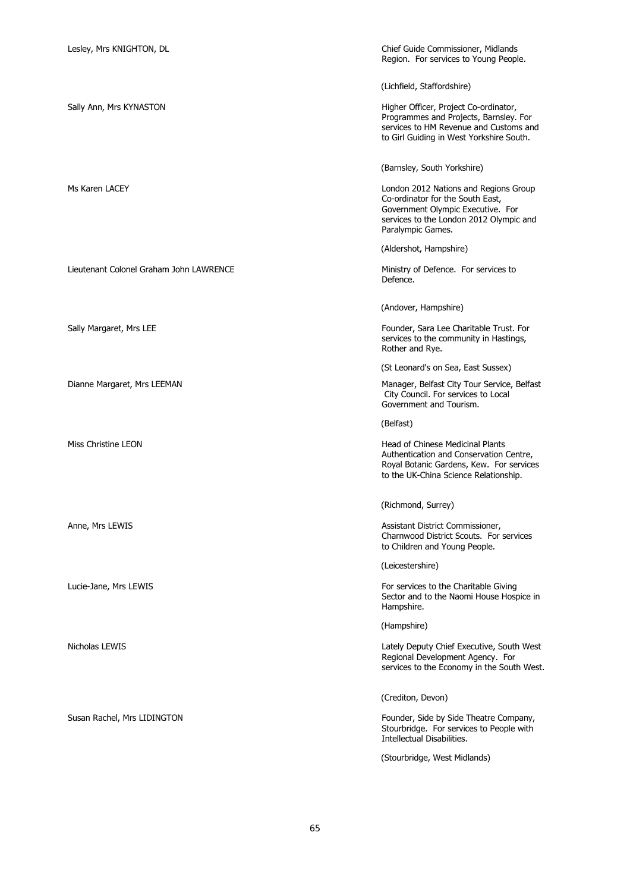| | |
|---|---|
| Lesley, Mrs KNIGHTON, DL | Chief Guide Commissioner, Midlands Region. For services to Young People.<br><br>(Lichfield, Staffordshire) |
| Sally Ann, Mrs KYNASTON | Higher Officer, Project Co-ordinator, Programmes and Projects, Barnsley. For services to HM Revenue and Customs and to Girl Guiding in West Yorkshire South.<br><br>(Barnsley, South Yorkshire) |
| Ms Karen LACEY | London 2012 Nations and Regions Group Co-ordinator for the South East, Government Olympic Executive. For services to the London 2012 Olympic and Paralympic Games.<br><br>(Aldershot, Hampshire) |
| Lieutenant Colonel Graham John LAWRENCE | Ministry of Defence. For services to Defence.<br><br>(Andover, Hampshire) |
| Sally Margaret, Mrs LEE | Founder, Sara Lee Charitable Trust. For services to the community in Hastings, Rother and Rye.<br><br>(St Leonard's on Sea, East Sussex) |
| Dianne Margaret, Mrs LEEMAN | Manager, Belfast City Tour Service, Belfast City Council. For services to Local Government and Tourism.<br><br>(Belfast) |
| Miss Christine LEON | Head of Chinese Medicinal Plants Authentication and Conservation Centre, Royal Botanic Gardens, Kew. For services to the UK-China Science Relationship.<br><br>(Richmond, Surrey) |
| Anne, Mrs LEWIS | Assistant District Commissioner, Charnwood District Scouts. For services to Children and Young People.<br><br>(Leicestershire) |
| Lucie-Jane, Mrs LEWIS | For services to the Charitable Giving Sector and to the Naomi House Hospice in Hampshire.<br><br>(Hampshire) |
| Nicholas LEWIS | Lately Deputy Chief Executive, South West Regional Development Agency. For services to the Economy in the South West.<br><br>(Crediton, Devon) |
| Susan Rachel, Mrs LIDINGTON | Founder, Side by Side Theatre Company, Stourbridge. For services to People with Intellectual Disabilities.<br><br>(Stourbridge, West Midlands) |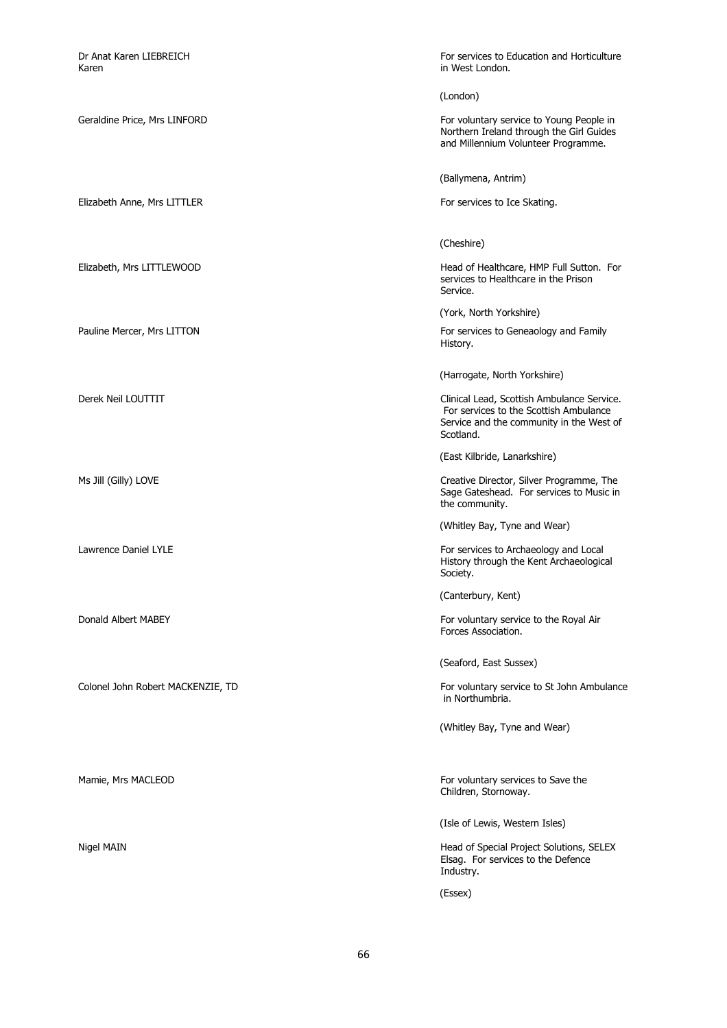Dr Anat Karen LIEBREICH
Karen

For services to Education and Horticulture in West London.

(London)

Geraldine Price, Mrs LINFORD

For voluntary service to Young People in Northern Ireland through the Girl Guides and Millennium Volunteer Programme.

(Ballymena, Antrim)

Elizabeth Anne, Mrs LITTLER

For services to Ice Skating.

(Cheshire)

Elizabeth, Mrs LITTLEWOOD

Head of Healthcare, HMP Full Sutton. For services to Healthcare in the Prison Service.

(York, North Yorkshire)

Pauline Mercer, Mrs LITTON

For services to Geneaology and Family History.

(Harrogate, North Yorkshire)

Derek Neil LOUTTIT

Clinical Lead, Scottish Ambulance Service. For services to the Scottish Ambulance Service and the community in the West of Scotland.

(East Kilbride, Lanarkshire)

Ms Jill (Gilly) LOVE

Creative Director, Silver Programme, The Sage Gateshead. For services to Music in the community.

(Whitley Bay, Tyne and Wear)

Lawrence Daniel LYLE

For services to Archaeology and Local History through the Kent Archaeological Society.

(Canterbury, Kent)

Donald Albert MABEY

For voluntary service to the Royal Air Forces Association.

(Seaford, East Sussex)

Colonel John Robert MACKENZIE, TD

For voluntary service to St John Ambulance in Northumbria.

(Whitley Bay, Tyne and Wear)

Mamie, Mrs MACLEOD

For voluntary services to Save the Children, Stornoway.

(Isle of Lewis, Western Isles)

Nigel MAIN

Head of Special Project Solutions, SELEX Elsag. For services to the Defence Industry.

(Essex)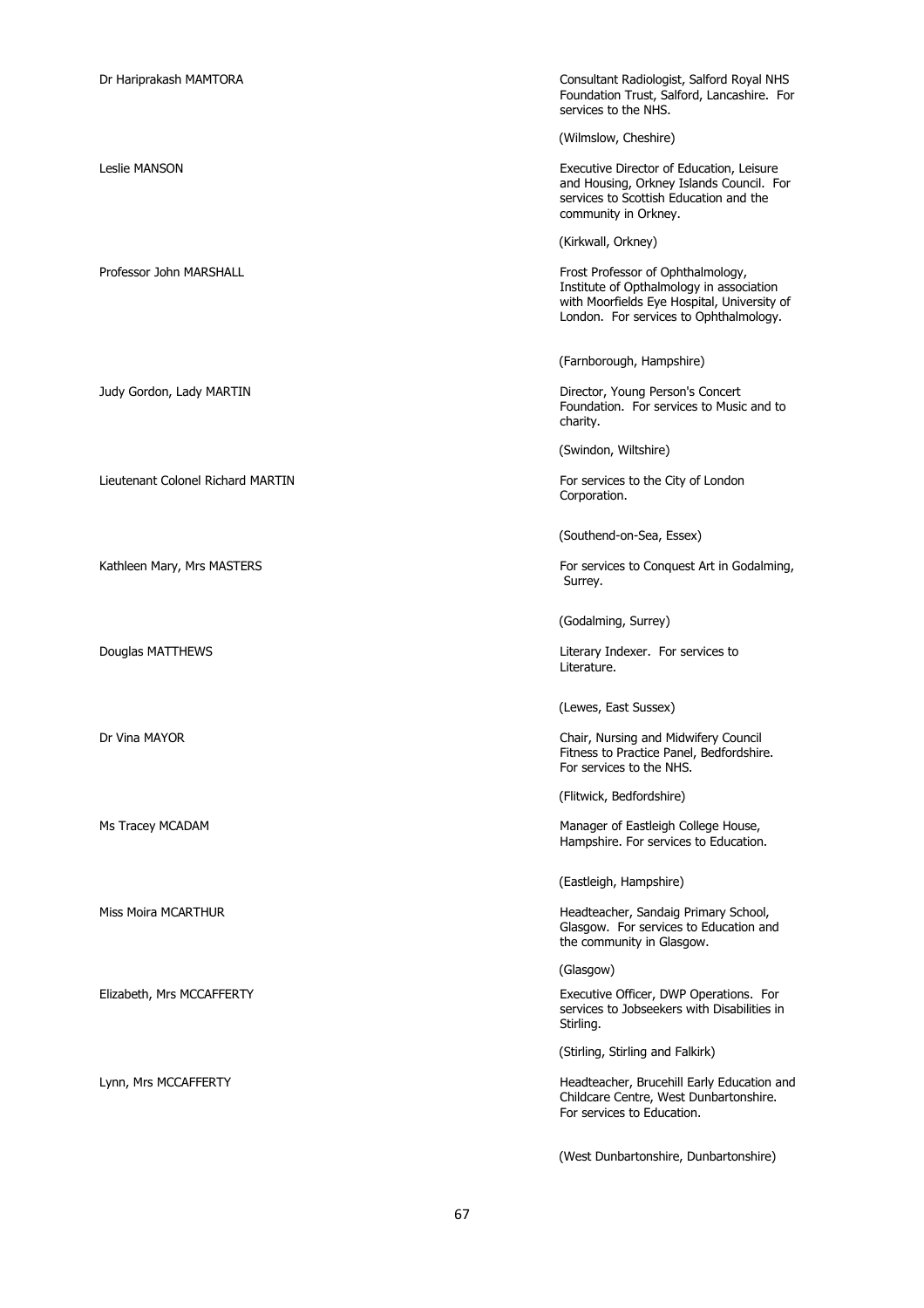Dr Hariprakash MAMTORA

Consultant Radiologist, Salford Royal NHS Foundation Trust, Salford, Lancashire. For services to the NHS.

(Wilmslow, Cheshire)

Leslie MANSON

Executive Director of Education, Leisure and Housing, Orkney Islands Council. For services to Scottish Education and the community in Orkney.

(Kirkwall, Orkney)

Professor John MARSHALL

Frost Professor of Ophthalmology, Institute of Opthalmology in association with Moorfields Eye Hospital, University of London. For services to Ophthalmology.

(Farnborough, Hampshire)

Judy Gordon, Lady MARTIN

Director, Young Person's Concert Foundation. For services to Music and to charity.

(Swindon, Wiltshire)

Lieutenant Colonel Richard MARTIN

For services to the City of London Corporation.

(Southend-on-Sea, Essex)

Kathleen Mary, Mrs MASTERS

For services to Conquest Art in Godalming, Surrey.

(Godalming, Surrey)

Douglas MATTHEWS

Literary Indexer. For services to Literature.

(Lewes, East Sussex)

Dr Vina MAYOR

Chair, Nursing and Midwifery Council Fitness to Practice Panel, Bedfordshire. For services to the NHS.

(Flitwick, Bedfordshire)

Ms Tracey MCADAM

Manager of Eastleigh College House, Hampshire. For services to Education.

(Eastleigh, Hampshire)

Miss Moira MCARTHUR

Headteacher, Sandaig Primary School, Glasgow. For services to Education and the community in Glasgow.

(Glasgow)

Elizabeth, Mrs MCCAFFERTY

Executive Officer, DWP Operations. For services to Jobseekers with Disabilities in Stirling.

(Stirling, Stirling and Falkirk)

Lynn, Mrs MCCAFFERTY

Headteacher, Brucehill Early Education and Childcare Centre, West Dunbartonshire. For services to Education.

(West Dunbartonshire, Dunbartonshire)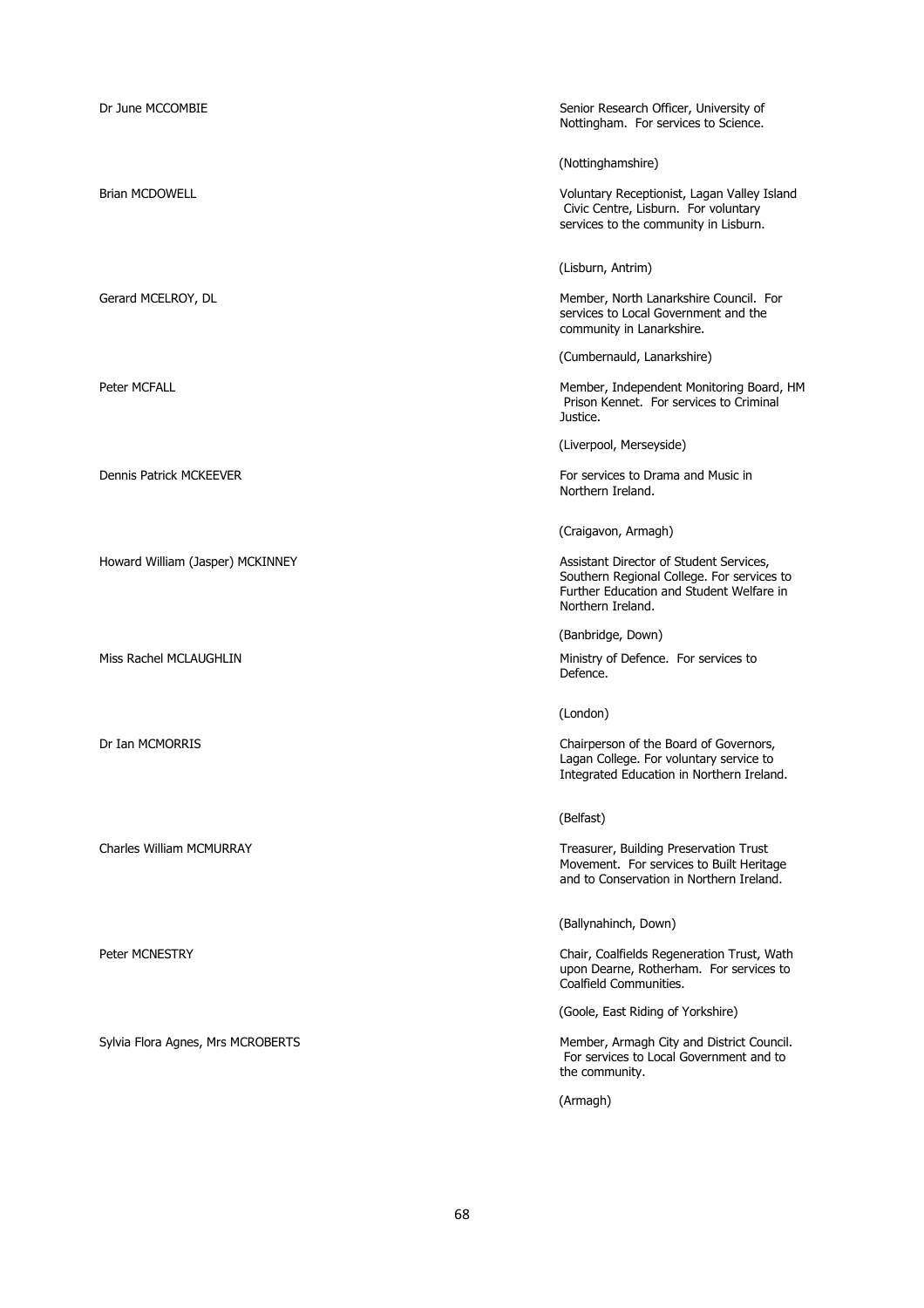| | |
|---|---|
| Dr June MCCOMBIE | Senior Research Officer, University of Nottingham. For services to Science.<br><br>(Nottinghamshire) |
| Brian MCDOWELL | Voluntary Receptionist, Lagan Valley Island Civic Centre, Lisburn. For voluntary services to the community in Lisburn.<br><br>(Lisburn, Antrim) |
| Gerard MCELROY, DL | Member, North Lanarkshire Council. For services to Local Government and the community in Lanarkshire.<br><br>(Cumbernauld, Lanarkshire) |
| Peter MCFALL | Member, Independent Monitoring Board, HM Prison Kennet. For services to Criminal Justice.<br><br>(Liverpool, Merseyside) |
| Dennis Patrick MCKEEVER | For services to Drama and Music in Northern Ireland.<br><br>(Craigavon, Armagh) |
| Howard William (Jasper) MCKINNEY | Assistant Director of Student Services, Southern Regional College. For services to Further Education and Student Welfare in Northern Ireland.<br><br>(Banbridge, Down) |
| Miss Rachel MCLAUGHLIN | Ministry of Defence. For services to Defence.<br><br>(London) |
| Dr Ian MCMORRIS | Chairperson of the Board of Governors, Lagan College. For voluntary service to Integrated Education in Northern Ireland.<br><br>(Belfast) |
| Charles William MCMURRAY | Treasurer, Building Preservation Trust Movement. For services to Built Heritage and to Conservation in Northern Ireland.<br><br>(Ballynahinch, Down) |
| Peter MCNESTRY | Chair, Coalfields Regeneration Trust, Wath upon Dearne, Rotherham. For services to Coalfield Communities.<br><br>(Goole, East Riding of Yorkshire) |
| Sylvia Flora Agnes, Mrs MCROBERTS | Member, Armagh City and District Council. For services to Local Government and to the community.<br><br>(Armagh) |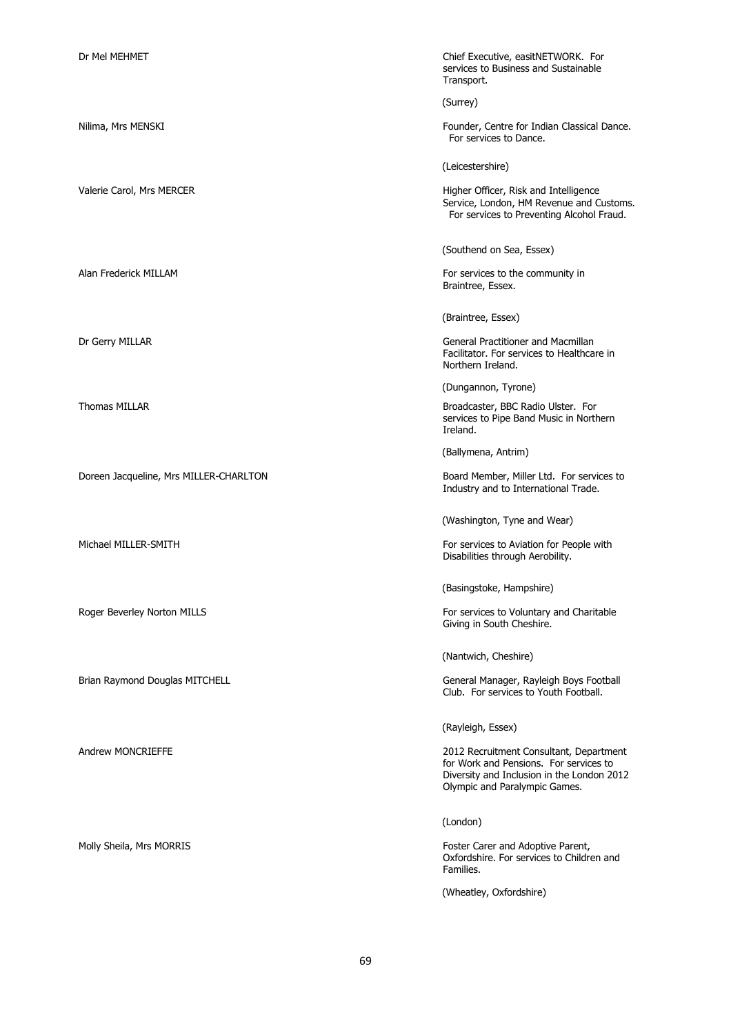Dr Mel MEHMET

Chief Executive, easitNETWORK. For services to Business and Sustainable Transport.

(Surrey)

Nilima, Mrs MENSKI

Founder, Centre for Indian Classical Dance. For services to Dance.

(Leicestershire)

Valerie Carol, Mrs MERCER

Higher Officer, Risk and Intelligence Service, London, HM Revenue and Customs. For services to Preventing Alcohol Fraud.

(Southend on Sea, Essex)

Alan Frederick MILLAM

For services to the community in Braintree, Essex.

(Braintree, Essex)

Dr Gerry MILLAR

General Practitioner and Macmillan Facilitator. For services to Healthcare in Northern Ireland.

(Dungannon, Tyrone)

Thomas MILLAR

Broadcaster, BBC Radio Ulster. For services to Pipe Band Music in Northern Ireland.

(Ballymena, Antrim)

Doreen Jacqueline, Mrs MILLER-CHARLTON

Board Member, Miller Ltd. For services to Industry and to International Trade.

(Washington, Tyne and Wear)

Michael MILLER-SMITH

For services to Aviation for People with Disabilities through Aerobility.

(Basingstoke, Hampshire)

Roger Beverley Norton MILLS

For services to Voluntary and Charitable Giving in South Cheshire.

(Nantwich, Cheshire)

Brian Raymond Douglas MITCHELL

General Manager, Rayleigh Boys Football Club. For services to Youth Football.

(Rayleigh, Essex)

Andrew MONCRIEFFE

2012 Recruitment Consultant, Department for Work and Pensions. For services to Diversity and Inclusion in the London 2012 Olympic and Paralympic Games.

(London)

Molly Sheila, Mrs MORRIS

Foster Carer and Adoptive Parent, Oxfordshire. For services to Children and Families.

(Wheatley, Oxfordshire)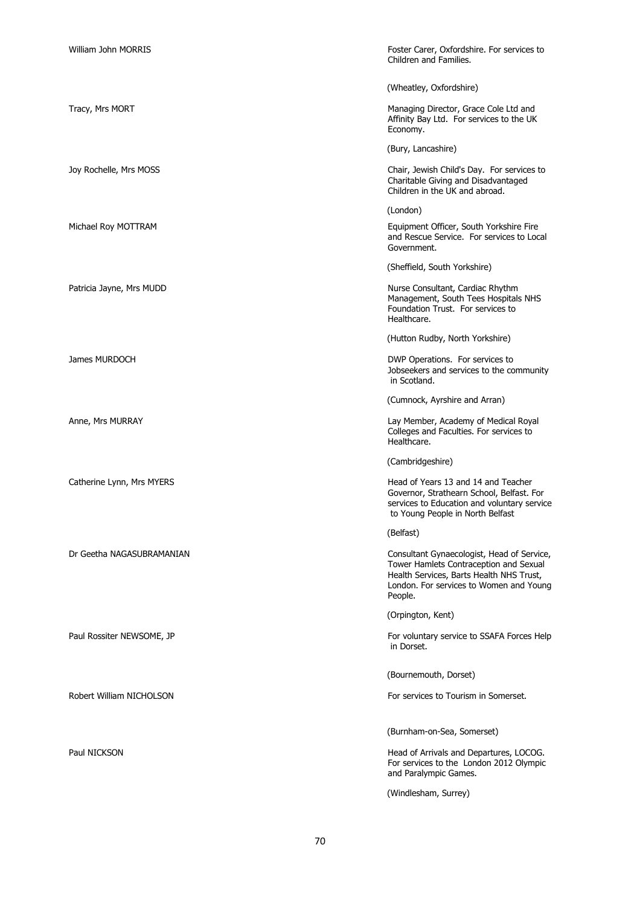| | |
|---|---|
| William John MORRIS | Foster Carer, Oxfordshire. For services to Children and Families.<br><br>(Wheatley, Oxfordshire) |
| Tracy, Mrs MORT | Managing Director, Grace Cole Ltd and Affinity Bay Ltd. For services to the UK Economy.<br><br>(Bury, Lancashire) |
| Joy Rochelle, Mrs MOSS | Chair, Jewish Child's Day. For services to Charitable Giving and Disadvantaged Children in the UK and abroad.<br><br>(London) |
| Michael Roy MOTTRAM | Equipment Officer, South Yorkshire Fire and Rescue Service. For services to Local Government.<br><br>(Sheffield, South Yorkshire) |
| Patricia Jayne, Mrs MUDD | Nurse Consultant, Cardiac Rhythm Management, South Tees Hospitals NHS Foundation Trust. For services to Healthcare.<br><br>(Hutton Rudby, North Yorkshire) |
| James MURDOCH | DWP Operations. For services to Jobseekers and services to the community in Scotland.<br><br>(Cumnock, Ayrshire and Arran) |
| Anne, Mrs MURRAY | Lay Member, Academy of Medical Royal Colleges and Faculties. For services to Healthcare.<br><br>(Cambridgeshire) |
| Catherine Lynn, Mrs MYERS | Head of Years 13 and 14 and Teacher Governor, Strathearn School, Belfast. For services to Education and voluntary service to Young People in North Belfast<br><br>(Belfast) |
| Dr Geetha NAGASUBRAMANIAN | Consultant Gynaecologist, Head of Service, Tower Hamlets Contraception and Sexual Health Services, Barts Health NHS Trust, London. For services to Women and Young People.<br><br>(Orpington, Kent) |
| Paul Rossiter NEWSOME, JP | For voluntary service to SSAFA Forces Help in Dorset.<br><br>(Bournemouth, Dorset) |
| Robert William NICHOLSON | For services to Tourism in Somerset.<br><br>(Burnham-on-Sea, Somerset) |
| Paul NICKSON | Head of Arrivals and Departures, LOCOG. For services to the London 2012 Olympic and Paralympic Games.<br><br>(Windlesham, Surrey) |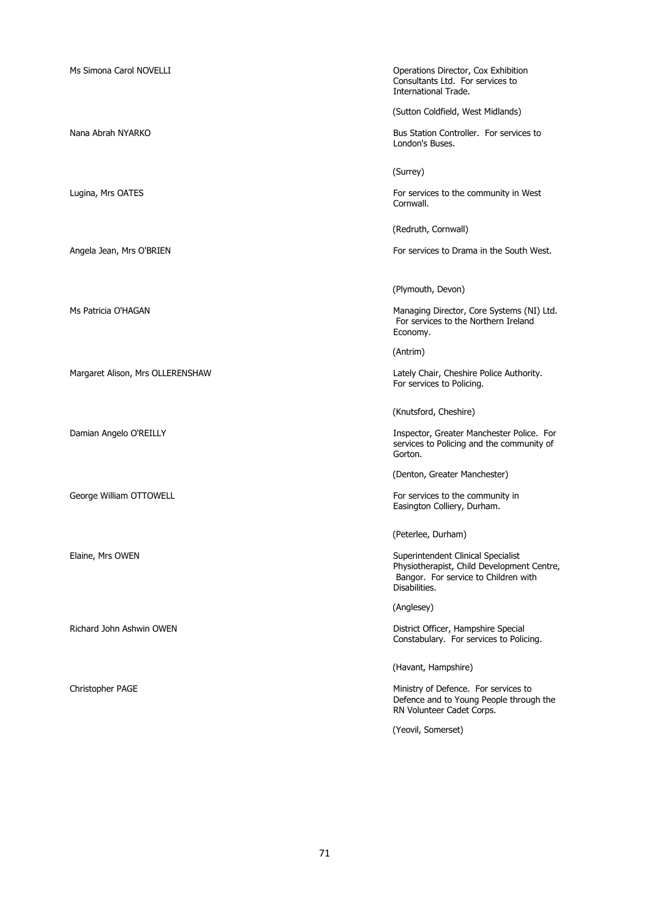| | |
|---|---|
| Ms Simona Carol NOVELLI | Operations Director, Cox Exhibition Consultants Ltd. For services to International Trade.<br><br>(Sutton Coldfield, West Midlands) |
| Nana Abrah NYARKO | Bus Station Controller. For services to London's Buses.<br><br>(Surrey) |
| Lugina, Mrs OATES | For services to the community in West Cornwall.<br><br>(Redruth, Cornwall) |
| Angela Jean, Mrs O'BRIEN | For services to Drama in the South West.<br><br>(Plymouth, Devon) |
| Ms Patricia O'HAGAN | Managing Director, Core Systems (NI) Ltd. For services to the Northern Ireland Economy.<br><br>(Antrim) |
| Margaret Alison, Mrs OLLERENSHAW | Lately Chair, Cheshire Police Authority. For services to Policing.<br><br>(Knutsford, Cheshire) |
| Damian Angelo O'REILLY | Inspector, Greater Manchester Police. For services to Policing and the community of Gorton.<br><br>(Denton, Greater Manchester) |
| George William OTTOWELL | For services to the community in Easington Colliery, Durham.<br><br>(Peterlee, Durham) |
| Elaine, Mrs OWEN | Superintendent Clinical Specialist Physiotherapist, Child Development Centre, Bangor. For service to Children with Disabilities.<br><br>(Anglesey) |
| Richard John Ashwin OWEN | District Officer, Hampshire Special Constabulary. For services to Policing.<br><br>(Havant, Hampshire) |
| Christopher PAGE | Ministry of Defence. For services to Defence and to Young People through the RN Volunteer Cadet Corps.<br><br>(Yeovil, Somerset) |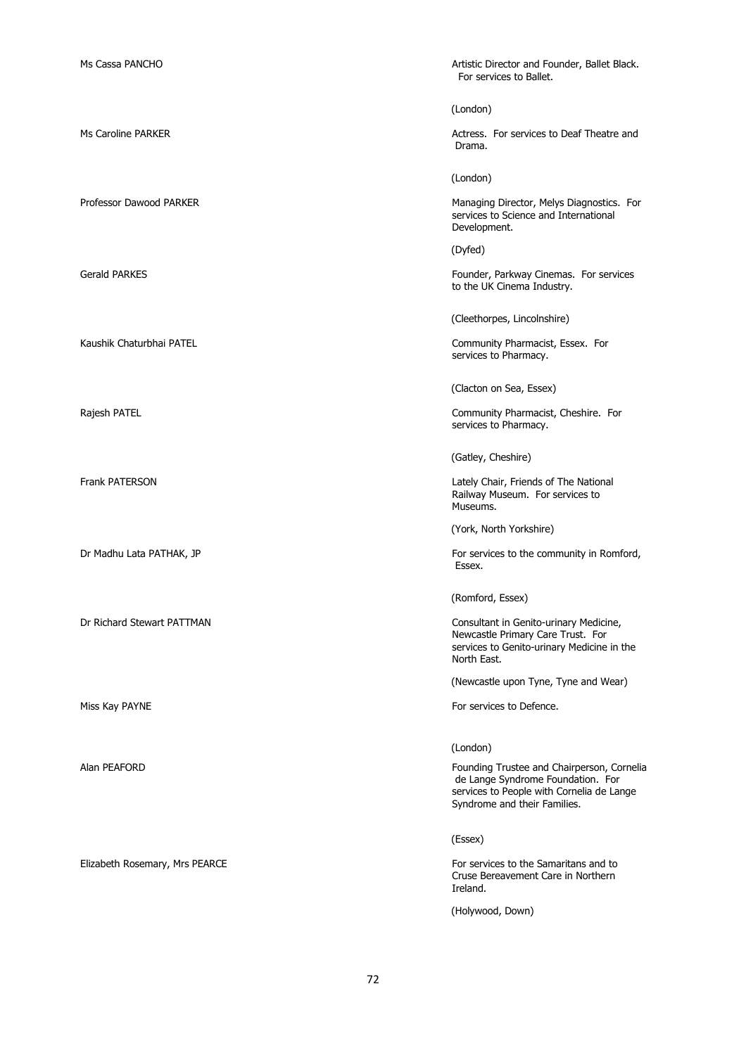| | |
|---|---|
| Ms Cassa PANCHO | Artistic Director and Founder, Ballet Black. For services to Ballet.<br><br>(London) |
| Ms Caroline PARKER | Actress. For services to Deaf Theatre and Drama.<br><br>(London) |
| Professor Dawood PARKER | Managing Director, Melys Diagnostics. For services to Science and International Development.<br><br>(Dyfed) |
| Gerald PARKES | Founder, Parkway Cinemas. For services to the UK Cinema Industry.<br><br>(Cleethorpes, Lincolnshire) |
| Kaushik Chaturbhai PATEL | Community Pharmacist, Essex. For services to Pharmacy.<br><br>(Clacton on Sea, Essex) |
| Rajesh PATEL | Community Pharmacist, Cheshire. For services to Pharmacy.<br><br>(Gatley, Cheshire) |
| Frank PATERSON | Lately Chair, Friends of The National Railway Museum. For services to Museums.<br><br>(York, North Yorkshire) |
| Dr Madhu Lata PATHAK, JP | For services to the community in Romford, Essex.<br><br>(Romford, Essex) |
| Dr Richard Stewart PATTMAN | Consultant in Genito-urinary Medicine, Newcastle Primary Care Trust. For services to Genito-urinary Medicine in the North East.<br><br>(Newcastle upon Tyne, Tyne and Wear) |
| Miss Kay PAYNE | For services to Defence.<br><br>(London) |
| Alan PEAFORD | Founding Trustee and Chairperson, Cornelia de Lange Syndrome Foundation. For services to People with Cornelia de Lange Syndrome and their Families.<br><br>(Essex) |
| Elizabeth Rosemary, Mrs PEARCE | For services to the Samaritans and to Cruse Bereavement Care in Northern Ireland.<br><br>(Holywood, Down) |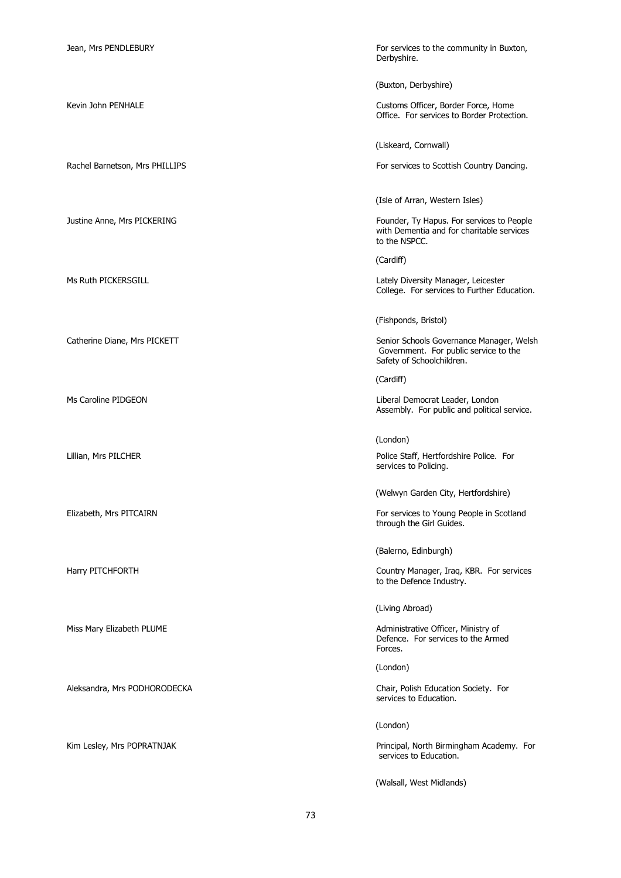Jean, Mrs PENDLEBURY

For services to the community in Buxton, Derbyshire.

(Buxton, Derbyshire)

Kevin John PENHALE

Customs Officer, Border Force, Home Office. For services to Border Protection.

(Liskeard, Cornwall)

Rachel Barnetson, Mrs PHILLIPS

For services to Scottish Country Dancing.

(Isle of Arran, Western Isles)

Justine Anne, Mrs PICKERING

Founder, Ty Hapus. For services to People with Dementia and for charitable services to the NSPCC.

(Cardiff)

Ms Ruth PICKERSGILL

Lately Diversity Manager, Leicester College. For services to Further Education.

(Fishponds, Bristol)

Catherine Diane, Mrs PICKETT

Senior Schools Governance Manager, Welsh Government. For public service to the Safety of Schoolchildren.

(Cardiff)

Ms Caroline PIDGEON

Liberal Democrat Leader, London Assembly. For public and political service.

(London)

Lillian, Mrs PILCHER

Police Staff, Hertfordshire Police. For services to Policing.

(Welwyn Garden City, Hertfordshire)

Elizabeth, Mrs PITCAIRN

For services to Young People in Scotland through the Girl Guides.

(Balerno, Edinburgh)

Harry PITCHFORTH

Country Manager, Iraq, KBR. For services to the Defence Industry.

(Living Abroad)

Miss Mary Elizabeth PLUME

Administrative Officer, Ministry of Defence. For services to the Armed Forces.

(London)

Aleksandra, Mrs PODHORODECKA

Chair, Polish Education Society. For services to Education.

(London)

Kim Lesley, Mrs POPRATNJAK

Principal, North Birmingham Academy. For services to Education.

(Walsall, West Midlands)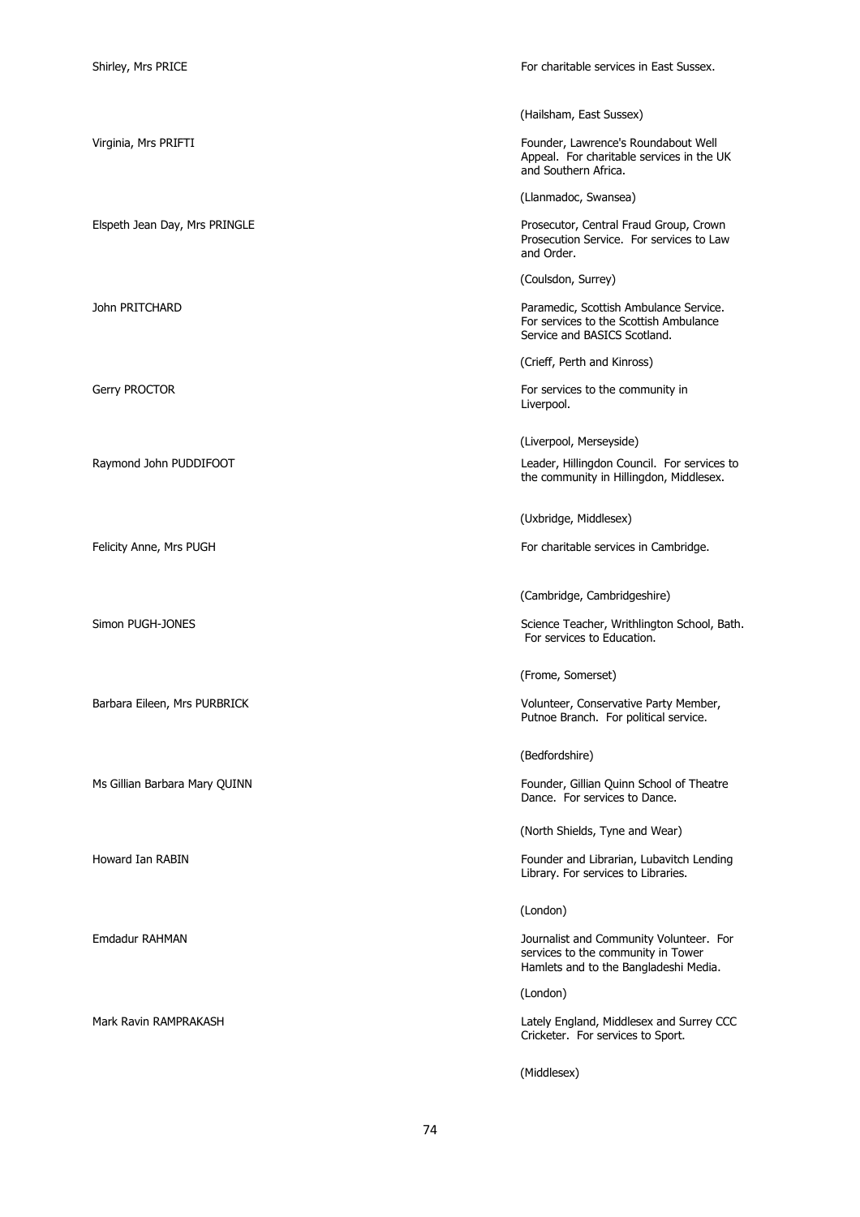Shirley, Mrs PRICE

For charitable services in East Sussex.

(Hailsham, East Sussex)

Virginia, Mrs PRIFTI

Founder, Lawrence's Roundabout Well Appeal. For charitable services in the UK and Southern Africa.

(Llanmadoc, Swansea)

Elspeth Jean Day, Mrs PRINGLE

Prosecutor, Central Fraud Group, Crown Prosecution Service. For services to Law and Order.

(Coulsdon, Surrey)

John PRITCHARD

Paramedic, Scottish Ambulance Service. For services to the Scottish Ambulance Service and BASICS Scotland.

(Crieff, Perth and Kinross)

Gerry PROCTOR

For services to the community in Liverpool.

(Liverpool, Merseyside)

Raymond John PUDDIFOOT

Leader, Hillingdon Council. For services to the community in Hillingdon, Middlesex.

(Uxbridge, Middlesex)

Felicity Anne, Mrs PUGH

For charitable services in Cambridge.

(Cambridge, Cambridgeshire)

Simon PUGH-JONES

Science Teacher, Writhlington School, Bath. For services to Education.

(Frome, Somerset)

Barbara Eileen, Mrs PURBRICK

Volunteer, Conservative Party Member, Putnoe Branch. For political service.

(Bedfordshire)

Ms Gillian Barbara Mary QUINN

Founder, Gillian Quinn School of Theatre Dance. For services to Dance.

(North Shields, Tyne and Wear)

Howard Ian RABIN

Founder and Librarian, Lubavitch Lending Library. For services to Libraries.

(London)

Emdadur RAHMAN

Journalist and Community Volunteer. For services to the community in Tower Hamlets and to the Bangladeshi Media.

(London)

Mark Ravin RAMPRAKASH

Lately England, Middlesex and Surrey CCC Cricketer. For services to Sport.

(Middlesex)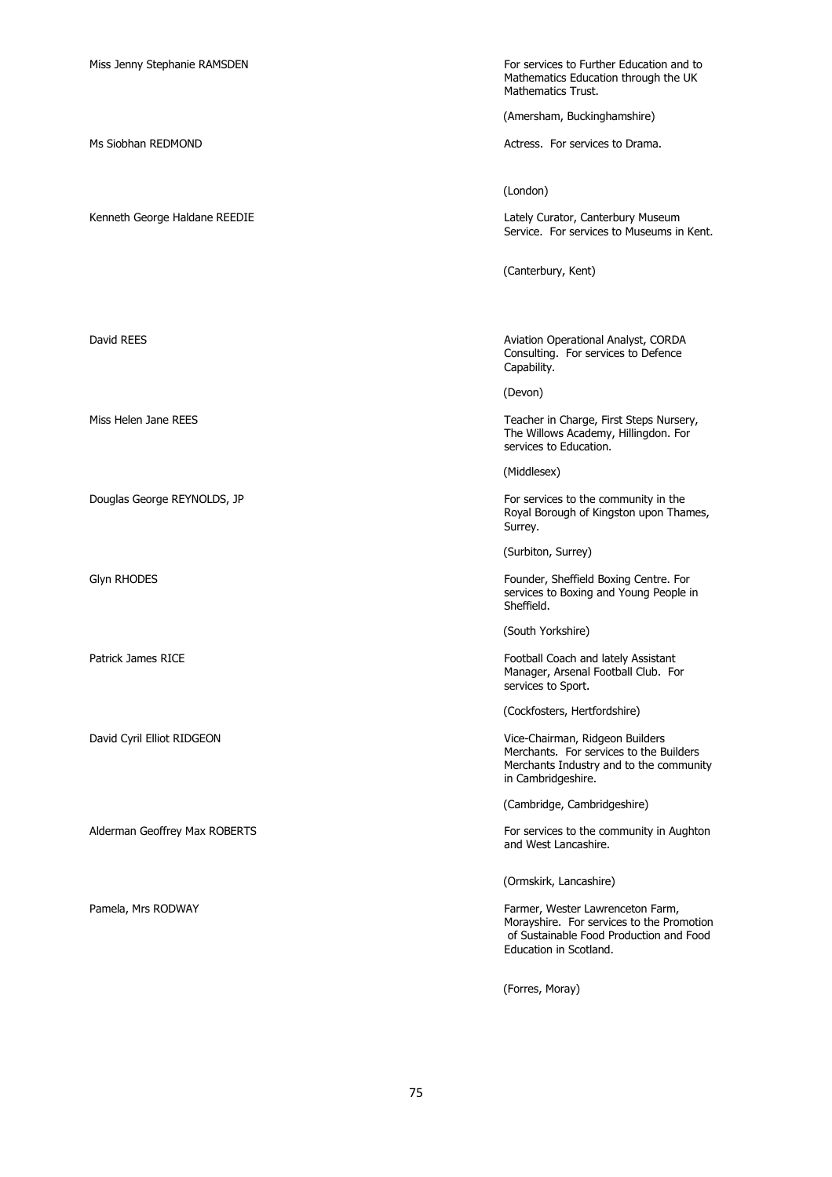Miss Jenny Stephanie RAMSDEN

For services to Further Education and to Mathematics Education through the UK Mathematics Trust.

(Amersham, Buckinghamshire)

Ms Siobhan REDMOND

Actress. For services to Drama.

(London)

Kenneth George Haldane REEDIE

Lately Curator, Canterbury Museum Service. For services to Museums in Kent.

(Canterbury, Kent)

David REES

Aviation Operational Analyst, CORDA Consulting. For services to Defence Capability.

(Devon)

Miss Helen Jane REES

Teacher in Charge, First Steps Nursery, The Willows Academy, Hillingdon. For services to Education.

(Middlesex)

Douglas George REYNOLDS, JP

For services to the community in the Royal Borough of Kingston upon Thames, Surrey.

(Surbiton, Surrey)

Glyn RHODES

Founder, Sheffield Boxing Centre. For services to Boxing and Young People in Sheffield.

(South Yorkshire)

Patrick James RICE

Football Coach and lately Assistant Manager, Arsenal Football Club. For services to Sport.

(Cockfosters, Hertfordshire)

David Cyril Elliot RIDGEON

Vice-Chairman, Ridgeon Builders Merchants. For services to the Builders Merchants Industry and to the community in Cambridgeshire.

(Cambridge, Cambridgeshire)

Alderman Geoffrey Max ROBERTS

For services to the community in Aughton and West Lancashire.

(Ormskirk, Lancashire)

Pamela, Mrs RODWAY

Farmer, Wester Lawrenceton Farm, Morayshire. For services to the Promotion of Sustainable Food Production and Food Education in Scotland.

(Forres, Moray)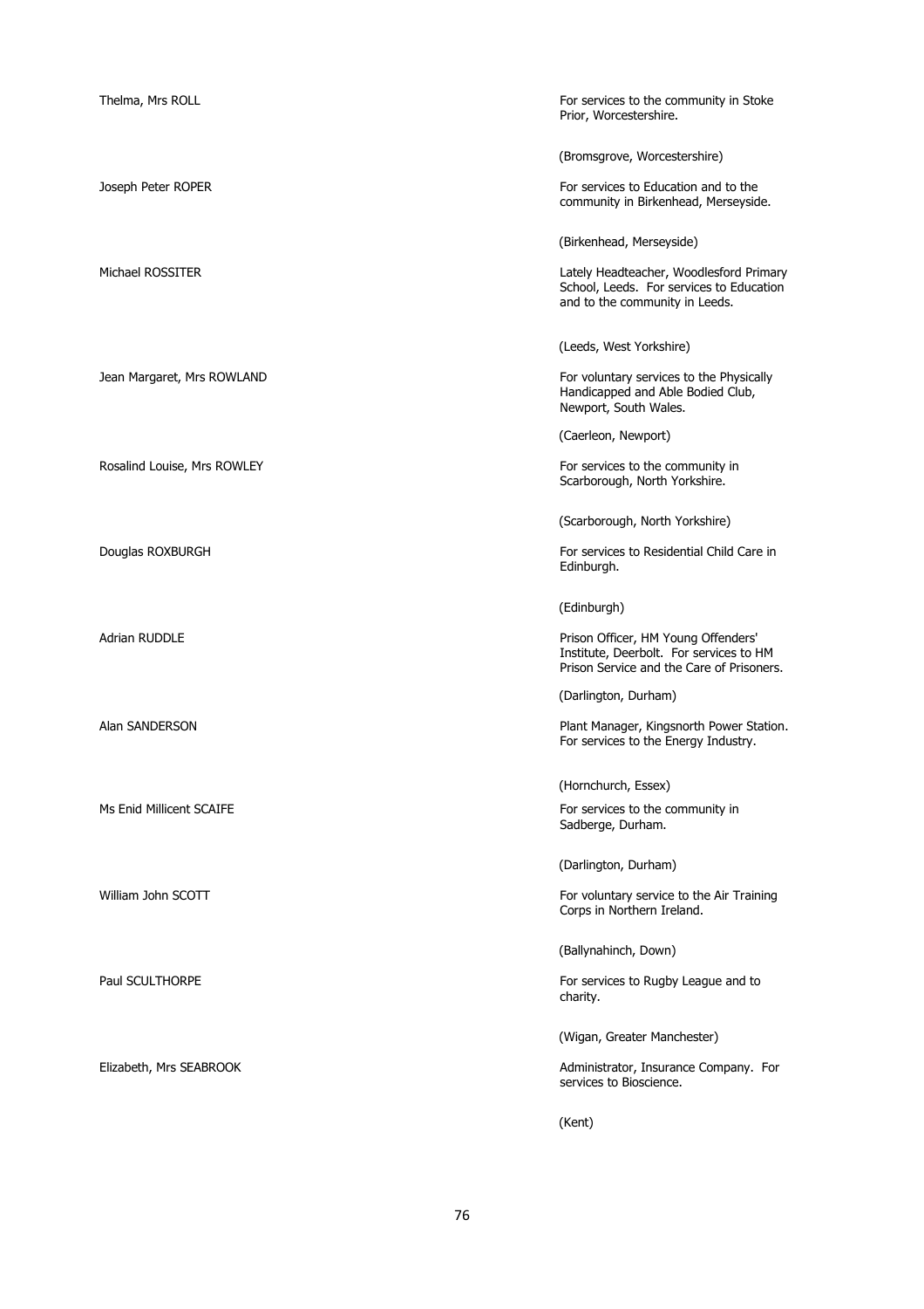| | |
|---|---|
| Thelma, Mrs ROLL | For services to the community in Stoke Prior, Worcestershire.<br><br>(Bromsgrove, Worcestershire) |
| Joseph Peter ROPER | For services to Education and to the community in Birkenhead, Merseyside.<br><br>(Birkenhead, Merseyside) |
| Michael ROSSITER | Lately Headteacher, Woodlesford Primary School, Leeds. For services to Education and to the community in Leeds.<br><br>(Leeds, West Yorkshire) |
| Jean Margaret, Mrs ROWLAND | For voluntary services to the Physically Handicapped and Able Bodied Club, Newport, South Wales.<br><br>(Caerleon, Newport) |
| Rosalind Louise, Mrs ROWLEY | For services to the community in Scarborough, North Yorkshire.<br><br>(Scarborough, North Yorkshire) |
| Douglas ROXBURGH | For services to Residential Child Care in Edinburgh.<br><br>(Edinburgh) |
| Adrian RUDDLE | Prison Officer, HM Young Offenders' Institute, Deerbolt. For services to HM Prison Service and the Care of Prisoners.<br><br>(Darlington, Durham) |
| Alan SANDERSON | Plant Manager, Kingsnorth Power Station. For services to the Energy Industry.<br><br>(Hornchurch, Essex) |
| Ms Enid Millicent SCAIFE | For services to the community in Sadberge, Durham.<br><br>(Darlington, Durham) |
| William John SCOTT | For voluntary service to the Air Training Corps in Northern Ireland.<br><br>(Ballynahinch, Down) |
| Paul SCULTHORPE | For services to Rugby League and to charity.<br><br>(Wigan, Greater Manchester) |
| Elizabeth, Mrs SEABROOK | Administrator, Insurance Company. For services to Bioscience.<br><br>(Kent) |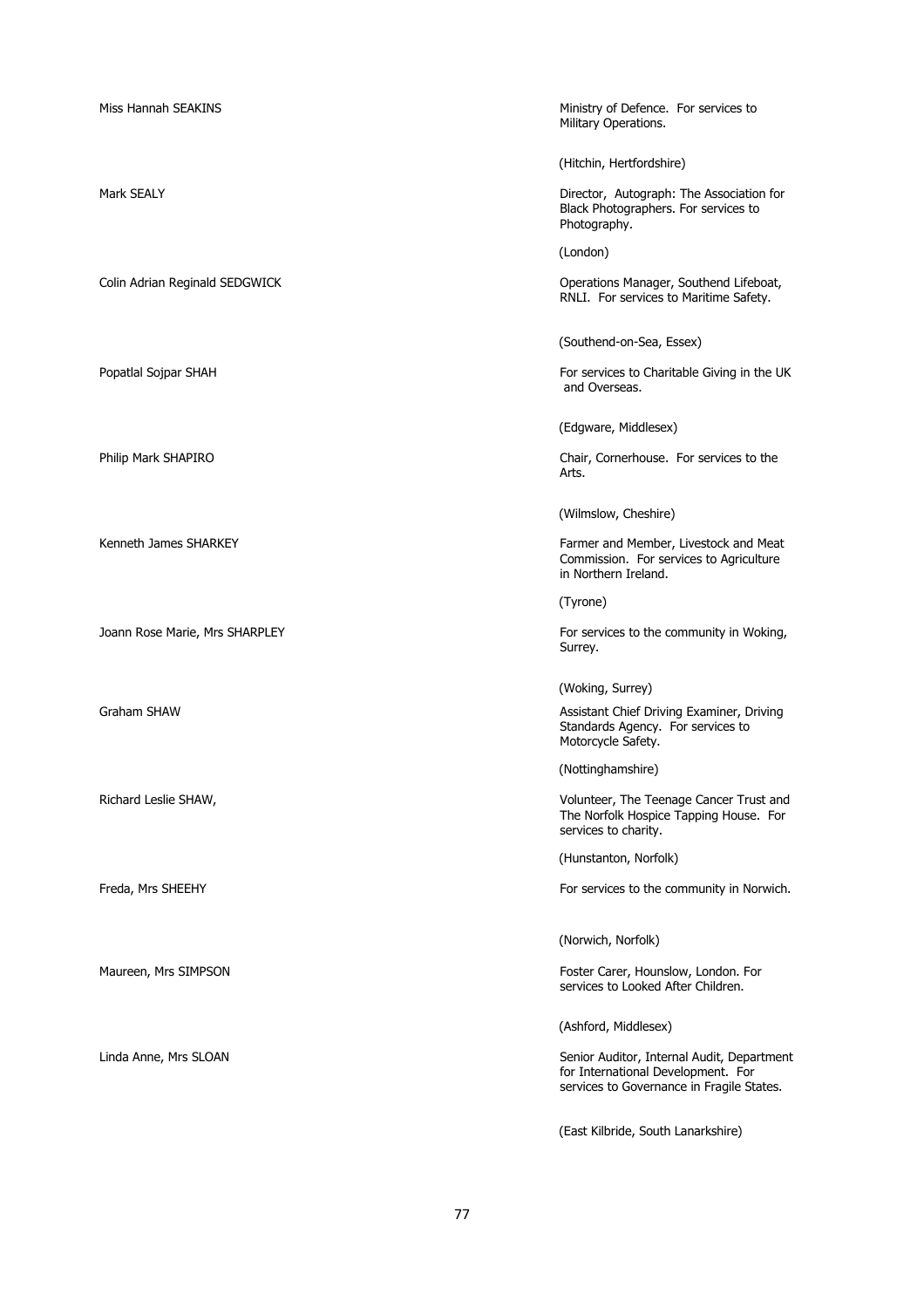| | |
|---|---|
| Miss Hannah SEAKINS | Ministry of Defence. For services to Military Operations. |
| | (Hitchin, Hertfordshire) |
| Mark SEALY | Director, Autograph: The Association for Black Photographers. For services to Photography. |
| | (London) |
| Colin Adrian Reginald SEDGWICK | Operations Manager, Southend Lifeboat, RNLI. For services to Maritime Safety. |
| | (Southend-on-Sea, Essex) |
| Popatlal Sojpar SHAH | For services to Charitable Giving in the UK and Overseas. |
| | (Edgware, Middlesex) |
| Philip Mark SHAPIRO | Chair, Cornerhouse. For services to the Arts. |
| | (Wilmslow, Cheshire) |
| Kenneth James SHARKEY | Farmer and Member, Livestock and Meat Commission. For services to Agriculture in Northern Ireland. |
| | (Tyrone) |
| Joann Rose Marie, Mrs SHARPLEY | For services to the community in Woking, Surrey. |
| | (Woking, Surrey) |
| Graham SHAW | Assistant Chief Driving Examiner, Driving Standards Agency. For services to Motorcycle Safety. |
| | (Nottinghamshire) |
| Richard Leslie SHAW, | Volunteer, The Teenage Cancer Trust and The Norfolk Hospice Tapping House. For services to charity. |
| | (Hunstanton, Norfolk) |
| Freda, Mrs SHEEHY | For services to the community in Norwich. |
| | (Norwich, Norfolk) |
| Maureen, Mrs SIMPSON | Foster Carer, Hounslow, London. For services to Looked After Children. |
| | (Ashford, Middlesex) |
| Linda Anne, Mrs SLOAN | Senior Auditor, Internal Audit, Department for International Development. For services to Governance in Fragile States. |
| | (East Kilbride, South Lanarkshire) |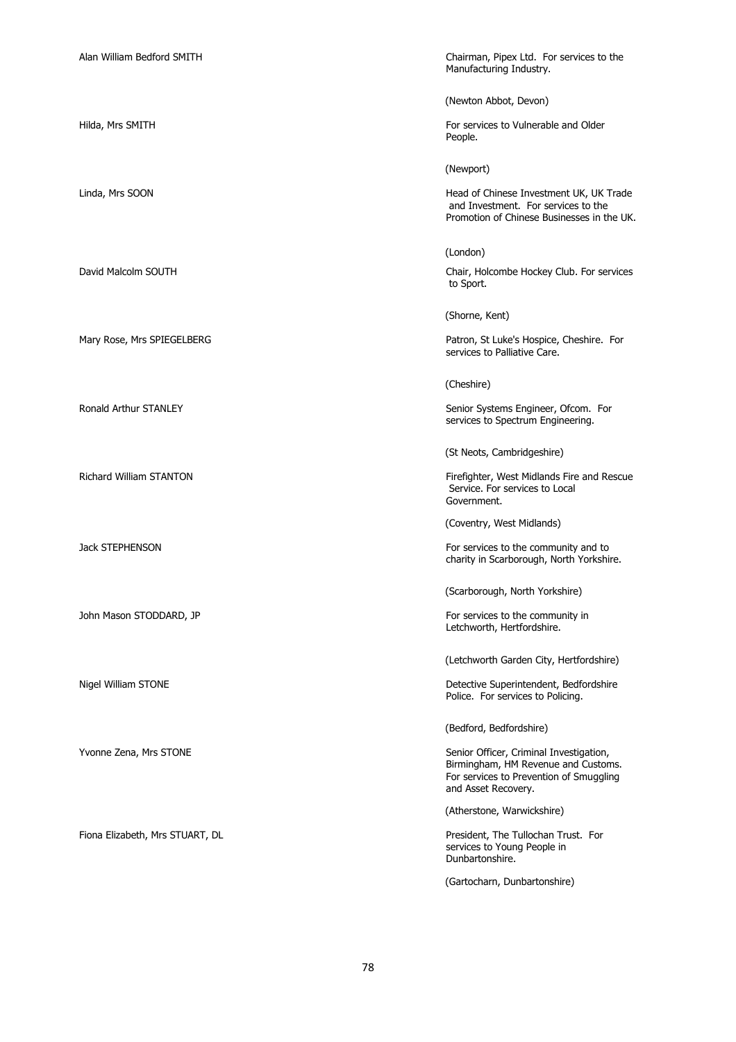Alan William Bedford SMITH

Chairman, Pipex Ltd. For services to the Manufacturing Industry.

(Newton Abbot, Devon)

Hilda, Mrs SMITH

For services to Vulnerable and Older People.

(Newport)

Linda, Mrs SOON

Head of Chinese Investment UK, UK Trade and Investment. For services to the Promotion of Chinese Businesses in the UK.

(London)

David Malcolm SOUTH

Chair, Holcombe Hockey Club. For services to Sport.

(Shorne, Kent)

Mary Rose, Mrs SPIEGELBERG

Patron, St Luke's Hospice, Cheshire. For services to Palliative Care.

(Cheshire)

Ronald Arthur STANLEY

Senior Systems Engineer, Ofcom. For services to Spectrum Engineering.

(St Neots, Cambridgeshire)

Richard William STANTON

Firefighter, West Midlands Fire and Rescue Service. For services to Local Government.

(Coventry, West Midlands)

Jack STEPHENSON

For services to the community and to charity in Scarborough, North Yorkshire.

(Scarborough, North Yorkshire)

John Mason STODDARD, JP

For services to the community in Letchworth, Hertfordshire.

(Letchworth Garden City, Hertfordshire)

Nigel William STONE

Detective Superintendent, Bedfordshire Police. For services to Policing.

(Bedford, Bedfordshire)

Yvonne Zena, Mrs STONE

Senior Officer, Criminal Investigation, Birmingham, HM Revenue and Customs. For services to Prevention of Smuggling and Asset Recovery.

(Atherstone, Warwickshire)

Fiona Elizabeth, Mrs STUART, DL

President, The Tullochan Trust. For services to Young People in Dunbartonshire.

(Gartocharn, Dunbartonshire)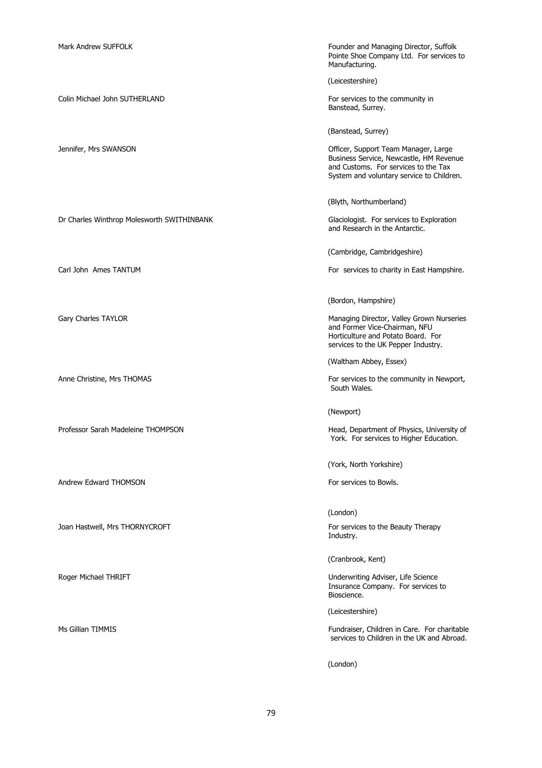Mark Andrew SUFFOLK

Founder and Managing Director, Suffolk Pointe Shoe Company Ltd. For services to Manufacturing.

(Leicestershire)

Colin Michael John SUTHERLAND

For services to the community in Banstead, Surrey.

(Banstead, Surrey)

Jennifer, Mrs SWANSON

Officer, Support Team Manager, Large Business Service, Newcastle, HM Revenue and Customs. For services to the Tax System and voluntary service to Children.

(Blyth, Northumberland)

Dr Charles Winthrop Molesworth SWITHINBANK

Glaciologist. For services to Exploration and Research in the Antarctic.

(Cambridge, Cambridgeshire)

Carl John Ames TANTUM

For services to charity in East Hampshire.

(Bordon, Hampshire)

Gary Charles TAYLOR

Managing Director, Valley Grown Nurseries and Former Vice-Chairman, NFU Horticulture and Potato Board. For services to the UK Pepper Industry.

(Waltham Abbey, Essex)

Anne Christine, Mrs THOMAS

For services to the community in Newport, South Wales.

(Newport)

Professor Sarah Madeleine THOMPSON

Head, Department of Physics, University of York. For services to Higher Education.

(York, North Yorkshire)

Andrew Edward THOMSON

For services to Bowls.

(London)

Joan Hastwell, Mrs THORNYCROFT

For services to the Beauty Therapy Industry.

(Cranbrook, Kent)

Roger Michael THRIFT

Underwriting Adviser, Life Science Insurance Company. For services to Bioscience.

(Leicestershire)

Ms Gillian TIMMIS

Fundraiser, Children in Care. For charitable services to Children in the UK and Abroad.

(London)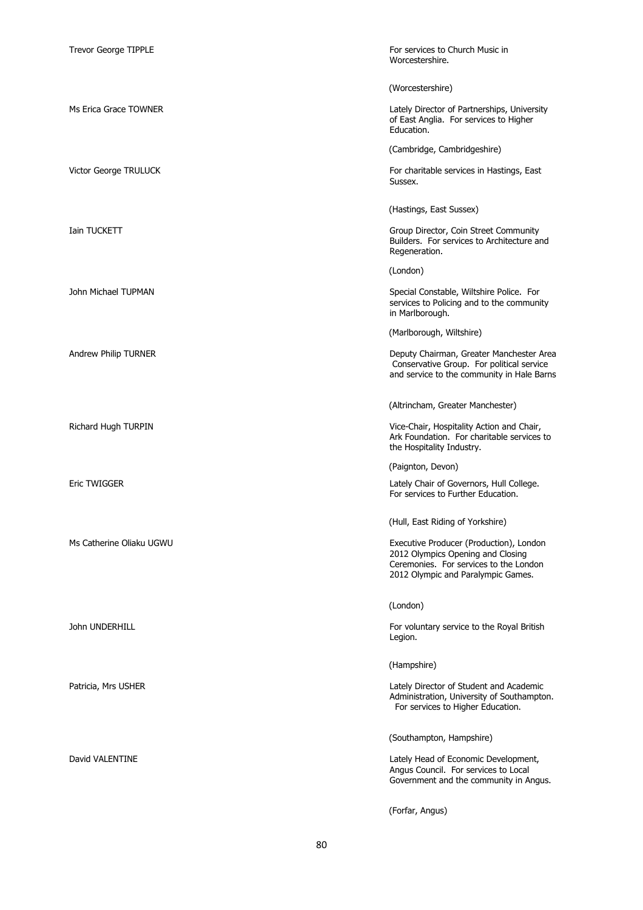| | |
|---|---|
| Trevor George TIPPLE | For services to Church Music in Worcestershire.<br><br>(Worcestershire) |
| Ms Erica Grace TOWNER | Lately Director of Partnerships, University of East Anglia. For services to Higher Education.<br><br>(Cambridge, Cambridgeshire) |
| Victor George TRULUCK | For charitable services in Hastings, East Sussex.<br><br>(Hastings, East Sussex) |
| Iain TUCKETT | Group Director, Coin Street Community Builders. For services to Architecture and Regeneration.<br><br>(London) |
| John Michael TUPMAN | Special Constable, Wiltshire Police. For services to Policing and to the community in Marlborough.<br><br>(Marlborough, Wiltshire) |
| Andrew Philip TURNER | Deputy Chairman, Greater Manchester Area Conservative Group. For political service and service to the community in Hale Barns<br><br>(Altrincham, Greater Manchester) |
| Richard Hugh TURPIN | Vice-Chair, Hospitality Action and Chair, Ark Foundation. For charitable services to the Hospitality Industry.<br><br>(Paignton, Devon) |
| Eric TWIGGER | Lately Chair of Governors, Hull College. For services to Further Education.<br><br>(Hull, East Riding of Yorkshire) |
| Ms Catherine Oliaku UGWU | Executive Producer (Production), London 2012 Olympics Opening and Closing Ceremonies. For services to the London 2012 Olympic and Paralympic Games.<br><br>(London) |
| John UNDERHILL | For voluntary service to the Royal British Legion.<br><br>(Hampshire) |
| Patricia, Mrs USHER | Lately Director of Student and Academic Administration, University of Southampton. For services to Higher Education.<br><br>(Southampton, Hampshire) |
| David VALENTINE | Lately Head of Economic Development, Angus Council. For services to Local Government and the community in Angus.<br><br>(Forfar, Angus) |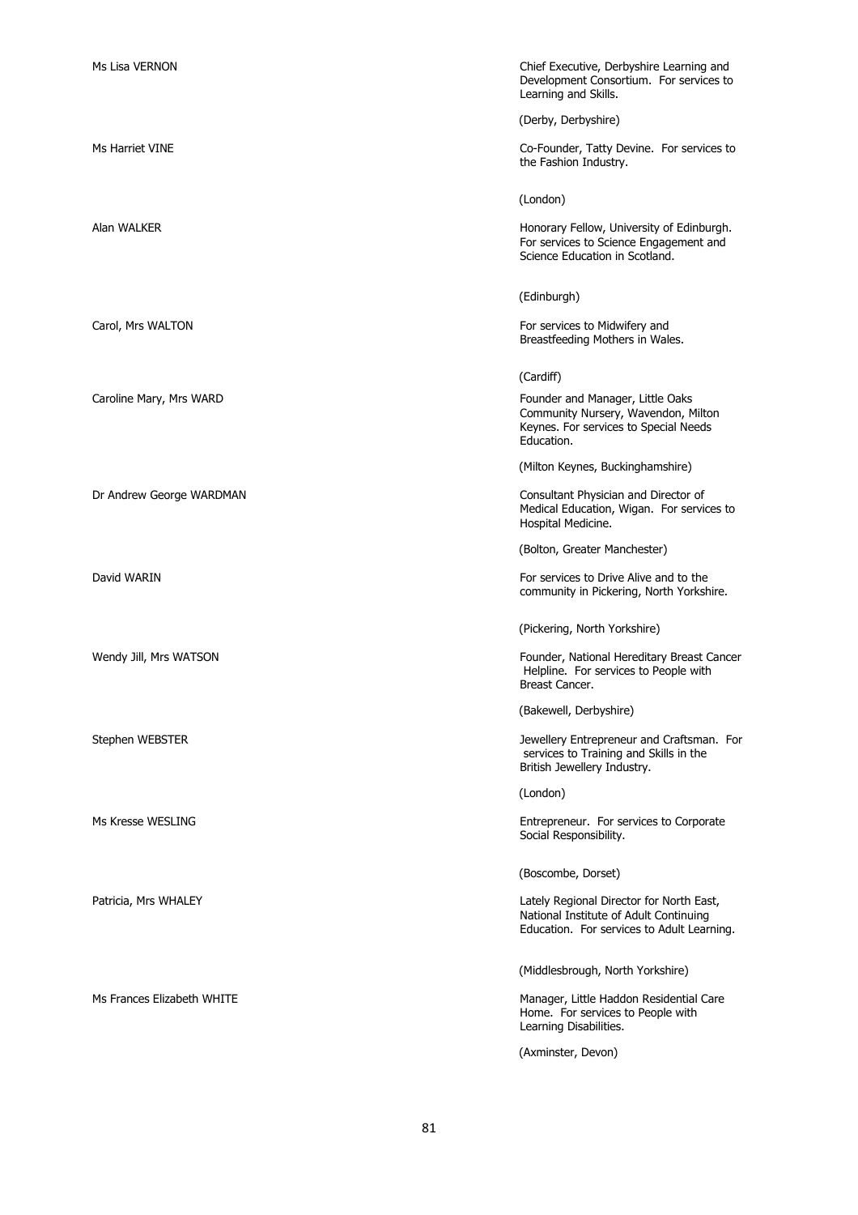| | |
|---|---|
| Ms Lisa VERNON | Chief Executive, Derbyshire Learning and Development Consortium. For services to Learning and Skills.<br><br>(Derby, Derbyshire) |
| Ms Harriet VINE | Co-Founder, Tatty Devine. For services to the Fashion Industry.<br><br>(London) |
| Alan WALKER | Honorary Fellow, University of Edinburgh. For services to Science Engagement and Science Education in Scotland.<br><br>(Edinburgh) |
| Carol, Mrs WALTON | For services to Midwifery and Breastfeeding Mothers in Wales.<br><br>(Cardiff) |
| Caroline Mary, Mrs WARD | Founder and Manager, Little Oaks Community Nursery, Wavendon, Milton Keynes. For services to Special Needs Education.<br><br>(Milton Keynes, Buckinghamshire) |
| Dr Andrew George WARDMAN | Consultant Physician and Director of Medical Education, Wigan. For services to Hospital Medicine.<br><br>(Bolton, Greater Manchester) |
| David WARIN | For services to Drive Alive and to the community in Pickering, North Yorkshire.<br><br>(Pickering, North Yorkshire) |
| Wendy Jill, Mrs WATSON | Founder, National Hereditary Breast Cancer Helpline. For services to People with Breast Cancer.<br><br>(Bakewell, Derbyshire) |
| Stephen WEBSTER | Jewellery Entrepreneur and Craftsman. For services to Training and Skills in the British Jewellery Industry.<br><br>(London) |
| Ms Kresse WESLING | Entrepreneur. For services to Corporate Social Responsibility.<br><br>(Boscombe, Dorset) |
| Patricia, Mrs WHALEY | Lately Regional Director for North East, National Institute of Adult Continuing Education. For services to Adult Learning.<br><br>(Middlesbrough, North Yorkshire) |
| Ms Frances Elizabeth WHITE | Manager, Little Haddon Residential Care Home. For services to People with Learning Disabilities.<br><br>(Axminster, Devon) |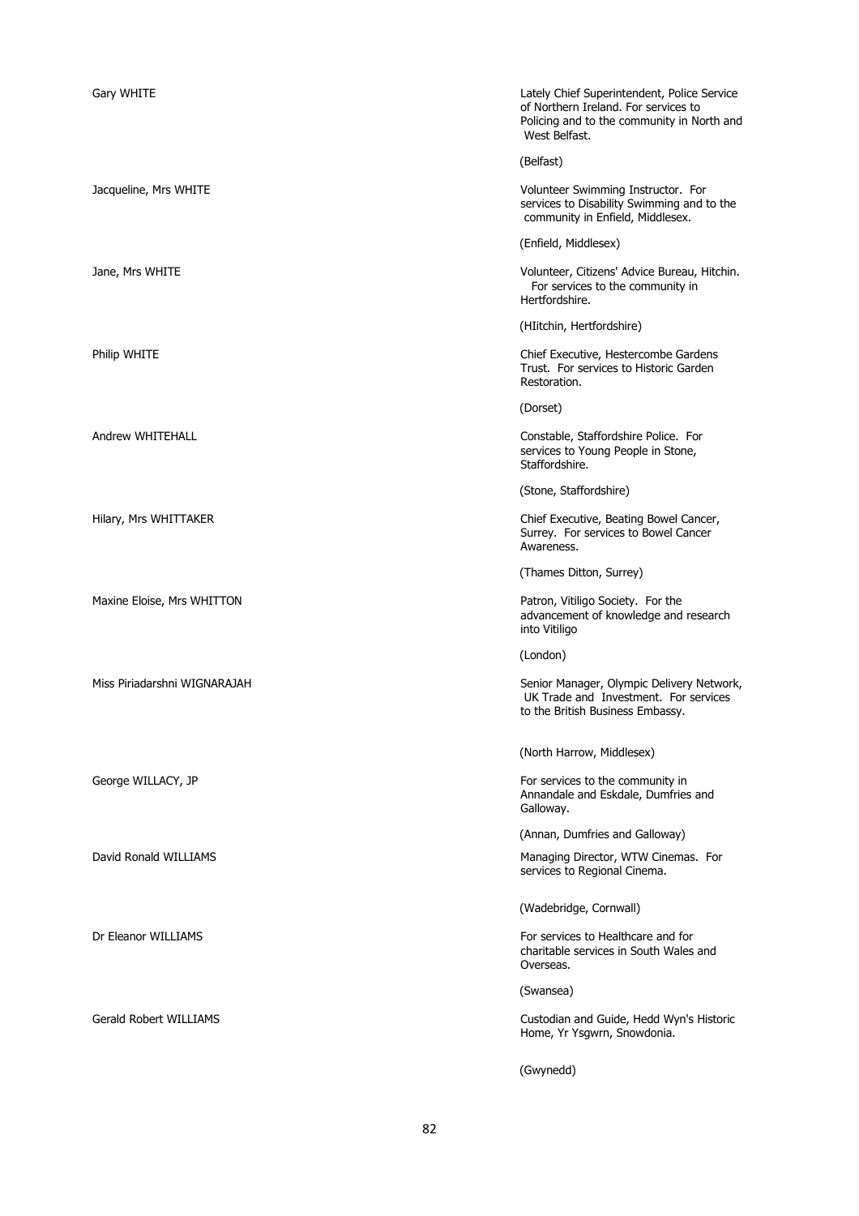| | |
|---|---|
| Gary WHITE | Lately Chief Superintendent, Police Service of Northern Ireland. For services to Policing and to the community in North and West Belfast.<br><br>(Belfast) |
| Jacqueline, Mrs WHITE | Volunteer Swimming Instructor. For services to Disability Swimming and to the community in Enfield, Middlesex.<br><br>(Enfield, Middlesex) |
| Jane, Mrs WHITE | Volunteer, Citizens' Advice Bureau, Hitchin. For services to the community in Hertfordshire.<br><br>(HIitchin, Hertfordshire) |
| Philip WHITE | Chief Executive, Hestercombe Gardens Trust. For services to Historic Garden Restoration.<br><br>(Dorset) |
| Andrew WHITEHALL | Constable, Staffordshire Police. For services to Young People in Stone, Staffordshire.<br><br>(Stone, Staffordshire) |
| Hilary, Mrs WHITTAKER | Chief Executive, Beating Bowel Cancer, Surrey. For services to Bowel Cancer Awareness.<br><br>(Thames Ditton, Surrey) |
| Maxine Eloise, Mrs WHITTON | Patron, Vitiligo Society. For the advancement of knowledge and research into Vitiligo<br><br>(London) |
| Miss Piriadarshni WIGNARAJAH | Senior Manager, Olympic Delivery Network, UK Trade and Investment. For services to the British Business Embassy.<br><br>(North Harrow, Middlesex) |
| George WILLACY, JP | For services to the community in Annandale and Eskdale, Dumfries and Galloway.<br><br>(Annan, Dumfries and Galloway) |
| David Ronald WILLIAMS | Managing Director, WTW Cinemas. For services to Regional Cinema.<br><br>(Wadebridge, Cornwall) |
| Dr Eleanor WILLIAMS | For services to Healthcare and for charitable services in South Wales and Overseas.<br><br>(Swansea) |
| Gerald Robert WILLIAMS | Custodian and Guide, Hedd Wyn's Historic Home, Yr Ysgwrn, Snowdonia.<br><br>(Gwynedd) |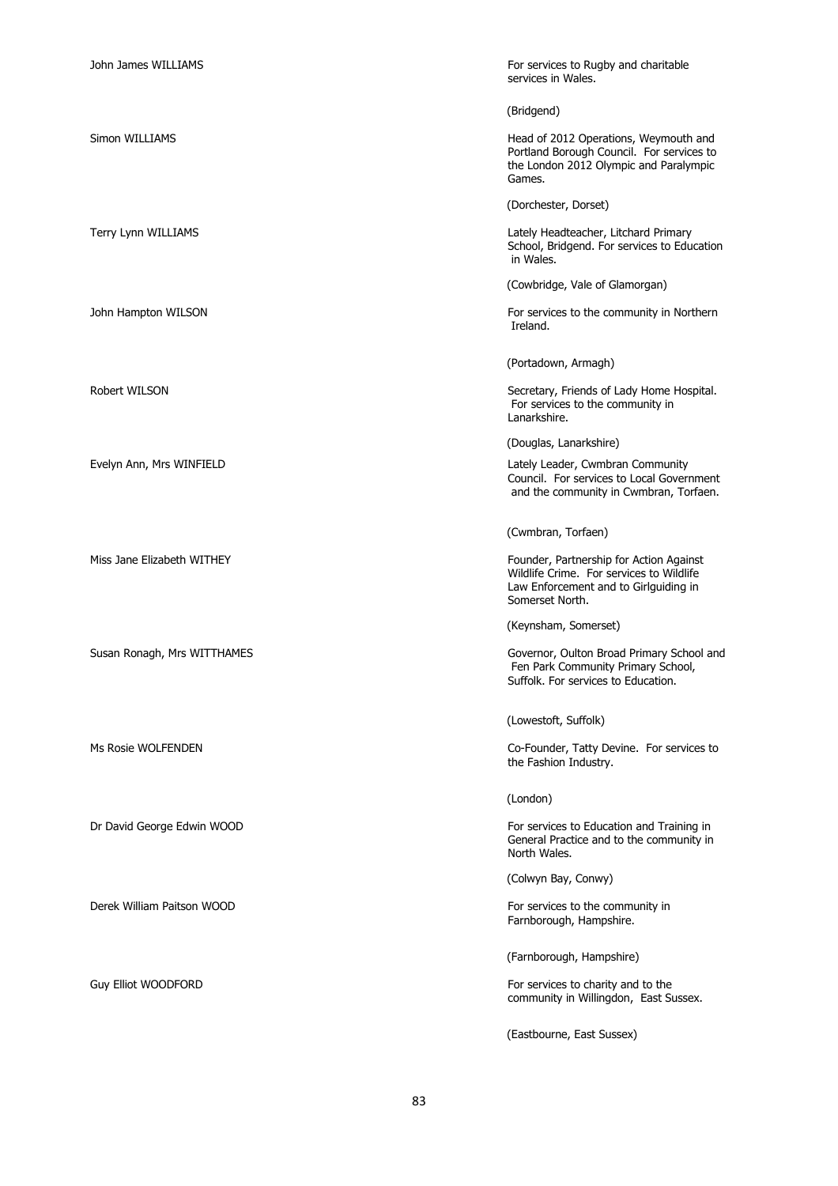| | |
|---|---|
| John James WILLIAMS | For services to Rugby and charitable services in Wales. |
| | (Bridgend) |
| Simon WILLIAMS | Head of 2012 Operations, Weymouth and Portland Borough Council. For services to the London 2012 Olympic and Paralympic Games. |
| | (Dorchester, Dorset) |
| Terry Lynn WILLIAMS | Lately Headteacher, Litchard Primary School, Bridgend. For services to Education in Wales. |
| | (Cowbridge, Vale of Glamorgan) |
| John Hampton WILSON | For services to the community in Northern Ireland. |
| | (Portadown, Armagh) |
| Robert WILSON | Secretary, Friends of Lady Home Hospital. For services to the community in Lanarkshire. |
| | (Douglas, Lanarkshire) |
| Evelyn Ann, Mrs WINFIELD | Lately Leader, Cwmbran Community Council. For services to Local Government and the community in Cwmbran, Torfaen. |
| | (Cwmbran, Torfaen) |
| Miss Jane Elizabeth WITHEY | Founder, Partnership for Action Against Wildlife Crime. For services to Wildlife Law Enforcement and to Girlguiding in Somerset North. |
| | (Keynsham, Somerset) |
| Susan Ronagh, Mrs WITTHAMES | Governor, Oulton Broad Primary School and Fen Park Community Primary School, Suffolk. For services to Education. |
| | (Lowestoft, Suffolk) |
| Ms Rosie WOLFENDEN | Co-Founder, Tatty Devine. For services to the Fashion Industry. |
| | (London) |
| Dr David George Edwin WOOD | For services to Education and Training in General Practice and to the community in North Wales. |
| | (Colwyn Bay, Conwy) |
| Derek William Paitson WOOD | For services to the community in Farnborough, Hampshire. |
| | (Farnborough, Hampshire) |
| Guy Elliot WOODFORD | For services to charity and to the community in Willingdon, East Sussex. |
| | (Eastbourne, East Sussex) |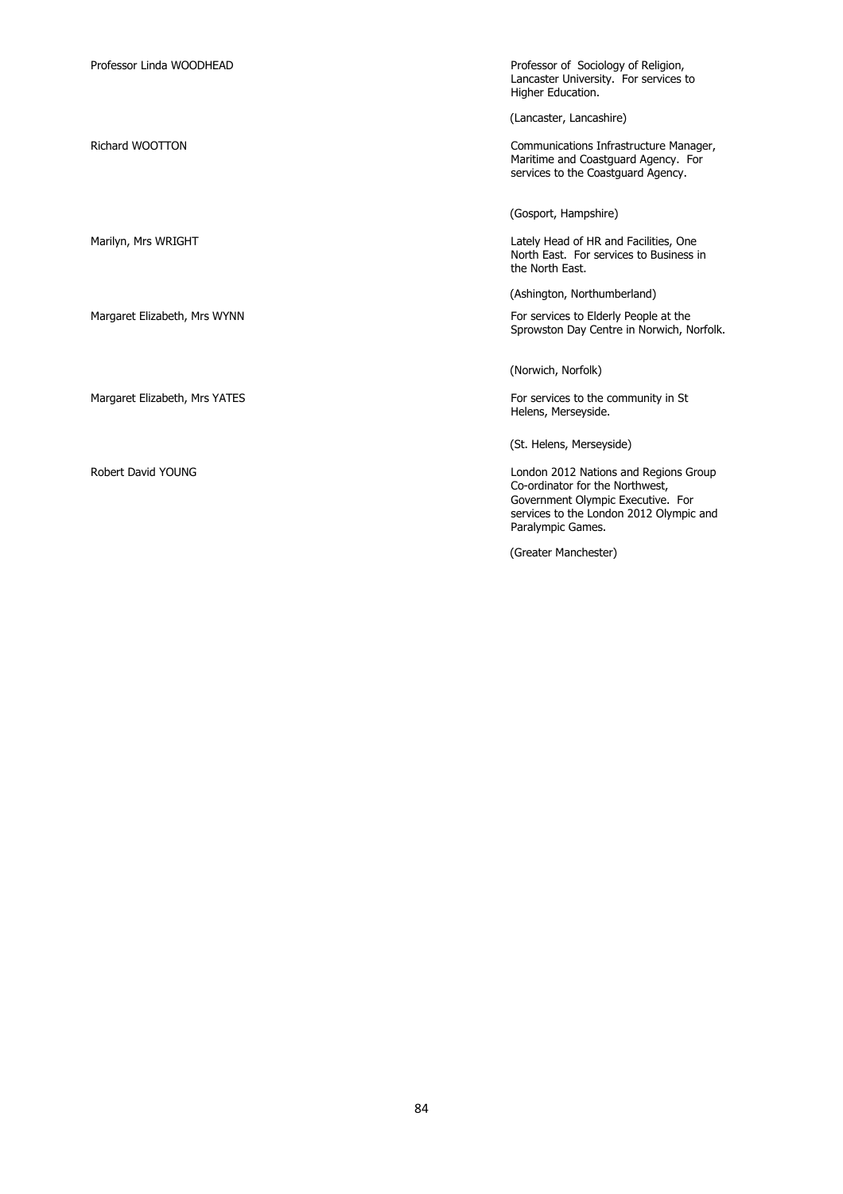| | |
|---|---|
| Professor Linda WOODHEAD | Professor of Sociology of Religion, Lancaster University. For services to Higher Education. |
| | (Lancaster, Lancashire) |
| Richard WOOTTON | Communications Infrastructure Manager, Maritime and Coastguard Agency. For services to the Coastguard Agency. |
| | (Gosport, Hampshire) |
| Marilyn, Mrs WRIGHT | Lately Head of HR and Facilities, One North East. For services to Business in the North East. |
| | (Ashington, Northumberland) |
| Margaret Elizabeth, Mrs WYNN | For services to Elderly People at the Sprowston Day Centre in Norwich, Norfolk. |
| | (Norwich, Norfolk) |
| Margaret Elizabeth, Mrs YATES | For services to the community in St Helens, Merseyside. |
| | (St. Helens, Merseyside) |
| Robert David YOUNG | London 2012 Nations and Regions Group Co-ordinator for the Northwest, Government Olympic Executive. For services to the London 2012 Olympic and Paralympic Games. |
| | (Greater Manchester) |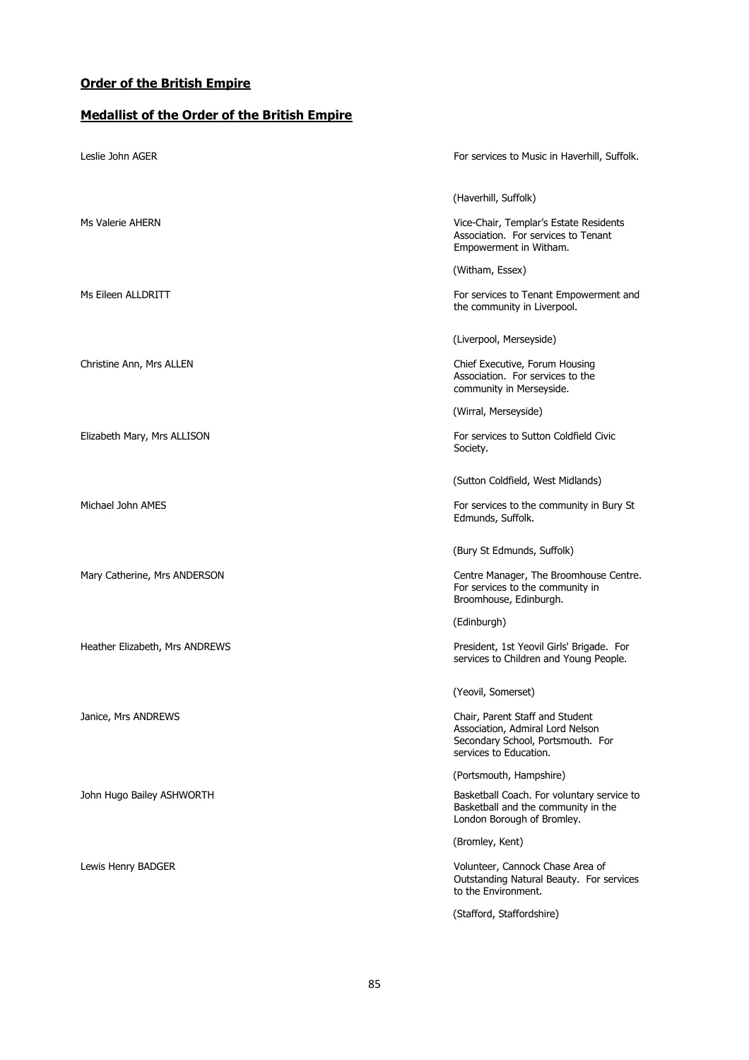## **Order of the British Empire**

## **Medallist of the Order of the British Empire**

| | |
|---|---|
| Leslie John AGER | For services to Music in Haverhill, Suffolk.<br><br>(Haverhill, Suffolk) |
| Ms Valerie AHERN | Vice-Chair, Templar's Estate Residents Association. For services to Tenant Empowerment in Witham.<br><br>(Witham, Essex) |
| Ms Eileen ALLDRITT | For services to Tenant Empowerment and the community in Liverpool.<br><br>(Liverpool, Merseyside) |
| Christine Ann, Mrs ALLEN | Chief Executive, Forum Housing Association. For services to the community in Merseyside.<br><br>(Wirral, Merseyside) |
| Elizabeth Mary, Mrs ALLISON | For services to Sutton Coldfield Civic Society.<br><br>(Sutton Coldfield, West Midlands) |
| Michael John AMES | For services to the community in Bury St Edmunds, Suffolk.<br><br>(Bury St Edmunds, Suffolk) |
| Mary Catherine, Mrs ANDERSON | Centre Manager, The Broomhouse Centre. For services to the community in Broomhouse, Edinburgh.<br><br>(Edinburgh) |
| Heather Elizabeth, Mrs ANDREWS | President, 1st Yeovil Girls' Brigade. For services to Children and Young People.<br><br>(Yeovil, Somerset) |
| Janice, Mrs ANDREWS | Chair, Parent Staff and Student Association, Admiral Lord Nelson Secondary School, Portsmouth. For services to Education.<br><br>(Portsmouth, Hampshire) |
| John Hugo Bailey ASHWORTH | Basketball Coach. For voluntary service to Basketball and the community in the London Borough of Bromley.<br><br>(Bromley, Kent) |
| Lewis Henry BADGER | Volunteer, Cannock Chase Area of Outstanding Natural Beauty. For services to the Environment.<br><br>(Stafford, Staffordshire) |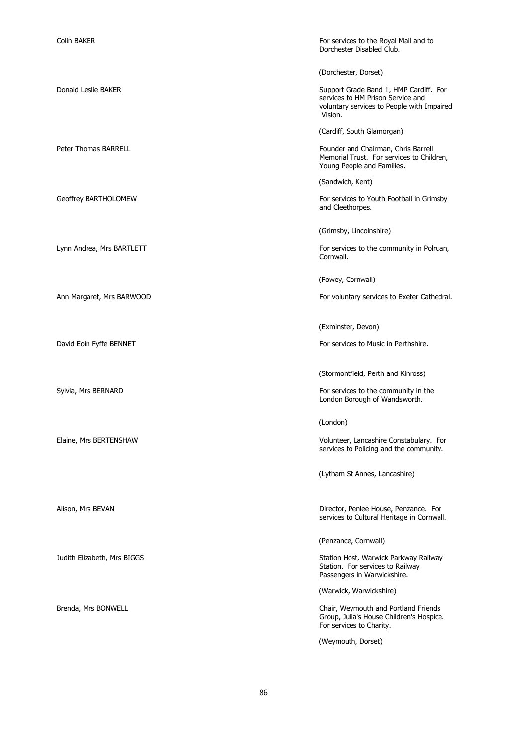Colin BAKER

For services to the Royal Mail and to Dorchester Disabled Club.

(Dorchester, Dorset)

Donald Leslie BAKER

Support Grade Band 1, HMP Cardiff. For services to HM Prison Service and voluntary services to People with Impaired Vision.

(Cardiff, South Glamorgan)

Peter Thomas BARRELL

Founder and Chairman, Chris Barrell Memorial Trust. For services to Children, Young People and Families.

(Sandwich, Kent)

Geoffrey BARTHOLOMEW

For services to Youth Football in Grimsby and Cleethorpes.

(Grimsby, Lincolnshire)

Lynn Andrea, Mrs BARTLETT

For services to the community in Polruan, Cornwall.

(Fowey, Cornwall)

Ann Margaret, Mrs BARWOOD

For voluntary services to Exeter Cathedral.

(Exminster, Devon)

David Eoin Fyffe BENNET

For services to Music in Perthshire.

(Stormontfield, Perth and Kinross)

Sylvia, Mrs BERNARD

For services to the community in the London Borough of Wandsworth.

(London)

Elaine, Mrs BERTENSHAW

Volunteer, Lancashire Constabulary. For services to Policing and the community.

(Lytham St Annes, Lancashire)

Alison, Mrs BEVAN

Director, Penlee House, Penzance. For services to Cultural Heritage in Cornwall.

(Penzance, Cornwall)

Judith Elizabeth, Mrs BIGGS

Station Host, Warwick Parkway Railway Station. For services to Railway Passengers in Warwickshire.

(Warwick, Warwickshire)

Brenda, Mrs BONWELL

Chair, Weymouth and Portland Friends Group, Julia's House Children's Hospice. For services to Charity.

(Weymouth, Dorset)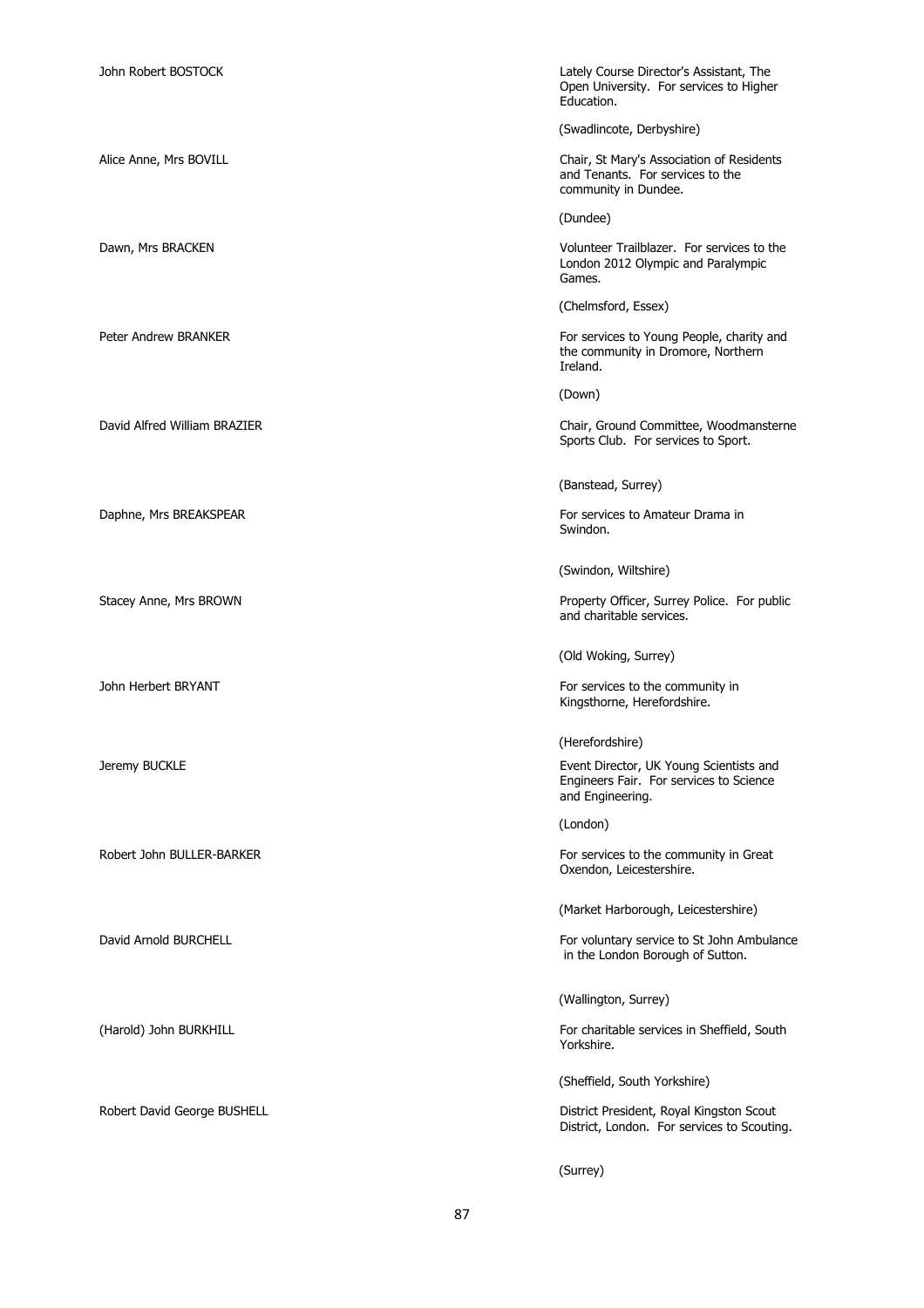John Robert BOSTOCK

Lately Course Director's Assistant, The Open University. For services to Higher Education.

(Swadlincote, Derbyshire)

Alice Anne, Mrs BOVILL

Chair, St Mary's Association of Residents and Tenants. For services to the community in Dundee.

(Dundee)

Dawn, Mrs BRACKEN

Volunteer Trailblazer. For services to the London 2012 Olympic and Paralympic Games.

(Chelmsford, Essex)

Peter Andrew BRANKER

For services to Young People, charity and the community in Dromore, Northern Ireland.

(Down)

David Alfred William BRAZIER

Chair, Ground Committee, Woodmansterne Sports Club. For services to Sport.

(Banstead, Surrey)

Daphne, Mrs BREAKSPEAR

For services to Amateur Drama in Swindon.

(Swindon, Wiltshire)

Stacey Anne, Mrs BROWN

Property Officer, Surrey Police. For public and charitable services.

(Old Woking, Surrey)

John Herbert BRYANT

For services to the community in Kingsthorne, Herefordshire.

(Herefordshire)

Jeremy BUCKLE

Event Director, UK Young Scientists and Engineers Fair. For services to Science and Engineering.

(London)

Robert John BULLER-BARKER

For services to the community in Great Oxendon, Leicestershire.

(Market Harborough, Leicestershire)

David Arnold BURCHELL

For voluntary service to St John Ambulance in the London Borough of Sutton.

(Wallington, Surrey)

(Harold) John BURKHILL

For charitable services in Sheffield, South Yorkshire.

(Sheffield, South Yorkshire)

Robert David George BUSHELL

District President, Royal Kingston Scout District, London. For services to Scouting.

(Surrey)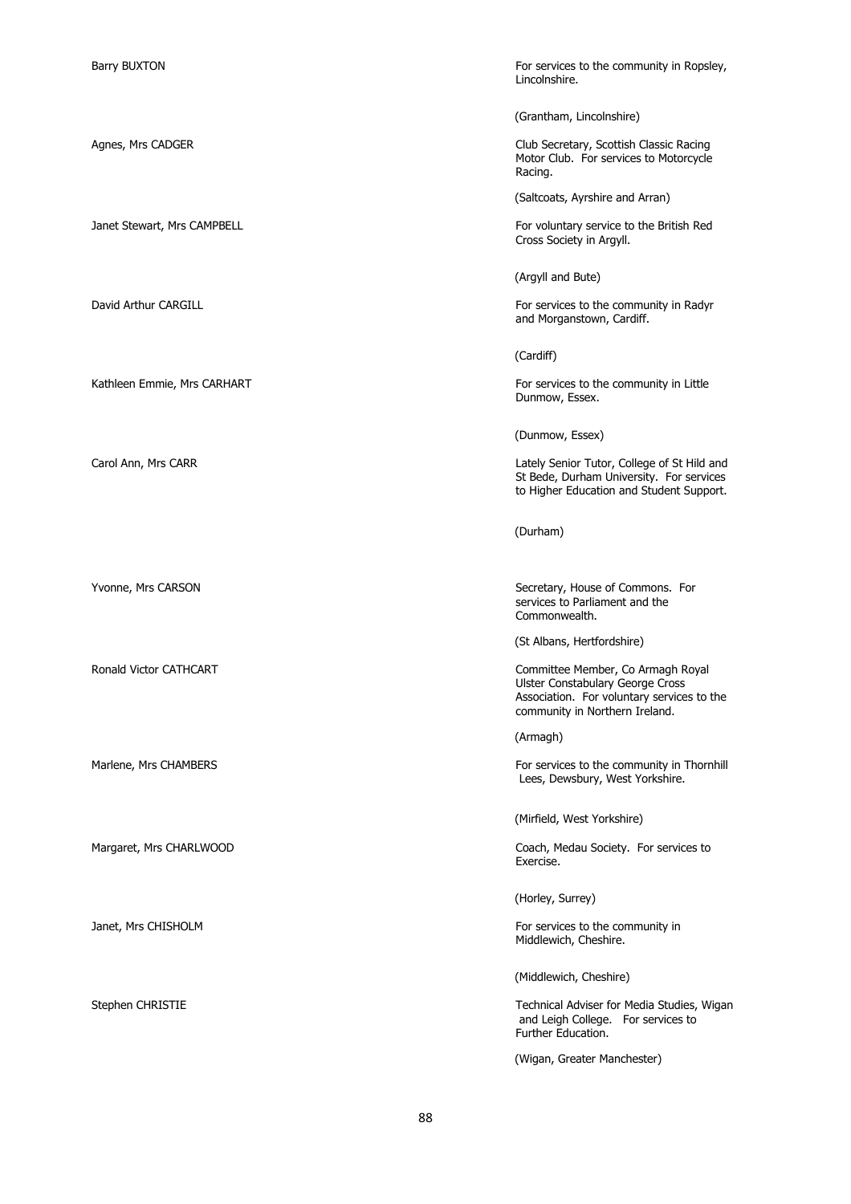| | |
|---|---|
| Barry BUXTON | For services to the community in Ropsley, Lincolnshire.<br><br>(Grantham, Lincolnshire) |
| Agnes, Mrs CADGER | Club Secretary, Scottish Classic Racing Motor Club. For services to Motorcycle Racing.<br><br>(Saltcoats, Ayrshire and Arran) |
| Janet Stewart, Mrs CAMPBELL | For voluntary service to the British Red Cross Society in Argyll.<br><br>(Argyll and Bute) |
| David Arthur CARGILL | For services to the community in Radyr and Morganstown, Cardiff.<br><br>(Cardiff) |
| Kathleen Emmie, Mrs CARHART | For services to the community in Little Dunmow, Essex.<br><br>(Dunmow, Essex) |
| Carol Ann, Mrs CARR | Lately Senior Tutor, College of St Hild and St Bede, Durham University. For services to Higher Education and Student Support.<br><br>(Durham) |
| Yvonne, Mrs CARSON | Secretary, House of Commons. For services to Parliament and the Commonwealth.<br><br>(St Albans, Hertfordshire) |
| Ronald Victor CATHCART | Committee Member, Co Armagh Royal Ulster Constabulary George Cross Association. For voluntary services to the community in Northern Ireland.<br><br>(Armagh) |
| Marlene, Mrs CHAMBERS | For services to the community in Thornhill Lees, Dewsbury, West Yorkshire.<br><br>(Mirfield, West Yorkshire) |
| Margaret, Mrs CHARLWOOD | Coach, Medau Society. For services to Exercise.<br><br>(Horley, Surrey) |
| Janet, Mrs CHISHOLM | For services to the community in Middlewich, Cheshire.<br><br>(Middlewich, Cheshire) |
| Stephen CHRISTIE | Technical Adviser for Media Studies, Wigan and Leigh College. For services to Further Education.<br><br>(Wigan, Greater Manchester) |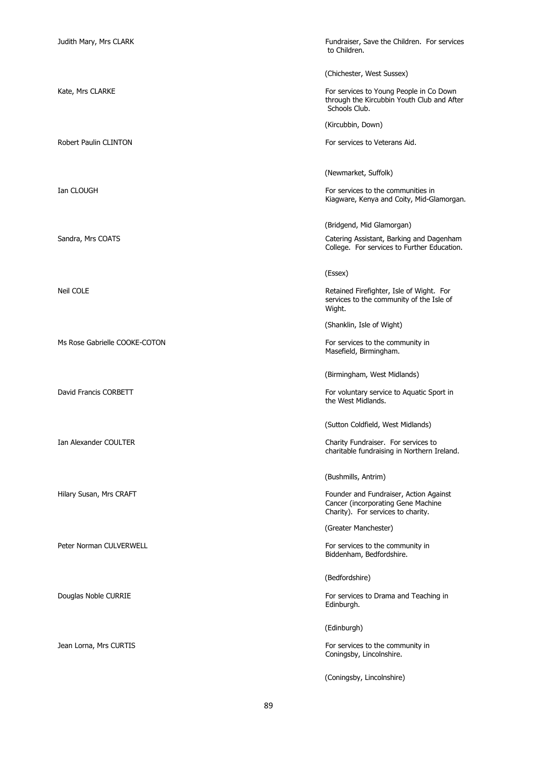Judith Mary, Mrs CLARK

Fundraiser, Save the Children. For services to Children.

(Chichester, West Sussex)

Kate, Mrs CLARKE

For services to Young People in Co Down through the Kircubbin Youth Club and After Schools Club.

(Kircubbin, Down)

Robert Paulin CLINTON

For services to Veterans Aid.

(Newmarket, Suffolk)

Ian CLOUGH

For services to the communities in Kiagware, Kenya and Coity, Mid-Glamorgan.

(Bridgend, Mid Glamorgan)

Sandra, Mrs COATS

Catering Assistant, Barking and Dagenham College. For services to Further Education.

(Essex)

Neil COLE

Retained Firefighter, Isle of Wight. For services to the community of the Isle of Wight.

(Shanklin, Isle of Wight)

Ms Rose Gabrielle COOKE-COTON

For services to the community in Masefield, Birmingham.

(Birmingham, West Midlands)

David Francis CORBETT

For voluntary service to Aquatic Sport in the West Midlands.

(Sutton Coldfield, West Midlands)

Ian Alexander COULTER

Charity Fundraiser. For services to charitable fundraising in Northern Ireland.

(Bushmills, Antrim)

Hilary Susan, Mrs CRAFT

Founder and Fundraiser, Action Against Cancer (incorporating Gene Machine Charity). For services to charity.

(Greater Manchester)

Peter Norman CULVERWELL

For services to the community in Biddenham, Bedfordshire.

(Bedfordshire)

Douglas Noble CURRIE

For services to Drama and Teaching in Edinburgh.

(Edinburgh)

Jean Lorna, Mrs CURTIS

For services to the community in Coningsby, Lincolnshire.

(Coningsby, Lincolnshire)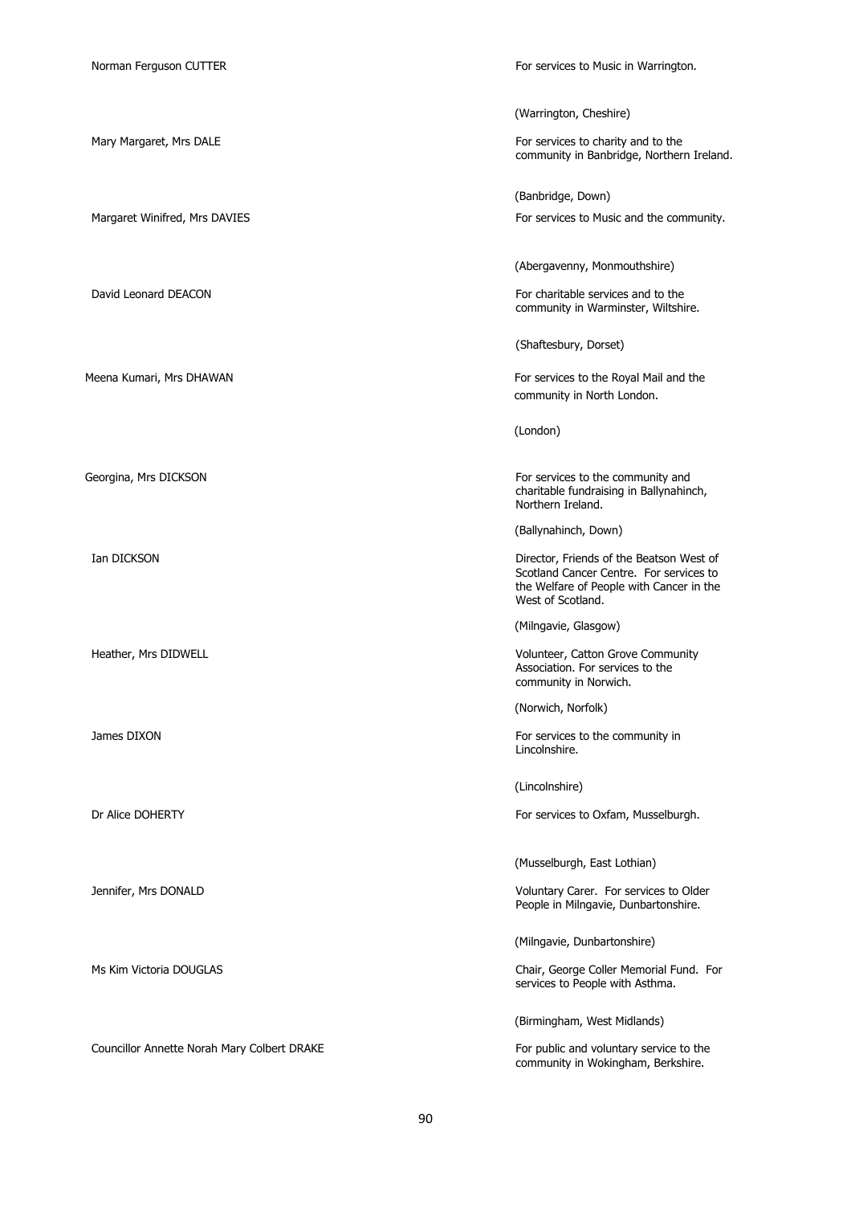Norman Ferguson CUTTER

For services to Music in Warrington.

(Warrington, Cheshire)

Mary Margaret, Mrs DALE

For services to charity and to the community in Banbridge, Northern Ireland.

(Banbridge, Down)

Margaret Winifred, Mrs DAVIES

For services to Music and the community.

(Abergavenny, Monmouthshire)

David Leonard DEACON

For charitable services and to the community in Warminster, Wiltshire.

(Shaftesbury, Dorset)

Meena Kumari, Mrs DHAWAN

For services to the Royal Mail and the community in North London.

(London)

Georgina, Mrs DICKSON

For services to the community and charitable fundraising in Ballynahinch, Northern Ireland.

(Ballynahinch, Down)

Ian DICKSON

Director, Friends of the Beatson West of Scotland Cancer Centre. For services to the Welfare of People with Cancer in the West of Scotland.

(Milngavie, Glasgow)

Heather, Mrs DIDWELL

Volunteer, Catton Grove Community Association. For services to the community in Norwich.

(Norwich, Norfolk)

James DIXON

For services to the community in Lincolnshire.

(Lincolnshire)

Dr Alice DOHERTY

For services to Oxfam, Musselburgh.

(Musselburgh, East Lothian)

Jennifer, Mrs DONALD

Voluntary Carer. For services to Older People in Milngavie, Dunbartonshire.

(Milngavie, Dunbartonshire)

Ms Kim Victoria DOUGLAS

Chair, George Coller Memorial Fund. For services to People with Asthma.

(Birmingham, West Midlands)

Councillor Annette Norah Mary Colbert DRAKE

For public and voluntary service to the community in Wokingham, Berkshire.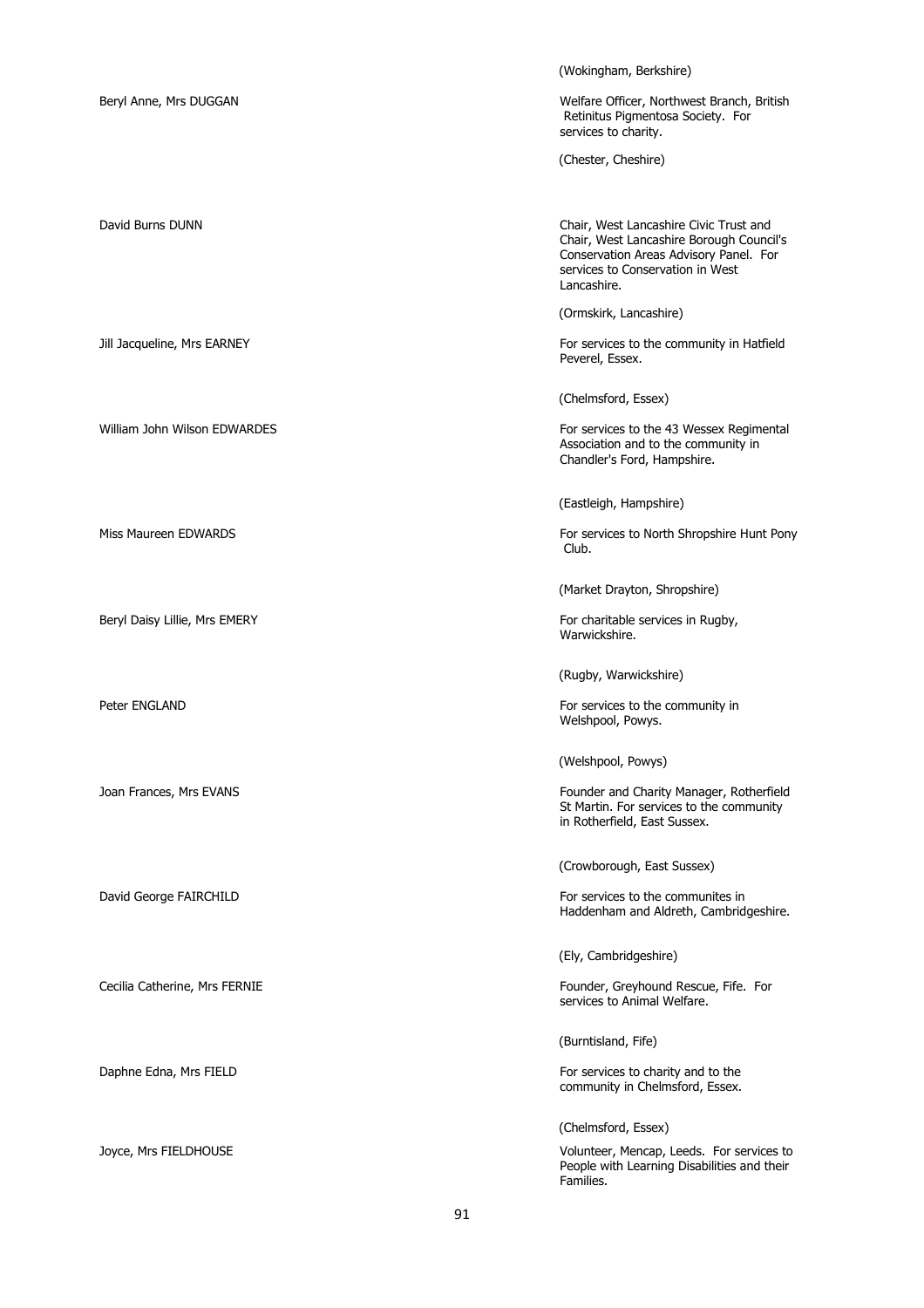(Wokingham, Berkshire)

| | |
|---|---|
| Beryl Anne, Mrs DUGGAN | Welfare Officer, Northwest Branch, British Retinitus Pigmentosa Society. For services to charity. |
| | (Chester, Cheshire) |
| David Burns DUNN | Chair, West Lancashire Civic Trust and Chair, West Lancashire Borough Council's Conservation Areas Advisory Panel. For services to Conservation in West Lancashire. |
| | (Ormskirk, Lancashire) |
| Jill Jacqueline, Mrs EARNEY | For services to the community in Hatfield Peverel, Essex. |
| | (Chelmsford, Essex) |
| William John Wilson EDWARDES | For services to the 43 Wessex Regimental Association and to the community in Chandler's Ford, Hampshire. |
| | (Eastleigh, Hampshire) |
| Miss Maureen EDWARDS | For services to North Shropshire Hunt Pony Club. |
| | (Market Drayton, Shropshire) |
| Beryl Daisy Lillie, Mrs EMERY | For charitable services in Rugby, Warwickshire. |
| | (Rugby, Warwickshire) |
| Peter ENGLAND | For services to the community in Welshpool, Powys. |
| | (Welshpool, Powys) |
| Joan Frances, Mrs EVANS | Founder and Charity Manager, Rotherfield St Martin. For services to the community in Rotherfield, East Sussex. |
| | (Crowborough, East Sussex) |
| David George FAIRCHILD | For services to the communites in Haddenham and Aldreth, Cambridgeshire. |
| | (Ely, Cambridgeshire) |
| Cecilia Catherine, Mrs FERNIE | Founder, Greyhound Rescue, Fife. For services to Animal Welfare. |
| | (Burntisland, Fife) |
| Daphne Edna, Mrs FIELD | For services to charity and to the community in Chelmsford, Essex. |
| | (Chelmsford, Essex) |
| Joyce, Mrs FIELDHOUSE | Volunteer, Mencap, Leeds. For services to People with Learning Disabilities and their Families. |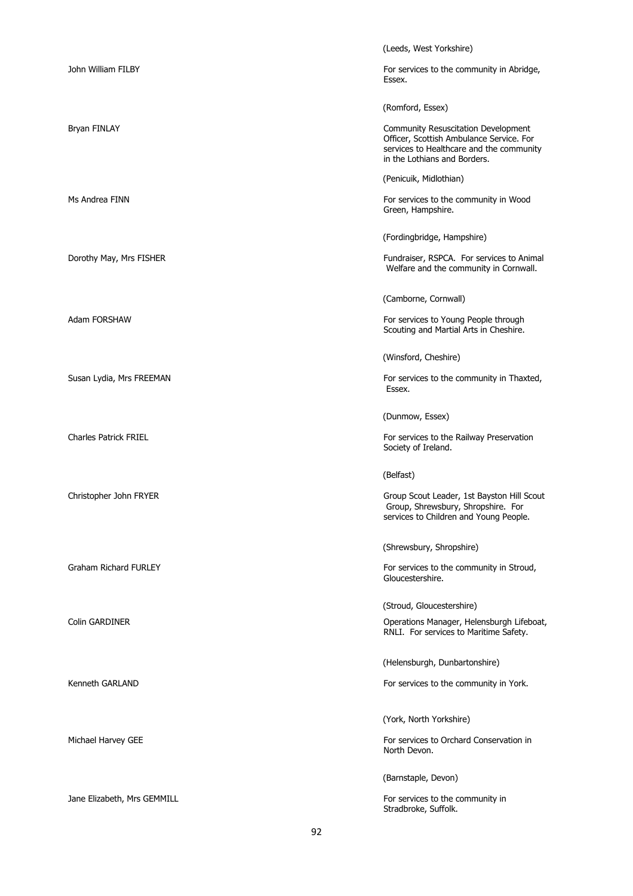(Leeds, West Yorkshire)

| | |
|---|---|
| John William FILBY | For services to the community in Abridge, Essex. |
| | (Romford, Essex) |
| Bryan FINLAY | Community Resuscitation Development Officer, Scottish Ambulance Service. For services to Healthcare and the community in the Lothians and Borders. |
| | (Penicuik, Midlothian) |
| Ms Andrea FINN | For services to the community in Wood Green, Hampshire. |
| | (Fordingbridge, Hampshire) |
| Dorothy May, Mrs FISHER | Fundraiser, RSPCA. For services to Animal Welfare and the community in Cornwall. |
| | (Camborne, Cornwall) |
| Adam FORSHAW | For services to Young People through Scouting and Martial Arts in Cheshire. |
| | (Winsford, Cheshire) |
| Susan Lydia, Mrs FREEMAN | For services to the community in Thaxted, Essex. |
| | (Dunmow, Essex) |
| Charles Patrick FRIEL | For services to the Railway Preservation Society of Ireland. |
| | (Belfast) |
| Christopher John FRYER | Group Scout Leader, 1st Bayston Hill Scout Group, Shrewsbury, Shropshire. For services to Children and Young People. |
| | (Shrewsbury, Shropshire) |
| Graham Richard FURLEY | For services to the community in Stroud, Gloucestershire. |
| | (Stroud, Gloucestershire) |
| Colin GARDINER | Operations Manager, Helensburgh Lifeboat, RNLI. For services to Maritime Safety. |
| | (Helensburgh, Dunbartonshire) |
| Kenneth GARLAND | For services to the community in York. |
| | (York, North Yorkshire) |
| Michael Harvey GEE | For services to Orchard Conservation in North Devon. |
| | (Barnstaple, Devon) |
| Jane Elizabeth, Mrs GEMMILL | For services to the community in Stradbroke, Suffolk. |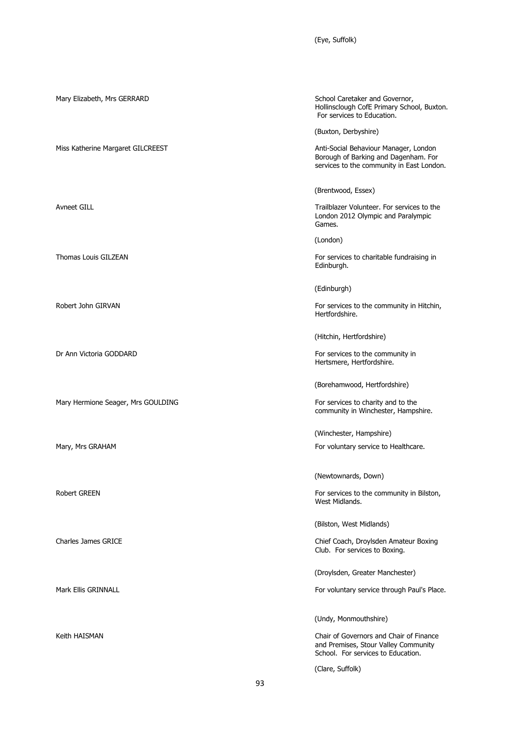(Eye, Suffolk)

| Name | Citation |
| --- | --- |
| Mary Elizabeth, Mrs GERRARD | School Caretaker and Governor, Hollinsclough CofE Primary School, Buxton. For services to Education.<br><br>(Buxton, Derbyshire) |
| Miss Katherine Margaret GILCREEST | Anti-Social Behaviour Manager, London Borough of Barking and Dagenham. For services to the community in East London.<br><br>(Brentwood, Essex) |
| Avneet GILL | Trailblazer Volunteer. For services to the London 2012 Olympic and Paralympic Games.<br><br>(London) |
| Thomas Louis GILZEAN | For services to charitable fundraising in Edinburgh.<br><br>(Edinburgh) |
| Robert John GIRVAN | For services to the community in Hitchin, Hertfordshire.<br><br>(Hitchin, Hertfordshire) |
| Dr Ann Victoria GODDARD | For services to the community in Hertsmere, Hertfordshire.<br><br>(Borehamwood, Hertfordshire) |
| Mary Hermione Seager, Mrs GOULDING | For services to charity and to the community in Winchester, Hampshire.<br><br>(Winchester, Hampshire) |
| Mary, Mrs GRAHAM | For voluntary service to Healthcare.<br><br>(Newtownards, Down) |
| Robert GREEN | For services to the community in Bilston, West Midlands.<br><br>(Bilston, West Midlands) |
| Charles James GRICE | Chief Coach, Droylsden Amateur Boxing Club. For services to Boxing.<br><br>(Droylsden, Greater Manchester) |
| Mark Ellis GRINNALL | For voluntary service through Paul's Place.<br><br>(Undy, Monmouthshire) |
| Keith HAISMAN | Chair of Governors and Chair of Finance and Premises, Stour Valley Community School. For services to Education.<br><br>(Clare, Suffolk) |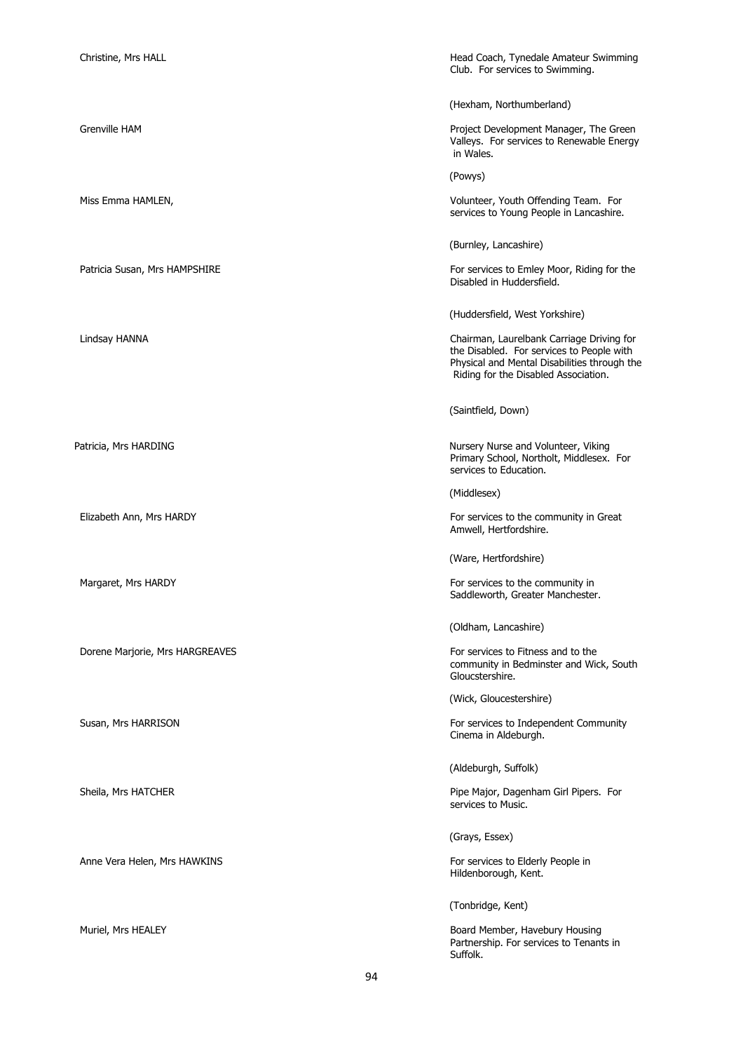| | |
|---|---|
| Christine, Mrs HALL | Head Coach, Tynedale Amateur Swimming Club. For services to Swimming. |
| | (Hexham, Northumberland) |
| Grenville HAM | Project Development Manager, The Green Valleys. For services to Renewable Energy in Wales. |
| | (Powys) |
| Miss Emma HAMLEN, | Volunteer, Youth Offending Team. For services to Young People in Lancashire. |
| | (Burnley, Lancashire) |
| Patricia Susan, Mrs HAMPSHIRE | For services to Emley Moor, Riding for the Disabled in Huddersfield. |
| | (Huddersfield, West Yorkshire) |
| Lindsay HANNA | Chairman, Laurelbank Carriage Driving for the Disabled. For services to People with Physical and Mental Disabilities through the Riding for the Disabled Association. |
| | (Saintfield, Down) |
| Patricia, Mrs HARDING | Nursery Nurse and Volunteer, Viking Primary School, Northolt, Middlesex. For services to Education. |
| | (Middlesex) |
| Elizabeth Ann, Mrs HARDY | For services to the community in Great Amwell, Hertfordshire. |
| | (Ware, Hertfordshire) |
| Margaret, Mrs HARDY | For services to the community in Saddleworth, Greater Manchester. |
| | (Oldham, Lancashire) |
| Dorene Marjorie, Mrs HARGREAVES | For services to Fitness and to the community in Bedminster and Wick, South Gloucstershire. |
| | (Wick, Gloucestershire) |
| Susan, Mrs HARRISON | For services to Independent Community Cinema in Aldeburgh. |
| | (Aldeburgh, Suffolk) |
| Sheila, Mrs HATCHER | Pipe Major, Dagenham Girl Pipers. For services to Music. |
| | (Grays, Essex) |
| Anne Vera Helen, Mrs HAWKINS | For services to Elderly People in Hildenborough, Kent. |
| | (Tonbridge, Kent) |
| Muriel, Mrs HEALEY | Board Member, Havebury Housing Partnership. For services to Tenants in Suffolk. |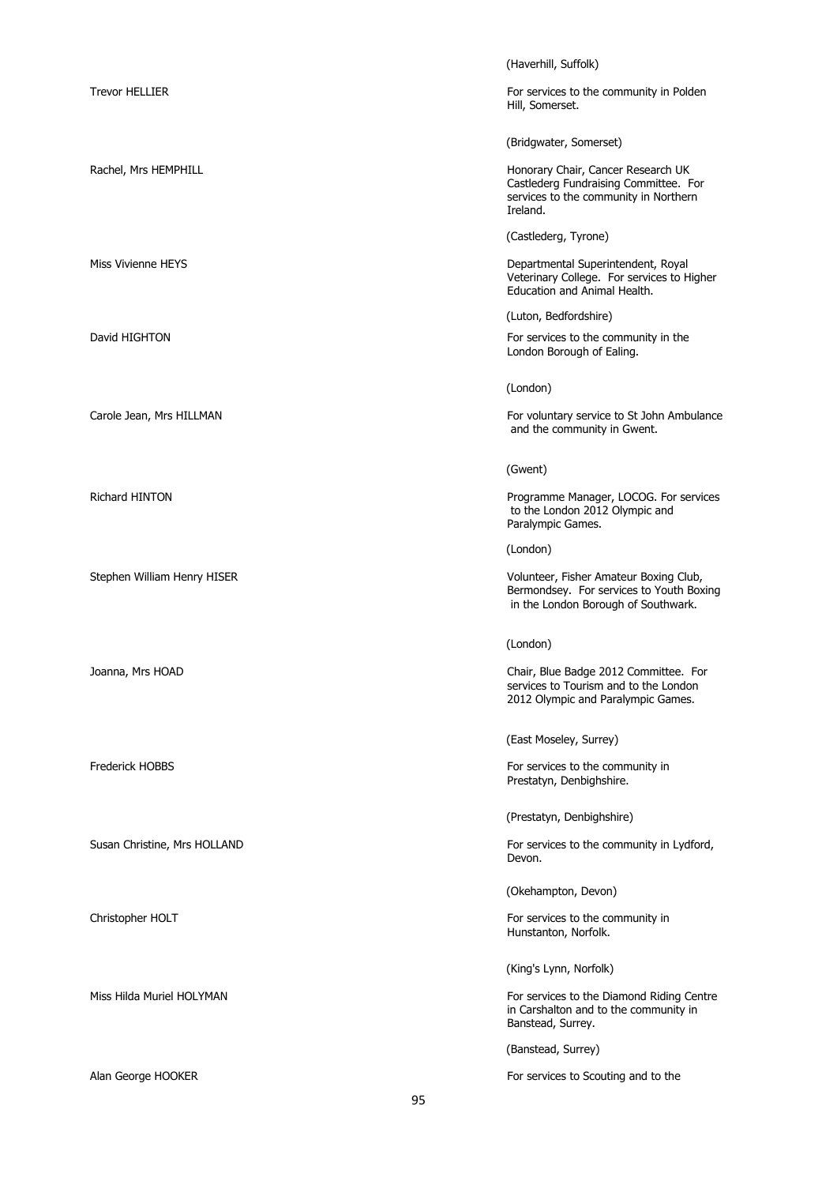(Haverhill, Suffolk)

Trevor HELLIER

For services to the community in Polden Hill, Somerset.

(Bridgwater, Somerset)

Rachel, Mrs HEMPHILL

Honorary Chair, Cancer Research UK Castlederg Fundraising Committee. For services to the community in Northern Ireland.

(Castlederg, Tyrone)

Miss Vivienne HEYS

Departmental Superintendent, Royal Veterinary College. For services to Higher Education and Animal Health.

(Luton, Bedfordshire)

David HIGHTON

For services to the community in the London Borough of Ealing.

(London)

Carole Jean, Mrs HILLMAN

For voluntary service to St John Ambulance and the community in Gwent.

(Gwent)

Richard HINTON

Programme Manager, LOCOG. For services to the London 2012 Olympic and Paralympic Games.

(London)

Stephen William Henry HISER

Volunteer, Fisher Amateur Boxing Club, Bermondsey. For services to Youth Boxing in the London Borough of Southwark.

(London)

Joanna, Mrs HOAD

Chair, Blue Badge 2012 Committee. For services to Tourism and to the London 2012 Olympic and Paralympic Games.

(East Moseley, Surrey)

Frederick HOBBS

For services to the community in Prestatyn, Denbighshire.

(Prestatyn, Denbighshire)

Susan Christine, Mrs HOLLAND

For services to the community in Lydford, Devon.

(Okehampton, Devon)

Christopher HOLT

For services to the community in Hunstanton, Norfolk.

(King's Lynn, Norfolk)

Miss Hilda Muriel HOLYMAN

For services to the Diamond Riding Centre in Carshalton and to the community in Banstead, Surrey.

(Banstead, Surrey)

Alan George HOOKER

For services to Scouting and to the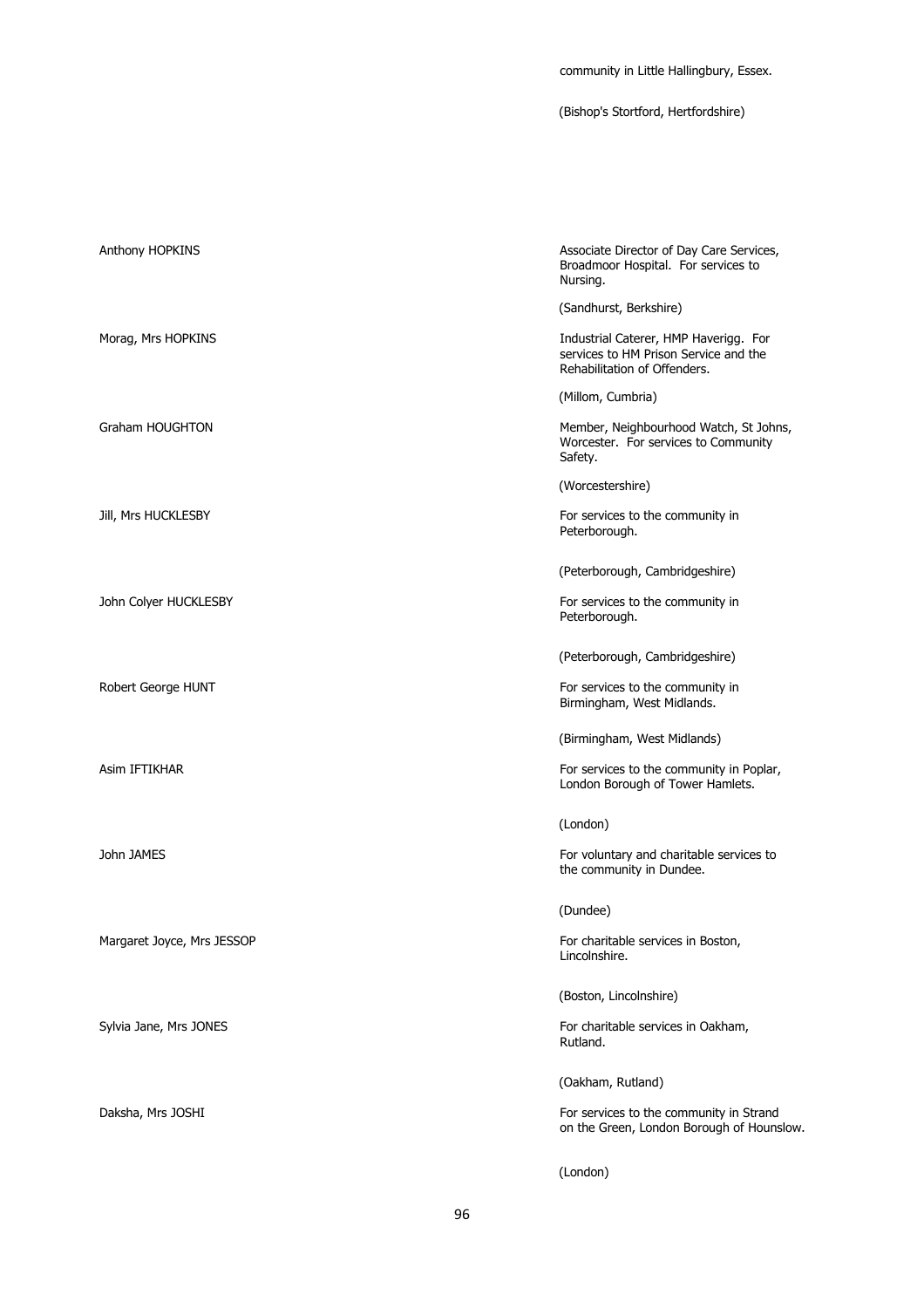community in Little Hallingbury, Essex.

(Bishop's Stortford, Hertfordshire)

| | |
|---|---|
| Anthony HOPKINS | Associate Director of Day Care Services, Broadmoor Hospital. For services to Nursing.<br><br>(Sandhurst, Berkshire) |
| Morag, Mrs HOPKINS | Industrial Caterer, HMP Haverigg. For services to HM Prison Service and the Rehabilitation of Offenders.<br><br>(Millom, Cumbria) |
| Graham HOUGHTON | Member, Neighbourhood Watch, St Johns, Worcester. For services to Community Safety.<br><br>(Worcestershire) |
| Jill, Mrs HUCKLESBY | For services to the community in Peterborough.<br><br>(Peterborough, Cambridgeshire) |
| John Colyer HUCKLESBY | For services to the community in Peterborough.<br><br>(Peterborough, Cambridgeshire) |
| Robert George HUNT | For services to the community in Birmingham, West Midlands.<br><br>(Birmingham, West Midlands) |
| Asim IFTIKHAR | For services to the community in Poplar, London Borough of Tower Hamlets.<br><br>(London) |
| John JAMES | For voluntary and charitable services to the community in Dundee.<br><br>(Dundee) |
| Margaret Joyce, Mrs JESSOP | For charitable services in Boston, Lincolnshire.<br><br>(Boston, Lincolnshire) |
| Sylvia Jane, Mrs JONES | For charitable services in Oakham, Rutland.<br><br>(Oakham, Rutland) |
| Daksha, Mrs JOSHI | For services to the community in Strand on the Green, London Borough of Hounslow.<br><br>(London) |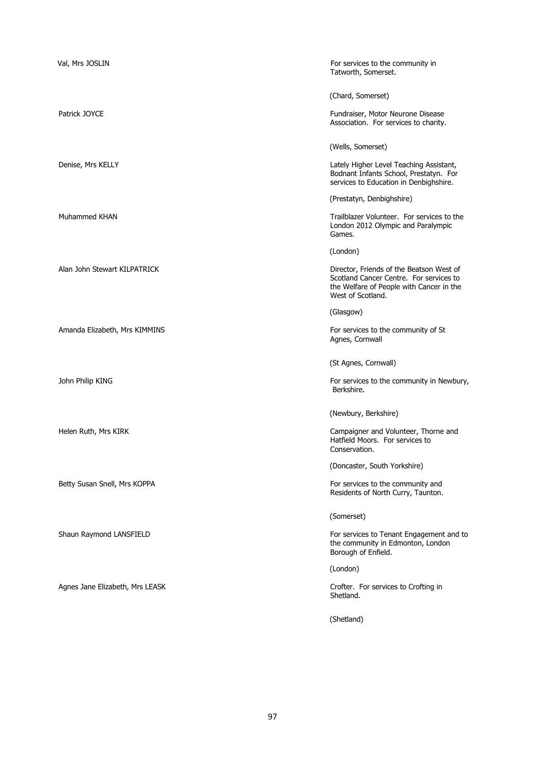| | |
|---|---|
| Val, Mrs JOSLIN | For services to the community in Tatworth, Somerset.<br><br>(Chard, Somerset) |
| Patrick JOYCE | Fundraiser, Motor Neurone Disease Association. For services to charity.<br><br>(Wells, Somerset) |
| Denise, Mrs KELLY | Lately Higher Level Teaching Assistant, Bodnant Infants School, Prestatyn. For services to Education in Denbighshire.<br><br>(Prestatyn, Denbighshire) |
| Muhammed KHAN | Trailblazer Volunteer. For services to the London 2012 Olympic and Paralympic Games.<br><br>(London) |
| Alan John Stewart KILPATRICK | Director, Friends of the Beatson West of Scotland Cancer Centre. For services to the Welfare of People with Cancer in the West of Scotland.<br><br>(Glasgow) |
| Amanda Elizabeth, Mrs KIMMINS | For services to the community of St Agnes, Cornwall<br><br>(St Agnes, Cornwall) |
| John Philip KING | For services to the community in Newbury, Berkshire.<br><br>(Newbury, Berkshire) |
| Helen Ruth, Mrs KIRK | Campaigner and Volunteer, Thorne and Hatfield Moors. For services to Conservation.<br><br>(Doncaster, South Yorkshire) |
| Betty Susan Snell, Mrs KOPPA | For services to the community and Residents of North Curry, Taunton.<br><br>(Somerset) |
| Shaun Raymond LANSFIELD | For services to Tenant Engagement and to the community in Edmonton, London Borough of Enfield.<br><br>(London) |
| Agnes Jane Elizabeth, Mrs LEASK | Crofter. For services to Crofting in Shetland.<br><br>(Shetland) |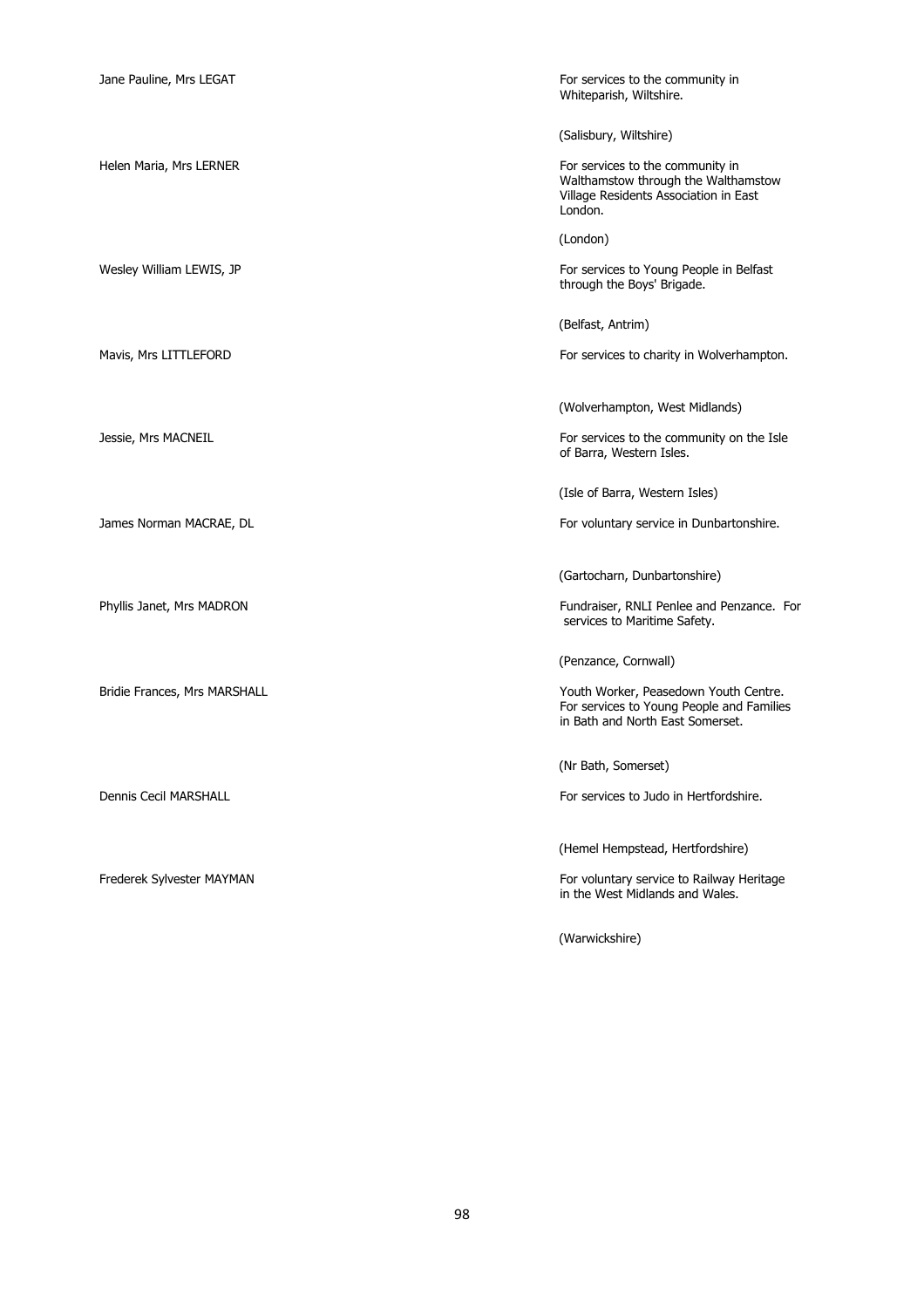Jane Pauline, Mrs LEGAT

For services to the community in Whiteparish, Wiltshire.

(Salisbury, Wiltshire)

Helen Maria, Mrs LERNER

For services to the community in Walthamstow through the Walthamstow Village Residents Association in East London.

(London)

Wesley William LEWIS, JP

For services to Young People in Belfast through the Boys' Brigade.

(Belfast, Antrim)

Mavis, Mrs LITTLEFORD

For services to charity in Wolverhampton.

(Wolverhampton, West Midlands)

Jessie, Mrs MACNEIL

For services to the community on the Isle of Barra, Western Isles.

(Isle of Barra, Western Isles)

James Norman MACRAE, DL

For voluntary service in Dunbartonshire.

(Gartocharn, Dunbartonshire)

Phyllis Janet, Mrs MADRON

Fundraiser, RNLI Penlee and Penzance. For services to Maritime Safety.

(Penzance, Cornwall)

Bridie Frances, Mrs MARSHALL

Youth Worker, Peasedown Youth Centre. For services to Young People and Families in Bath and North East Somerset.

(Nr Bath, Somerset)

Dennis Cecil MARSHALL

For services to Judo in Hertfordshire.

(Hemel Hempstead, Hertfordshire)

Frederek Sylvester MAYMAN

For voluntary service to Railway Heritage in the West Midlands and Wales.

(Warwickshire)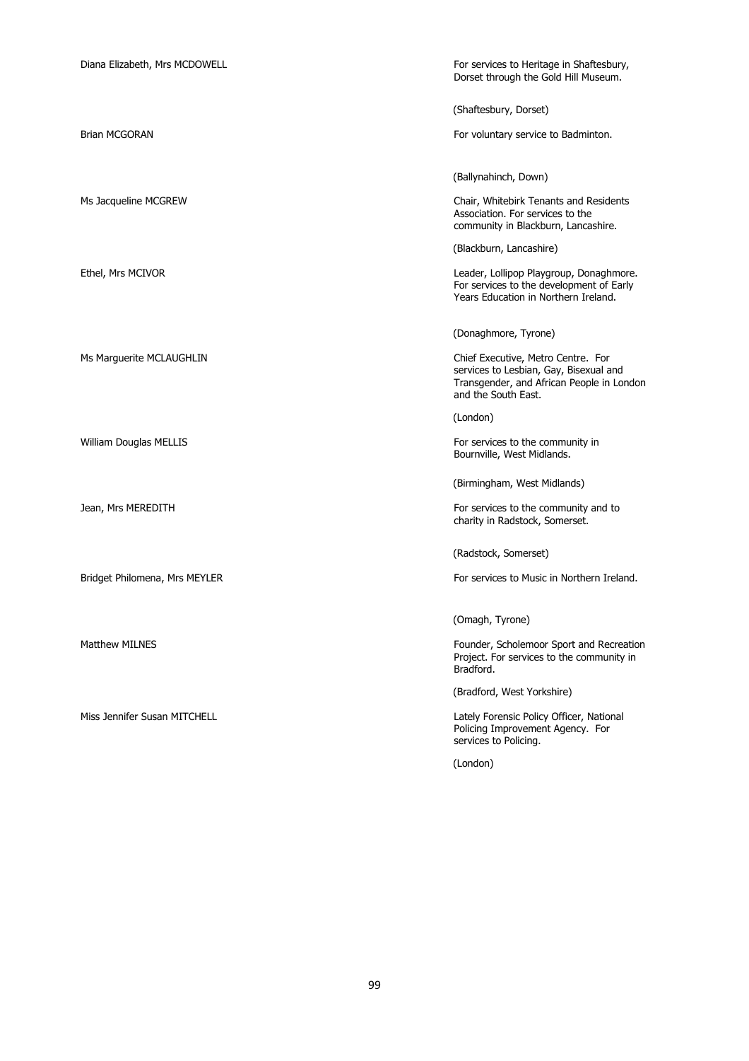| | |
|---|---|
| Diana Elizabeth, Mrs MCDOWELL | For services to Heritage in Shaftesbury, Dorset through the Gold Hill Museum.<br><br>(Shaftesbury, Dorset) |
| Brian MCGORAN | For voluntary service to Badminton.<br><br>(Ballynahinch, Down) |
| Ms Jacqueline MCGREW | Chair, Whitebirk Tenants and Residents Association. For services to the community in Blackburn, Lancashire.<br><br>(Blackburn, Lancashire) |
| Ethel, Mrs MCIVOR | Leader, Lollipop Playgroup, Donaghmore. For services to the development of Early Years Education in Northern Ireland.<br><br>(Donaghmore, Tyrone) |
| Ms Marguerite MCLAUGHLIN | Chief Executive, Metro Centre. For services to Lesbian, Gay, Bisexual and Transgender, and African People in London and the South East.<br><br>(London) |
| William Douglas MELLIS | For services to the community in Bournville, West Midlands.<br><br>(Birmingham, West Midlands) |
| Jean, Mrs MEREDITH | For services to the community and to charity in Radstock, Somerset.<br><br>(Radstock, Somerset) |
| Bridget Philomena, Mrs MEYLER | For services to Music in Northern Ireland.<br><br>(Omagh, Tyrone) |
| Matthew MILNES | Founder, Scholemoor Sport and Recreation Project. For services to the community in Bradford.<br><br>(Bradford, West Yorkshire) |
| Miss Jennifer Susan MITCHELL | Lately Forensic Policy Officer, National Policing Improvement Agency. For services to Policing.<br><br>(London) |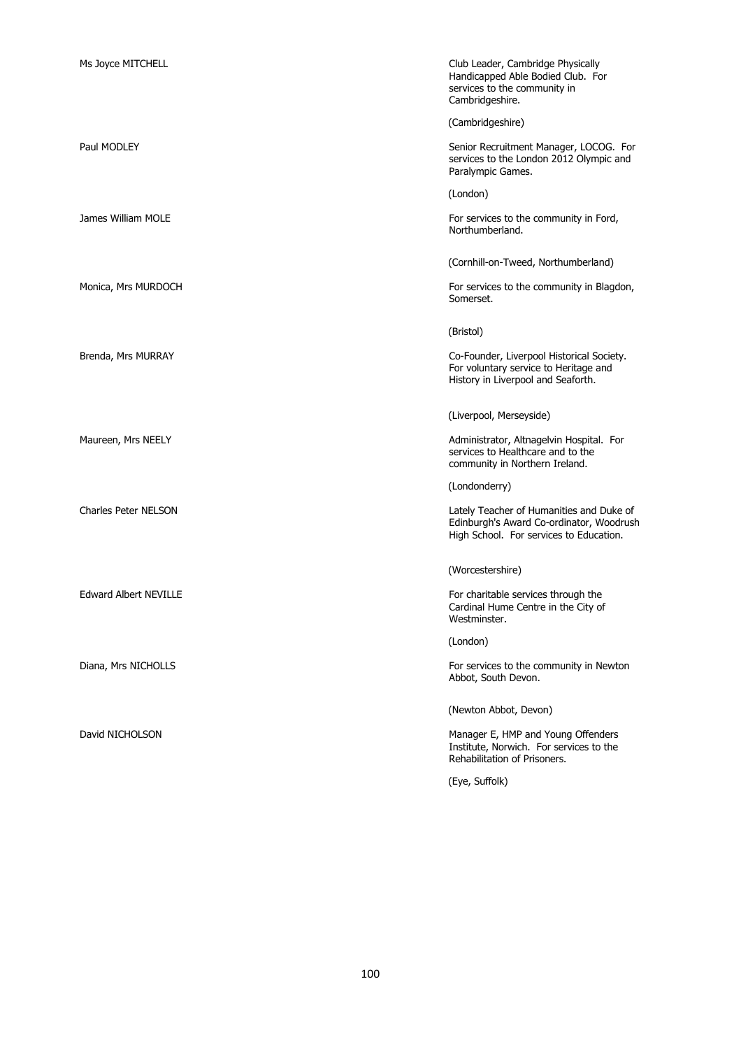| | |
|---|---|
| Ms Joyce MITCHELL | Club Leader, Cambridge Physically Handicapped Able Bodied Club. For services to the community in Cambridgeshire.<br><br>(Cambridgeshire) |
| Paul MODLEY | Senior Recruitment Manager, LOCOG. For services to the London 2012 Olympic and Paralympic Games.<br><br>(London) |
| James William MOLE | For services to the community in Ford, Northumberland.<br><br>(Cornhill-on-Tweed, Northumberland) |
| Monica, Mrs MURDOCH | For services to the community in Blagdon, Somerset.<br><br>(Bristol) |
| Brenda, Mrs MURRAY | Co-Founder, Liverpool Historical Society. For voluntary service to Heritage and History in Liverpool and Seaforth.<br><br>(Liverpool, Merseyside) |
| Maureen, Mrs NEELY | Administrator, Altnagelvin Hospital. For services to Healthcare and to the community in Northern Ireland.<br><br>(Londonderry) |
| Charles Peter NELSON | Lately Teacher of Humanities and Duke of Edinburgh's Award Co-ordinator, Woodrush High School. For services to Education.<br><br>(Worcestershire) |
| Edward Albert NEVILLE | For charitable services through the Cardinal Hume Centre in the City of Westminster.<br><br>(London) |
| Diana, Mrs NICHOLLS | For services to the community in Newton Abbot, South Devon.<br><br>(Newton Abbot, Devon) |
| David NICHOLSON | Manager E, HMP and Young Offenders Institute, Norwich. For services to the Rehabilitation of Prisoners.<br><br>(Eye, Suffolk) |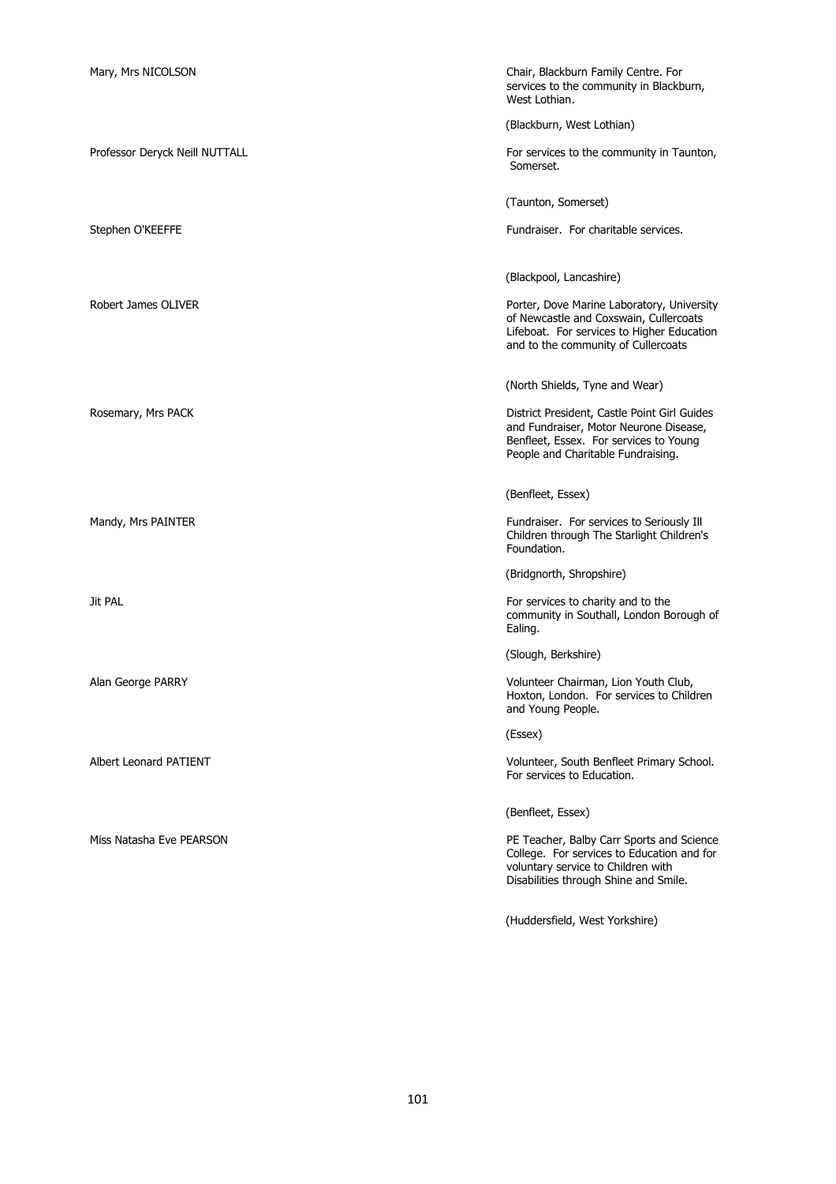| | |
|---|---|
| Mary, Mrs NICOLSON | Chair, Blackburn Family Centre. For services to the community in Blackburn, West Lothian.<br><br>(Blackburn, West Lothian) |
| Professor Deryck Neill NUTTALL | For services to the community in Taunton, Somerset.<br><br>(Taunton, Somerset) |
| Stephen O'KEEFFE | Fundraiser. For charitable services.<br><br>(Blackpool, Lancashire) |
| Robert James OLIVER | Porter, Dove Marine Laboratory, University of Newcastle and Coxswain, Cullercoats Lifeboat. For services to Higher Education and to the community of Cullercoats<br><br>(North Shields, Tyne and Wear) |
| Rosemary, Mrs PACK | District President, Castle Point Girl Guides and Fundraiser, Motor Neurone Disease, Benfleet, Essex. For services to Young People and Charitable Fundraising.<br><br>(Benfleet, Essex) |
| Mandy, Mrs PAINTER | Fundraiser. For services to Seriously Ill Children through The Starlight Children's Foundation.<br><br>(Bridgnorth, Shropshire) |
| Jit PAL | For services to charity and to the community in Southall, London Borough of Ealing.<br><br>(Slough, Berkshire) |
| Alan George PARRY | Volunteer Chairman, Lion Youth Club, Hoxton, London. For services to Children and Young People.<br><br>(Essex) |
| Albert Leonard PATIENT | Volunteer, South Benfleet Primary School. For services to Education.<br><br>(Benfleet, Essex) |
| Miss Natasha Eve PEARSON | PE Teacher, Balby Carr Sports and Science College. For services to Education and for voluntary service to Children with Disabilities through Shine and Smile.<br><br>(Huddersfield, West Yorkshire) |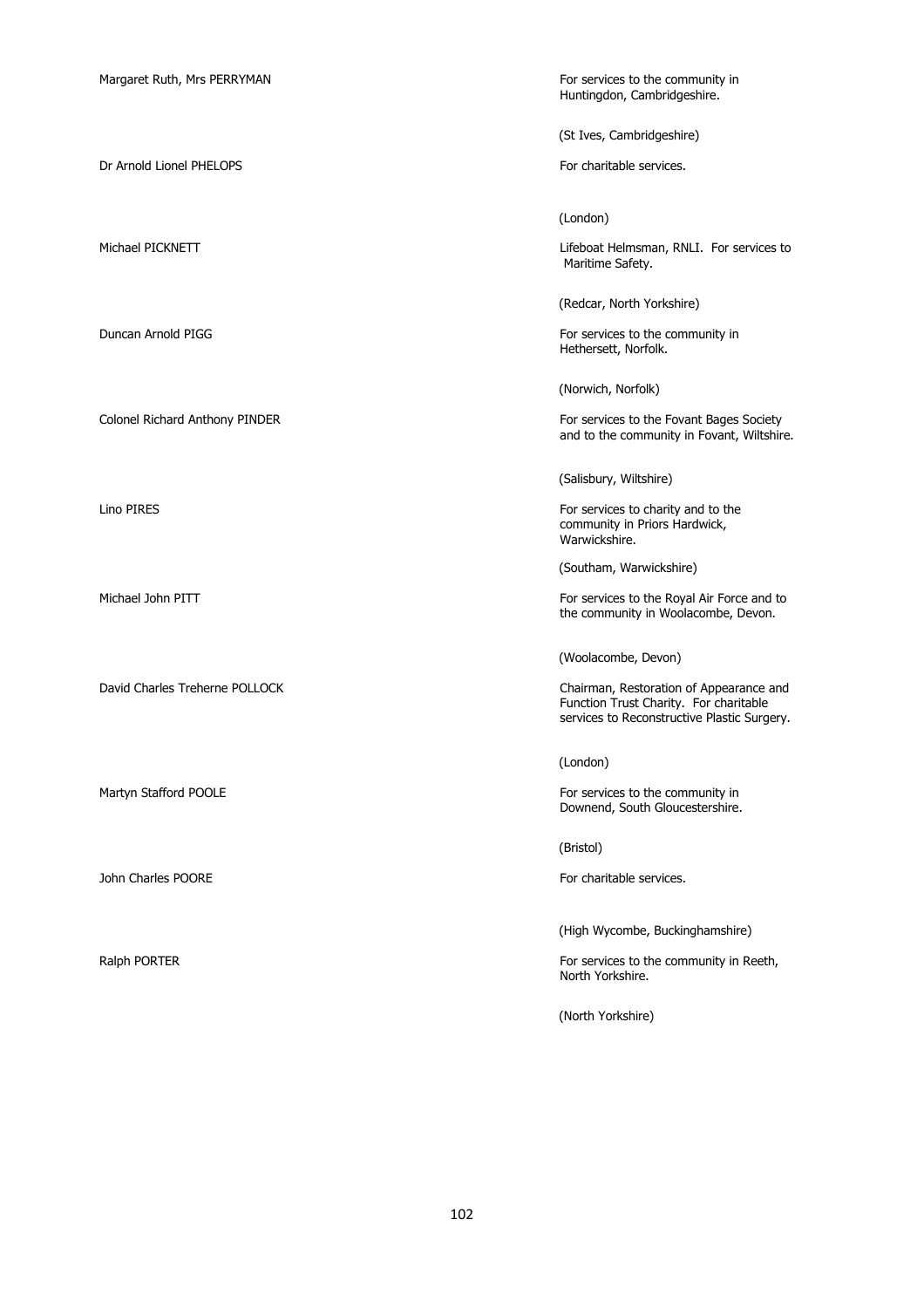| | |
|---|---|
| Margaret Ruth, Mrs PERRYMAN | For services to the community in Huntingdon, Cambridgeshire. |
| | (St Ives, Cambridgeshire) |
| Dr Arnold Lionel PHELOPS | For charitable services. |
| | (London) |
| Michael PICKNETT | Lifeboat Helmsman, RNLI. For services to Maritime Safety. |
| | (Redcar, North Yorkshire) |
| Duncan Arnold PIGG | For services to the community in Hethersett, Norfolk. |
| | (Norwich, Norfolk) |
| Colonel Richard Anthony PINDER | For services to the Fovant Bages Society and to the community in Fovant, Wiltshire. |
| | (Salisbury, Wiltshire) |
| Lino PIRES | For services to charity and to the community in Priors Hardwick, Warwickshire. |
| | (Southam, Warwickshire) |
| Michael John PITT | For services to the Royal Air Force and to the community in Woolacombe, Devon. |
| | (Woolacombe, Devon) |
| David Charles Treherne POLLOCK | Chairman, Restoration of Appearance and Function Trust Charity. For charitable services to Reconstructive Plastic Surgery. |
| | (London) |
| Martyn Stafford POOLE | For services to the community in Downend, South Gloucestershire. |
| | (Bristol) |
| John Charles POORE | For charitable services. |
| | (High Wycombe, Buckinghamshire) |
| Ralph PORTER | For services to the community in Reeth, North Yorkshire. |
| | (North Yorkshire) |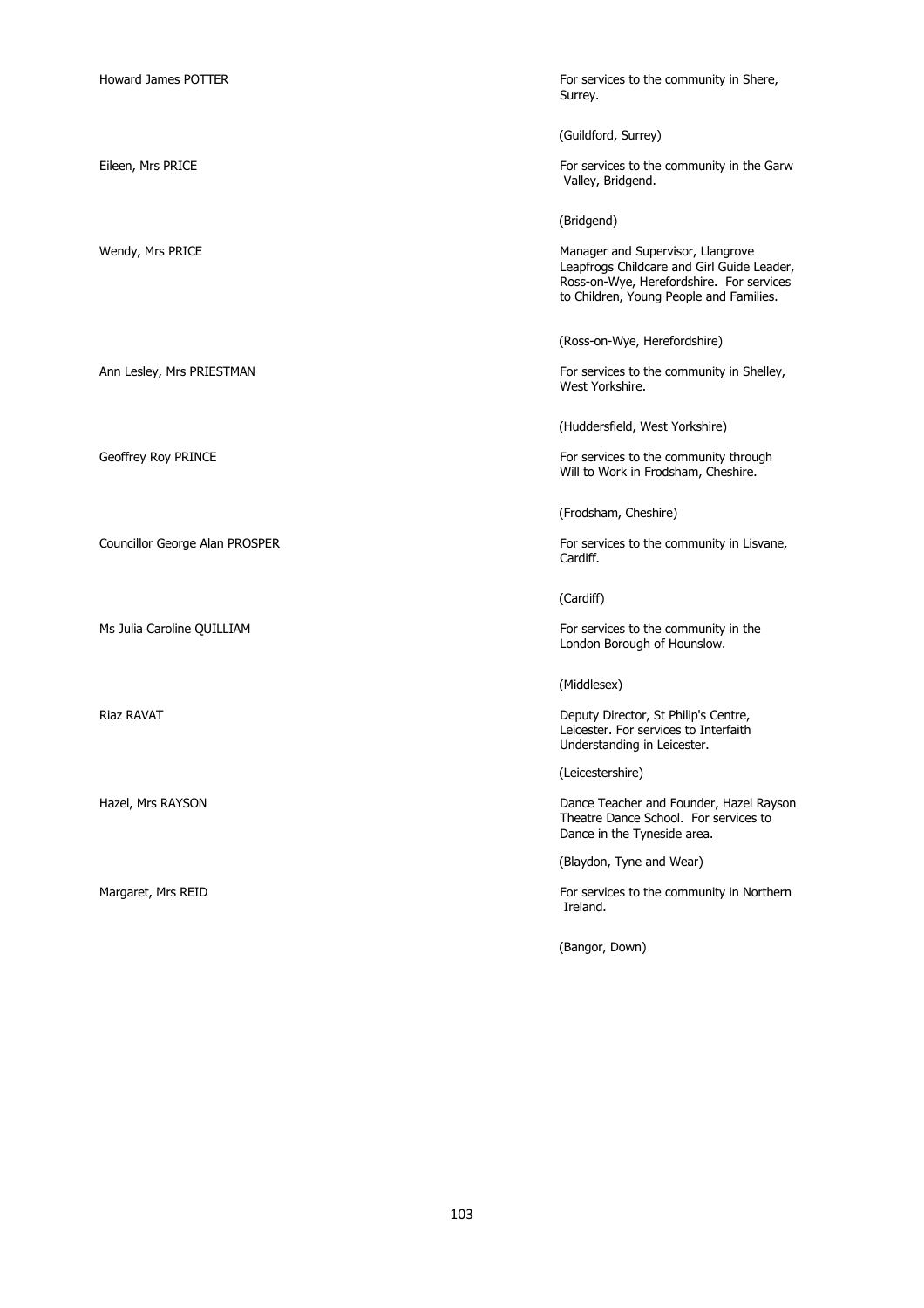| | |
|---|---|
| Howard James POTTER | For services to the community in Shere, Surrey.<br><br>(Guildford, Surrey) |
| Eileen, Mrs PRICE | For services to the community in the Garw Valley, Bridgend.<br><br>(Bridgend) |
| Wendy, Mrs PRICE | Manager and Supervisor, Llangrove Leapfrogs Childcare and Girl Guide Leader, Ross-on-Wye, Herefordshire. For services to Children, Young People and Families.<br><br>(Ross-on-Wye, Herefordshire) |
| Ann Lesley, Mrs PRIESTMAN | For services to the community in Shelley, West Yorkshire.<br><br>(Huddersfield, West Yorkshire) |
| Geoffrey Roy PRINCE | For services to the community through Will to Work in Frodsham, Cheshire.<br><br>(Frodsham, Cheshire) |
| Councillor George Alan PROSPER | For services to the community in Lisvane, Cardiff.<br><br>(Cardiff) |
| Ms Julia Caroline QUILLIAM | For services to the community in the London Borough of Hounslow.<br><br>(Middlesex) |
| Riaz RAVAT | Deputy Director, St Philip's Centre, Leicester. For services to Interfaith Understanding in Leicester.<br><br>(Leicestershire) |
| Hazel, Mrs RAYSON | Dance Teacher and Founder, Hazel Rayson Theatre Dance School. For services to Dance in the Tyneside area.<br><br>(Blaydon, Tyne and Wear) |
| Margaret, Mrs REID | For services to the community in Northern Ireland.<br><br>(Bangor, Down) |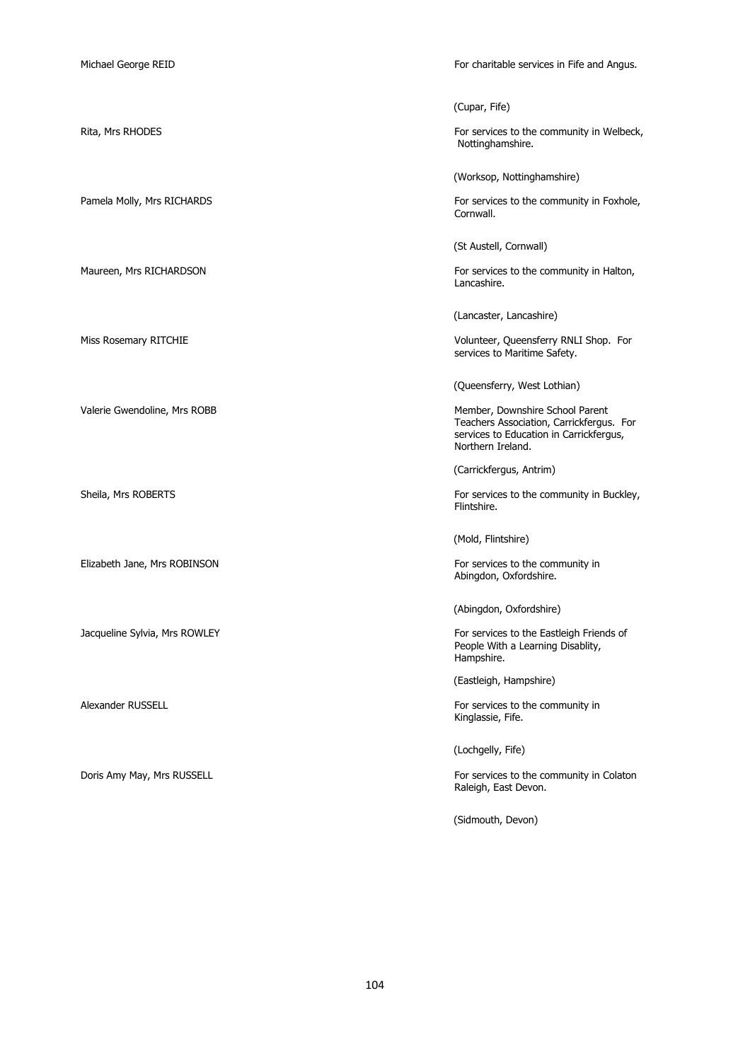| | |
|---|---|
| Michael George REID | For charitable services in Fife and Angus.<br><br>(Cupar, Fife) |
| Rita, Mrs RHODES | For services to the community in Welbeck, Nottinghamshire.<br><br>(Worksop, Nottinghamshire) |
| Pamela Molly, Mrs RICHARDS | For services to the community in Foxhole, Cornwall.<br><br>(St Austell, Cornwall) |
| Maureen, Mrs RICHARDSON | For services to the community in Halton, Lancashire.<br><br>(Lancaster, Lancashire) |
| Miss Rosemary RITCHIE | Volunteer, Queensferry RNLI Shop. For services to Maritime Safety.<br><br>(Queensferry, West Lothian) |
| Valerie Gwendoline, Mrs ROBB | Member, Downshire School Parent Teachers Association, Carrickfergus. For services to Education in Carrickfergus, Northern Ireland.<br><br>(Carrickfergus, Antrim) |
| Sheila, Mrs ROBERTS | For services to the community in Buckley, Flintshire.<br><br>(Mold, Flintshire) |
| Elizabeth Jane, Mrs ROBINSON | For services to the community in Abingdon, Oxfordshire.<br><br>(Abingdon, Oxfordshire) |
| Jacqueline Sylvia, Mrs ROWLEY | For services to the Eastleigh Friends of People With a Learning Disablity, Hampshire.<br><br>(Eastleigh, Hampshire) |
| Alexander RUSSELL | For services to the community in Kinglassie, Fife.<br><br>(Lochgelly, Fife) |
| Doris Amy May, Mrs RUSSELL | For services to the community in Colaton Raleigh, East Devon.<br><br>(Sidmouth, Devon) |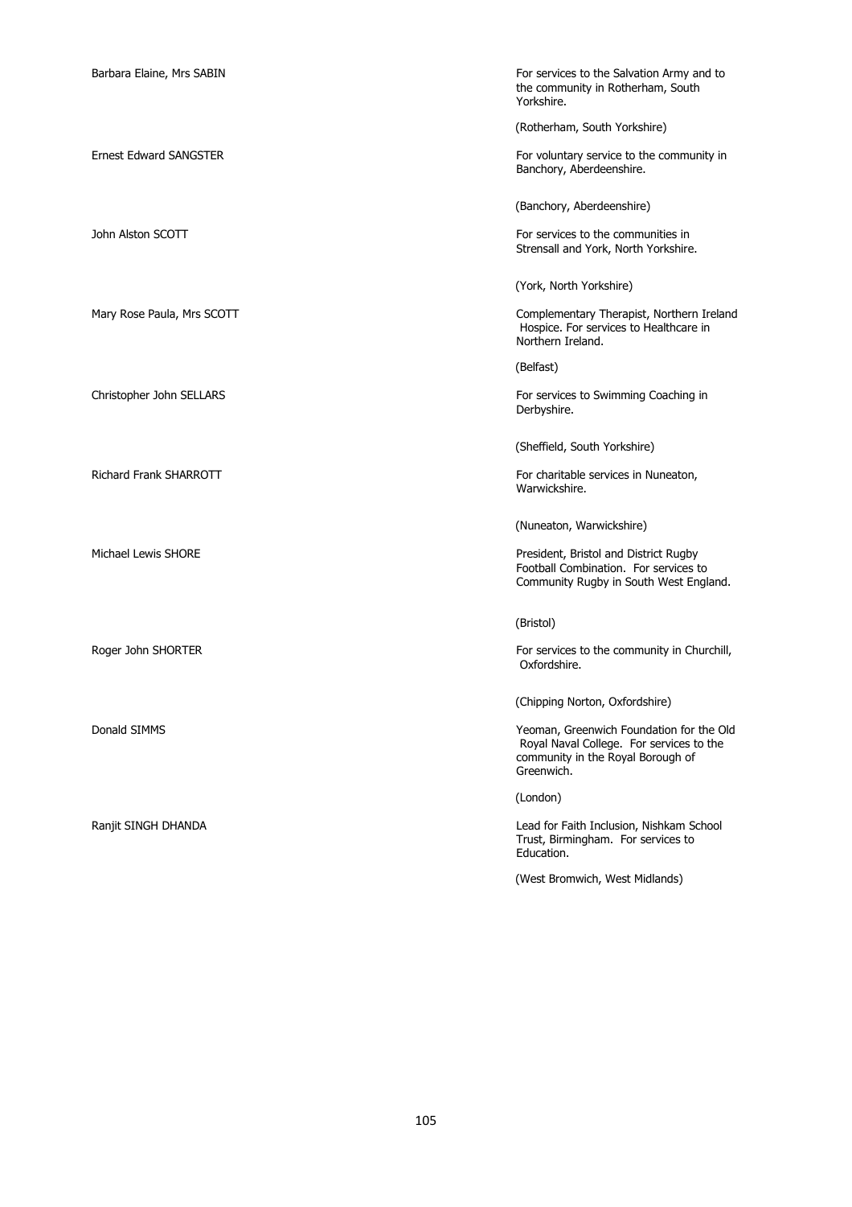| | |
|---|---|
| Barbara Elaine, Mrs SABIN | For services to the Salvation Army and to the community in Rotherham, South Yorkshire.<br><br>(Rotherham, South Yorkshire) |
| Ernest Edward SANGSTER | For voluntary service to the community in Banchory, Aberdeenshire.<br><br>(Banchory, Aberdeenshire) |
| John Alston SCOTT | For services to the communities in Strensall and York, North Yorkshire.<br><br>(York, North Yorkshire) |
| Mary Rose Paula, Mrs SCOTT | Complementary Therapist, Northern Ireland Hospice. For services to Healthcare in Northern Ireland.<br><br>(Belfast) |
| Christopher John SELLARS | For services to Swimming Coaching in Derbyshire.<br><br>(Sheffield, South Yorkshire) |
| Richard Frank SHARROTT | For charitable services in Nuneaton, Warwickshire.<br><br>(Nuneaton, Warwickshire) |
| Michael Lewis SHORE | President, Bristol and District Rugby Football Combination. For services to Community Rugby in South West England.<br><br>(Bristol) |
| Roger John SHORTER | For services to the community in Churchill, Oxfordshire.<br><br>(Chipping Norton, Oxfordshire) |
| Donald SIMMS | Yeoman, Greenwich Foundation for the Old Royal Naval College. For services to the community in the Royal Borough of Greenwich.<br><br>(London) |
| Ranjit SINGH DHANDA | Lead for Faith Inclusion, Nishkam School Trust, Birmingham. For services to Education.<br><br>(West Bromwich, West Midlands) |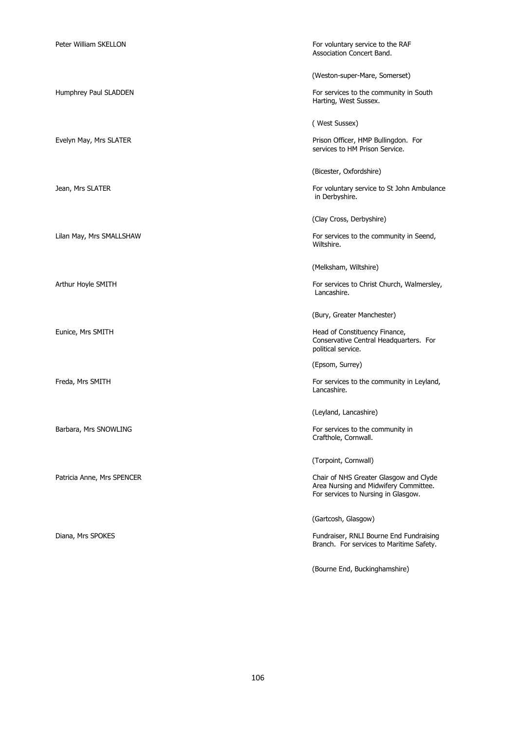| | |
|---|---|
| Peter William SKELLON | For voluntary service to the RAF Association Concert Band.<br><br>(Weston-super-Mare, Somerset) |
| Humphrey Paul SLADDEN | For services to the community in South Harting, West Sussex.<br><br>( West Sussex) |
| Evelyn May, Mrs SLATER | Prison Officer, HMP Bullingdon. For services to HM Prison Service.<br><br>(Bicester, Oxfordshire) |
| Jean, Mrs SLATER | For voluntary service to St John Ambulance in Derbyshire.<br><br>(Clay Cross, Derbyshire) |
| Lilan May, Mrs SMALLSHAW | For services to the community in Seend, Wiltshire.<br><br>(Melksham, Wiltshire) |
| Arthur Hoyle SMITH | For services to Christ Church, Walmersley, Lancashire.<br><br>(Bury, Greater Manchester) |
| Eunice, Mrs SMITH | Head of Constituency Finance, Conservative Central Headquarters. For political service.<br><br>(Epsom, Surrey) |
| Freda, Mrs SMITH | For services to the community in Leyland, Lancashire.<br><br>(Leyland, Lancashire) |
| Barbara, Mrs SNOWLING | For services to the community in Crafthole, Cornwall.<br><br>(Torpoint, Cornwall) |
| Patricia Anne, Mrs SPENCER | Chair of NHS Greater Glasgow and Clyde Area Nursing and Midwifery Committee. For services to Nursing in Glasgow.<br><br>(Gartcosh, Glasgow) |
| Diana, Mrs SPOKES | Fundraiser, RNLI Bourne End Fundraising Branch. For services to Maritime Safety.<br><br>(Bourne End, Buckinghamshire) |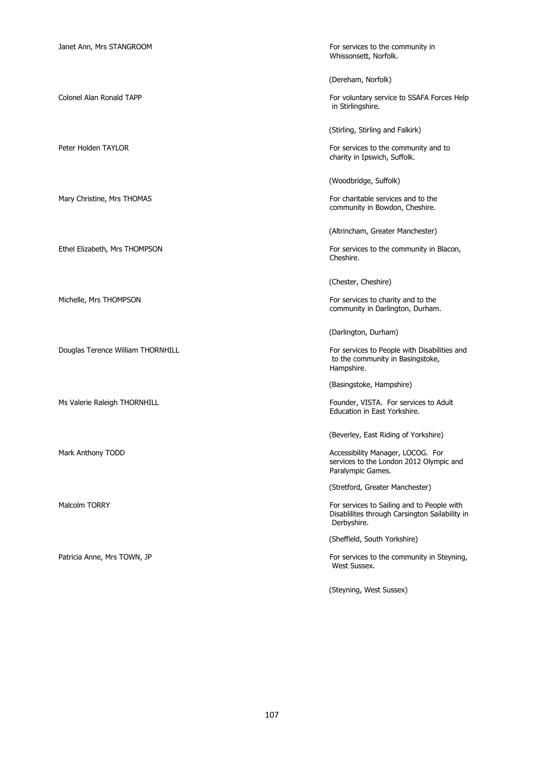| | |
|---|---|
| Janet Ann, Mrs STANGROOM | For services to the community in Whissonsett, Norfolk.<br><br>(Dereham, Norfolk) |
| Colonel Alan Ronald TAPP | For voluntary service to SSAFA Forces Help in Stirlingshire.<br><br>(Stirling, Stirling and Falkirk) |
| Peter Holden TAYLOR | For services to the community and to charity in Ipswich, Suffolk.<br><br>(Woodbridge, Suffolk) |
| Mary Christine, Mrs THOMAS | For charitable services and to the community in Bowdon, Cheshire.<br><br>(Altrincham, Greater Manchester) |
| Ethel Elizabeth, Mrs THOMPSON | For services to the community in Blacon, Cheshire.<br><br>(Chester, Cheshire) |
| Michelle, Mrs THOMPSON | For services to charity and to the community in Darlington, Durham.<br><br>(Darlington, Durham) |
| Douglas Terence William THORNHILL | For services to People with Disabilities and to the community in Basingstoke, Hampshire.<br><br>(Basingstoke, Hampshire) |
| Ms Valerie Raleigh THORNHILL | Founder, VISTA. For services to Adult Education in East Yorkshire.<br><br>(Beverley, East Riding of Yorkshire) |
| Mark Anthony TODD | Accessibility Manager, LOCOG. For services to the London 2012 Olympic and Paralympic Games.<br><br>(Stretford, Greater Manchester) |
| Malcolm TORRY | For services to Sailing and to People with Disablilites through Carsington Sailability in Derbyshire.<br><br>(Sheffield, South Yorkshire) |
| Patricia Anne, Mrs TOWN, JP | For services to the community in Steyning, West Sussex.<br><br>(Steyning, West Sussex) |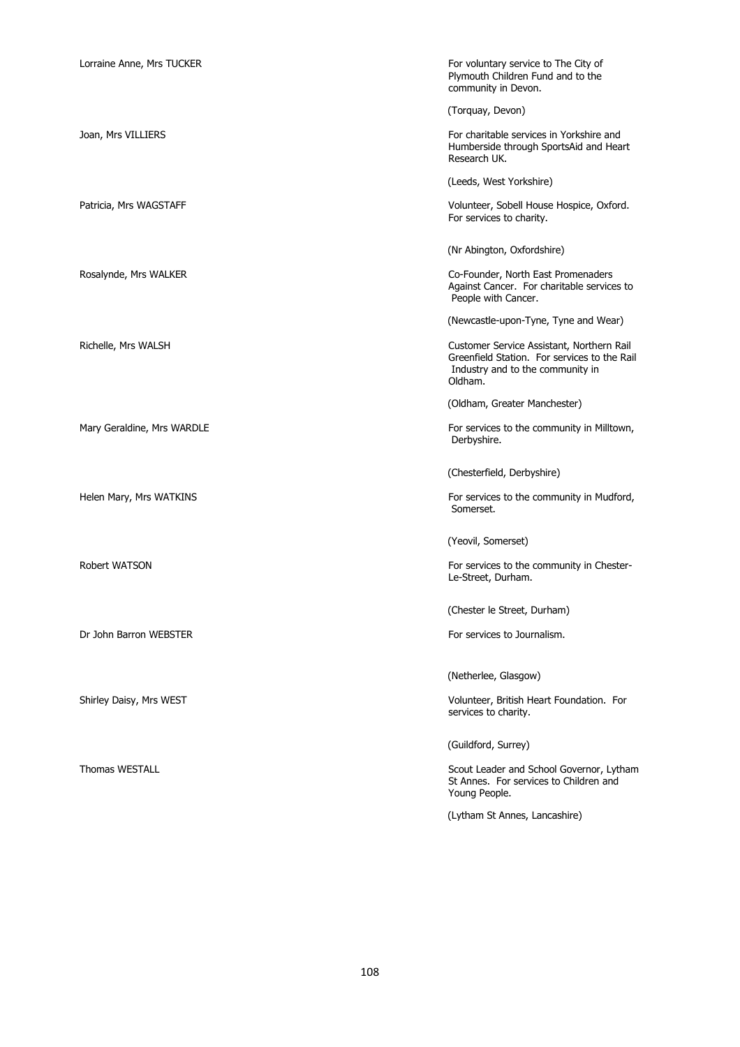| | |
|---|---|
| Lorraine Anne, Mrs TUCKER | For voluntary service to The City of Plymouth Children Fund and to the community in Devon.<br><br>(Torquay, Devon) |
| Joan, Mrs VILLIERS | For charitable services in Yorkshire and Humberside through SportsAid and Heart Research UK.<br><br>(Leeds, West Yorkshire) |
| Patricia, Mrs WAGSTAFF | Volunteer, Sobell House Hospice, Oxford. For services to charity.<br><br>(Nr Abington, Oxfordshire) |
| Rosalynde, Mrs WALKER | Co-Founder, North East Promenaders Against Cancer. For charitable services to People with Cancer.<br><br>(Newcastle-upon-Tyne, Tyne and Wear) |
| Richelle, Mrs WALSH | Customer Service Assistant, Northern Rail Greenfield Station. For services to the Rail Industry and to the community in Oldham.<br><br>(Oldham, Greater Manchester) |
| Mary Geraldine, Mrs WARDLE | For services to the community in Milltown, Derbyshire.<br><br>(Chesterfield, Derbyshire) |
| Helen Mary, Mrs WATKINS | For services to the community in Mudford, Somerset.<br><br>(Yeovil, Somerset) |
| Robert WATSON | For services to the community in Chester-Le-Street, Durham.<br><br>(Chester le Street, Durham) |
| Dr John Barron WEBSTER | For services to Journalism.<br><br>(Netherlee, Glasgow) |
| Shirley Daisy, Mrs WEST | Volunteer, British Heart Foundation. For services to charity.<br><br>(Guildford, Surrey) |
| Thomas WESTALL | Scout Leader and School Governor, Lytham St Annes. For services to Children and Young People.<br><br>(Lytham St Annes, Lancashire) |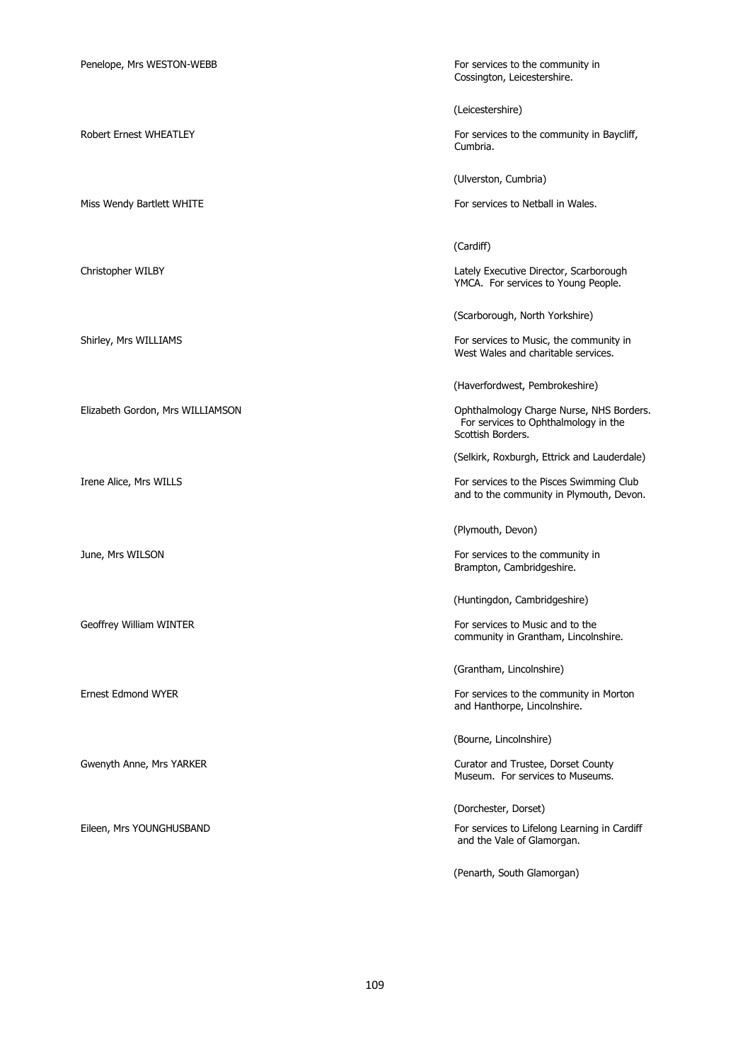| | |
|---|---|
| Penelope, Mrs WESTON-WEBB | For services to the community in Cossington, Leicestershire.<br><br>(Leicestershire) |
| Robert Ernest WHEATLEY | For services to the community in Baycliff, Cumbria.<br><br>(Ulverston, Cumbria) |
| Miss Wendy Bartlett WHITE | For services to Netball in Wales.<br><br>(Cardiff) |
| Christopher WILBY | Lately Executive Director, Scarborough YMCA. For services to Young People.<br><br>(Scarborough, North Yorkshire) |
| Shirley, Mrs WILLIAMS | For services to Music, the community in West Wales and charitable services.<br><br>(Haverfordwest, Pembrokeshire) |
| Elizabeth Gordon, Mrs WILLIAMSON | Ophthalmology Charge Nurse, NHS Borders. For services to Ophthalmology in the Scottish Borders.<br><br>(Selkirk, Roxburgh, Ettrick and Lauderdale) |
| Irene Alice, Mrs WILLS | For services to the Pisces Swimming Club and to the community in Plymouth, Devon.<br><br>(Plymouth, Devon) |
| June, Mrs WILSON | For services to the community in Brampton, Cambridgeshire.<br><br>(Huntingdon, Cambridgeshire) |
| Geoffrey William WINTER | For services to Music and to the community in Grantham, Lincolnshire.<br><br>(Grantham, Lincolnshire) |
| Ernest Edmond WYER | For services to the community in Morton and Hanthorpe, Lincolnshire.<br><br>(Bourne, Lincolnshire) |
| Gwenyth Anne, Mrs YARKER | Curator and Trustee, Dorset County Museum. For services to Museums.<br><br>(Dorchester, Dorset) |
| Eileen, Mrs YOUNGHUSBAND | For services to Lifelong Learning in Cardiff and the Vale of Glamorgan.<br><br>(Penarth, South Glamorgan) |